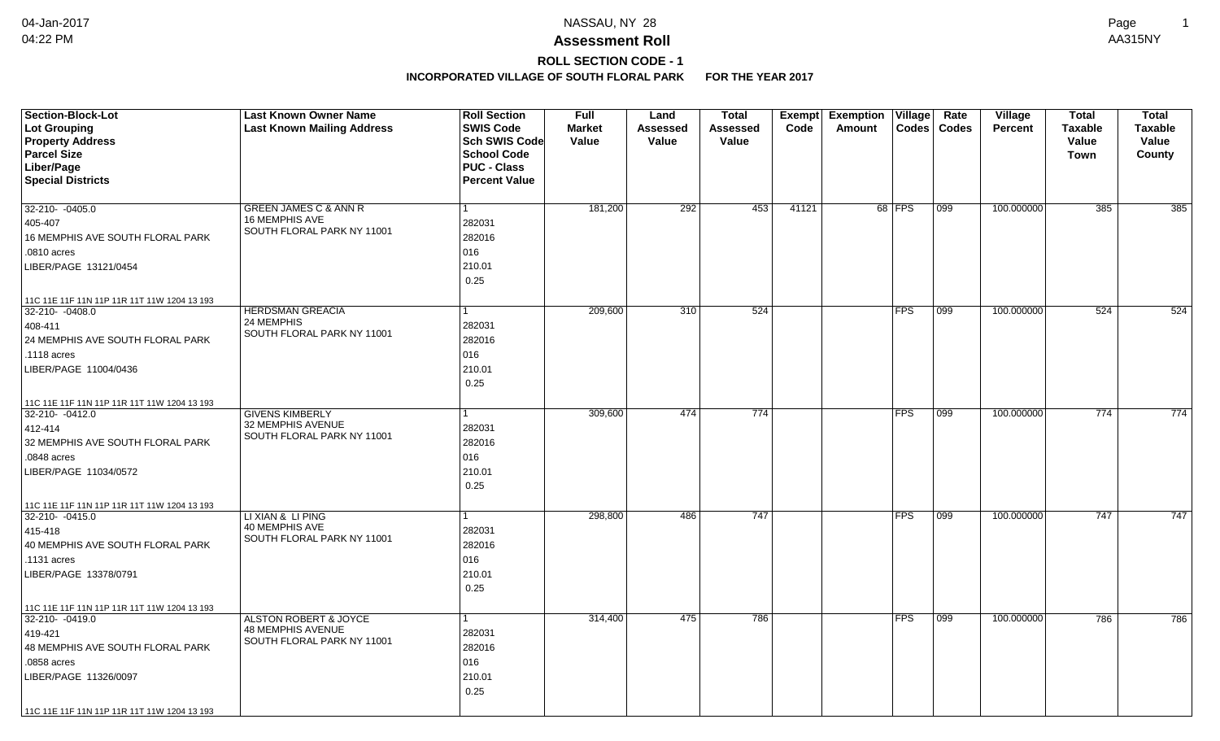# Assessment Roll

## ROLL SECTION CODE - 1

### INCORPORATED VILLAGE OF SOUTH FLORAL PARK FOR THE YEAR 2017

| Section-Block-Lot<br>Lot Grouping<br>Property Address<br>Parcel Size<br>Liber/Page<br>Special Districts | Last Known Owner Name<br>Last Known Mailing Address | Roll Section<br>SWIS Code<br>Sch SWIS Code<br>School Code<br>PUC - Class<br>Percent Value | Full Market Value | Land Assessed Value | Total Assessed Value | Exempt Code | Exemption Amount | Village Codes | Rate Codes | Village Percent | Total Taxable Value Town | Total Taxable Value County |
|---|---|---|---|---|---|---|---|---|---|---|---|---|
| 32-210- -0405.0<br>405-407<br>16 MEMPHIS AVE SOUTH FLORAL PARK<br>.0810 acres<br>LIBER/PAGE 13121/0454<br>11C 11E 11F 11N 11P 11R 11T 11W 1204 13 193 | GREEN JAMES C & ANN R<br>16 MEMPHIS AVE<br>SOUTH FLORAL PARK NY 11001 | 1<br>282031<br>282016<br>016<br>210.01<br>0.25 | 181,200 | 292 | 453 | 41121 | 68 | FPS | 099 | 100.000000 | 385 | 385 |
| 32-210- -0408.0<br>408-411<br>24 MEMPHIS AVE SOUTH FLORAL PARK<br>.1118 acres<br>LIBER/PAGE 11004/0436<br>11C 11E 11F 11N 11P 11R 11T 11W 1204 13 193 | HERDSMAN GREACIA<br>24 MEMPHIS<br>SOUTH FLORAL PARK NY 11001 | 1<br>282031<br>282016<br>016<br>210.01<br>0.25 | 209,600 | 310 | 524 | | | FPS | 099 | 100.000000 | 524 | 524 |
| 32-210- -0412.0<br>412-414<br>32 MEMPHIS AVE SOUTH FLORAL PARK<br>.0848 acres<br>LIBER/PAGE 11034/0572<br>11C 11E 11F 11N 11P 11R 11T 11W 1204 13 193 | GIVENS KIMBERLY<br>32 MEMPHIS AVENUE<br>SOUTH FLORAL PARK NY 11001 | 1<br>282031<br>282016<br>016<br>210.01<br>0.25 | 309,600 | 474 | 774 | | | FPS | 099 | 100.000000 | 774 | 774 |
| 32-210- -0415.0<br>415-418<br>40 MEMPHIS AVE SOUTH FLORAL PARK<br>.1131 acres<br>LIBER/PAGE 13378/0791<br>11C 11E 11F 11N 11P 11R 11T 11W 1204 13 193 | LI XIAN & LI PING<br>40 MEMPHIS AVE<br>SOUTH FLORAL PARK NY 11001 | 1<br>282031<br>282016<br>016<br>210.01<br>0.25 | 298,800 | 486 | 747 | | | FPS | 099 | 100.000000 | 747 | 747 |
| 32-210- -0419.0<br>419-421<br>48 MEMPHIS AVE SOUTH FLORAL PARK<br>.0858 acres<br>LIBER/PAGE 11326/0097<br>11C 11E 11F 11N 11P 11R 11T 11W 1204 13 193 | ALSTON ROBERT & JOYCE<br>48 MEMPHIS AVENUE<br>SOUTH FLORAL PARK NY 11001 | 1<br>282031<br>282016<br>016<br>210.01<br>0.25 | 314,400 | 475 | 786 | | | FPS | 099 | 100.000000 | 786 | 786 |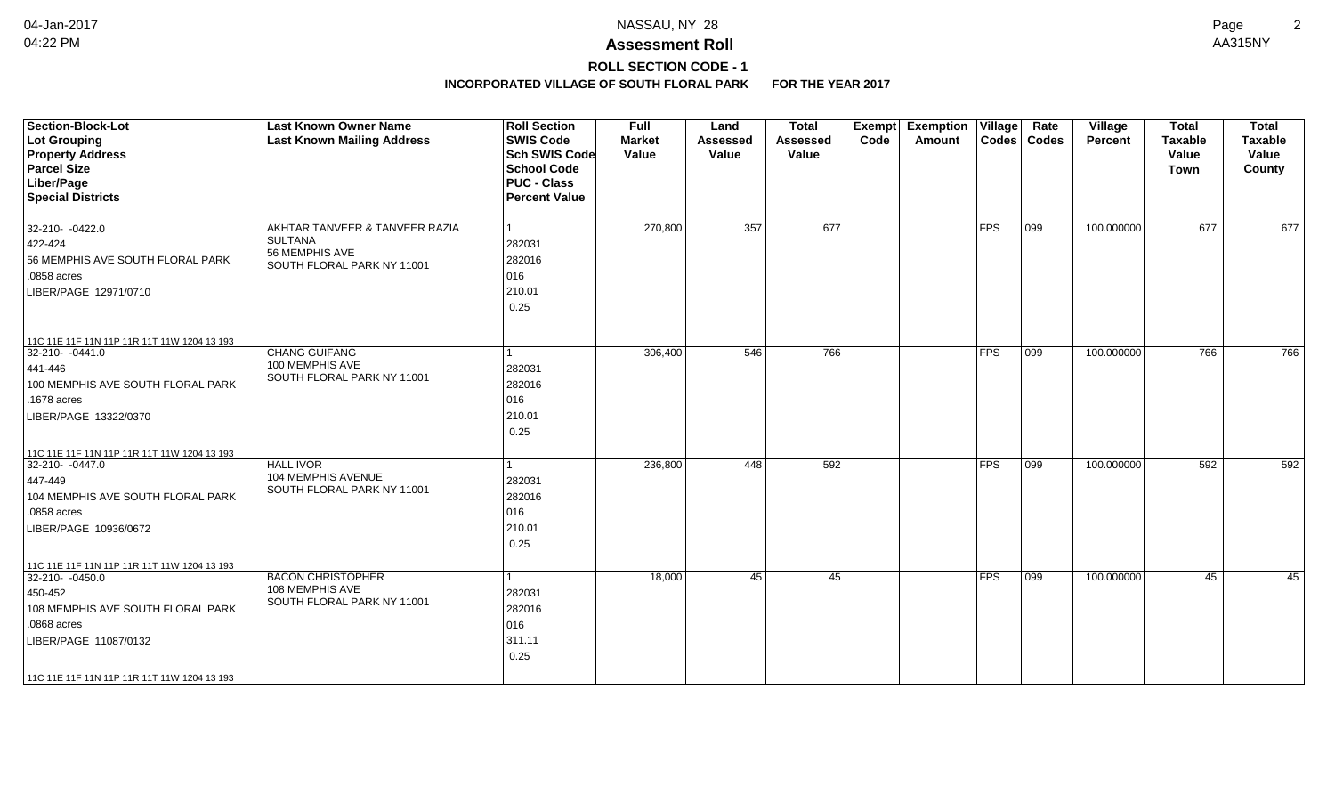# Assessment Roll

## ROLL SECTION CODE - 1

### INCORPORATED VILLAGE OF SOUTH FLORAL PARK FOR THE YEAR 2017

NASSAU, NY 28

| Section-Block-Lot<br>Lot Grouping<br>Property Address<br>Parcel Size<br>Liber/Page<br>Special Districts | Last Known Owner Name<br>Last Known Mailing Address | Roll Section<br>SWIS Code<br>Sch SWIS Code<br>School Code<br>PUC - Class<br>Percent Value | Full Market Value | Land Assessed Value | Total Assessed Value | Exempt Code | Exemption Amount | Village Codes | Rate Codes | Village Percent | Total Taxable Value Town | Total Taxable Value County |
|---|---|---|---|---|---|---|---|---|---|---|---|---|
| 32-210- -0422.0<br>422-424<br>56 MEMPHIS AVE SOUTH FLORAL PARK<br>.0858 acres<br>LIBER/PAGE 12971/0710<br>11C 11E 11F 11N 11P 11R 11T 11W 1204 13 193 | AKHTAR TANVEER & TANVEER RAZIA SULTANA<br>56 MEMPHIS AVE<br>SOUTH FLORAL PARK NY 11001 | 1<br>282031<br>282016<br>016<br>210.01<br>0.25 | 270,800 | 357 | 677 | | | FPS | 099 | 100.000000 | 677 | 677 |
| 32-210- -0441.0<br>441-446<br>100 MEMPHIS AVE SOUTH FLORAL PARK<br>.1678 acres<br>LIBER/PAGE 13322/0370<br>11C 11E 11F 11N 11P 11R 11T 11W 1204 13 193 | CHANG GUIFANG<br>100 MEMPHIS AVE<br>SOUTH FLORAL PARK NY 11001 | 1<br>282031<br>282016<br>016<br>210.01<br>0.25 | 306,400 | 546 | 766 | | | FPS | 099 | 100.000000 | 766 | 766 |
| 32-210- -0447.0<br>447-449<br>104 MEMPHIS AVE SOUTH FLORAL PARK<br>.0858 acres<br>LIBER/PAGE 10936/0672<br>11C 11E 11F 11N 11P 11R 11T 11W 1204 13 193 | HALL IVOR<br>104 MEMPHIS AVENUE<br>SOUTH FLORAL PARK NY 11001 | 1<br>282031<br>282016<br>016<br>210.01<br>0.25 | 236,800 | 448 | 592 | | | FPS | 099 | 100.000000 | 592 | 592 |
| 32-210- -0450.0<br>450-452<br>108 MEMPHIS AVE SOUTH FLORAL PARK<br>.0868 acres<br>LIBER/PAGE 11087/0132<br>11C 11E 11F 11N 11P 11R 11T 11W 1204 13 193 | BACON CHRISTOPHER<br>108 MEMPHIS AVE<br>SOUTH FLORAL PARK NY 11001 | 1<br>282031<br>282016<br>016<br>311.11<br>0.25 | 18,000 | 45 | 45 | | | FPS | 099 | 100.000000 | 45 | 45 |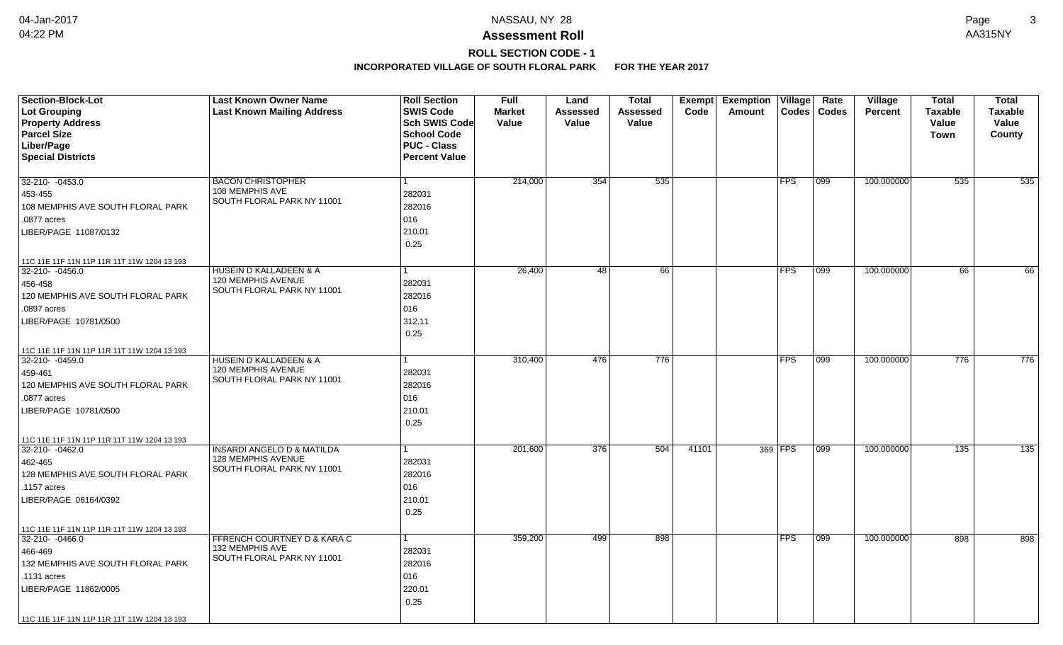# Assessment Roll

## ROLL SECTION CODE - 1

### INCORPORATED VILLAGE OF SOUTH FLORAL PARK FOR THE YEAR 2017

| Section-Block-Lot<br>Lot Grouping<br>Property Address<br>Parcel Size<br>Liber/Page<br>Special Districts | Last Known Owner Name<br>Last Known Mailing Address | Roll Section<br>SWIS Code<br>Sch SWIS Code<br>School Code<br>PUC - Class<br>Percent Value | Full Market Value | Land Assessed Value | Total Assessed Value | Exempt Code | Exemption Amount | Village Codes | Rate Codes | Village Percent | Total Taxable Value Town | Total Taxable Value County |
|---|---|---|---|---|---|---|---|---|---|---|---|---|
| 32-210- -0453.0<br>453-455<br>108 MEMPHIS AVE SOUTH FLORAL PARK<br>.0877 acres<br>LIBER/PAGE 11087/0132<br>11C 11E 11F 11N 11P 11R 11T 11W 1204 13 193 | BACON CHRISTOPHER<br>108 MEMPHIS AVE<br>SOUTH FLORAL PARK NY 11001 | 1<br>282031<br>282016<br>016<br>210.01<br>0.25 | 214,000 | 354 | 535 | | | FPS | 099 | 100.000000 | 535 | 535 |
| 32-210- -0456.0<br>456-458<br>120 MEMPHIS AVE SOUTH FLORAL PARK<br>.0897 acres<br>LIBER/PAGE 10781/0500<br>11C 11E 11F 11N 11P 11R 11T 11W 1204 13 193 | HUSEIN D KALLADEEN & A<br>120 MEMPHIS AVENUE<br>SOUTH FLORAL PARK NY 11001 | 1<br>282031<br>282016<br>016<br>312.11<br>0.25 | 26,400 | 48 | 66 | | | FPS | 099 | 100.000000 | 66 | 66 |
| 32-210- -0459.0<br>459-461<br>120 MEMPHIS AVE SOUTH FLORAL PARK<br>.0877 acres<br>LIBER/PAGE 10781/0500<br>11C 11E 11F 11N 11P 11R 11T 11W 1204 13 193 | HUSEIN D KALLADEEN & A<br>120 MEMPHIS AVENUE<br>SOUTH FLORAL PARK NY 11001 | 1<br>282031<br>282016<br>016<br>210.01<br>0.25 | 310,400 | 476 | 776 | | | FPS | 099 | 100.000000 | 776 | 776 |
| 32-210- -0462.0<br>462-465<br>128 MEMPHIS AVE SOUTH FLORAL PARK<br>.1157 acres<br>LIBER/PAGE 06164/0392<br>11C 11E 11F 11N 11P 11R 11T 11W 1204 13 193 | INSARDI ANGELO D & MATILDA<br>128 MEMPHIS AVENUE<br>SOUTH FLORAL PARK NY 11001 | 1<br>282031<br>282016<br>016<br>210.01<br>0.25 | 201,600 | 376 | 504 | 41101 | 369 | FPS | 099 | 100.000000 | 135 | 135 |
| 32-210- -0466.0<br>466-469<br>132 MEMPHIS AVE SOUTH FLORAL PARK<br>.1131 acres<br>LIBER/PAGE 11862/0005<br>11C 11E 11F 11N 11P 11R 11T 11W 1204 13 193 | FFRENCH COURTNEY D & KARA C<br>132 MEMPHIS AVE<br>SOUTH FLORAL PARK NY 11001 | 1<br>282031<br>282016<br>016<br>220.01<br>0.25 | 359,200 | 499 | 898 | | | FPS | 099 | 100.000000 | 898 | 898 |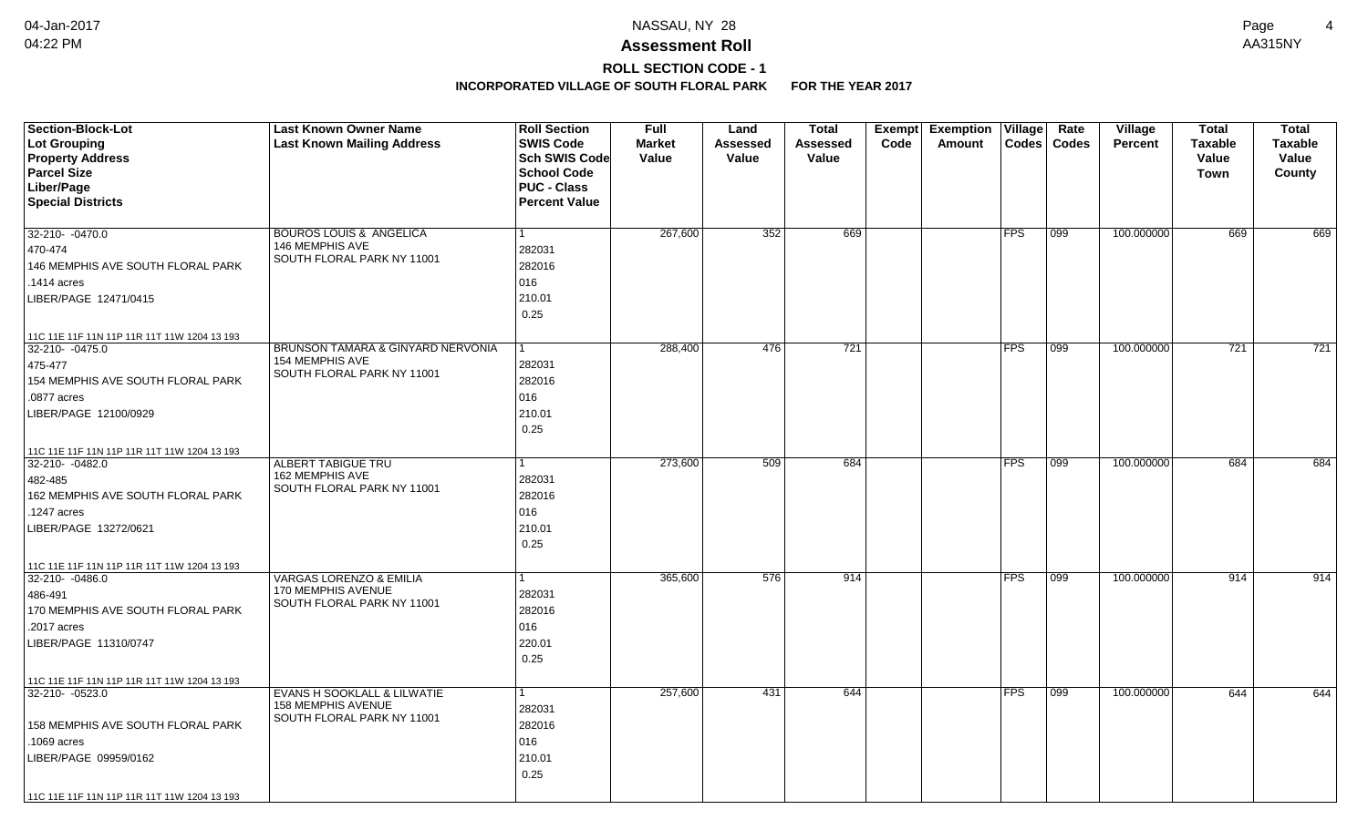# Assessment Roll

## ROLL SECTION CODE - 1

### INCORPORATED VILLAGE OF SOUTH FLORAL PARK FOR THE YEAR 2017

| Section-Block-Lot<br>Lot Grouping<br>Property Address<br>Parcel Size<br>Liber/Page<br>Special Districts | Last Known Owner Name<br>Last Known Mailing Address | Roll Section<br>SWIS Code<br>Sch SWIS Code<br>School Code<br>PUC - Class<br>Percent Value | Full Market Value | Land Assessed Value | Total Assessed Value | Exempt Code | Exemption Amount | Village Codes | Rate Codes | Village Percent | Total Taxable Value Town | Total Taxable Value County |
|---|---|---|---|---|---|---|---|---|---|---|---|---|
| 32-210- -0470.0<br>470-474<br>146 MEMPHIS AVE SOUTH FLORAL PARK<br>.1414 acres<br>LIBER/PAGE 12471/0415<br>11C 11E 11F 11N 11P 11R 11T 11W 1204 13 193 | BOUROS LOUIS & ANGELICA<br>146 MEMPHIS AVE<br>SOUTH FLORAL PARK NY 11001 | 1<br>282031<br>282016<br>016<br>210.01<br>0.25 | 267,600 | 352 | 669 | | | FPS | 099 | 100.000000 | 669 | 669 |
| 32-210- -0475.0<br>475-477<br>154 MEMPHIS AVE SOUTH FLORAL PARK<br>.0877 acres<br>LIBER/PAGE 12100/0929<br>11C 11E 11F 11N 11P 11R 11T 11W 1204 13 193 | BRUNSON TAMARA & GINYARD NERVONIA<br>154 MEMPHIS AVE<br>SOUTH FLORAL PARK NY 11001 | 1<br>282031<br>282016<br>016<br>210.01<br>0.25 | 288,400 | 476 | 721 | | | FPS | 099 | 100.000000 | 721 | 721 |
| 32-210- -0482.0<br>482-485<br>162 MEMPHIS AVE SOUTH FLORAL PARK<br>.1247 acres<br>LIBER/PAGE 13272/0621<br>11C 11E 11F 11N 11P 11R 11T 11W 1204 13 193 | ALBERT TABIGUE TRU<br>162 MEMPHIS AVE<br>SOUTH FLORAL PARK NY 11001 | 1<br>282031<br>282016<br>016<br>210.01<br>0.25 | 273,600 | 509 | 684 | | | FPS | 099 | 100.000000 | 684 | 684 |
| 32-210- -0486.0<br>486-491<br>170 MEMPHIS AVE SOUTH FLORAL PARK<br>.2017 acres<br>LIBER/PAGE 11310/0747<br>11C 11E 11F 11N 11P 11R 11T 11W 1204 13 193 | VARGAS LORENZO & EMILIA<br>170 MEMPHIS AVENUE<br>SOUTH FLORAL PARK NY 11001 | 1<br>282031<br>282016<br>016<br>220.01<br>0.25 | 365,600 | 576 | 914 | | | FPS | 099 | 100.000000 | 914 | 914 |
| 32-210- -0523.0<br>158 MEMPHIS AVE SOUTH FLORAL PARK<br>.1069 acres<br>LIBER/PAGE 09959/0162<br>11C 11E 11F 11N 11P 11R 11T 11W 1204 13 193 | EVANS H SOOKLALL & LILWATIE<br>158 MEMPHIS AVENUE<br>SOUTH FLORAL PARK NY 11001 | 1<br>282031<br>282016<br>016<br>210.01<br>0.25 | 257,600 | 431 | 644 | | | FPS | 099 | 100.000000 | 644 | 644 |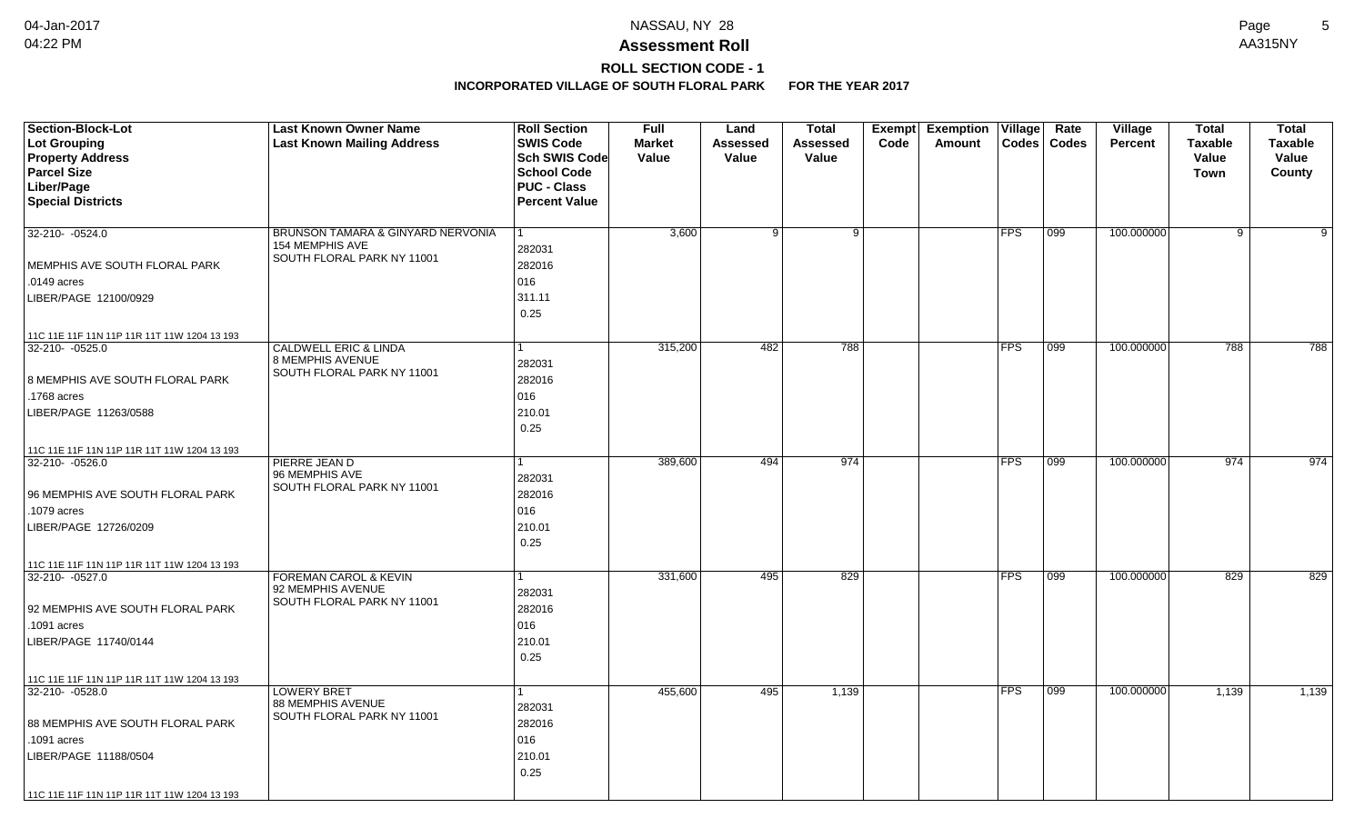# NASSAU, NY 28

## Assessment Roll

### ROLL SECTION CODE - 1

**INCORPORATED VILLAGE OF SOUTH FLORAL PARK FOR THE YEAR 2017**

| Section-Block-Lot<br>Lot Grouping<br>Property Address<br>Parcel Size<br>Liber/Page<br>Special Districts | Last Known Owner Name<br>Last Known Mailing Address | Roll Section<br>SWIS Code<br>Sch SWIS Code<br>School Code<br>PUC - Class<br>Percent Value | Full Market Value | Land Assessed Value | Total Assessed Value | Exempt Code | Exemption Amount | Village Codes | Rate Codes | Village Percent | Total Taxable Value Town | Total Taxable Value County |
|---|---|---|---|---|---|---|---|---|---|---|---|---|
| 32-210- -0524.0<br>MEMPHIS AVE SOUTH FLORAL PARK<br>.0149 acres<br>LIBER/PAGE 12100/0929<br>11C 11E 11F 11N 11P 11R 11T 11W 1204 13 193 | BRUNSON TAMARA & GINYARD NERVONIA<br>154 MEMPHIS AVE<br>SOUTH FLORAL PARK NY 11001 | 1<br>282031<br>282016<br>016<br>311.11<br>0.25 | 3,600 | 9 | 9 | | | FPS | 099 | 100.000000 | 9 | 9 |
| 32-210- -0525.0<br>8 MEMPHIS AVE SOUTH FLORAL PARK<br>.1768 acres<br>LIBER/PAGE 11263/0588<br>11C 11E 11F 11N 11P 11R 11T 11W 1204 13 193 | CALDWELL ERIC & LINDA<br>8 MEMPHIS AVENUE<br>SOUTH FLORAL PARK NY 11001 | 1<br>282031<br>282016<br>016<br>210.01<br>0.25 | 315,200 | 482 | 788 | | | FPS | 099 | 100.000000 | 788 | 788 |
| 32-210- -0526.0<br>96 MEMPHIS AVE SOUTH FLORAL PARK<br>.1079 acres<br>LIBER/PAGE 12726/0209<br>11C 11E 11F 11N 11P 11R 11T 11W 1204 13 193 | PIERRE JEAN D<br>96 MEMPHIS AVE<br>SOUTH FLORAL PARK NY 11001 | 1<br>282031<br>282016<br>016<br>210.01<br>0.25 | 389,600 | 494 | 974 | | | FPS | 099 | 100.000000 | 974 | 974 |
| 32-210- -0527.0<br>92 MEMPHIS AVE SOUTH FLORAL PARK<br>.1091 acres<br>LIBER/PAGE 11740/0144<br>11C 11E 11F 11N 11P 11R 11T 11W 1204 13 193 | FOREMAN CAROL & KEVIN<br>92 MEMPHIS AVENUE<br>SOUTH FLORAL PARK NY 11001 | 1<br>282031<br>282016<br>016<br>210.01<br>0.25 | 331,600 | 495 | 829 | | | FPS | 099 | 100.000000 | 829 | 829 |
| 32-210- -0528.0<br>88 MEMPHIS AVE SOUTH FLORAL PARK<br>.1091 acres<br>LIBER/PAGE 11188/0504<br>11C 11E 11F 11N 11P 11R 11T 11W 1204 13 193 | LOWERY BRET<br>88 MEMPHIS AVENUE<br>SOUTH FLORAL PARK NY 11001 | 1<br>282031<br>282016<br>016<br>210.01<br>0.25 | 455,600 | 495 | 1,139 | | | FPS | 099 | 100.000000 | 1,139 | 1,139 |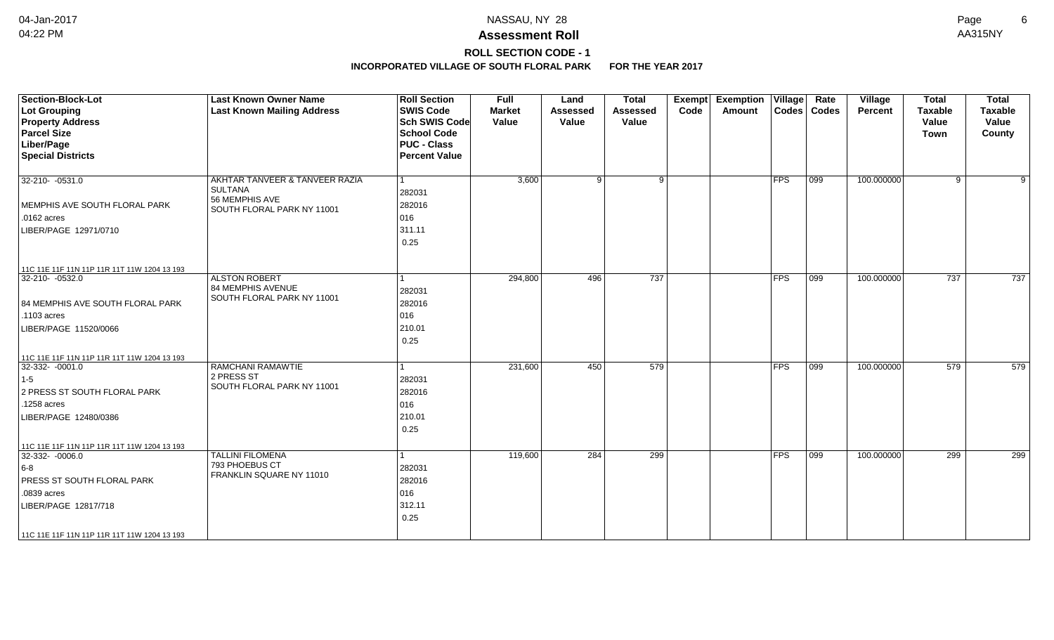# Assessment Roll

## ROLL SECTION CODE - 1

**INCORPORATED VILLAGE OF SOUTH FLORAL PARK FOR THE YEAR 2017**

| Section-Block-Lot<br>Lot Grouping<br>Property Address<br>Parcel Size<br>Liber/Page<br>Special Districts | Last Known Owner Name<br>Last Known Mailing Address | Roll Section<br>SWIS Code<br>Sch SWIS Code<br>School Code<br>PUC - Class<br>Percent Value | Full Market Value | Land Assessed Value | Total Assessed Value | Exempt Code | Exemption Amount | Village Codes | Rate Codes | Village Percent | Total Taxable Value Town | Total Taxable Value County |
|---|---|---|---|---|---|---|---|---|---|---|---|---|
| 32-210- -0531.0<br>MEMPHIS AVE SOUTH FLORAL PARK<br>.0162 acres<br>LIBER/PAGE 12971/0710<br>11C 11E 11F 11N 11P 11R 11T 11W 1204 13 193 | AKHTAR TANVEER & TANVEER RAZIA SULTANA<br>56 MEMPHIS AVE<br>SOUTH FLORAL PARK NY 11001 | 1<br>282031<br>282016<br>016<br>311.11<br>0.25 | 3,600 | 9 | 9 | | | FPS | 099 | 100.000000 | 9 | 9 |
| 32-210- -0532.0<br>84 MEMPHIS AVE SOUTH FLORAL PARK<br>.1103 acres<br>LIBER/PAGE 11520/0066<br>11C 11E 11F 11N 11P 11R 11T 11W 1204 13 193 | ALSTON ROBERT<br>84 MEMPHIS AVENUE<br>SOUTH FLORAL PARK NY 11001 | 1<br>282031<br>282016<br>016<br>210.01<br>0.25 | 294,800 | 496 | 737 | | | FPS | 099 | 100.000000 | 737 | 737 |
| 32-332- -0001.0<br>1-5<br>2 PRESS ST SOUTH FLORAL PARK<br>.1258 acres<br>LIBER/PAGE 12480/0386<br>11C 11E 11F 11N 11P 11R 11T 11W 1204 13 193 | RAMCHANI RAMAWTIE<br>2 PRESS ST<br>SOUTH FLORAL PARK NY 11001 | 1<br>282031<br>282016<br>016<br>210.01<br>0.25 | 231,600 | 450 | 579 | | | FPS | 099 | 100.000000 | 579 | 579 |
| 32-332- -0006.0<br>6-8<br>PRESS ST SOUTH FLORAL PARK<br>.0839 acres<br>LIBER/PAGE 12817/718<br>11C 11E 11F 11N 11P 11R 11T 11W 1204 13 193 | TALLINI FILOMENA<br>793 PHOEBUS CT<br>FRANKLIN SQUARE NY 11010 | 1<br>282031<br>282016<br>016<br>312.11<br>0.25 | 119,600 | 284 | 299 | | | FPS | 099 | 100.000000 | 299 | 299 |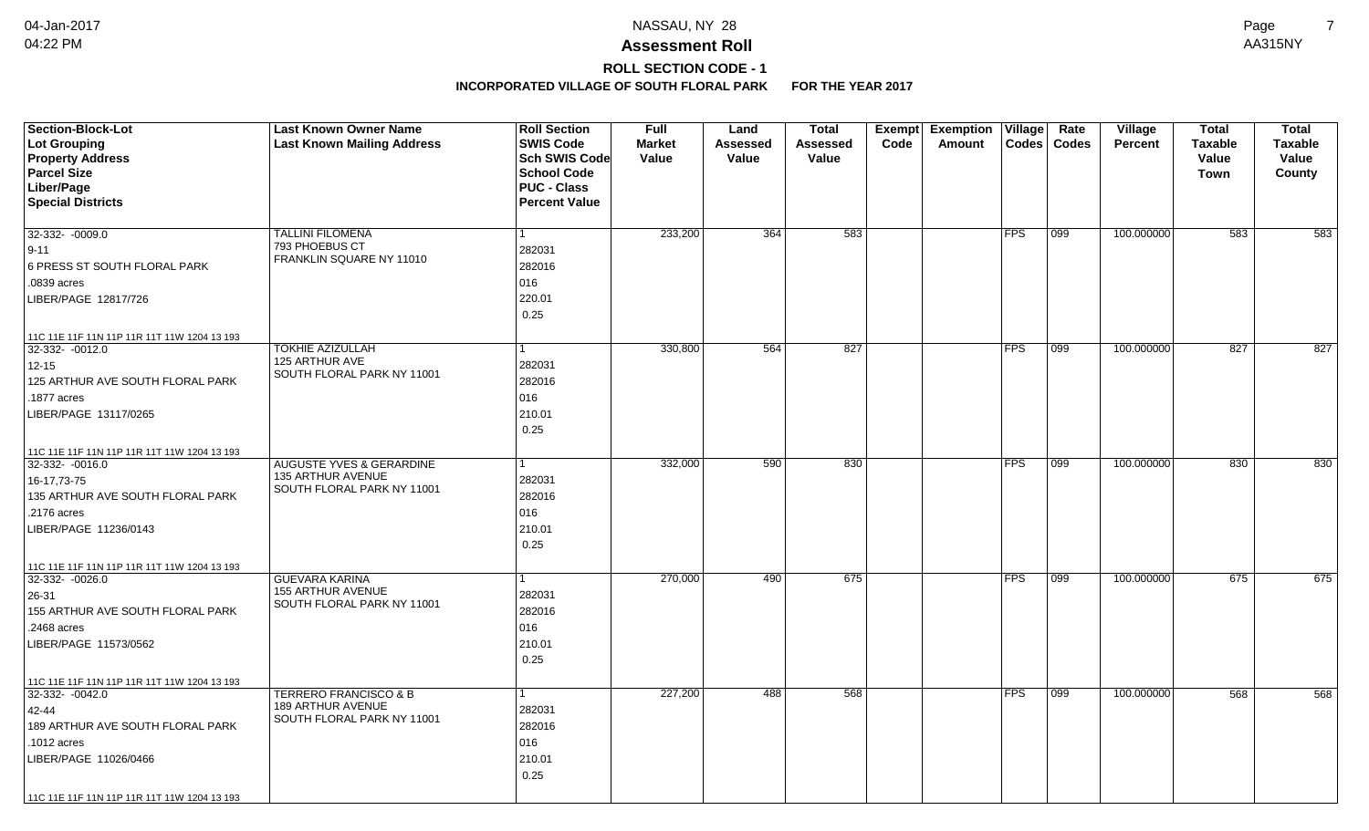# Assessment Roll

## ROLL SECTION CODE - 1

### INCORPORATED VILLAGE OF SOUTH FLORAL PARK FOR THE YEAR 2017

| Section-Block-Lot<br>Lot Grouping<br>Property Address<br>Parcel Size<br>Liber/Page<br>Special Districts | Last Known Owner Name<br>Last Known Mailing Address | Roll Section<br>SWIS Code<br>Sch SWIS Code<br>School Code<br>PUC - Class<br>Percent Value | Full Market Value | Land Assessed Value | Total Assessed Value | Exempt Code | Exemption Amount | Village Codes | Rate Codes | Village Percent | Total Taxable Value Town | Total Taxable Value County |
|---|---|---|---|---|---|---|---|---|---|---|---|---|
| 32-332- -0009.0<br>9-11<br>6 PRESS ST SOUTH FLORAL PARK<br>.0839 acres<br>LIBER/PAGE 12817/726<br>11C 11E 11F 11N 11P 11R 11T 11W 1204 13 193 | TALLINI FILOMENA<br>793 PHOEBUS CT<br>FRANKLIN SQUARE NY 11010 | 1<br>282031<br>282016<br>016<br>220.01<br>0.25 | 233,200 | 364 | 583 | | | FPS | 099 | 100.000000 | 583 | 583 |
| 32-332- -0012.0<br>12-15<br>125 ARTHUR AVE SOUTH FLORAL PARK<br>.1877 acres<br>LIBER/PAGE 13117/0265<br>11C 11E 11F 11N 11P 11R 11T 11W 1204 13 193 | TOKHIE AZIZULLAH<br>125 ARTHUR AVE<br>SOUTH FLORAL PARK NY 11001 | 1<br>282031<br>282016<br>016<br>210.01<br>0.25 | 330,800 | 564 | 827 | | | FPS | 099 | 100.000000 | 827 | 827 |
| 32-332- -0016.0<br>16-17,73-75<br>135 ARTHUR AVE SOUTH FLORAL PARK<br>.2176 acres<br>LIBER/PAGE 11236/0143<br>11C 11E 11F 11N 11P 11R 11T 11W 1204 13 193 | AUGUSTE YVES & GERARDINE<br>135 ARTHUR AVENUE<br>SOUTH FLORAL PARK NY 11001 | 1<br>282031<br>282016<br>016<br>210.01<br>0.25 | 332,000 | 590 | 830 | | | FPS | 099 | 100.000000 | 830 | 830 |
| 32-332- -0026.0<br>26-31<br>155 ARTHUR AVE SOUTH FLORAL PARK<br>.2468 acres<br>LIBER/PAGE 11573/0562<br>11C 11E 11F 11N 11P 11R 11T 11W 1204 13 193 | GUEVARA KARINA<br>155 ARTHUR AVENUE<br>SOUTH FLORAL PARK NY 11001 | 1<br>282031<br>282016<br>016<br>210.01<br>0.25 | 270,000 | 490 | 675 | | | FPS | 099 | 100.000000 | 675 | 675 |
| 32-332- -0042.0<br>42-44<br>189 ARTHUR AVE SOUTH FLORAL PARK<br>.1012 acres<br>LIBER/PAGE 11026/0466<br>11C 11E 11F 11N 11P 11R 11T 11W 1204 13 193 | TERRERO FRANCISCO & B<br>189 ARTHUR AVENUE<br>SOUTH FLORAL PARK NY 11001 | 1<br>282031<br>282016<br>016<br>210.01<br>0.25 | 227,200 | 488 | 568 | | | FPS | 099 | 100.000000 | 568 | 568 |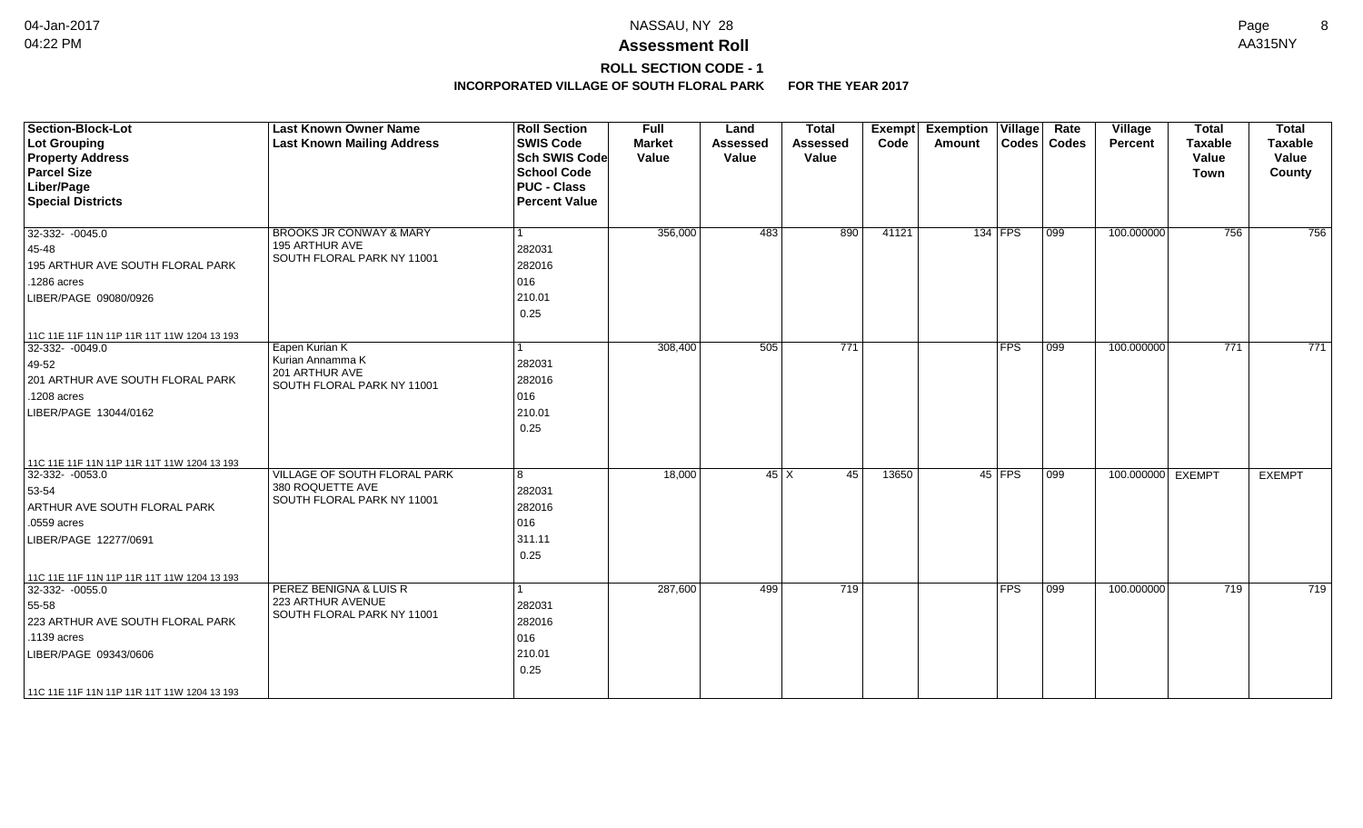# NASSAU, NY 28

## Assessment Roll

### ROLL SECTION CODE - 1

**INCORPORATED VILLAGE OF SOUTH FLORAL PARK FOR THE YEAR 2017**

04-Jan-2017
04:22 PM

AA315NY

| Section-Block-Lot<br>Lot Grouping<br>Property Address<br>Parcel Size<br>Liber/Page<br>Special Districts | Last Known Owner Name<br>Last Known Mailing Address | Roll Section<br>SWIS Code<br>Sch SWIS Code<br>School Code<br>PUC - Class<br>Percent Value | Full Market Value | Land Assessed Value | Total Assessed Value | Exempt Code | Exemption Amount | Village Codes | Rate Codes | Village Percent | Total Taxable Value Town | Total Taxable Value County |
|---|---|---|---|---|---|---|---|---|---|---|---|---|
| 32-332- -0045.0<br>45-48<br>195 ARTHUR AVE SOUTH FLORAL PARK<br>.1286 acres<br>LIBER/PAGE 09080/0926<br>11C 11E 11F 11N 11P 11R 11T 11W 1204 13 193 | BROOKS JR CONWAY & MARY<br>195 ARTHUR AVE<br>SOUTH FLORAL PARK NY 11001 | 1<br>282031<br>282016<br>016<br>210.01<br>0.25 | 356,000 | 483 | 890 | 41121 | 134 | FPS | 099 | 100.000000 | 756 | 756 |
| 32-332- -0049.0<br>49-52<br>201 ARTHUR AVE SOUTH FLORAL PARK<br>.1208 acres<br>LIBER/PAGE 13044/0162<br>11C 11E 11F 11N 11P 11R 11T 11W 1204 13 193 | Eapen Kurian K<br>Kurian Annamma K<br>201 ARTHUR AVE<br>SOUTH FLORAL PARK NY 11001 | 1<br>282031<br>282016<br>016<br>210.01<br>0.25 | 308,400 | 505 | 771 | | | FPS | 099 | 100.000000 | 771 | 771 |
| 32-332- -0053.0<br>53-54<br>ARTHUR AVE SOUTH FLORAL PARK<br>.0559 acres<br>LIBER/PAGE 12277/0691<br>11C 11E 11F 11N 11P 11R 11T 11W 1204 13 193 | VILLAGE OF SOUTH FLORAL PARK<br>380 ROQUETTE AVE<br>SOUTH FLORAL PARK NY 11001 | 8<br>282031<br>282016<br>016<br>311.11<br>0.25 | 18,000 | 45 | X 45 | 13650 | 45 | FPS | 099 | 100.000000 | EXEMPT | EXEMPT |
| 32-332- -0055.0<br>55-58<br>223 ARTHUR AVE SOUTH FLORAL PARK<br>.1139 acres<br>LIBER/PAGE 09343/0606<br>11C 11E 11F 11N 11P 11R 11T 11W 1204 13 193 | PEREZ BENIGNA & LUIS R<br>223 ARTHUR AVENUE<br>SOUTH FLORAL PARK NY 11001 | 1<br>282031<br>282016<br>016<br>210.01<br>0.25 | 287,600 | 499 | 719 | | | FPS | 099 | 100.000000 | 719 | 719 |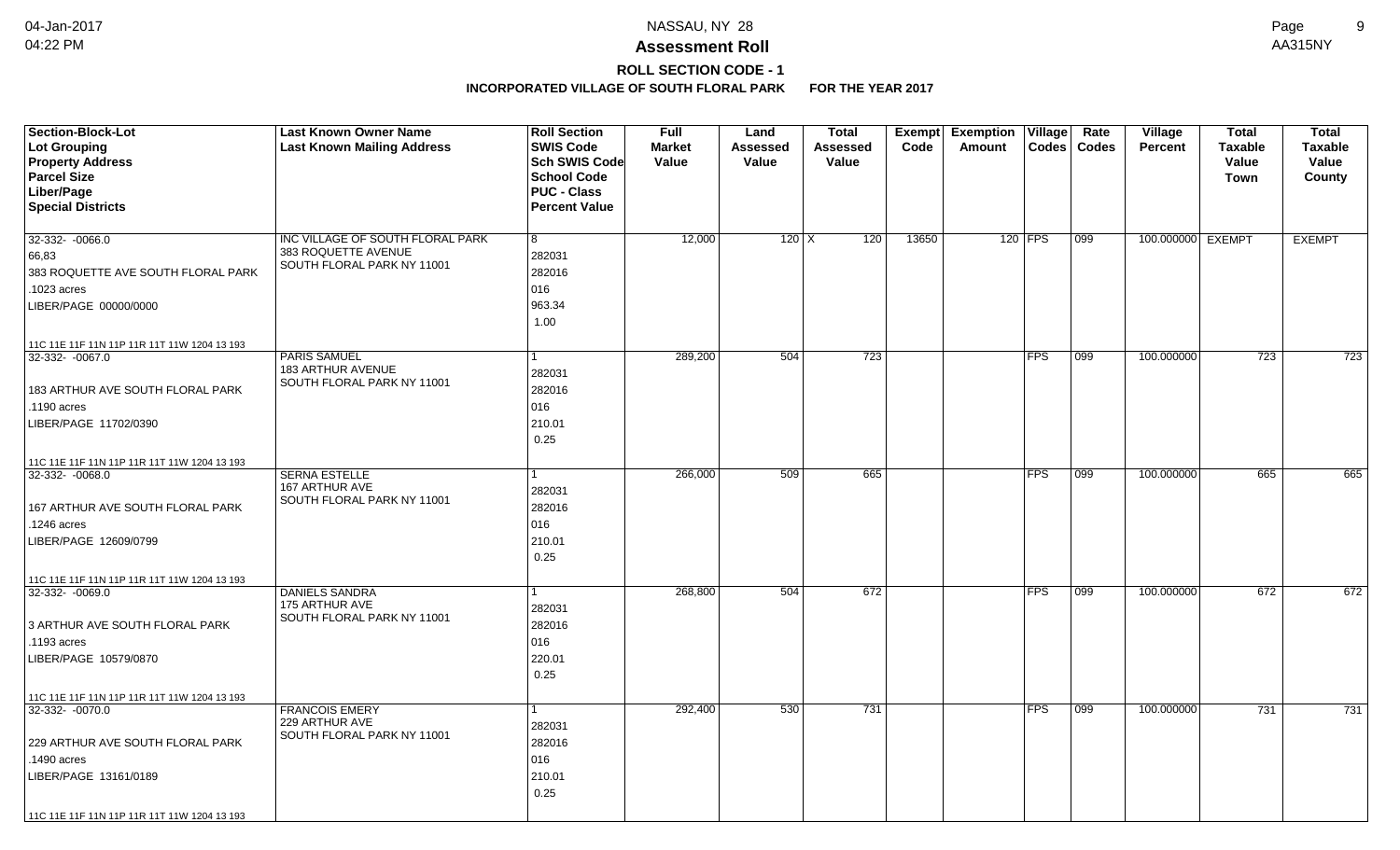# NASSAU, NY 28

## Assessment Roll

### ROLL SECTION CODE - 1

**INCORPORATED VILLAGE OF SOUTH FLORAL PARK FOR THE YEAR 2017**

| Section-Block-Lot<br>Lot Grouping<br>Property Address<br>Parcel Size<br>Liber/Page<br>Special Districts | Last Known Owner Name<br>Last Known Mailing Address | Roll Section<br>SWIS Code<br>Sch SWIS Code<br>School Code<br>PUC - Class<br>Percent Value | Full Market Value | Land Assessed Value | Total Assessed Value | Exempt Code | Exemption Amount | Village Codes | Rate Codes | Village Percent | Total Taxable Value Town | Total Taxable Value County |
|---|---|---|---|---|---|---|---|---|---|---|---|---|
| 32-332- -0066.0<br>66,83<br>383 ROQUETTE AVE SOUTH FLORAL PARK<br>.1023 acres<br>LIBER/PAGE 00000/0000<br>11C 11E 11F 11N 11P 11R 11T 11W 1204 13 193 | INC VILLAGE OF SOUTH FLORAL PARK<br>383 ROQUETTE AVENUE<br>SOUTH FLORAL PARK NY 11001 | 8<br>282031<br>282016<br>016<br>963.34<br>1.00 | 12,000 | 120 X | 120 | 13650 | 120 | FPS | 099 | 100.000000 | EXEMPT | EXEMPT |
| 32-332- -0067.0<br><br>183 ARTHUR AVE SOUTH FLORAL PARK<br>.1190 acres<br>LIBER/PAGE 11702/0390<br>11C 11E 11F 11N 11P 11R 11T 11W 1204 13 193 | PARIS SAMUEL<br>183 ARTHUR AVENUE<br>SOUTH FLORAL PARK NY 11001 | 1<br>282031<br>282016<br>016<br>210.01<br>0.25 | 289,200 | 504 | 723 | | | FPS | 099 | 100.000000 | 723 | 723 |
| 32-332- -0068.0<br><br>167 ARTHUR AVE SOUTH FLORAL PARK<br>.1246 acres<br>LIBER/PAGE 12609/0799<br>11C 11E 11F 11N 11P 11R 11T 11W 1204 13 193 | SERNA ESTELLE<br>167 ARTHUR AVE<br>SOUTH FLORAL PARK NY 11001 | 1<br>282031<br>282016<br>016<br>210.01<br>0.25 | 266,000 | 509 | 665 | | | FPS | 099 | 100.000000 | 665 | 665 |
| 32-332- -0069.0<br><br>3 ARTHUR AVE SOUTH FLORAL PARK<br>.1193 acres<br>LIBER/PAGE 10579/0870<br>11C 11E 11F 11N 11P 11R 11T 11W 1204 13 193 | DANIELS SANDRA<br>175 ARTHUR AVE<br>SOUTH FLORAL PARK NY 11001 | 1<br>282031<br>282016<br>016<br>220.01<br>0.25 | 268,800 | 504 | 672 | | | FPS | 099 | 100.000000 | 672 | 672 |
| 32-332- -0070.0<br><br>229 ARTHUR AVE SOUTH FLORAL PARK<br>.1490 acres<br>LIBER/PAGE 13161/0189<br>11C 11E 11F 11N 11P 11R 11T 11W 1204 13 193 | FRANCOIS EMERY<br>229 ARTHUR AVE<br>SOUTH FLORAL PARK NY 11001 | 1<br>282031<br>282016<br>016<br>210.01<br>0.25 | 292,400 | 530 | 731 | | | FPS | 099 | 100.000000 | 731 | 731 |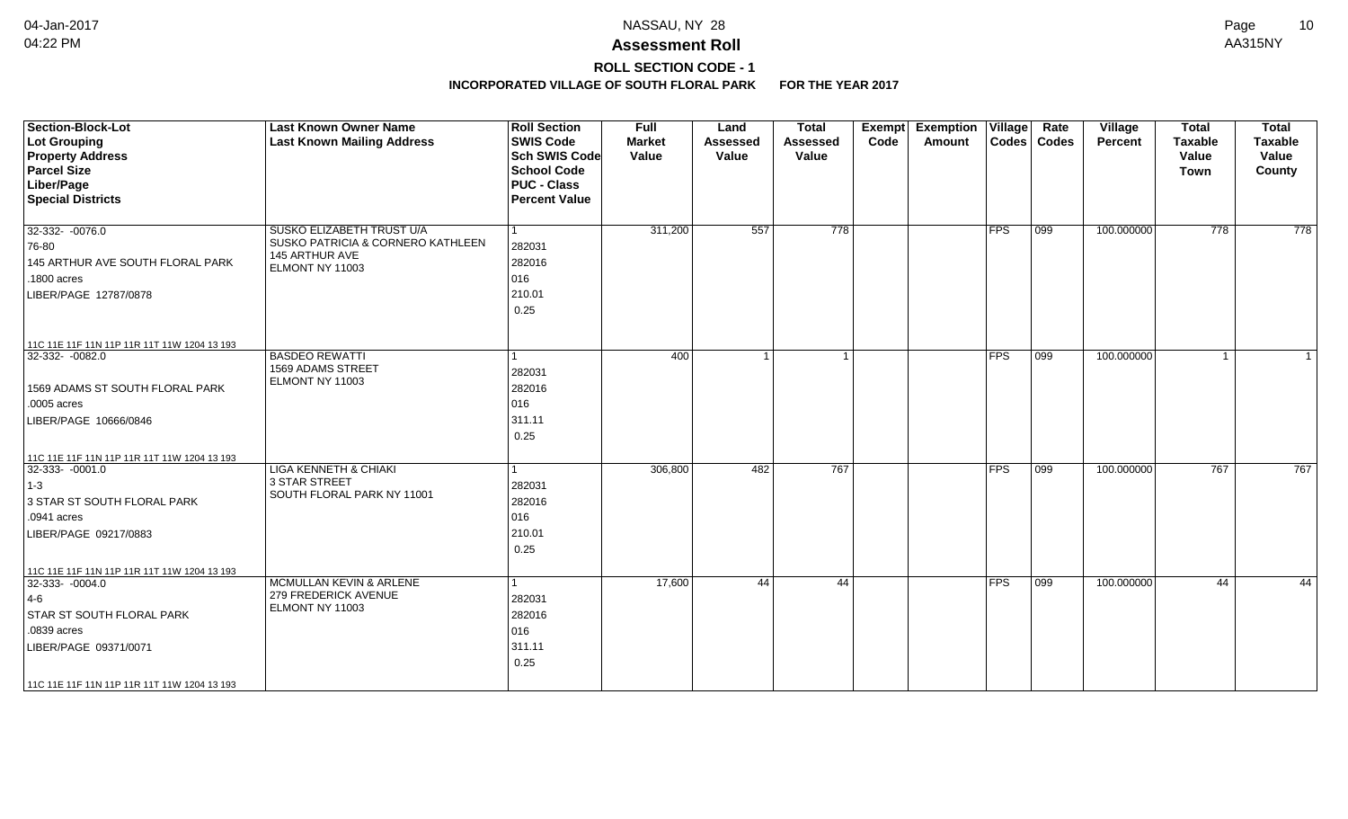# Assessment Roll

## ROLL SECTION CODE - 1

### INCORPORATED VILLAGE OF SOUTH FLORAL PARK FOR THE YEAR 2017

| Section-Block-Lot<br>Lot Grouping<br>Property Address<br>Parcel Size<br>Liber/Page<br>Special Districts | Last Known Owner Name<br>Last Known Mailing Address | Roll Section<br>SWIS Code<br>Sch SWIS Code<br>School Code<br>PUC - Class<br>Percent Value | Full Market Value | Land Assessed Value | Total Assessed Value | Exempt Code | Exemption Amount | Village Codes | Rate Codes | Village Percent | Total Taxable Value Town | Total Taxable Value County |
|---|---|---|---|---|---|---|---|---|---|---|---|---|
| 32-332- -0076.0<br>76-80<br>145 ARTHUR AVE SOUTH FLORAL PARK<br>.1800 acres<br>LIBER/PAGE 12787/0878<br>11C 11E 11F 11N 11P 11R 11T 11W 1204 13 193 | SUSKO ELIZABETH TRUST U/A<br>SUSKO PATRICIA & CORNERO KATHLEEN<br>145 ARTHUR AVE<br>ELMONT NY 11003 | 1<br>282031<br>282016<br>016<br>210.01<br>0.25 | 311,200 | 557 | 778 | | | FPS | 099 | 100.000000 | 778 | 778 |
| 32-332- -0082.0<br><br>1569 ADAMS ST SOUTH FLORAL PARK<br>.0005 acres<br>LIBER/PAGE 10666/0846<br>11C 11E 11F 11N 11P 11R 11T 11W 1204 13 193 | BASDEO REWATTI<br>1569 ADAMS STREET<br>ELMONT NY 11003 | 1<br>282031<br>282016<br>016<br>311.11<br>0.25 | 400 | 1 | 1 | | | FPS | 099 | 100.000000 | 1 | 1 |
| 32-333- -0001.0<br>1-3<br>3 STAR ST SOUTH FLORAL PARK<br>.0941 acres<br>LIBER/PAGE 09217/0883<br>11C 11E 11F 11N 11P 11R 11T 11W 1204 13 193 | LIGA KENNETH & CHIAKI<br>3 STAR STREET<br>SOUTH FLORAL PARK NY 11001 | 1<br>282031<br>282016<br>016<br>210.01<br>0.25 | 306,800 | 482 | 767 | | | FPS | 099 | 100.000000 | 767 | 767 |
| 32-333- -0004.0<br>4-6<br>STAR ST SOUTH FLORAL PARK<br>.0839 acres<br>LIBER/PAGE 09371/0071<br>11C 11E 11F 11N 11P 11R 11T 11W 1204 13 193 | MCMULLAN KEVIN & ARLENE<br>279 FREDERICK AVENUE<br>ELMONT NY 11003 | 1<br>282031<br>282016<br>016<br>311.11<br>0.25 | 17,600 | 44 | 44 | | | FPS | 099 | 100.000000 | 44 | 44 |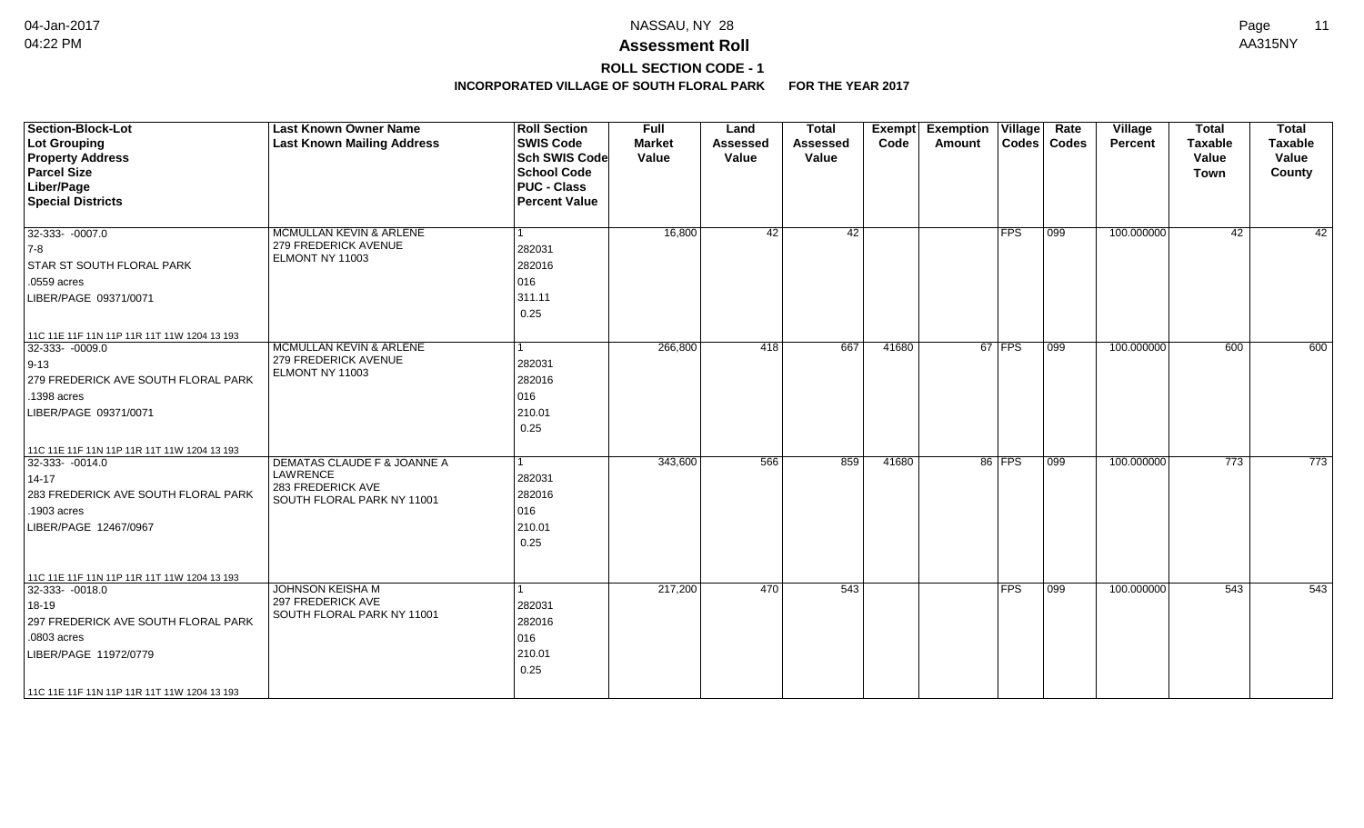# Assessment Roll

## ROLL SECTION CODE - 1

### INCORPORATED VILLAGE OF SOUTH FLORAL PARK FOR THE YEAR 2017

| Section-Block-Lot<br>Lot Grouping<br>Property Address<br>Parcel Size<br>Liber/Page<br>Special Districts | Last Known Owner Name<br>Last Known Mailing Address | Roll Section<br>SWIS Code<br>Sch SWIS Code<br>School Code<br>PUC - Class<br>Percent Value | Full Market Value | Land Assessed Value | Total Assessed Value | Exempt Code | Exemption Amount | Village Codes | Rate Codes | Village Percent | Total Taxable Value Town | Total Taxable Value County |
|---|---|---|---|---|---|---|---|---|---|---|---|---|
| 32-333- -0007.0<br>7-8<br>STAR ST SOUTH FLORAL PARK<br>.0559 acres<br>LIBER/PAGE 09371/0071<br>11C 11E 11F 11N 11P 11R 11T 11W 1204 13 193 | MCMULLAN KEVIN & ARLENE<br>279 FREDERICK AVENUE<br>ELMONT NY 11003 | 1<br>282031<br>282016<br>016<br>311.11<br>0.25 | 16,800 | 42 | 42 | | | FPS | 099 | 100.000000 | 42 | 42 |
| 32-333- -0009.0<br>9-13<br>279 FREDERICK AVE SOUTH FLORAL PARK<br>.1398 acres<br>LIBER/PAGE 09371/0071<br>11C 11E 11F 11N 11P 11R 11T 11W 1204 13 193 | MCMULLAN KEVIN & ARLENE<br>279 FREDERICK AVENUE<br>ELMONT NY 11003 | 1<br>282031<br>282016<br>016<br>210.01<br>0.25 | 266,800 | 418 | 667 | 41680 | 67 | FPS | 099 | 100.000000 | 600 | 600 |
| 32-333- -0014.0<br>14-17<br>283 FREDERICK AVE SOUTH FLORAL PARK<br>.1903 acres<br>LIBER/PAGE 12467/0967<br>11C 11E 11F 11N 11P 11R 11T 11W 1204 13 193 | DEMATAS CLAUDE F & JOANNE A<br>LAWRENCE<br>283 FREDERICK AVE<br>SOUTH FLORAL PARK NY 11001 | 1<br>282031<br>282016<br>016<br>210.01<br>0.25 | 343,600 | 566 | 859 | 41680 | 86 | FPS | 099 | 100.000000 | 773 | 773 |
| 32-333- -0018.0<br>18-19<br>297 FREDERICK AVE SOUTH FLORAL PARK<br>.0803 acres<br>LIBER/PAGE 11972/0779<br>11C 11E 11F 11N 11P 11R 11T 11W 1204 13 193 | JOHNSON KEISHA M<br>297 FREDERICK AVE<br>SOUTH FLORAL PARK NY 11001 | 1<br>282031<br>282016<br>016<br>210.01<br>0.25 | 217,200 | 470 | 543 | | | FPS | 099 | 100.000000 | 543 | 543 |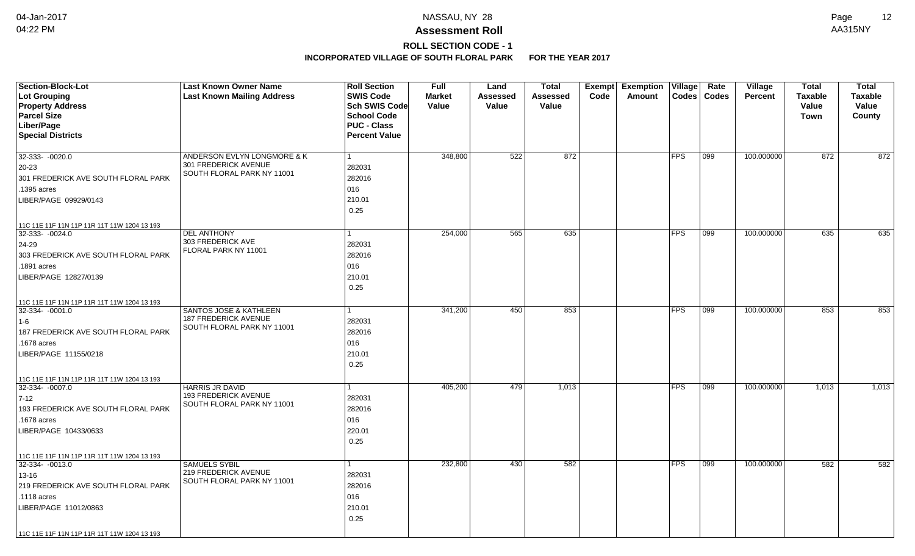# NASSAU, NY 28

## Assessment Roll

### ROLL SECTION CODE - 1

**INCORPORATED VILLAGE OF SOUTH FLORAL PARK FOR THE YEAR 2017**

| Section-Block-Lot<br>Lot Grouping<br>Property Address<br>Parcel Size<br>Liber/Page<br>Special Districts | Last Known Owner Name<br>Last Known Mailing Address | Roll Section<br>SWIS Code<br>Sch SWIS Code<br>School Code<br>PUC - Class<br>Percent Value | Full Market Value | Land Assessed Value | Total Assessed Value | Exempt Code | Exemption Amount | Village Codes | Rate Codes | Village Percent | Total Taxable Value Town | Total Taxable Value County |
|---|---|---|---|---|---|---|---|---|---|---|---|---|
| 32-333- -0020.0<br>20-23<br>301 FREDERICK AVE SOUTH FLORAL PARK<br>.1395 acres<br>LIBER/PAGE 09929/0143<br>11C 11E 11F 11N 11P 11R 11T 11W 1204 13 193 | ANDERSON EVLYN LONGMORE & K<br>301 FREDERICK AVENUE<br>SOUTH FLORAL PARK NY 11001 | 1<br>282031<br>282016<br>016<br>210.01<br>0.25 | 348,800 | 522 | 872 | | | FPS | 099 | 100.000000 | 872 | 872 |
| 32-333- -0024.0<br>24-29<br>303 FREDERICK AVE SOUTH FLORAL PARK<br>.1891 acres<br>LIBER/PAGE 12827/0139<br>11C 11E 11F 11N 11P 11R 11T 11W 1204 13 193 | DEL ANTHONY<br>303 FREDERICK AVE<br>FLORAL PARK NY 11001 | 1<br>282031<br>282016<br>016<br>210.01<br>0.25 | 254,000 | 565 | 635 | | | FPS | 099 | 100.000000 | 635 | 635 |
| 32-334- -0001.0<br>1-6<br>187 FREDERICK AVE SOUTH FLORAL PARK<br>.1678 acres<br>LIBER/PAGE 11155/0218<br>11C 11E 11F 11N 11P 11R 11T 11W 1204 13 193 | SANTOS JOSE & KATHLEEN<br>187 FREDERICK AVENUE<br>SOUTH FLORAL PARK NY 11001 | 1<br>282031<br>282016<br>016<br>210.01<br>0.25 | 341,200 | 450 | 853 | | | FPS | 099 | 100.000000 | 853 | 853 |
| 32-334- -0007.0<br>7-12<br>193 FREDERICK AVE SOUTH FLORAL PARK<br>.1678 acres<br>LIBER/PAGE 10433/0633<br>11C 11E 11F 11N 11P 11R 11T 11W 1204 13 193 | HARRIS JR DAVID<br>193 FREDERICK AVENUE<br>SOUTH FLORAL PARK NY 11001 | 1<br>282031<br>282016<br>016<br>220.01<br>0.25 | 405,200 | 479 | 1,013 | | | FPS | 099 | 100.000000 | 1,013 | 1,013 |
| 32-334- -0013.0<br>13-16<br>219 FREDERICK AVE SOUTH FLORAL PARK<br>.1118 acres<br>LIBER/PAGE 11012/0863<br>11C 11E 11F 11N 11P 11R 11T 11W 1204 13 193 | SAMUELS SYBIL<br>219 FREDERICK AVENUE<br>SOUTH FLORAL PARK NY 11001 | 1<br>282031<br>282016<br>016<br>210.01<br>0.25 | 232,800 | 430 | 582 | | | FPS | 099 | 100.000000 | 582 | 582 |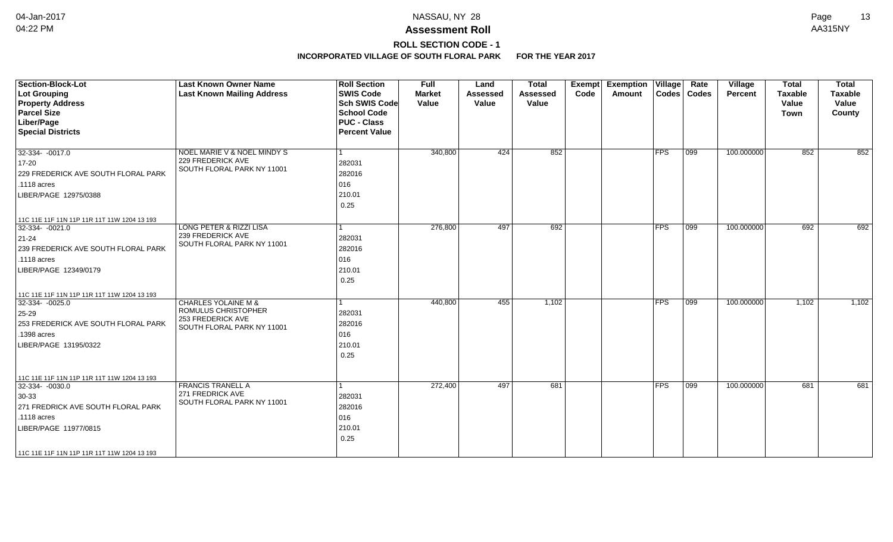# NASSAU, NY 28

## Assessment Roll

### ROLL SECTION CODE - 1

### INCORPORATED VILLAGE OF SOUTH FLORAL PARK FOR THE YEAR 2017

| Section-Block-Lot<br>Lot Grouping<br>Property Address<br>Parcel Size<br>Liber/Page<br>Special Districts | Last Known Owner Name<br>Last Known Mailing Address | Roll Section<br>SWIS Code<br>Sch SWIS Code<br>School Code<br>PUC - Class<br>Percent Value | Full Market Value | Land Assessed Value | Total Assessed Value | Exempt Code | Exemption Amount | Village Codes | Rate Codes | Village Percent | Total Taxable Value Town | Total Taxable Value County |
|---|---|---|---|---|---|---|---|---|---|---|---|---|
| 32-334- -0017.0<br>17-20<br>229 FREDERICK AVE SOUTH FLORAL PARK<br>.1118 acres<br>LIBER/PAGE 12975/0388<br>11C 11E 11F 11N 11P 11R 11T 11W 1204 13 193 | NOEL MARIE V & NOEL MINDY S<br>229 FREDERICK AVE<br>SOUTH FLORAL PARK NY 11001 | 1<br>282031<br>282016<br>016<br>210.01<br>0.25 | 340,800 | 424 | 852 | | | FPS | 099 | 100.000000 | 852 | 852 |
| 32-334- -0021.0<br>21-24<br>239 FREDERICK AVE SOUTH FLORAL PARK<br>.1118 acres<br>LIBER/PAGE 12349/0179<br>11C 11E 11F 11N 11P 11R 11T 11W 1204 13 193 | LONG PETER & RIZZI LISA<br>239 FREDERICK AVE<br>SOUTH FLORAL PARK NY 11001 | 1<br>282031<br>282016<br>016<br>210.01<br>0.25 | 276,800 | 497 | 692 | | | FPS | 099 | 100.000000 | 692 | 692 |
| 32-334- -0025.0<br>25-29<br>253 FREDERICK AVE SOUTH FLORAL PARK<br>.1398 acres<br>LIBER/PAGE 13195/0322<br>11C 11E 11F 11N 11P 11R 11T 11W 1204 13 193 | CHARLES YOLAINE M &<br>ROMULUS CHRISTOPHER<br>253 FREDERICK AVE<br>SOUTH FLORAL PARK NY 11001 | 1<br>282031<br>282016<br>016<br>210.01<br>0.25 | 440,800 | 455 | 1,102 | | | FPS | 099 | 100.000000 | 1,102 | 1,102 |
| 32-334- -0030.0<br>30-33<br>271 FREDRICK AVE SOUTH FLORAL PARK<br>.1118 acres<br>LIBER/PAGE 11977/0815<br>11C 11E 11F 11N 11P 11R 11T 11W 1204 13 193 | FRANCIS TRANELL A<br>271 FREDRICK AVE<br>SOUTH FLORAL PARK NY 11001 | 1<br>282031<br>282016<br>016<br>210.01<br>0.25 | 272,400 | 497 | 681 | | | FPS | 099 | 100.000000 | 681 | 681 |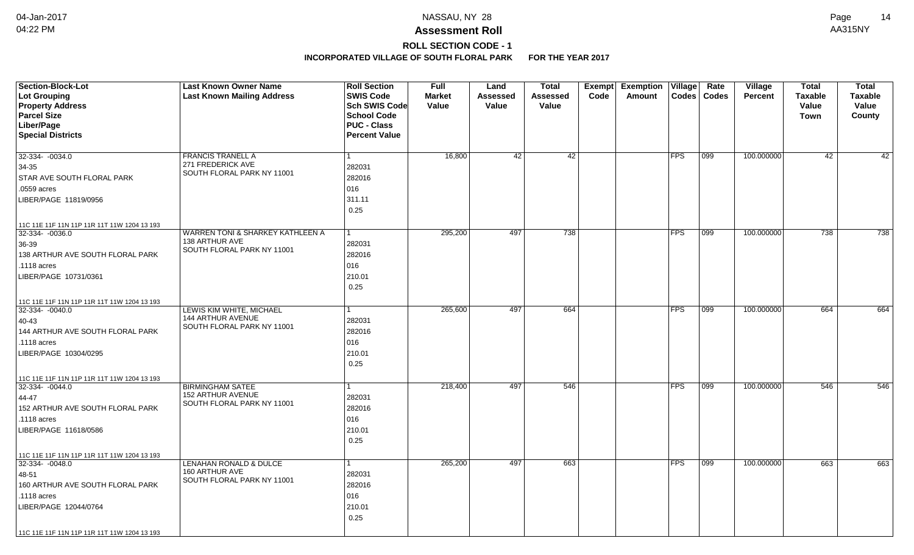**Assessment Roll**

**ROLL SECTION CODE - 1**

**INCORPORATED VILLAGE OF SOUTH FLORAL PARK FOR THE YEAR 2017**

| Section-Block-Lot<br>Lot Grouping<br>Property Address<br>Parcel Size<br>Liber/Page<br>Special Districts | Last Known Owner Name<br>Last Known Mailing Address | Roll Section<br>SWIS Code<br>Sch SWIS Code<br>School Code<br>PUC - Class<br>Percent Value | Full Market Value | Land Assessed Value | Total Assessed Value | Exempt Code | Exemption Amount | Village Codes | Rate Codes | Village Percent | Total Taxable Value Town | Total Taxable Value County |
|---|---|---|---|---|---|---|---|---|---|---|---|---|
| 32-334- -0034.0<br>34-35<br>STAR AVE SOUTH FLORAL PARK<br>.0559 acres<br>LIBER/PAGE 11819/0956<br>11C 11E 11F 11N 11P 11R 11T 11W 1204 13 193 | FRANCIS TRANELL A<br>271 FREDERICK AVE<br>SOUTH FLORAL PARK NY 11001 | 1<br>282031<br>282016<br>016<br>311.11<br>0.25 | 16,800 | 42 | 42 | | | FPS | 099 | 100.000000 | 42 | 42 |
| 32-334- -0036.0<br>36-39<br>138 ARTHUR AVE SOUTH FLORAL PARK<br>.1118 acres<br>LIBER/PAGE 10731/0361<br>11C 11E 11F 11N 11P 11R 11T 11W 1204 13 193 | WARREN TONI & SHARKEY KATHLEEN A<br>138 ARTHUR AVE<br>SOUTH FLORAL PARK NY 11001 | 1<br>282031<br>282016<br>016<br>210.01<br>0.25 | 295,200 | 497 | 738 | | | FPS | 099 | 100.000000 | 738 | 738 |
| 32-334- -0040.0<br>40-43<br>144 ARTHUR AVE SOUTH FLORAL PARK<br>.1118 acres<br>LIBER/PAGE 10304/0295<br>11C 11E 11F 11N 11P 11R 11T 11W 1204 13 193 | LEWIS KIM WHITE, MICHAEL<br>144 ARTHUR AVENUE<br>SOUTH FLORAL PARK NY 11001 | 1<br>282031<br>282016<br>016<br>210.01<br>0.25 | 265,600 | 497 | 664 | | | FPS | 099 | 100.000000 | 664 | 664 |
| 32-334- -0044.0<br>44-47<br>152 ARTHUR AVE SOUTH FLORAL PARK<br>.1118 acres<br>LIBER/PAGE 11618/0586<br>11C 11E 11F 11N 11P 11R 11T 11W 1204 13 193 | BIRMINGHAM SATEE<br>152 ARTHUR AVENUE<br>SOUTH FLORAL PARK NY 11001 | 1<br>282031<br>282016<br>016<br>210.01<br>0.25 | 218,400 | 497 | 546 | | | FPS | 099 | 100.000000 | 546 | 546 |
| 32-334- -0048.0<br>48-51<br>160 ARTHUR AVE SOUTH FLORAL PARK<br>.1118 acres<br>LIBER/PAGE 12044/0764<br>11C 11E 11F 11N 11P 11R 11T 11W 1204 13 193 | LENAHAN RONALD & DULCE<br>160 ARTHUR AVE<br>SOUTH FLORAL PARK NY 11001 | 1<br>282031<br>282016<br>016<br>210.01<br>0.25 | 265,200 | 497 | 663 | | | FPS | 099 | 100.000000 | 663 | 663 |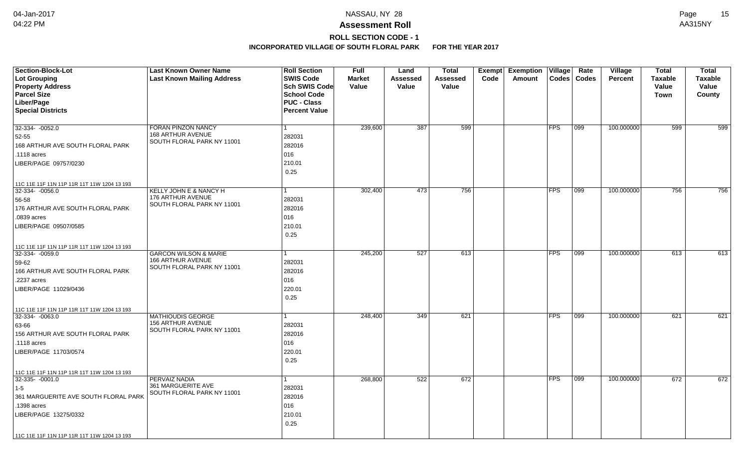# NASSAU, NY 28

## Assessment Roll

### ROLL SECTION CODE - 1

**INCORPORATED VILLAGE OF SOUTH FLORAL PARK FOR THE YEAR 2017**

| Section-Block-Lot<br>Lot Grouping<br>Property Address<br>Parcel Size<br>Liber/Page<br>Special Districts | Last Known Owner Name<br>Last Known Mailing Address | Roll Section<br>SWIS Code<br>Sch SWIS Code<br>School Code<br>PUC - Class<br>Percent Value | Full Market Value | Land Assessed Value | Total Assessed Value | Exempt Code | Exemption Amount | Village Codes | Rate Codes | Village Percent | Total Taxable Value Town | Total Taxable Value County |
|---|---|---|---|---|---|---|---|---|---|---|---|---|
| 32-334- -0052.0<br>52-55<br>168 ARTHUR AVE SOUTH FLORAL PARK<br>.1118 acres<br>LIBER/PAGE 09757/0230<br>11C 11E 11F 11N 11P 11R 11T 11W 1204 13 193 | FORAN PINZON NANCY<br>168 ARTHUR AVENUE<br>SOUTH FLORAL PARK NY 11001 | 1<br>282031<br>282016<br>016<br>210.01<br>0.25 | 239,600 | 387 | 599 | | | FPS | 099 | 100.000000 | 599 | 599 |
| 32-334- -0056.0<br>56-58<br>176 ARTHUR AVE SOUTH FLORAL PARK<br>.0839 acres<br>LIBER/PAGE 09507/0585<br>11C 11E 11F 11N 11P 11R 11T 11W 1204 13 193 | KELLY JOHN E & NANCY H<br>176 ARTHUR AVENUE<br>SOUTH FLORAL PARK NY 11001 | 1<br>282031<br>282016<br>016<br>210.01<br>0.25 | 302,400 | 473 | 756 | | | FPS | 099 | 100.000000 | 756 | 756 |
| 32-334- -0059.0<br>59-62<br>166 ARTHUR AVE SOUTH FLORAL PARK<br>.2237 acres<br>LIBER/PAGE 11029/0436<br>11C 11E 11F 11N 11P 11R 11T 11W 1204 13 193 | GARCON WILSON & MARIE<br>166 ARTHUR AVENUE<br>SOUTH FLORAL PARK NY 11001 | 1<br>282031<br>282016<br>016<br>220.01<br>0.25 | 245,200 | 527 | 613 | | | FPS | 099 | 100.000000 | 613 | 613 |
| 32-334- -0063.0<br>63-66<br>156 ARTHUR AVE SOUTH FLORAL PARK<br>.1118 acres<br>LIBER/PAGE 11703/0574<br>11C 11E 11F 11N 11P 11R 11T 11W 1204 13 193 | MATHIOUDIS GEORGE<br>156 ARTHUR AVENUE<br>SOUTH FLORAL PARK NY 11001 | 1<br>282031<br>282016<br>016<br>220.01<br>0.25 | 248,400 | 349 | 621 | | | FPS | 099 | 100.000000 | 621 | 621 |
| 32-335- -0001.0<br>1-5<br>361 MARGUERITE AVE SOUTH FLORAL PARK<br>.1398 acres<br>LIBER/PAGE 13275/0332<br>11C 11E 11F 11N 11P 11R 11T 11W 1204 13 193 | PERVAIZ NADIA<br>361 MARGUERITE AVE<br>SOUTH FLORAL PARK NY 11001 | 1<br>282031<br>282016<br>016<br>210.01<br>0.25 | 268,800 | 522 | 672 | | | FPS | 099 | 100.000000 | 672 | 672 |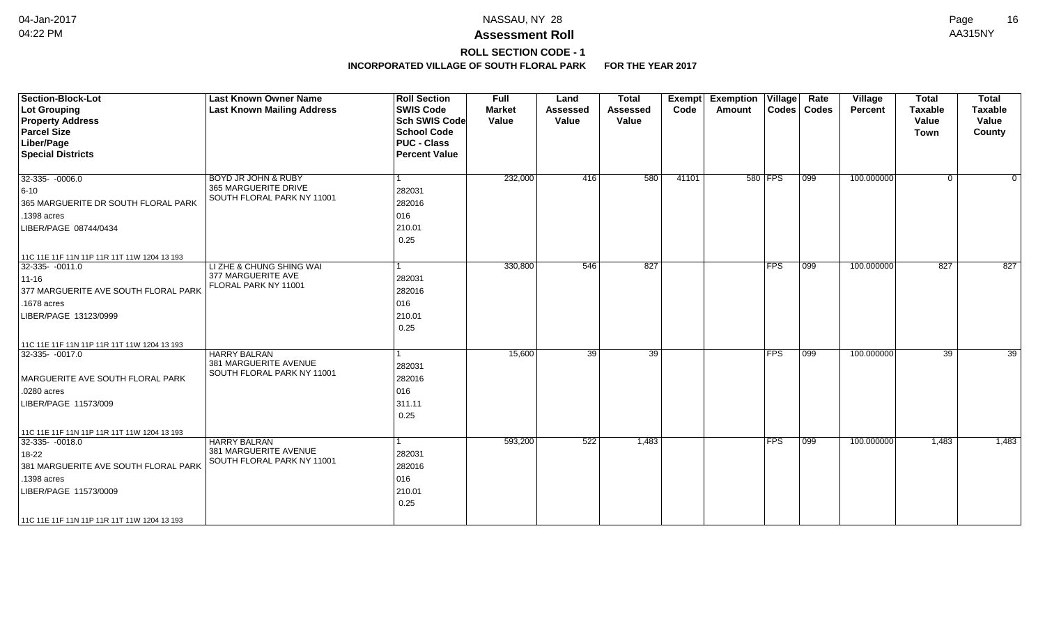# NASSAU, NY 28

## Assessment Roll

### ROLL SECTION CODE - 1

**INCORPORATED VILLAGE OF SOUTH FLORAL PARK FOR THE YEAR 2017**

| Section-Block-Lot<br>Lot Grouping<br>Property Address<br>Parcel Size<br>Liber/Page<br>Special Districts | Last Known Owner Name<br>Last Known Mailing Address | Roll Section<br>SWIS Code<br>Sch SWIS Code<br>School Code<br>PUC - Class<br>Percent Value | Full Market Value | Land Assessed Value | Total Assessed Value | Exempt Code | Exemption Amount | Village Codes | Rate Codes | Village Percent | Total Taxable Value Town | Total Taxable Value County |
|---|---|---|---|---|---|---|---|---|---|---|---|---|
| 32-335- -0006.0<br>6-10<br>365 MARGUERITE DR SOUTH FLORAL PARK<br>.1398 acres<br>LIBER/PAGE 08744/0434<br>11C 11E 11F 11N 11P 11R 11T 11W 1204 13 193 | BOYD JR JOHN & RUBY<br>365 MARGUERITE DRIVE<br>SOUTH FLORAL PARK NY 11001 | 1<br>282031<br>282016<br>016<br>210.01<br>0.25 | 232,000 | 416 | 580 | 41101 | 580 | FPS | 099 | 100.000000 | 0 | 0 |
| 32-335- -0011.0<br>11-16<br>377 MARGUERITE AVE SOUTH FLORAL PARK<br>.1678 acres<br>LIBER/PAGE 13123/0999<br>11C 11E 11F 11N 11P 11R 11T 11W 1204 13 193 | LI ZHE & CHUNG SHING WAI<br>377 MARGUERITE AVE<br>FLORAL PARK NY 11001 | 1<br>282031<br>282016<br>016<br>210.01<br>0.25 | 330,800 | 546 | 827 | | | FPS | 099 | 100.000000 | 827 | 827 |
| 32-335- -0017.0<br><br>MARGUERITE AVE SOUTH FLORAL PARK<br>.0280 acres<br>LIBER/PAGE 11573/009<br>11C 11E 11F 11N 11P 11R 11T 11W 1204 13 193 | HARRY BALRAN<br>381 MARGUERITE AVENUE<br>SOUTH FLORAL PARK NY 11001 | 1<br>282031<br>282016<br>016<br>311.11<br>0.25 | 15,600 | 39 | 39 | | | FPS | 099 | 100.000000 | 39 | 39 |
| 32-335- -0018.0<br>18-22<br>381 MARGUERITE AVE SOUTH FLORAL PARK<br>.1398 acres<br>LIBER/PAGE 11573/0009<br>11C 11E 11F 11N 11P 11R 11T 11W 1204 13 193 | HARRY BALRAN<br>381 MARGUERITE AVENUE<br>SOUTH FLORAL PARK NY 11001 | 1<br>282031<br>282016<br>016<br>210.01<br>0.25 | 593,200 | 522 | 1,483 | | | FPS | 099 | 100.000000 | 1,483 | 1,483 |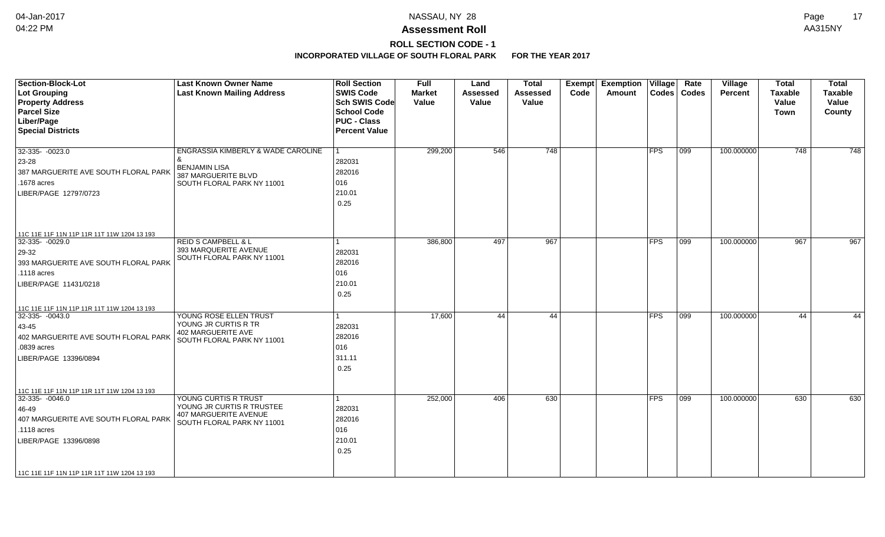# Assessment Roll

## ROLL SECTION CODE - 1

### INCORPORATED VILLAGE OF SOUTH FLORAL PARK FOR THE YEAR 2017

| Section-Block-Lot<br>Lot Grouping<br>Property Address<br>Parcel Size<br>Liber/Page<br>Special Districts | Last Known Owner Name<br>Last Known Mailing Address | Roll Section<br>SWIS Code<br>Sch SWIS Code<br>School Code<br>PUC - Class<br>Percent Value | Full Market Value | Land Assessed Value | Total Assessed Value | Exempt Code | Exemption Amount | Village Codes | Rate Codes | Village Percent | Total Taxable Value Town | Total Taxable Value County |
|---|---|---|---|---|---|---|---|---|---|---|---|---|
| 32-335- -0023.0<br>23-28<br>387 MARGUERITE AVE SOUTH FLORAL PARK<br>.1678 acres<br>LIBER/PAGE 12797/0723<br>11C 11E 11F 11N 11P 11R 11T 11W 1204 13 193 | ENGRASSIA KIMBERLY & WADE CAROLINE &<br>BENJAMIN LISA<br>387 MARGUERITE BLVD<br>SOUTH FLORAL PARK NY 11001 | 1<br>282031<br>282016<br>016<br>210.01<br>0.25 | 299,200 | 546 | 748 | | | FPS | 099 | 100.000000 | 748 | 748 |
| 32-335- -0029.0<br>29-32<br>393 MARGUERITE AVE SOUTH FLORAL PARK<br>.1118 acres<br>LIBER/PAGE 11431/0218<br>11C 11E 11F 11N 11P 11R 11T 11W 1204 13 193 | REID S CAMPBELL & L<br>393 MARQUERITE AVENUE<br>SOUTH FLORAL PARK NY 11001 | 1<br>282031<br>282016<br>016<br>210.01<br>0.25 | 386,800 | 497 | 967 | | | FPS | 099 | 100.000000 | 967 | 967 |
| 32-335- -0043.0<br>43-45<br>402 MARGUERITE AVE SOUTH FLORAL PARK<br>.0839 acres<br>LIBER/PAGE 13396/0894<br>11C 11E 11F 11N 11P 11R 11T 11W 1204 13 193 | YOUNG ROSE ELLEN TRUST<br>YOUNG JR CURTIS R TR<br>402 MARGUERITE AVE<br>SOUTH FLORAL PARK NY 11001 | 1<br>282031<br>282016<br>016<br>311.11<br>0.25 | 17,600 | 44 | 44 | | | FPS | 099 | 100.000000 | 44 | 44 |
| 32-335- -0046.0<br>46-49<br>407 MARGUERITE AVE SOUTH FLORAL PARK<br>.1118 acres<br>LIBER/PAGE 13396/0898<br>11C 11E 11F 11N 11P 11R 11T 11W 1204 13 193 | YOUNG CURTIS R TRUST<br>YOUNG JR CURTIS R TRUSTEE<br>407 MARGUERITE AVENUE<br>SOUTH FLORAL PARK NY 11001 | 1<br>282031<br>282016<br>016<br>210.01<br>0.25 | 252,000 | 406 | 630 | | | FPS | 099 | 100.000000 | 630 | 630 |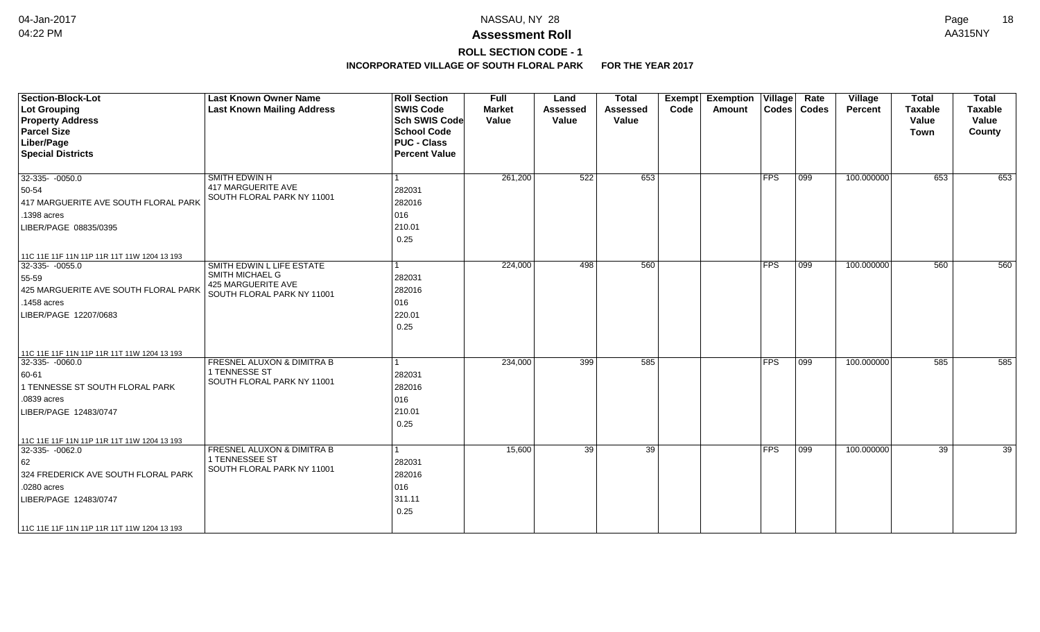# Assessment Roll

## ROLL SECTION CODE - 1

### INCORPORATED VILLAGE OF SOUTH FLORAL PARK FOR THE YEAR 2017

NASSAU, NY 28

| Section-Block-Lot<br>Lot Grouping<br>Property Address<br>Parcel Size<br>Liber/Page<br>Special Districts | Last Known Owner Name<br>Last Known Mailing Address | Roll Section<br>SWIS Code<br>Sch SWIS Code<br>School Code<br>PUC - Class<br>Percent Value | Full Market Value | Land Assessed Value | Total Assessed Value | Exempt Code | Exemption Amount | Village Codes | Rate Codes | Village Percent | Total Taxable Value Town | Total Taxable Value County |
|---|---|---|---|---|---|---|---|---|---|---|---|---|
| 32-335- -0050.0<br>50-54<br>417 MARGUERITE AVE SOUTH FLORAL PARK<br>.1398 acres<br>LIBER/PAGE 08835/0395<br>11C 11E 11F 11N 11P 11R 11T 11W 1204 13 193 | SMITH EDWIN H<br>417 MARGUERITE AVE<br>SOUTH FLORAL PARK NY 11001 | 1<br>282031<br>282016<br>016<br>210.01<br>0.25 | 261,200 | 522 | 653 | | | FPS | 099 | 100.000000 | 653 | 653 |
| 32-335- -0055.0<br>55-59<br>425 MARGUERITE AVE SOUTH FLORAL PARK<br>.1458 acres<br>LIBER/PAGE 12207/0683<br>11C 11E 11F 11N 11P 11R 11T 11W 1204 13 193 | SMITH EDWIN L LIFE ESTATE<br>SMITH MICHAEL G<br>425 MARGUERITE AVE<br>SOUTH FLORAL PARK NY 11001 | 1<br>282031<br>282016<br>016<br>220.01<br>0.25 | 224,000 | 498 | 560 | | | FPS | 099 | 100.000000 | 560 | 560 |
| 32-335- -0060.0<br>60-61<br>1 TENNESSE ST SOUTH FLORAL PARK<br>.0839 acres<br>LIBER/PAGE 12483/0747<br>11C 11E 11F 11N 11P 11R 11T 11W 1204 13 193 | FRESNEL ALUXON & DIMITRA B<br>1 TENNESSE ST<br>SOUTH FLORAL PARK NY 11001 | 1<br>282031<br>282016<br>016<br>210.01<br>0.25 | 234,000 | 399 | 585 | | | FPS | 099 | 100.000000 | 585 | 585 |
| 32-335- -0062.0<br>62<br>324 FREDERICK AVE SOUTH FLORAL PARK<br>.0280 acres<br>LIBER/PAGE 12483/0747<br>11C 11E 11F 11N 11P 11R 11T 11W 1204 13 193 | FRESNEL ALUXON & DIMITRA B<br>1 TENNESSEE ST<br>SOUTH FLORAL PARK NY 11001 | 1<br>282031<br>282016<br>016<br>311.11<br>0.25 | 15,600 | 39 | 39 | | | FPS | 099 | 100.000000 | 39 | 39 |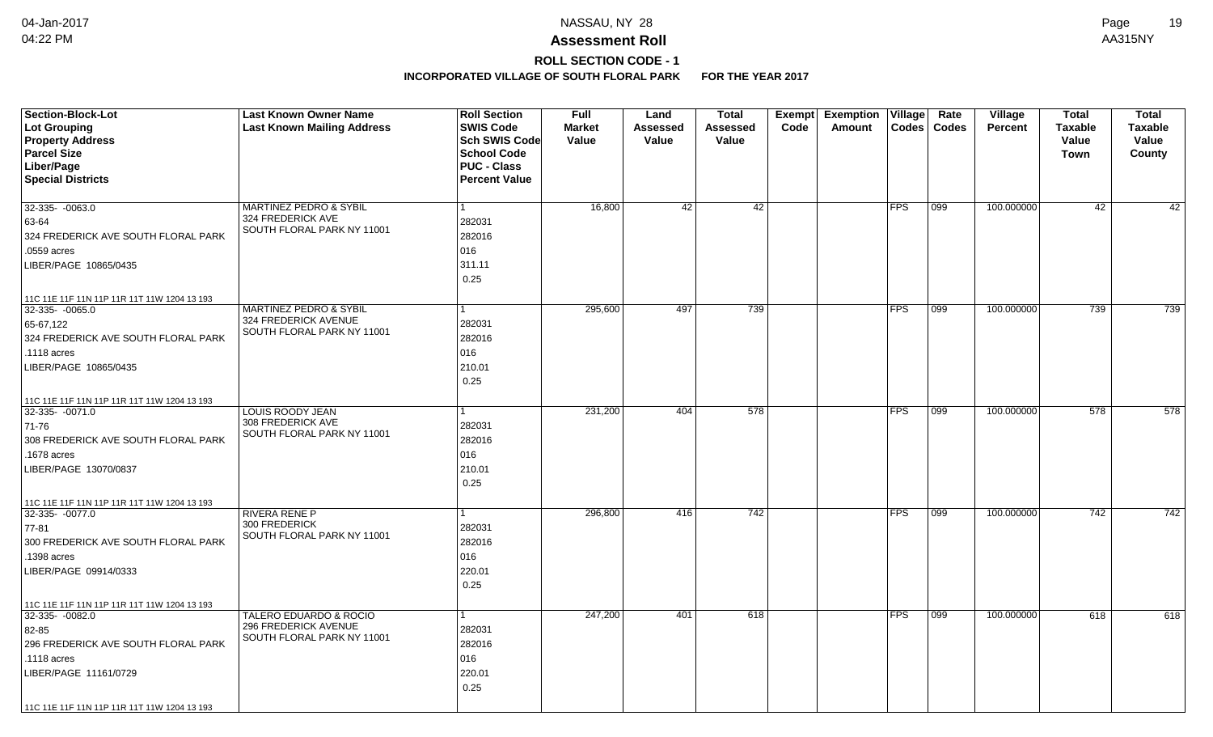# Assessment Roll

## ROLL SECTION CODE - 1

### INCORPORATED VILLAGE OF SOUTH FLORAL PARK FOR THE YEAR 2017

| Section-Block-Lot / Lot Grouping / Property Address / Parcel Size / Liber/Page / Special Districts | Last Known Owner Name / Last Known Mailing Address | Roll Section / SWIS Code / Sch SWIS Code / School Code / PUC - Class / Percent Value | Full Market Value | Land Assessed Value | Total Assessed Value | Exempt Code | Exemption Amount | Village Codes | Rate Codes | Village Percent | Total Taxable Value Town | Total Taxable Value County |
|---|---|---|---|---|---|---|---|---|---|---|---|---|
| 32-335- -0063.0<br>63-64<br>324 FREDERICK AVE SOUTH FLORAL PARK<br>.0559 acres<br>LIBER/PAGE 10865/0435<br>11C 11E 11F 11N 11P 11R 11T 11W 1204 13 193 | MARTINEZ PEDRO & SYBIL<br>324 FREDERICK AVE<br>SOUTH FLORAL PARK NY 11001 | 1<br>282031<br>282016<br>016<br>311.11<br>0.25 | 16,800 | 42 | 42 | | | FPS | 099 | 100.000000 | 42 | 42 |
| 32-335- -0065.0<br>65-67,122<br>324 FREDERICK AVE SOUTH FLORAL PARK<br>.1118 acres<br>LIBER/PAGE 10865/0435<br>11C 11E 11F 11N 11P 11R 11T 11W 1204 13 193 | MARTINEZ PEDRO & SYBIL<br>324 FREDERICK AVENUE<br>SOUTH FLORAL PARK NY 11001 | 1<br>282031<br>282016<br>016<br>210.01<br>0.25 | 295,600 | 497 | 739 | | | FPS | 099 | 100.000000 | 739 | 739 |
| 32-335- -0071.0<br>71-76<br>308 FREDERICK AVE SOUTH FLORAL PARK<br>.1678 acres<br>LIBER/PAGE 13070/0837<br>11C 11E 11F 11N 11P 11R 11T 11W 1204 13 193 | LOUIS ROODY JEAN<br>308 FREDERICK AVE<br>SOUTH FLORAL PARK NY 11001 | 1<br>282031<br>282016<br>016<br>210.01<br>0.25 | 231,200 | 404 | 578 | | | FPS | 099 | 100.000000 | 578 | 578 |
| 32-335- -0077.0<br>77-81<br>300 FREDERICK AVE SOUTH FLORAL PARK<br>.1398 acres<br>LIBER/PAGE 09914/0333<br>11C 11E 11F 11N 11P 11R 11T 11W 1204 13 193 | RIVERA RENE P<br>300 FREDERICK<br>SOUTH FLORAL PARK NY 11001 | 1<br>282031<br>282016<br>016<br>220.01<br>0.25 | 296,800 | 416 | 742 | | | FPS | 099 | 100.000000 | 742 | 742 |
| 32-335- -0082.0<br>82-85<br>296 FREDERICK AVE SOUTH FLORAL PARK<br>.1118 acres<br>LIBER/PAGE 11161/0729<br>11C 11E 11F 11N 11P 11R 11T 11W 1204 13 193 | TALERO EDUARDO & ROCIO<br>296 FREDERICK AVENUE<br>SOUTH FLORAL PARK NY 11001 | 1<br>282031<br>282016<br>016<br>220.01<br>0.25 | 247,200 | 401 | 618 | | | FPS | 099 | 100.000000 | 618 | 618 |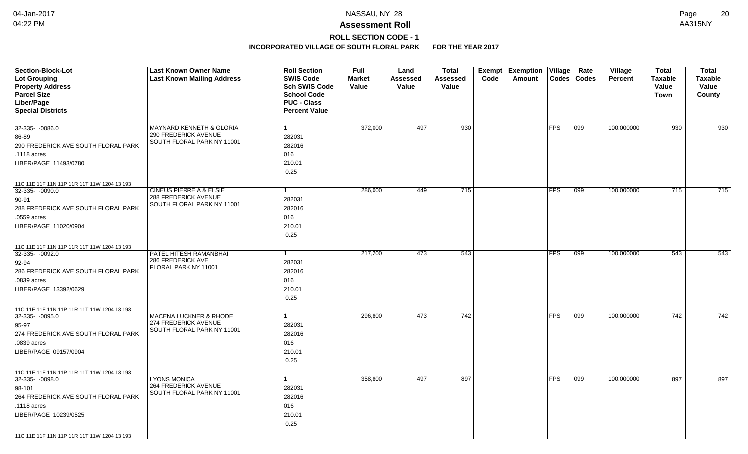# Assessment Roll

## ROLL SECTION CODE - 1

### INCORPORATED VILLAGE OF SOUTH FLORAL PARK FOR THE YEAR 2017

| Section-Block-Lot<br>Lot Grouping<br>Property Address<br>Parcel Size<br>Liber/Page<br>Special Districts | Last Known Owner Name<br>Last Known Mailing Address | Roll Section<br>SWIS Code<br>Sch SWIS Code<br>School Code<br>PUC - Class<br>Percent Value | Full Market Value | Land Assessed Value | Total Assessed Value | Exempt Code | Exemption Amount | Village Codes | Rate Codes | Village Percent | Total Taxable Value Town | Total Taxable Value County |
|---|---|---|---|---|---|---|---|---|---|---|---|---|
| 32-335- -0086.0<br>86-89<br>290 FREDERICK AVE SOUTH FLORAL PARK<br>.1118 acres<br>LIBER/PAGE 11493/0780<br>11C 11E 11F 11N 11P 11R 11T 11W 1204 13 193 | MAYNARD KENNETH & GLORIA<br>290 FREDERICK AVENUE<br>SOUTH FLORAL PARK NY 11001 | 1<br>282031<br>282016<br>016<br>210.01<br>0.25 | 372,000 | 497 | 930 | | | FPS | 099 | 100.000000 | 930 | 930 |
| 32-335- -0090.0<br>90-91<br>288 FREDERICK AVE SOUTH FLORAL PARK<br>.0559 acres<br>LIBER/PAGE 11020/0904<br>11C 11E 11F 11N 11P 11R 11T 11W 1204 13 193 | CINEUS PIERRE A & ELSIE<br>288 FREDERICK AVENUE<br>SOUTH FLORAL PARK NY 11001 | 1<br>282031<br>282016<br>016<br>210.01<br>0.25 | 286,000 | 449 | 715 | | | FPS | 099 | 100.000000 | 715 | 715 |
| 32-335- -0092.0<br>92-94<br>286 FREDERICK AVE SOUTH FLORAL PARK<br>.0839 acres<br>LIBER/PAGE 13392/0629<br>11C 11E 11F 11N 11P 11R 11T 11W 1204 13 193 | PATEL HITESH RAMANBHAI<br>286 FREDERICK AVE<br>FLORAL PARK NY 11001 | 1<br>282031<br>282016<br>016<br>210.01<br>0.25 | 217,200 | 473 | 543 | | | FPS | 099 | 100.000000 | 543 | 543 |
| 32-335- -0095.0<br>95-97<br>274 FREDERICK AVE SOUTH FLORAL PARK<br>.0839 acres<br>LIBER/PAGE 09157/0904<br>11C 11E 11F 11N 11P 11R 11T 11W 1204 13 193 | MACENA LUCKNER & RHODE<br>274 FREDERICK AVENUE<br>SOUTH FLORAL PARK NY 11001 | 1<br>282031<br>282016<br>016<br>210.01<br>0.25 | 296,800 | 473 | 742 | | | FPS | 099 | 100.000000 | 742 | 742 |
| 32-335- -0098.0<br>98-101<br>264 FREDERICK AVE SOUTH FLORAL PARK<br>.1118 acres<br>LIBER/PAGE 10239/0525<br>11C 11E 11F 11N 11P 11R 11T 11W 1204 13 193 | LYONS MONICA<br>264 FREDERICK AVENUE<br>SOUTH FLORAL PARK NY 11001 | 1<br>282031<br>282016<br>016<br>210.01<br>0.25 | 358,800 | 497 | 897 | | | FPS | 099 | 100.000000 | 897 | 897 |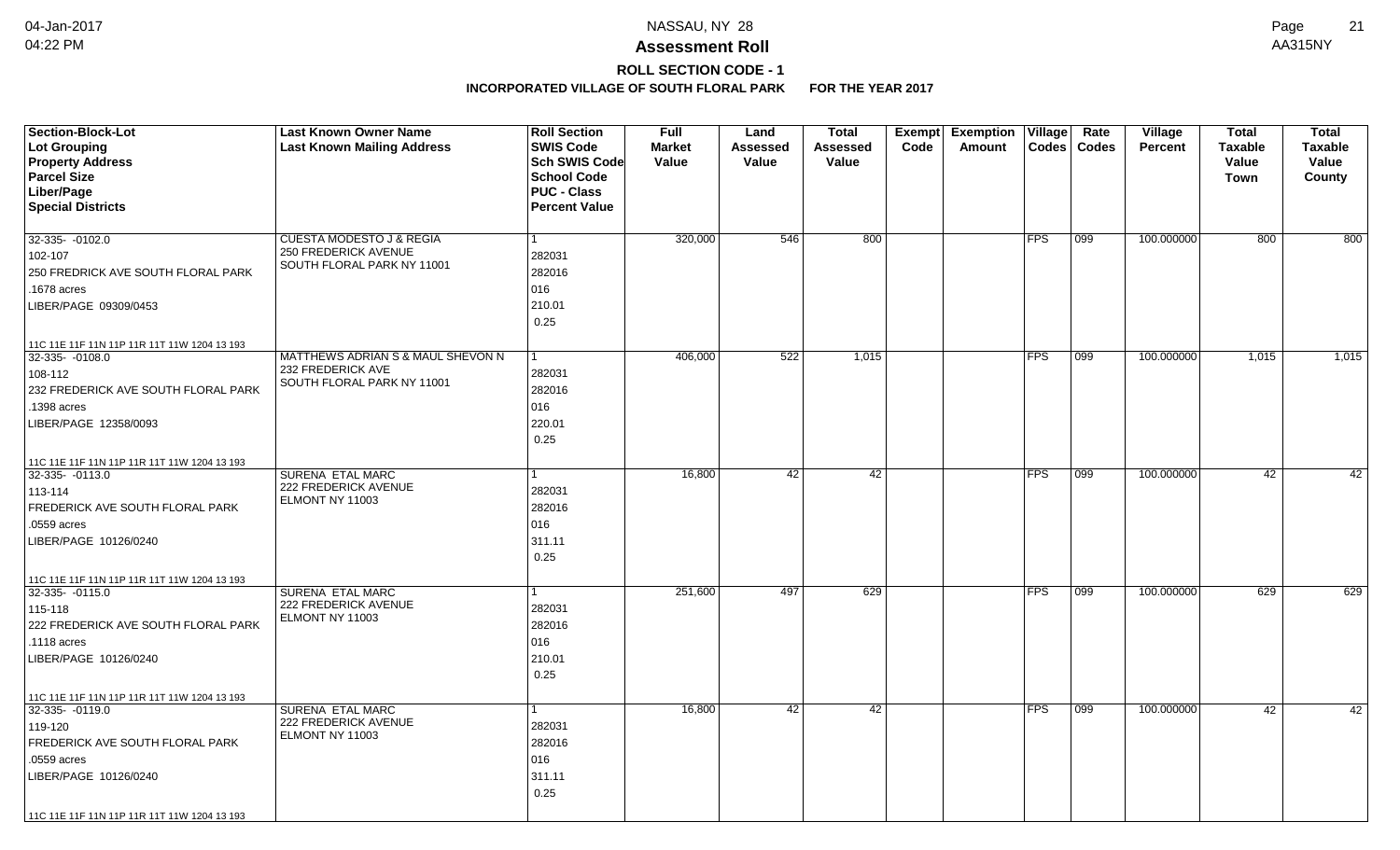# Assessment Roll

## ROLL SECTION CODE - 1

### INCORPORATED VILLAGE OF SOUTH FLORAL PARK FOR THE YEAR 2017

| Section-Block-Lot<br>Lot Grouping<br>Property Address<br>Parcel Size<br>Liber/Page<br>Special Districts | Last Known Owner Name<br>Last Known Mailing Address | Roll Section<br>SWIS Code<br>Sch SWIS Code<br>School Code<br>PUC - Class<br>Percent Value | Full Market Value | Land Assessed Value | Total Assessed Value | Exempt Code | Exemption Amount | Village Codes | Rate Codes | Village Percent | Total Taxable Value Town | Total Taxable Value County |
|---|---|---|---|---|---|---|---|---|---|---|---|---|
| 32-335- -0102.0<br>102-107<br>250 FREDRICK AVE SOUTH FLORAL PARK<br>.1678 acres<br>LIBER/PAGE 09309/0453<br>11C 11E 11F 11N 11P 11R 11T 11W 1204 13 193 | CUESTA MODESTO J & REGIA<br>250 FREDERICK AVENUE<br>SOUTH FLORAL PARK NY 11001 | 1<br>282031<br>282016<br>016<br>210.01<br>0.25 | 320,000 | 546 | 800 | | | FPS | 099 | 100.000000 | 800 | 800 |
| 32-335- -0108.0<br>108-112<br>232 FREDERICK AVE SOUTH FLORAL PARK<br>.1398 acres<br>LIBER/PAGE 12358/0093<br>11C 11E 11F 11N 11P 11R 11T 11W 1204 13 193 | MATTHEWS ADRIAN S & MAUL SHEVON N<br>232 FREDERICK AVE<br>SOUTH FLORAL PARK NY 11001 | 1<br>282031<br>282016<br>016<br>220.01<br>0.25 | 406,000 | 522 | 1,015 | | | FPS | 099 | 100.000000 | 1,015 | 1,015 |
| 32-335- -0113.0<br>113-114<br>FREDERICK AVE SOUTH FLORAL PARK<br>.0559 acres<br>LIBER/PAGE 10126/0240<br>11C 11E 11F 11N 11P 11R 11T 11W 1204 13 193 | SURENA ETAL MARC<br>222 FREDERICK AVENUE<br>ELMONT NY 11003 | 1<br>282031<br>282016<br>016<br>311.11<br>0.25 | 16,800 | 42 | 42 | | | FPS | 099 | 100.000000 | 42 | 42 |
| 32-335- -0115.0<br>115-118<br>222 FREDERICK AVE SOUTH FLORAL PARK<br>.1118 acres<br>LIBER/PAGE 10126/0240<br>11C 11E 11F 11N 11P 11R 11T 11W 1204 13 193 | SURENA ETAL MARC<br>222 FREDERICK AVENUE<br>ELMONT NY 11003 | 1<br>282031<br>282016<br>016<br>210.01<br>0.25 | 251,600 | 497 | 629 | | | FPS | 099 | 100.000000 | 629 | 629 |
| 32-335- -0119.0<br>119-120<br>FREDERICK AVE SOUTH FLORAL PARK<br>.0559 acres<br>LIBER/PAGE 10126/0240<br>11C 11E 11F 11N 11P 11R 11T 11W 1204 13 193 | SURENA ETAL MARC<br>222 FREDERICK AVENUE<br>ELMONT NY 11003 | 1<br>282031<br>282016<br>016<br>311.11<br>0.25 | 16,800 | 42 | 42 | | | FPS | 099 | 100.000000 | 42 | 42 |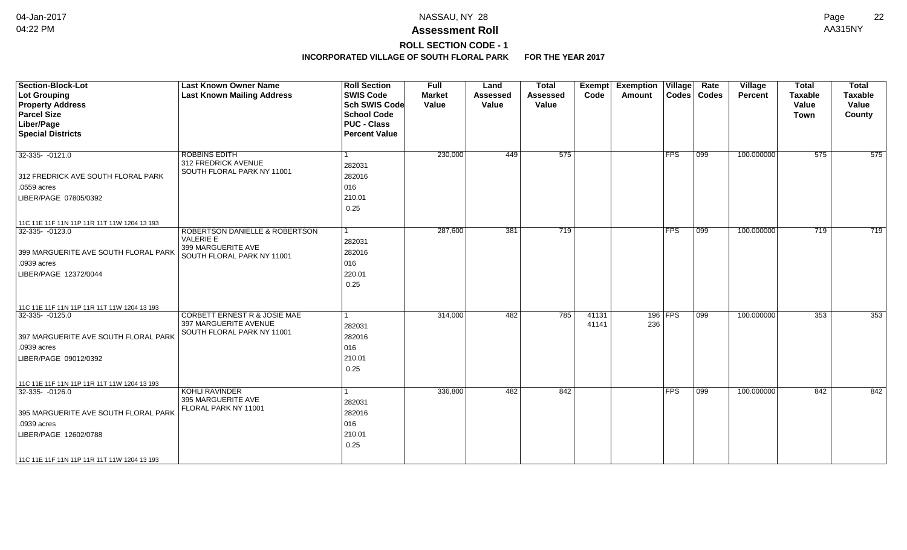# Assessment Roll

## ROLL SECTION CODE - 1

### INCORPORATED VILLAGE OF SOUTH FLORAL PARK FOR THE YEAR 2017

| Section-Block-Lot<br>Lot Grouping<br>Property Address<br>Parcel Size<br>Liber/Page<br>Special Districts | Last Known Owner Name<br>Last Known Mailing Address | Roll Section<br>SWIS Code<br>Sch SWIS Code<br>School Code<br>PUC - Class<br>Percent Value | Full Market Value | Land Assessed Value | Total Assessed Value | Exempt Code | Exemption Amount | Village Codes | Rate Codes | Village Percent | Total Taxable Value Town | Total Taxable Value County |
|---|---|---|---|---|---|---|---|---|---|---|---|---|
| 32-335- -0121.0<br>312 FREDRICK AVE SOUTH FLORAL PARK<br>.0559 acres<br>LIBER/PAGE 07805/0392<br>11C 11E 11F 11N 11P 11R 11T 11W 1204 13 193 | ROBBINS EDITH<br>312 FREDRICK AVENUE<br>SOUTH FLORAL PARK NY 11001 | 1<br>282031<br>282016<br>016<br>210.01<br>0.25 | 230,000 | 449 | 575 | | | FPS | 099 | 100.000000 | 575 | 575 |
| 32-335- -0123.0<br>399 MARGUERITE AVE SOUTH FLORAL PARK<br>.0939 acres<br>LIBER/PAGE 12372/0044<br>11C 11E 11F 11N 11P 11R 11T 11W 1204 13 193 | ROBERTSON DANIELLE & ROBERTSON VALERIE E<br>399 MARGUERITE AVE<br>SOUTH FLORAL PARK NY 11001 | 1<br>282031<br>282016<br>016<br>220.01<br>0.25 | 287,600 | 381 | 719 | | | FPS | 099 | 100.000000 | 719 | 719 |
| 32-335- -0125.0<br>397 MARGUERITE AVE SOUTH FLORAL PARK<br>.0939 acres<br>LIBER/PAGE 09012/0392<br>11C 11E 11F 11N 11P 11R 11T 11W 1204 13 193 | CORBETT ERNEST R & JOSIE MAE<br>397 MARGUERITE AVENUE<br>SOUTH FLORAL PARK NY 11001 | 1<br>282031<br>282016<br>016<br>210.01<br>0.25 | 314,000 | 482 | 785 | 41131<br>41141 | 196<br>236 | FPS | 099 | 100.000000 | 353 | 353 |
| 32-335- -0126.0<br>395 MARGUERITE AVE SOUTH FLORAL PARK<br>.0939 acres<br>LIBER/PAGE 12602/0788<br>11C 11E 11F 11N 11P 11R 11T 11W 1204 13 193 | KOHLI RAVINDER<br>395 MARGUERITE AVE<br>FLORAL PARK NY 11001 | 1<br>282031<br>282016<br>016<br>210.01<br>0.25 | 336,800 | 482 | 842 | | | FPS | 099 | 100.000000 | 842 | 842 |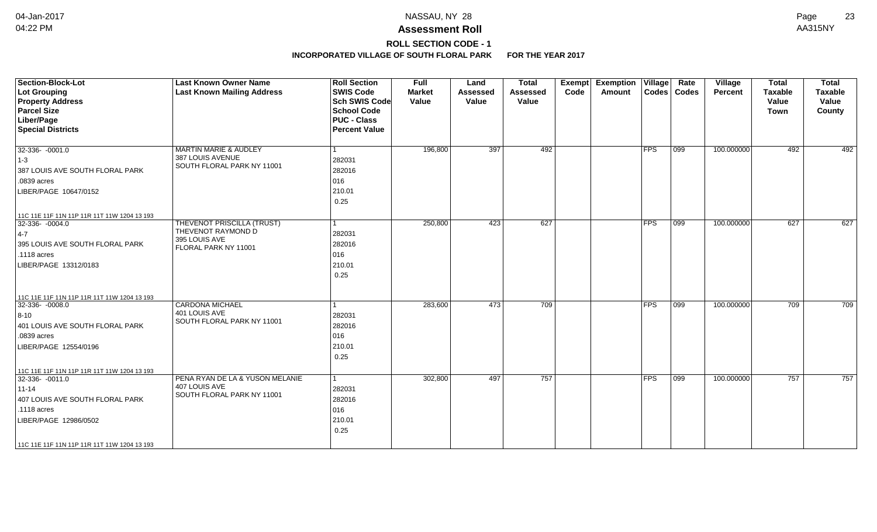# Assessment Roll

## ROLL SECTION CODE - 1

### INCORPORATED VILLAGE OF SOUTH FLORAL PARK FOR THE YEAR 2017

| Section-Block-Lot / Lot Grouping / Property Address / Parcel Size / Liber/Page / Special Districts | Last Known Owner Name / Last Known Mailing Address | Roll Section / SWIS Code / Sch SWIS Code / School Code / PUC - Class / Percent Value | Full Market Value | Land Assessed Value | Total Assessed Value | Exempt Code | Exemption Amount | Village Codes | Rate Codes | Village Percent | Total Taxable Value Town | Total Taxable Value County |
|---|---|---|---|---|---|---|---|---|---|---|---|---|
| 32-336- -0001.0<br>1-3<br>387 LOUIS AVE SOUTH FLORAL PARK<br>.0839 acres<br>LIBER/PAGE 10647/0152<br>11C 11E 11F 11N 11P 11R 11T 11W 1204 13 193 | MARTIN MARIE & AUDLEY<br>387 LOUIS AVENUE<br>SOUTH FLORAL PARK NY 11001 | 1<br>282031<br>282016<br>016<br>210.01<br>0.25 | 196,800 | 397 | 492 | | | FPS | 099 | 100.000000 | 492 | 492 |
| 32-336- -0004.0<br>4-7<br>395 LOUIS AVE SOUTH FLORAL PARK<br>.1118 acres<br>LIBER/PAGE 13312/0183<br>11C 11E 11F 11N 11P 11R 11T 11W 1204 13 193 | THEVENOT PRISCILLA (TRUST)<br>THEVENOT RAYMOND D<br>395 LOUIS AVE<br>FLORAL PARK NY 11001 | 1<br>282031<br>282016<br>016<br>210.01<br>0.25 | 250,800 | 423 | 627 | | | FPS | 099 | 100.000000 | 627 | 627 |
| 32-336- -0008.0<br>8-10<br>401 LOUIS AVE SOUTH FLORAL PARK<br>.0839 acres<br>LIBER/PAGE 12554/0196<br>11C 11E 11F 11N 11P 11R 11T 11W 1204 13 193 | CARDONA MICHAEL<br>401 LOUIS AVE<br>SOUTH FLORAL PARK NY 11001 | 1<br>282031<br>282016<br>016<br>210.01<br>0.25 | 283,600 | 473 | 709 | | | FPS | 099 | 100.000000 | 709 | 709 |
| 32-336- -0011.0<br>11-14<br>407 LOUIS AVE SOUTH FLORAL PARK<br>.1118 acres<br>LIBER/PAGE 12986/0502<br>11C 11E 11F 11N 11P 11R 11T 11W 1204 13 193 | PENA RYAN DE LA & YUSON MELANIE<br>407 LOUIS AVE<br>SOUTH FLORAL PARK NY 11001 | 1<br>282031<br>282016<br>016<br>210.01<br>0.25 | 302,800 | 497 | 757 | | | FPS | 099 | 100.000000 | 757 | 757 |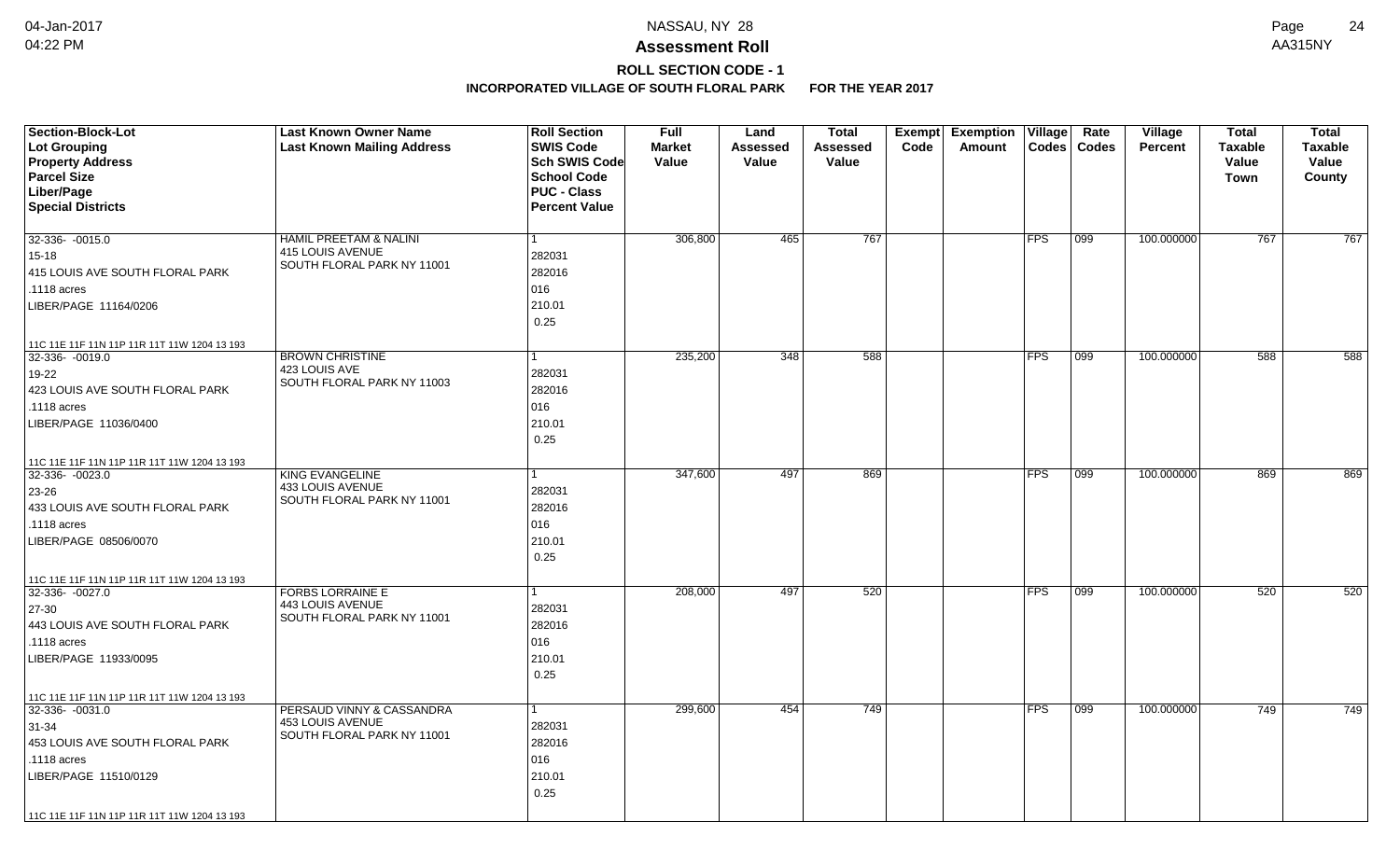# Assessment Roll

## ROLL SECTION CODE - 1

### INCORPORATED VILLAGE OF SOUTH FLORAL PARK FOR THE YEAR 2017

NASSAU, NY 28

AA315NY

| Section-Block-Lot<br>Lot Grouping<br>Property Address<br>Parcel Size<br>Liber/Page<br>Special Districts | Last Known Owner Name<br>Last Known Mailing Address | Roll Section<br>SWIS Code<br>Sch SWIS Code<br>School Code<br>PUC - Class<br>Percent Value | Full Market Value | Land Assessed Value | Total Assessed Value | Exempt Code | Exemption Amount | Village Codes | Rate Codes | Village Percent | Total Taxable Value Town | Total Taxable Value County |
|---|---|---|---|---|---|---|---|---|---|---|---|---|
| 32-336- -0015.0<br>15-18<br>415 LOUIS AVE SOUTH FLORAL PARK<br>.1118 acres<br>LIBER/PAGE 11164/0206<br>11C 11E 11F 11N 11P 11R 11T 11W 1204 13 193 | HAMIL PREETAM & NALINI<br>415 LOUIS AVENUE<br>SOUTH FLORAL PARK NY 11001 | 1<br>282031<br>282016<br>016<br>210.01<br>0.25 | 306,800 | 465 | 767 | | | FPS | 099 | 100.000000 | 767 | 767 |
| 32-336- -0019.0<br>19-22<br>423 LOUIS AVE SOUTH FLORAL PARK<br>.1118 acres<br>LIBER/PAGE 11036/0400<br>11C 11E 11F 11N 11P 11R 11T 11W 1204 13 193 | BROWN CHRISTINE<br>423 LOUIS AVE<br>SOUTH FLORAL PARK NY 11003 | 1<br>282031<br>282016<br>016<br>210.01<br>0.25 | 235,200 | 348 | 588 | | | FPS | 099 | 100.000000 | 588 | 588 |
| 32-336- -0023.0<br>23-26<br>433 LOUIS AVE SOUTH FLORAL PARK<br>.1118 acres<br>LIBER/PAGE 08506/0070<br>11C 11E 11F 11N 11P 11R 11T 11W 1204 13 193 | KING EVANGELINE<br>433 LOUIS AVENUE<br>SOUTH FLORAL PARK NY 11001 | 1<br>282031<br>282016<br>016<br>210.01<br>0.25 | 347,600 | 497 | 869 | | | FPS | 099 | 100.000000 | 869 | 869 |
| 32-336- -0027.0<br>27-30<br>443 LOUIS AVE SOUTH FLORAL PARK<br>.1118 acres<br>LIBER/PAGE 11933/0095<br>11C 11E 11F 11N 11P 11R 11T 11W 1204 13 193 | FORBS LORRAINE E<br>443 LOUIS AVENUE<br>SOUTH FLORAL PARK NY 11001 | 1<br>282031<br>282016<br>016<br>210.01<br>0.25 | 208,000 | 497 | 520 | | | FPS | 099 | 100.000000 | 520 | 520 |
| 32-336- -0031.0<br>31-34<br>453 LOUIS AVE SOUTH FLORAL PARK<br>.1118 acres<br>LIBER/PAGE 11510/0129<br>11C 11E 11F 11N 11P 11R 11T 11W 1204 13 193 | PERSAUD VINNY & CASSANDRA<br>453 LOUIS AVENUE<br>SOUTH FLORAL PARK NY 11001 | 1<br>282031<br>282016<br>016<br>210.01<br>0.25 | 299,600 | 454 | 749 | | | FPS | 099 | 100.000000 | 749 | 749 |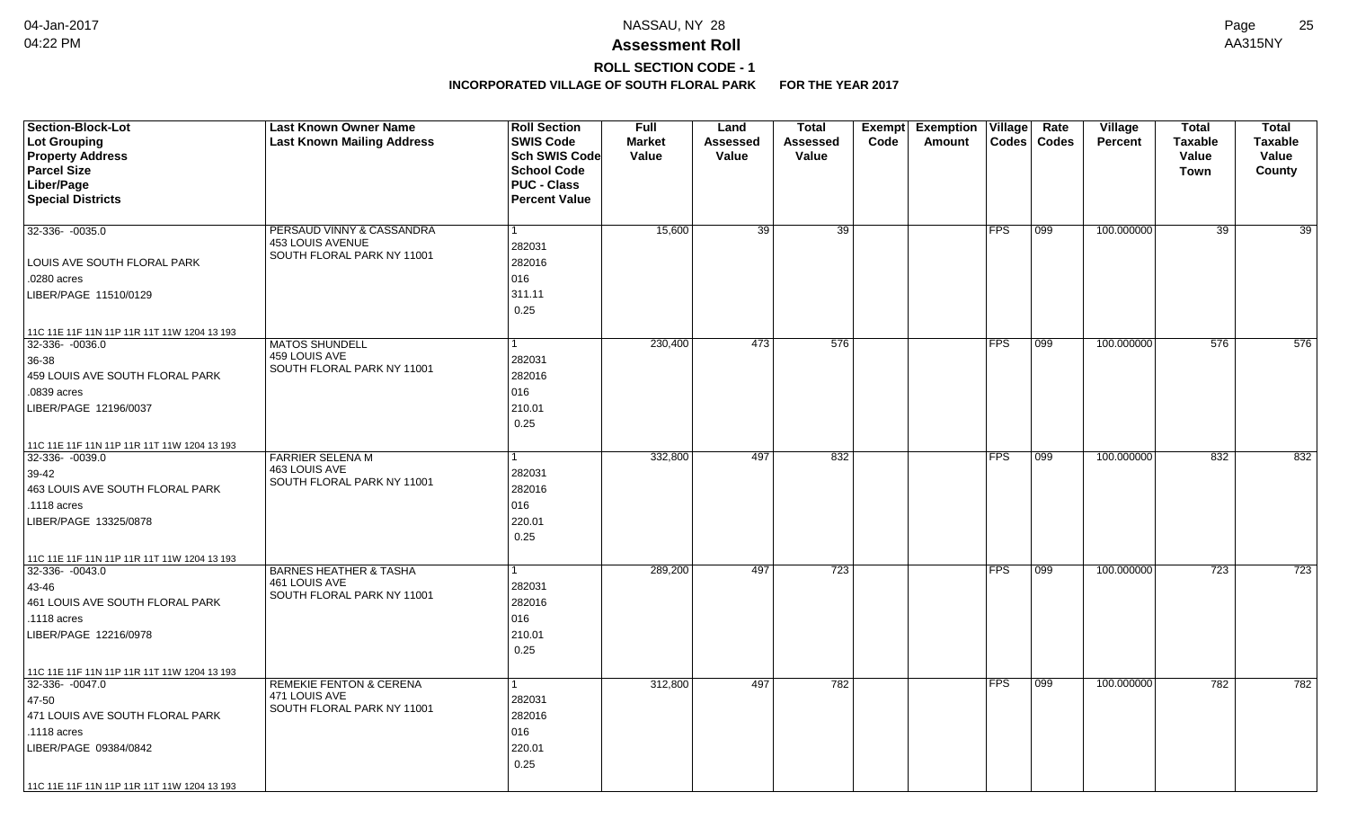# Assessment Roll

**ROLL SECTION CODE - 1**

**INCORPORATED VILLAGE OF SOUTH FLORAL PARK FOR THE YEAR 2017**

| Section-Block-Lot<br>Lot Grouping<br>Property Address<br>Parcel Size<br>Liber/Page<br>Special Districts | Last Known Owner Name<br>Last Known Mailing Address | Roll Section<br>SWIS Code<br>Sch SWIS Code<br>School Code<br>PUC - Class<br>Percent Value | Full Market Value | Land Assessed Value | Total Assessed Value | Exempt Code | Exemption Amount | Village Codes | Rate Codes | Village Percent | Total Taxable Value Town | Total Taxable Value County |
|---|---|---|---|---|---|---|---|---|---|---|---|---|
| 32-336- -0035.0<br><br>LOUIS AVE SOUTH FLORAL PARK<br>.0280 acres<br>LIBER/PAGE 11510/0129<br><br>11C 11E 11F 11N 11P 11R 11T 11W 1204 13 193 | PERSAUD VINNY & CASSANDRA<br>453 LOUIS AVENUE<br>SOUTH FLORAL PARK NY 11001 | 1<br>282031<br>282016<br>016<br>311.11<br>0.25 | 15,600 | 39 | 39 | | | FPS | 099 | 100.000000 | 39 | 39 |
| 32-336- -0036.0<br>36-38<br>459 LOUIS AVE SOUTH FLORAL PARK<br>.0839 acres<br>LIBER/PAGE 12196/0037<br><br>11C 11E 11F 11N 11P 11R 11T 11W 1204 13 193 | MATOS SHUNDELL<br>459 LOUIS AVE<br>SOUTH FLORAL PARK NY 11001 | 1<br>282031<br>282016<br>016<br>210.01<br>0.25 | 230,400 | 473 | 576 | | | FPS | 099 | 100.000000 | 576 | 576 |
| 32-336- -0039.0<br>39-42<br>463 LOUIS AVE SOUTH FLORAL PARK<br>.1118 acres<br>LIBER/PAGE 13325/0878<br><br>11C 11E 11F 11N 11P 11R 11T 11W 1204 13 193 | FARRIER SELENA M<br>463 LOUIS AVE<br>SOUTH FLORAL PARK NY 11001 | 1<br>282031<br>282016<br>016<br>220.01<br>0.25 | 332,800 | 497 | 832 | | | FPS | 099 | 100.000000 | 832 | 832 |
| 32-336- -0043.0<br>43-46<br>461 LOUIS AVE SOUTH FLORAL PARK<br>.1118 acres<br>LIBER/PAGE 12216/0978<br><br>11C 11E 11F 11N 11P 11R 11T 11W 1204 13 193 | BARNES HEATHER & TASHA<br>461 LOUIS AVE<br>SOUTH FLORAL PARK NY 11001 | 1<br>282031<br>282016<br>016<br>210.01<br>0.25 | 289,200 | 497 | 723 | | | FPS | 099 | 100.000000 | 723 | 723 |
| 32-336- -0047.0<br>47-50<br>471 LOUIS AVE SOUTH FLORAL PARK<br>.1118 acres<br>LIBER/PAGE 09384/0842<br><br>11C 11E 11F 11N 11P 11R 11T 11W 1204 13 193 | REMEKIE FENTON & CERENA<br>471 LOUIS AVE<br>SOUTH FLORAL PARK NY 11001 | 1<br>282031<br>282016<br>016<br>220.01<br>0.25 | 312,800 | 497 | 782 | | | FPS | 099 | 100.000000 | 782 | 782 |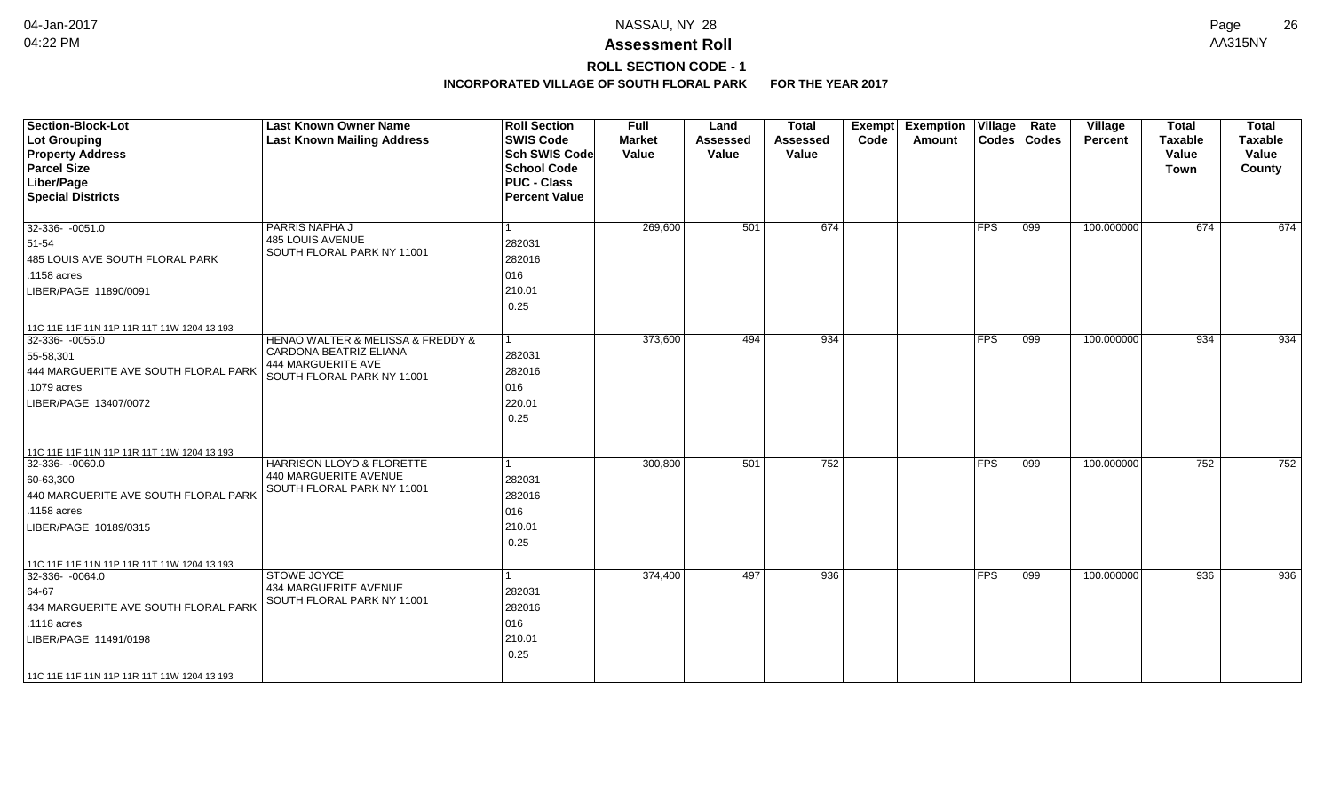# Assessment Roll

**ROLL SECTION CODE - 1**

**INCORPORATED VILLAGE OF SOUTH FLORAL PARK FOR THE YEAR 2017**

| Section-Block-Lot<br>Lot Grouping<br>Property Address<br>Parcel Size<br>Liber/Page<br>Special Districts | Last Known Owner Name<br>Last Known Mailing Address | Roll Section<br>SWIS Code<br>Sch SWIS Code<br>School Code<br>PUC - Class<br>Percent Value | Full Market Value | Land Assessed Value | Total Assessed Value | Exempt Code | Exemption Amount | Village Codes | Rate Codes | Village Percent | Total Taxable Value Town | Total Taxable Value County |
|---|---|---|---|---|---|---|---|---|---|---|---|---|
| 32-336- -0051.0<br>51-54<br>485 LOUIS AVE SOUTH FLORAL PARK<br>.1158 acres<br>LIBER/PAGE 11890/0091<br>11C 11E 11F 11N 11P 11R 11T 11W 1204 13 193 | PARRIS NAPHA J<br>485 LOUIS AVENUE<br>SOUTH FLORAL PARK NY 11001 | 1<br>282031<br>282016<br>016<br>210.01<br>0.25 | 269,600 | 501 | 674 | | | FPS | 099 | 100.000000 | 674 | 674 |
| 32-336- -0055.0<br>55-58,301<br>444 MARGUERITE AVE SOUTH FLORAL PARK<br>.1079 acres<br>LIBER/PAGE 13407/0072<br>11C 11E 11F 11N 11P 11R 11T 11W 1204 13 193 | HENAO WALTER & MELISSA & FREDDY &<br>CARDONA BEATRIZ ELIANA<br>444 MARGUERITE AVE<br>SOUTH FLORAL PARK NY 11001 | 1<br>282031<br>282016<br>016<br>220.01<br>0.25 | 373,600 | 494 | 934 | | | FPS | 099 | 100.000000 | 934 | 934 |
| 32-336- -0060.0<br>60-63,300<br>440 MARGUERITE AVE SOUTH FLORAL PARK<br>.1158 acres<br>LIBER/PAGE 10189/0315<br>11C 11E 11F 11N 11P 11R 11T 11W 1204 13 193 | HARRISON LLOYD & FLORETTE<br>440 MARGUERITE AVENUE<br>SOUTH FLORAL PARK NY 11001 | 1<br>282031<br>282016<br>016<br>210.01<br>0.25 | 300,800 | 501 | 752 | | | FPS | 099 | 100.000000 | 752 | 752 |
| 32-336- -0064.0<br>64-67<br>434 MARGUERITE AVE SOUTH FLORAL PARK<br>.1118 acres<br>LIBER/PAGE 11491/0198<br>11C 11E 11F 11N 11P 11R 11T 11W 1204 13 193 | STOWE JOYCE<br>434 MARGUERITE AVENUE<br>SOUTH FLORAL PARK NY 11001 | 1<br>282031<br>282016<br>016<br>210.01<br>0.25 | 374,400 | 497 | 936 | | | FPS | 099 | 100.000000 | 936 | 936 |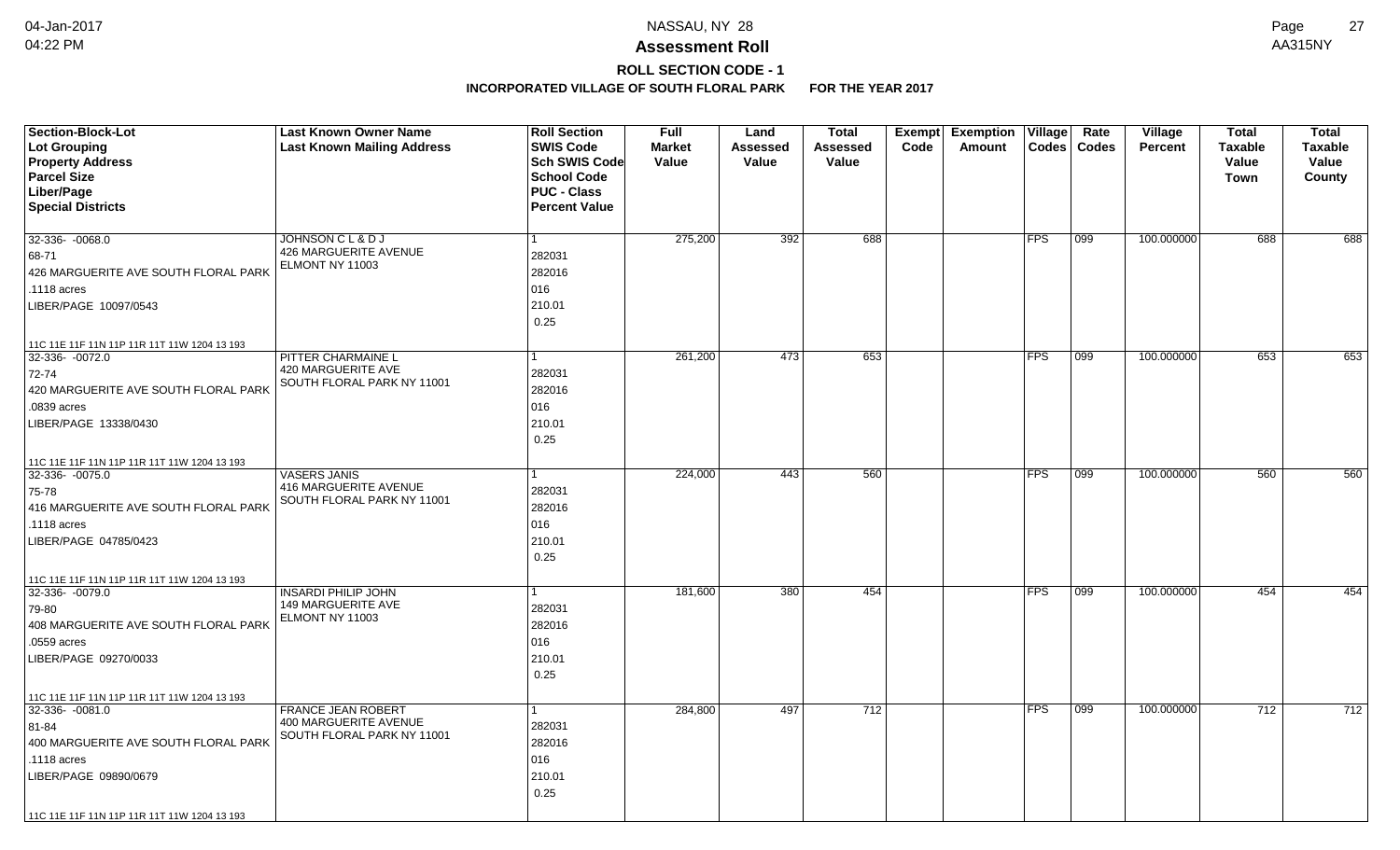# Assessment Roll

## ROLL SECTION CODE - 1

**INCORPORATED VILLAGE OF SOUTH FLORAL PARK FOR THE YEAR 2017**

| Section-Block-Lot<br>Lot Grouping<br>Property Address<br>Parcel Size<br>Liber/Page<br>Special Districts | Last Known Owner Name<br>Last Known Mailing Address | Roll Section<br>SWIS Code<br>Sch SWIS Code<br>School Code<br>PUC - Class<br>Percent Value | Full Market Value | Land Assessed Value | Total Assessed Value | Exempt Code | Exemption Amount | Village Codes | Rate Codes | Village Percent | Total Taxable Value Town | Total Taxable Value County |
|---|---|---|---|---|---|---|---|---|---|---|---|---|
| 32-336- -0068.0<br>68-71<br>426 MARGUERITE AVE SOUTH FLORAL PARK<br>.1118 acres<br>LIBER/PAGE 10097/0543<br>11C 11E 11F 11N 11P 11R 11T 11W 1204 13 193 | JOHNSON C L & D J<br>426 MARGUERITE AVENUE<br>ELMONT NY 11003 | 1<br>282031<br>282016<br>016<br>210.01<br>0.25 | 275,200 | 392 | 688 | | | FPS | 099 | 100.000000 | 688 | 688 |
| 32-336- -0072.0<br>72-74<br>420 MARGUERITE AVE SOUTH FLORAL PARK<br>.0839 acres<br>LIBER/PAGE 13338/0430<br>11C 11E 11F 11N 11P 11R 11T 11W 1204 13 193 | PITTER CHARMAINE L<br>420 MARGUERITE AVE<br>SOUTH FLORAL PARK NY 11001 | 1<br>282031<br>282016<br>016<br>210.01<br>0.25 | 261,200 | 473 | 653 | | | FPS | 099 | 100.000000 | 653 | 653 |
| 32-336- -0075.0<br>75-78<br>416 MARGUERITE AVE SOUTH FLORAL PARK<br>.1118 acres<br>LIBER/PAGE 04785/0423<br>11C 11E 11F 11N 11P 11R 11T 11W 1204 13 193 | VASERS JANIS<br>416 MARGUERITE AVENUE<br>SOUTH FLORAL PARK NY 11001 | 1<br>282031<br>282016<br>016<br>210.01<br>0.25 | 224,000 | 443 | 560 | | | FPS | 099 | 100.000000 | 560 | 560 |
| 32-336- -0079.0<br>79-80<br>408 MARGUERITE AVE SOUTH FLORAL PARK<br>.0559 acres<br>LIBER/PAGE 09270/0033<br>11C 11E 11F 11N 11P 11R 11T 11W 1204 13 193 | INSARDI PHILIP JOHN<br>149 MARGUERITE AVE<br>ELMONT NY 11003 | 1<br>282031<br>282016<br>016<br>210.01<br>0.25 | 181,600 | 380 | 454 | | | FPS | 099 | 100.000000 | 454 | 454 |
| 32-336- -0081.0<br>81-84<br>400 MARGUERITE AVE SOUTH FLORAL PARK<br>.1118 acres<br>LIBER/PAGE 09890/0679<br>11C 11E 11F 11N 11P 11R 11T 11W 1204 13 193 | FRANCE JEAN ROBERT<br>400 MARGUERITE AVENUE<br>SOUTH FLORAL PARK NY 11001 | 1<br>282031<br>282016<br>016<br>210.01<br>0.25 | 284,800 | 497 | 712 | | | FPS | 099 | 100.000000 | 712 | 712 |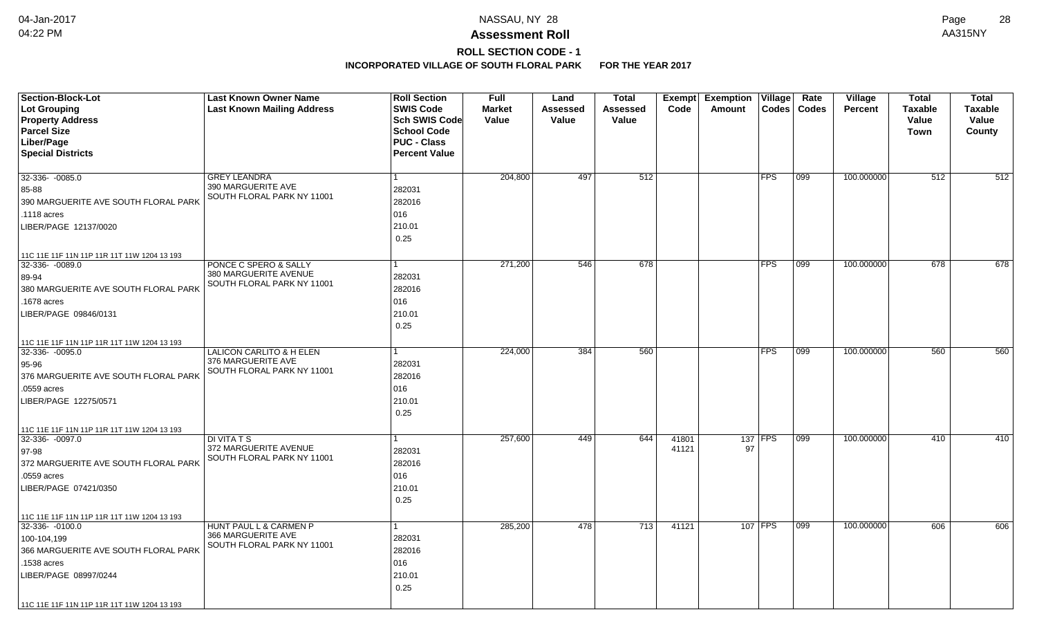# Assessment Roll

## ROLL SECTION CODE - 1

### INCORPORATED VILLAGE OF SOUTH FLORAL PARK FOR THE YEAR 2017

| Section-Block-Lot<br>Lot Grouping<br>Property Address<br>Parcel Size<br>Liber/Page<br>Special Districts | Last Known Owner Name<br>Last Known Mailing Address | Roll Section<br>SWIS Code<br>Sch SWIS Code<br>School Code<br>PUC - Class<br>Percent Value | Full Market Value | Land Assessed Value | Total Assessed Value | Exempt Code | Exemption Amount | Village Codes | Rate Codes | Village Percent | Total Taxable Value Town | Total Taxable Value County |
|---|---|---|---|---|---|---|---|---|---|---|---|---|
| 32-336- -0085.0<br>85-88<br>390 MARGUERITE AVE SOUTH FLORAL PARK<br>.1118 acres<br>LIBER/PAGE 12137/0020<br>11C 11E 11F 11N 11P 11R 11T 11W 1204 13 193 | GREY LEANDRA<br>390 MARGUERITE AVE<br>SOUTH FLORAL PARK NY 11001 | 1<br>282031<br>282016<br>016<br>210.01<br>0.25 | 204,800 | 497 | 512 | | | FPS | 099 | 100.000000 | 512 | 512 |
| 32-336- -0089.0<br>89-94<br>380 MARGUERITE AVE SOUTH FLORAL PARK<br>.1678 acres<br>LIBER/PAGE 09846/0131<br>11C 11E 11F 11N 11P 11R 11T 11W 1204 13 193 | PONCE C SPERO & SALLY<br>380 MARGUERITE AVENUE<br>SOUTH FLORAL PARK NY 11001 | 1<br>282031<br>282016<br>016<br>210.01<br>0.25 | 271,200 | 546 | 678 | | | FPS | 099 | 100.000000 | 678 | 678 |
| 32-336- -0095.0<br>95-96<br>376 MARGUERITE AVE SOUTH FLORAL PARK<br>.0559 acres<br>LIBER/PAGE 12275/0571<br>11C 11E 11F 11N 11P 11R 11T 11W 1204 13 193 | LALICON CARLITO & H ELEN<br>376 MARGUERITE AVE<br>SOUTH FLORAL PARK NY 11001 | 1<br>282031<br>282016<br>016<br>210.01<br>0.25 | 224,000 | 384 | 560 | | | FPS | 099 | 100.000000 | 560 | 560 |
| 32-336- -0097.0<br>97-98<br>372 MARGUERITE AVE SOUTH FLORAL PARK<br>.0559 acres<br>LIBER/PAGE 07421/0350<br>11C 11E 11F 11N 11P 11R 11T 11W 1204 13 193 | DI VITA T S<br>372 MARGUERITE AVENUE<br>SOUTH FLORAL PARK NY 11001 | 1<br>282031<br>282016<br>016<br>210.01<br>0.25 | 257,600 | 449 | 644 | 41801<br>41121 | 137<br>97 | FPS | 099 | 100.000000 | 410 | 410 |
| 32-336- -0100.0<br>100-104,199<br>366 MARGUERITE AVE SOUTH FLORAL PARK<br>.1538 acres<br>LIBER/PAGE 08997/0244<br>11C 11E 11F 11N 11P 11R 11T 11W 1204 13 193 | HUNT PAUL L & CARMEN P<br>366 MARGUERITE AVE<br>SOUTH FLORAL PARK NY 11001 | 1<br>282031<br>282016<br>016<br>210.01<br>0.25 | 285,200 | 478 | 713 | 41121 | 107 | FPS | 099 | 100.000000 | 606 | 606 |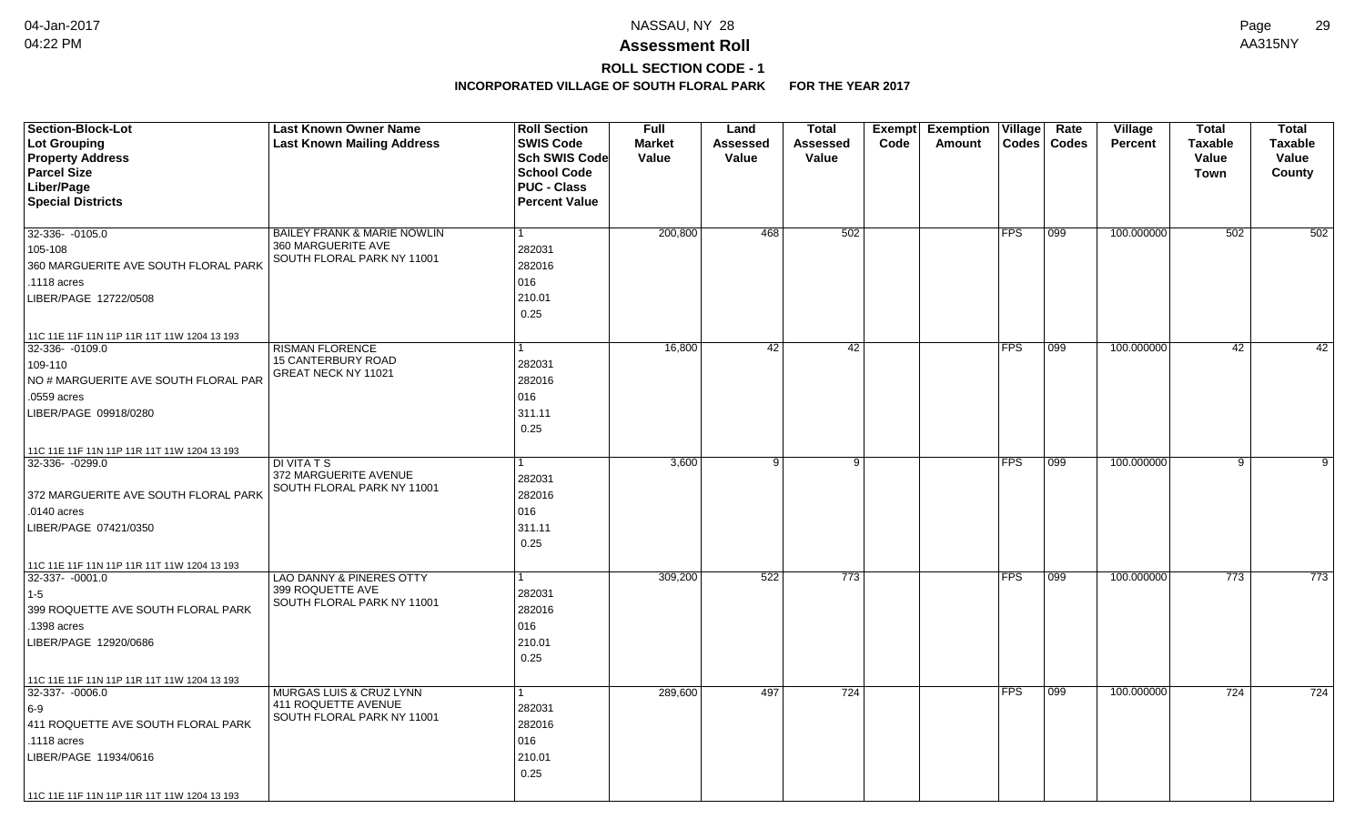# Assessment Roll

## ROLL SECTION CODE - 1

### INCORPORATED VILLAGE OF SOUTH FLORAL PARK FOR THE YEAR 2017

| Section-Block-Lot<br>Lot Grouping<br>Property Address<br>Parcel Size<br>Liber/Page<br>Special Districts | Last Known Owner Name<br>Last Known Mailing Address | Roll Section<br>SWIS Code<br>Sch SWIS Code<br>School Code<br>PUC - Class<br>Percent Value | Full Market Value | Land Assessed Value | Total Assessed Value | Exempt Code | Exemption Amount | Village Codes | Rate Codes | Village Percent | Total Taxable Value Town | Total Taxable Value County |
|---|---|---|---|---|---|---|---|---|---|---|---|---|
| 32-336- -0105.0<br>105-108<br>360 MARGUERITE AVE SOUTH FLORAL PARK<br>.1118 acres<br>LIBER/PAGE 12722/0508<br>11C 11E 11F 11N 11P 11R 11T 11W 1204 13 193 | BAILEY FRANK & MARIE NOWLIN<br>360 MARGUERITE AVE<br>SOUTH FLORAL PARK NY 11001 | 1<br>282031<br>282016<br>016<br>210.01<br>0.25 | 200,800 | 468 | 502 | | | FPS | 099 | 100.000000 | 502 | 502 |
| 32-336- -0109.0<br>109-110<br>NO # MARGUERITE AVE SOUTH FLORAL PAR<br>.0559 acres<br>LIBER/PAGE 09918/0280<br>11C 11E 11F 11N 11P 11R 11T 11W 1204 13 193 | RISMAN FLORENCE<br>15 CANTERBURY ROAD<br>GREAT NECK NY 11021 | 1<br>282031<br>282016<br>016<br>311.11<br>0.25 | 16,800 | 42 | 42 | | | FPS | 099 | 100.000000 | 42 | 42 |
| 32-336- -0299.0<br><br>372 MARGUERITE AVE SOUTH FLORAL PARK<br>.0140 acres<br>LIBER/PAGE 07421/0350<br>11C 11E 11F 11N 11P 11R 11T 11W 1204 13 193 | DI VITA T S<br>372 MARGUERITE AVENUE<br>SOUTH FLORAL PARK NY 11001 | 1<br>282031<br>282016<br>016<br>311.11<br>0.25 | 3,600 | 9 | 9 | | | FPS | 099 | 100.000000 | 9 | 9 |
| 32-337- -0001.0<br>1-5<br>399 ROQUETTE AVE SOUTH FLORAL PARK<br>.1398 acres<br>LIBER/PAGE 12920/0686<br>11C 11E 11F 11N 11P 11R 11T 11W 1204 13 193 | LAO DANNY & PINERES OTTY<br>399 ROQUETTE AVE<br>SOUTH FLORAL PARK NY 11001 | 1<br>282031<br>282016<br>016<br>210.01<br>0.25 | 309,200 | 522 | 773 | | | FPS | 099 | 100.000000 | 773 | 773 |
| 32-337- -0006.0<br>6-9<br>411 ROQUETTE AVE SOUTH FLORAL PARK<br>.1118 acres<br>LIBER/PAGE 11934/0616<br>11C 11E 11F 11N 11P 11R 11T 11W 1204 13 193 | MURGAS LUIS & CRUZ LYNN<br>411 ROQUETTE AVENUE<br>SOUTH FLORAL PARK NY 11001 | 1<br>282031<br>282016<br>016<br>210.01<br>0.25 | 289,600 | 497 | 724 | | | FPS | 099 | 100.000000 | 724 | 724 |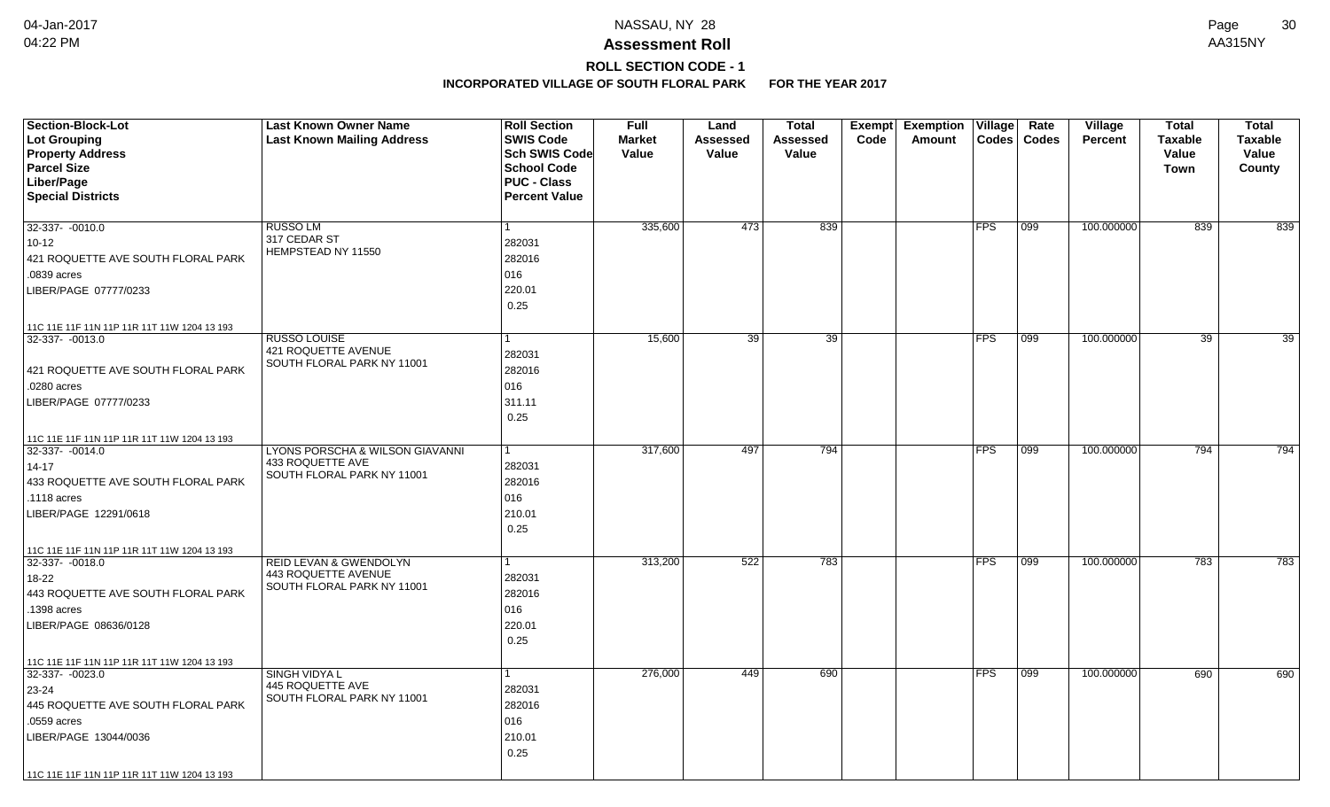# Assessment Roll

**ROLL SECTION CODE - 1**

**INCORPORATED VILLAGE OF SOUTH FLORAL PARK FOR THE YEAR 2017**

| Section-Block-Lot<br>Lot Grouping<br>Property Address<br>Parcel Size<br>Liber/Page<br>Special Districts | Last Known Owner Name<br>Last Known Mailing Address | Roll Section<br>SWIS Code<br>Sch SWIS Code<br>School Code<br>PUC - Class<br>Percent Value | Full Market Value | Land Assessed Value | Total Assessed Value | Exempt Code | Exemption Amount | Village Codes | Rate Codes | Village Percent | Total Taxable Value Town | Total Taxable Value County |
|---|---|---|---|---|---|---|---|---|---|---|---|---|
| 32-337- -0010.0<br>10-12<br>421 ROQUETTE AVE SOUTH FLORAL PARK<br>.0839 acres<br>LIBER/PAGE 07777/0233<br>11C 11E 11F 11N 11P 11R 11T 11W 1204 13 193 | RUSSO LM<br>317 CEDAR ST<br>HEMPSTEAD NY 11550 | 1<br>282031<br>282016<br>016<br>220.01<br>0.25 | 335,600 | 473 | 839 | | | FPS | 099 | 100.000000 | 839 | 839 |
| 32-337- -0013.0<br><br>421 ROQUETTE AVE SOUTH FLORAL PARK<br>.0280 acres<br>LIBER/PAGE 07777/0233<br>11C 11E 11F 11N 11P 11R 11T 11W 1204 13 193 | RUSSO LOUISE<br>421 ROQUETTE AVENUE<br>SOUTH FLORAL PARK NY 11001 | 1<br>282031<br>282016<br>016<br>311.11<br>0.25 | 15,600 | 39 | 39 | | | FPS | 099 | 100.000000 | 39 | 39 |
| 32-337- -0014.0<br>14-17<br>433 ROQUETTE AVE SOUTH FLORAL PARK<br>.1118 acres<br>LIBER/PAGE 12291/0618<br>11C 11E 11F 11N 11P 11R 11T 11W 1204 13 193 | LYONS PORSCHA & WILSON GIAVANNI<br>433 ROQUETTE AVE<br>SOUTH FLORAL PARK NY 11001 | 1<br>282031<br>282016<br>016<br>210.01<br>0.25 | 317,600 | 497 | 794 | | | FPS | 099 | 100.000000 | 794 | 794 |
| 32-337- -0018.0<br>18-22<br>443 ROQUETTE AVE SOUTH FLORAL PARK<br>.1398 acres<br>LIBER/PAGE 08636/0128<br>11C 11E 11F 11N 11P 11R 11T 11W 1204 13 193 | REID LEVAN & GWENDOLYN<br>443 ROQUETTE AVENUE<br>SOUTH FLORAL PARK NY 11001 | 1<br>282031<br>282016<br>016<br>220.01<br>0.25 | 313,200 | 522 | 783 | | | FPS | 099 | 100.000000 | 783 | 783 |
| 32-337- -0023.0<br>23-24<br>445 ROQUETTE AVE SOUTH FLORAL PARK<br>.0559 acres<br>LIBER/PAGE 13044/0036<br>11C 11E 11F 11N 11P 11R 11T 11W 1204 13 193 | SINGH VIDYA L<br>445 ROQUETTE AVE<br>SOUTH FLORAL PARK NY 11001 | 1<br>282031<br>282016<br>016<br>210.01<br>0.25 | 276,000 | 449 | 690 | | | FPS | 099 | 100.000000 | 690 | 690 |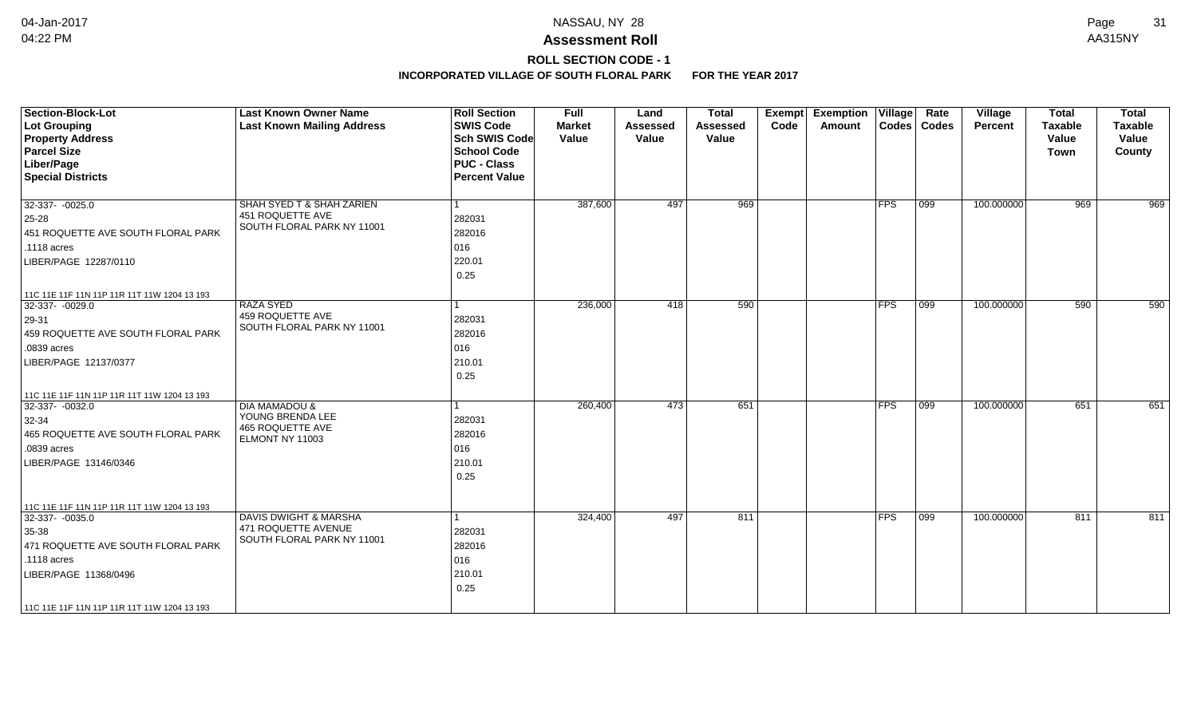**NASSAU, NY 28**

**Assessment Roll**

**ROLL SECTION CODE - 1**

**INCORPORATED VILLAGE OF SOUTH FLORAL PARK FOR THE YEAR 2017**

| Section-Block-Lot<br>Lot Grouping<br>Property Address<br>Parcel Size<br>Liber/Page<br>Special Districts | Last Known Owner Name<br>Last Known Mailing Address | Roll Section<br>SWIS Code<br>Sch SWIS Code<br>School Code<br>PUC - Class<br>Percent Value | Full Market Value | Land Assessed Value | Total Assessed Value | Exempt Code | Exemption Amount | Village Codes | Rate Codes | Village Percent | Total Taxable Value Town | Total Taxable Value County |
|---|---|---|---|---|---|---|---|---|---|---|---|---|
| 32-337- -0025.0<br>25-28<br>451 ROQUETTE AVE SOUTH FLORAL PARK<br>.1118 acres<br>LIBER/PAGE 12287/0110<br>11C 11E 11F 11N 11P 11R 11T 11W 1204 13 193 | SHAH SYED T & SHAH ZARIEN<br>451 ROQUETTE AVE<br>SOUTH FLORAL PARK NY 11001 | 1<br>282031<br>282016<br>016<br>220.01<br>0.25 | 387,600 | 497 | 969 | | | FPS | 099 | 100.000000 | 969 | 969 |
| 32-337- -0029.0<br>29-31<br>459 ROQUETTE AVE SOUTH FLORAL PARK<br>.0839 acres<br>LIBER/PAGE 12137/0377<br>11C 11E 11F 11N 11P 11R 11T 11W 1204 13 193 | RAZA SYED<br>459 ROQUETTE AVE<br>SOUTH FLORAL PARK NY 11001 | 1<br>282031<br>282016<br>016<br>210.01<br>0.25 | 236,000 | 418 | 590 | | | FPS | 099 | 100.000000 | 590 | 590 |
| 32-337- -0032.0<br>32-34<br>465 ROQUETTE AVE SOUTH FLORAL PARK<br>.0839 acres<br>LIBER/PAGE 13146/0346<br>11C 11E 11F 11N 11P 11R 11T 11W 1204 13 193 | DIA MAMADOU &<br>YOUNG BRENDA LEE<br>465 ROQUETTE AVE<br>ELMONT NY 11003 | 1<br>282031<br>282016<br>016<br>210.01<br>0.25 | 260,400 | 473 | 651 | | | FPS | 099 | 100.000000 | 651 | 651 |
| 32-337- -0035.0<br>35-38<br>471 ROQUETTE AVE SOUTH FLORAL PARK<br>.1118 acres<br>LIBER/PAGE 11368/0496<br>11C 11E 11F 11N 11P 11R 11T 11W 1204 13 193 | DAVIS DWIGHT & MARSHA<br>471 ROQUETTE AVENUE<br>SOUTH FLORAL PARK NY 11001 | 1<br>282031<br>282016<br>016<br>210.01<br>0.25 | 324,400 | 497 | 811 | | | FPS | 099 | 100.000000 | 811 | 811 |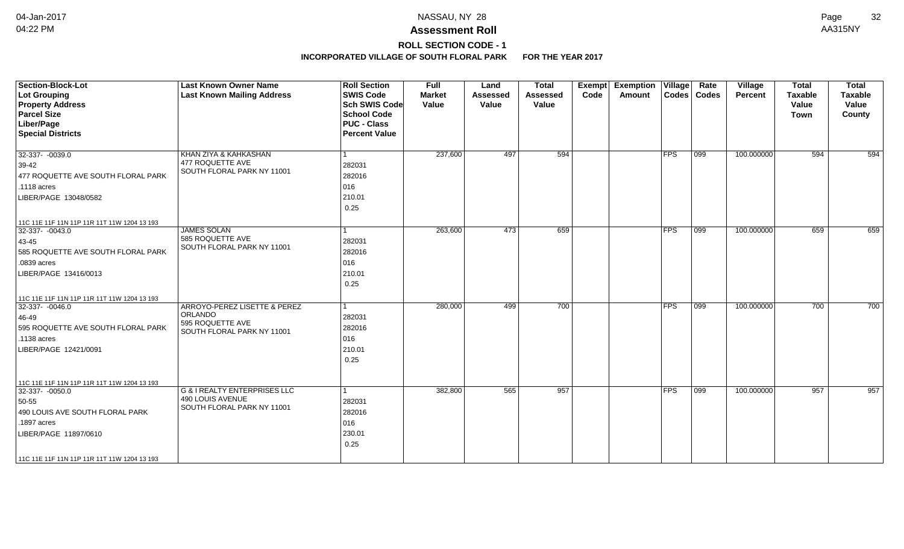# Assessment Roll

**ROLL SECTION CODE - 1**

**INCORPORATED VILLAGE OF SOUTH FLORAL PARK FOR THE YEAR 2017**

| Section-Block-Lot<br>Lot Grouping<br>Property Address<br>Parcel Size<br>Liber/Page<br>Special Districts | Last Known Owner Name<br>Last Known Mailing Address | Roll Section<br>SWIS Code<br>Sch SWIS Code<br>School Code<br>PUC - Class<br>Percent Value | Full Market Value | Land Assessed Value | Total Assessed Value | Exempt Code | Exemption Amount | Village Codes | Rate Codes | Village Percent | Total Taxable Value Town | Total Taxable Value County |
|---|---|---|---|---|---|---|---|---|---|---|---|---|
| 32-337- -0039.0<br>39-42<br>477 ROQUETTE AVE SOUTH FLORAL PARK<br>.1118 acres<br>LIBER/PAGE 13048/0582<br>11C 11E 11F 11N 11P 11R 11T 11W 1204 13 193 | KHAN ZIYA & KAHKASHAN<br>477 ROQUETTE AVE<br>SOUTH FLORAL PARK NY 11001 | 1<br>282031<br>282016<br>016<br>210.01<br>0.25 | 237,600 | 497 | 594 | | | FPS | 099 | 100.000000 | 594 | 594 |
| 32-337- -0043.0<br>43-45<br>585 ROQUETTE AVE SOUTH FLORAL PARK<br>.0839 acres<br>LIBER/PAGE 13416/0013<br>11C 11E 11F 11N 11P 11R 11T 11W 1204 13 193 | JAMES SOLAN<br>585 ROQUETTE AVE<br>SOUTH FLORAL PARK NY 11001 | 1<br>282031<br>282016<br>016<br>210.01<br>0.25 | 263,600 | 473 | 659 | | | FPS | 099 | 100.000000 | 659 | 659 |
| 32-337- -0046.0<br>46-49<br>595 ROQUETTE AVE SOUTH FLORAL PARK<br>.1138 acres<br>LIBER/PAGE 12421/0091<br>11C 11E 11F 11N 11P 11R 11T 11W 1204 13 193 | ARROYO-PEREZ LISETTE & PEREZ ORLANDO<br>595 ROQUETTE AVE<br>SOUTH FLORAL PARK NY 11001 | 1<br>282031<br>282016<br>016<br>210.01<br>0.25 | 280,000 | 499 | 700 | | | FPS | 099 | 100.000000 | 700 | 700 |
| 32-337- -0050.0<br>50-55<br>490 LOUIS AVE SOUTH FLORAL PARK<br>.1897 acres<br>LIBER/PAGE 11897/0610<br>11C 11E 11F 11N 11P 11R 11T 11W 1204 13 193 | G & I REALTY ENTERPRISES LLC<br>490 LOUIS AVENUE<br>SOUTH FLORAL PARK NY 11001 | 1<br>282031<br>282016<br>016<br>230.01<br>0.25 | 382,800 | 565 | 957 | | | FPS | 099 | 100.000000 | 957 | 957 |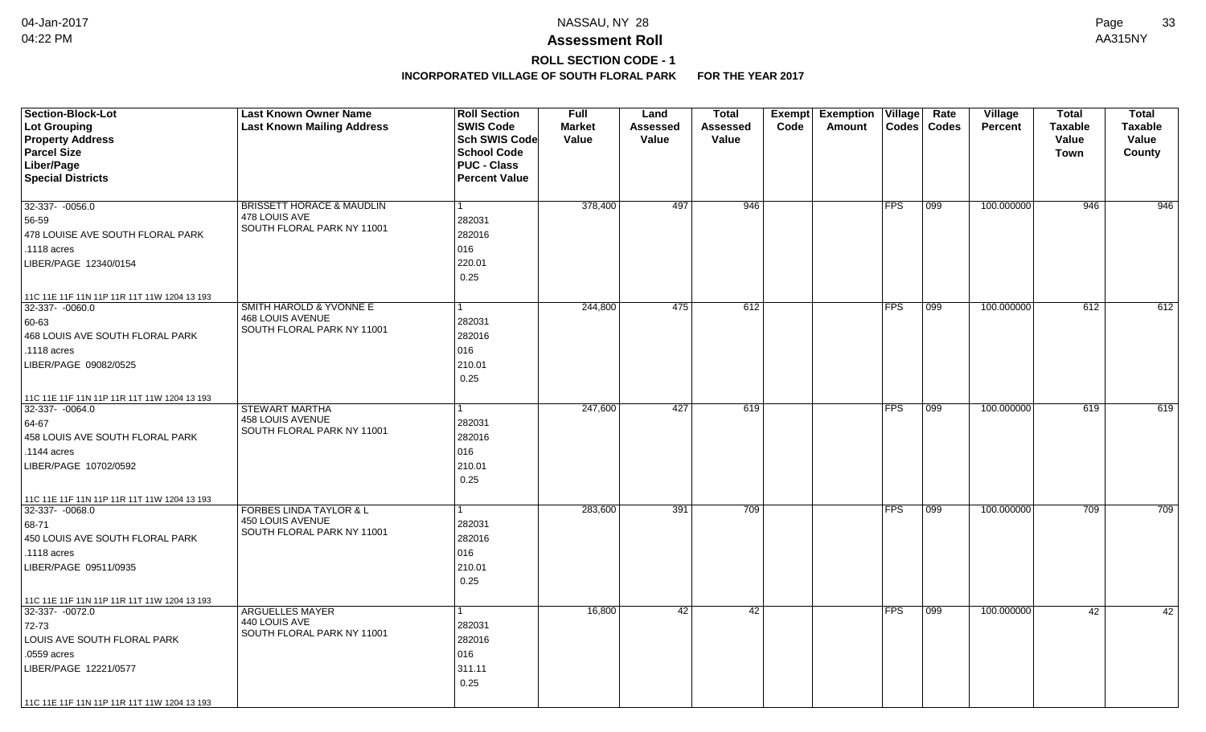# Assessment Roll

## ROLL SECTION CODE - 1

### INCORPORATED VILLAGE OF SOUTH FLORAL PARK FOR THE YEAR 2017

| Section-Block-Lot<br>Lot Grouping<br>Property Address<br>Parcel Size<br>Liber/Page<br>Special Districts | Last Known Owner Name<br>Last Known Mailing Address | Roll Section<br>SWIS Code<br>Sch SWIS Code<br>School Code<br>PUC - Class<br>Percent Value | Full Market Value | Land Assessed Value | Total Assessed Value | Exempt Code | Exemption Amount | Village Codes | Rate Codes | Village Percent | Total Taxable Value Town | Total Taxable Value County |
|---|---|---|---|---|---|---|---|---|---|---|---|---|
| 32-337- -0056.0<br>56-59<br>478 LOUISE AVE SOUTH FLORAL PARK<br>.1118 acres<br>LIBER/PAGE 12340/0154<br>11C 11E 11F 11N 11P 11R 11T 11W 1204 13 193 | BRISSETT HORACE & MAUDLIN<br>478 LOUIS AVE<br>SOUTH FLORAL PARK NY 11001 | 1<br>282031<br>282016<br>016<br>220.01<br>0.25 | 378,400 | 497 | 946 | | | FPS | 099 | 100.000000 | 946 | 946 |
| 32-337- -0060.0<br>60-63<br>468 LOUIS AVE SOUTH FLORAL PARK<br>.1118 acres<br>LIBER/PAGE 09082/0525<br>11C 11E 11F 11N 11P 11R 11T 11W 1204 13 193 | SMITH HAROLD & YVONNE E<br>468 LOUIS AVENUE<br>SOUTH FLORAL PARK NY 11001 | 1<br>282031<br>282016<br>016<br>210.01<br>0.25 | 244,800 | 475 | 612 | | | FPS | 099 | 100.000000 | 612 | 612 |
| 32-337- -0064.0<br>64-67<br>458 LOUIS AVE SOUTH FLORAL PARK<br>.1144 acres<br>LIBER/PAGE 10702/0592<br>11C 11E 11F 11N 11P 11R 11T 11W 1204 13 193 | STEWART MARTHA<br>458 LOUIS AVENUE<br>SOUTH FLORAL PARK NY 11001 | 1<br>282031<br>282016<br>016<br>210.01<br>0.25 | 247,600 | 427 | 619 | | | FPS | 099 | 100.000000 | 619 | 619 |
| 32-337- -0068.0<br>68-71<br>450 LOUIS AVE SOUTH FLORAL PARK<br>.1118 acres<br>LIBER/PAGE 09511/0935<br>11C 11E 11F 11N 11P 11R 11T 11W 1204 13 193 | FORBES LINDA TAYLOR & L<br>450 LOUIS AVENUE<br>SOUTH FLORAL PARK NY 11001 | 1<br>282031<br>282016<br>016<br>210.01<br>0.25 | 283,600 | 391 | 709 | | | FPS | 099 | 100.000000 | 709 | 709 |
| 32-337- -0072.0<br>72-73<br>LOUIS AVE SOUTH FLORAL PARK<br>.0559 acres<br>LIBER/PAGE 12221/0577<br>11C 11E 11F 11N 11P 11R 11T 11W 1204 13 193 | ARGUELLES MAYER<br>440 LOUIS AVE<br>SOUTH FLORAL PARK NY 11001 | 1<br>282031<br>282016<br>016<br>311.11<br>0.25 | 16,800 | 42 | 42 | | | FPS | 099 | 100.000000 | 42 | 42 |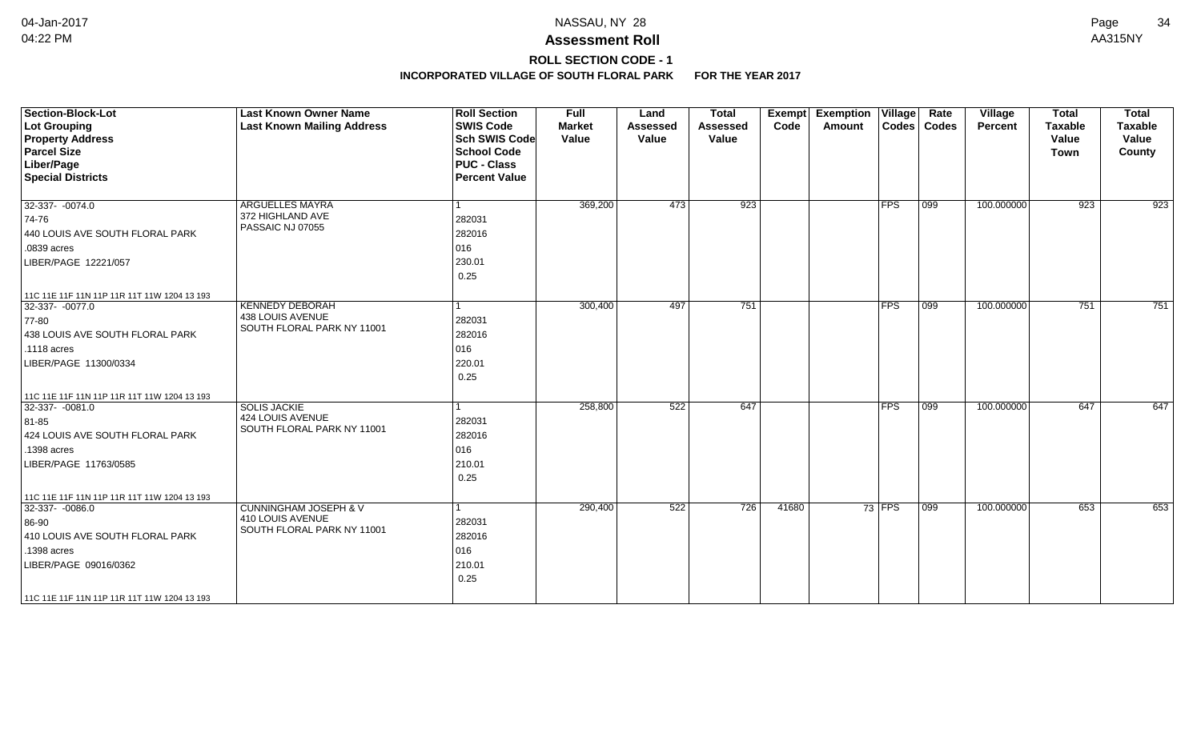# Assessment Roll

## ROLL SECTION CODE - 1

**INCORPORATED VILLAGE OF SOUTH FLORAL PARK FOR THE YEAR 2017**

| Section-Block-Lot<br>Lot Grouping<br>Property Address<br>Parcel Size<br>Liber/Page<br>Special Districts | Last Known Owner Name<br>Last Known Mailing Address | Roll Section<br>SWIS Code<br>Sch SWIS Code<br>School Code<br>PUC - Class<br>Percent Value | Full Market Value | Land Assessed Value | Total Assessed Value | Exempt Code | Exemption Amount | Village Codes | Rate Codes | Village Percent | Total Taxable Value Town | Total Taxable Value County |
|---|---|---|---|---|---|---|---|---|---|---|---|---|
| 32-337- -0074.0<br>74-76<br>440 LOUIS AVE SOUTH FLORAL PARK<br>.0839 acres<br>LIBER/PAGE 12221/057<br>11C 11E 11F 11N 11P 11R 11T 11W 1204 13 193 | ARGUELLES MAYRA<br>372 HIGHLAND AVE<br>PASSAIC NJ 07055 | 1<br>282031<br>282016<br>016<br>230.01<br>0.25 | 369,200 | 473 | 923 | | | FPS | 099 | 100.000000 | 923 | 923 |
| 32-337- -0077.0<br>77-80<br>438 LOUIS AVE SOUTH FLORAL PARK<br>.1118 acres<br>LIBER/PAGE 11300/0334<br>11C 11E 11F 11N 11P 11R 11T 11W 1204 13 193 | KENNEDY DEBORAH<br>438 LOUIS AVENUE<br>SOUTH FLORAL PARK NY 11001 | 1<br>282031<br>282016<br>016<br>220.01<br>0.25 | 300,400 | 497 | 751 | | | FPS | 099 | 100.000000 | 751 | 751 |
| 32-337- -0081.0<br>81-85<br>424 LOUIS AVE SOUTH FLORAL PARK<br>.1398 acres<br>LIBER/PAGE 11763/0585<br>11C 11E 11F 11N 11P 11R 11T 11W 1204 13 193 | SOLIS JACKIE<br>424 LOUIS AVENUE<br>SOUTH FLORAL PARK NY 11001 | 1<br>282031<br>282016<br>016<br>210.01<br>0.25 | 258,800 | 522 | 647 | | | FPS | 099 | 100.000000 | 647 | 647 |
| 32-337- -0086.0<br>86-90<br>410 LOUIS AVE SOUTH FLORAL PARK<br>.1398 acres<br>LIBER/PAGE 09016/0362<br>11C 11E 11F 11N 11P 11R 11T 11W 1204 13 193 | CUNNINGHAM JOSEPH & V<br>410 LOUIS AVENUE<br>SOUTH FLORAL PARK NY 11001 | 1<br>282031<br>282016<br>016<br>210.01<br>0.25 | 290,400 | 522 | 726 | 41680 | 73 | FPS | 099 | 100.000000 | 653 | 653 |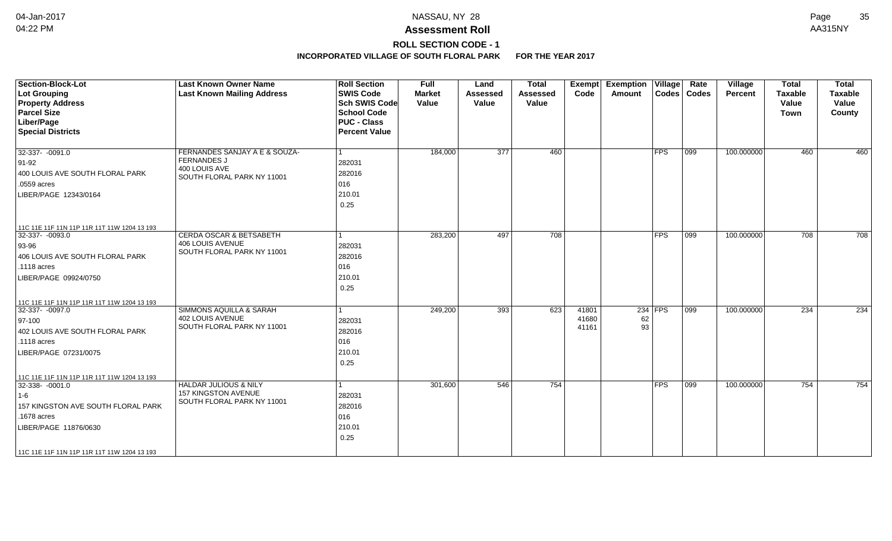**NASSAU, NY 28**

**Assessment Roll**

**ROLL SECTION CODE - 1**

**INCORPORATED VILLAGE OF SOUTH FLORAL PARK FOR THE YEAR 2017**

| Section-Block-Lot<br>Lot Grouping<br>Property Address<br>Parcel Size<br>Liber/Page<br>Special Districts | Last Known Owner Name<br>Last Known Mailing Address | Roll Section<br>SWIS Code<br>Sch SWIS Code<br>School Code<br>PUC - Class<br>Percent Value | Full Market Value | Land Assessed Value | Total Assessed Value | Exempt Code | Exemption Amount | Village Codes | Rate Codes | Village Percent | Total Taxable Value Town | Total Taxable Value County |
|---|---|---|---|---|---|---|---|---|---|---|---|---|
| 32-337- -0091.0<br>91-92<br>400 LOUIS AVE SOUTH FLORAL PARK<br>.0559 acres<br>LIBER/PAGE 12343/0164<br>11C 11E 11F 11N 11P 11R 11T 11W 1204 13 193 | FERNANDES SANJAY A E & SOUZA-FERNANDES J<br>400 LOUIS AVE<br>SOUTH FLORAL PARK NY 11001 | 1<br>282031<br>282016<br>016<br>210.01<br>0.25 | 184,000 | 377 | 460 | | | FPS | 099 | 100.000000 | 460 | 460 |
| 32-337- -0093.0<br>93-96<br>406 LOUIS AVE SOUTH FLORAL PARK<br>.1118 acres<br>LIBER/PAGE 09924/0750<br>11C 11E 11F 11N 11P 11R 11T 11W 1204 13 193 | CERDA OSCAR & BETSABETH<br>406 LOUIS AVENUE<br>SOUTH FLORAL PARK NY 11001 | 1<br>282031<br>282016<br>016<br>210.01<br>0.25 | 283,200 | 497 | 708 | | | FPS | 099 | 100.000000 | 708 | 708 |
| 32-337- -0097.0<br>97-100<br>402 LOUIS AVE SOUTH FLORAL PARK<br>.1118 acres<br>LIBER/PAGE 07231/0075<br>11C 11E 11F 11N 11P 11R 11T 11W 1204 13 193 | SIMMONS AQUILLA & SARAH<br>402 LOUIS AVENUE<br>SOUTH FLORAL PARK NY 11001 | 1<br>282031<br>282016<br>016<br>210.01<br>0.25 | 249,200 | 393 | 623 | 41801<br>41680<br>41161 | 234<br>62<br>93 | FPS | 099 | 100.000000 | 234 | 234 |
| 32-338- -0001.0<br>1-6<br>157 KINGSTON AVE SOUTH FLORAL PARK<br>.1678 acres<br>LIBER/PAGE 11876/0630<br>11C 11E 11F 11N 11P 11R 11T 11W 1204 13 193 | HALDAR JULIOUS & NILY<br>157 KINGSTON AVENUE<br>SOUTH FLORAL PARK NY 11001 | 1<br>282031<br>282016<br>016<br>210.01<br>0.25 | 301,600 | 546 | 754 | | | FPS | 099 | 100.000000 | 754 | 754 |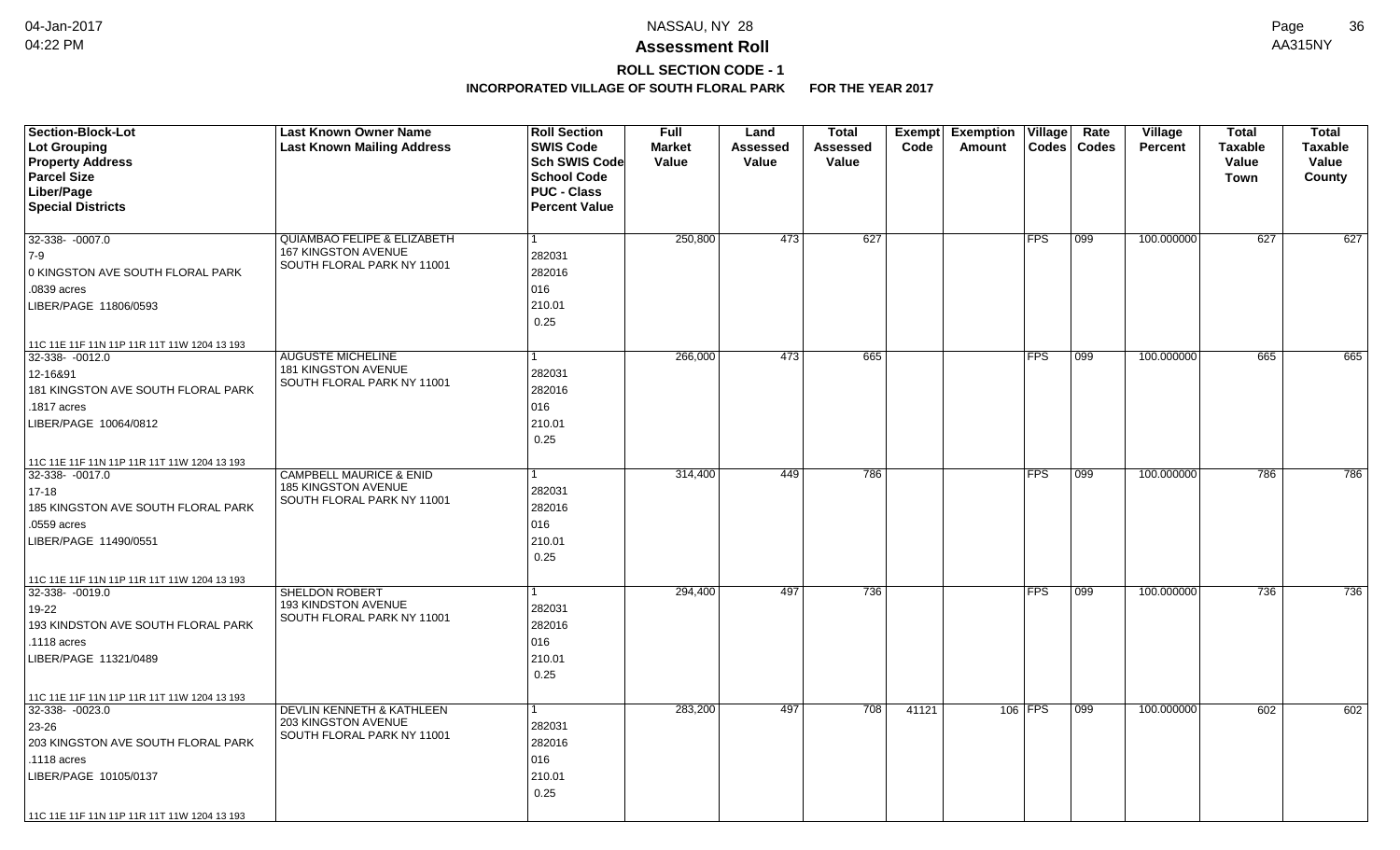# Assessment Roll

## ROLL SECTION CODE - 1

### INCORPORATED VILLAGE OF SOUTH FLORAL PARK FOR THE YEAR 2017

| Section-Block-Lot<br>Lot Grouping<br>Property Address<br>Parcel Size<br>Liber/Page<br>Special Districts | Last Known Owner Name<br>Last Known Mailing Address | Roll Section<br>SWIS Code<br>Sch SWIS Code<br>School Code<br>PUC - Class<br>Percent Value | Full Market Value | Land Assessed Value | Total Assessed Value | Exempt Code | Exemption Amount | Village Codes | Rate Codes | Village Percent | Total Taxable Value Town | Total Taxable Value County |
|---|---|---|---|---|---|---|---|---|---|---|---|---|
| 32-338- -0007.0<br>7-9<br>0 KINGSTON AVE SOUTH FLORAL PARK<br>.0839 acres<br>LIBER/PAGE 11806/0593<br>11C 11E 11F 11N 11P 11R 11T 11W 1204 13 193 | QUIAMBAO FELIPE & ELIZABETH<br>167 KINGSTON AVENUE<br>SOUTH FLORAL PARK NY 11001 | 1<br>282031<br>282016<br>016<br>210.01<br>0.25 | 250,800 | 473 | 627 | | | FPS | 099 | 100.000000 | 627 | 627 |
| 32-338- -0012.0<br>12-16&91<br>181 KINGSTON AVE SOUTH FLORAL PARK<br>.1817 acres<br>LIBER/PAGE 10064/0812<br>11C 11E 11F 11N 11P 11R 11T 11W 1204 13 193 | AUGUSTE MICHELINE<br>181 KINGSTON AVENUE<br>SOUTH FLORAL PARK NY 11001 | 1<br>282031<br>282016<br>016<br>210.01<br>0.25 | 266,000 | 473 | 665 | | | FPS | 099 | 100.000000 | 665 | 665 |
| 32-338- -0017.0<br>17-18<br>185 KINGSTON AVE SOUTH FLORAL PARK<br>.0559 acres<br>LIBER/PAGE 11490/0551<br>11C 11E 11F 11N 11P 11R 11T 11W 1204 13 193 | CAMPBELL MAURICE & ENID<br>185 KINGSTON AVENUE<br>SOUTH FLORAL PARK NY 11001 | 1<br>282031<br>282016<br>016<br>210.01<br>0.25 | 314,400 | 449 | 786 | | | FPS | 099 | 100.000000 | 786 | 786 |
| 32-338- -0019.0<br>19-22<br>193 KINDSTON AVE SOUTH FLORAL PARK<br>.1118 acres<br>LIBER/PAGE 11321/0489<br>11C 11E 11F 11N 11P 11R 11T 11W 1204 13 193 | SHELDON ROBERT<br>193 KINDSTON AVENUE<br>SOUTH FLORAL PARK NY 11001 | 1<br>282031<br>282016<br>016<br>210.01<br>0.25 | 294,400 | 497 | 736 | | | FPS | 099 | 100.000000 | 736 | 736 |
| 32-338- -0023.0<br>23-26<br>203 KINGSTON AVE SOUTH FLORAL PARK<br>.1118 acres<br>LIBER/PAGE 10105/0137<br>11C 11E 11F 11N 11P 11R 11T 11W 1204 13 193 | DEVLIN KENNETH & KATHLEEN<br>203 KINGSTON AVENUE<br>SOUTH FLORAL PARK NY 11001 | 1<br>282031<br>282016<br>016<br>210.01<br>0.25 | 283,200 | 497 | 708 | 41121 | 106 | FPS | 099 | 100.000000 | 602 | 602 |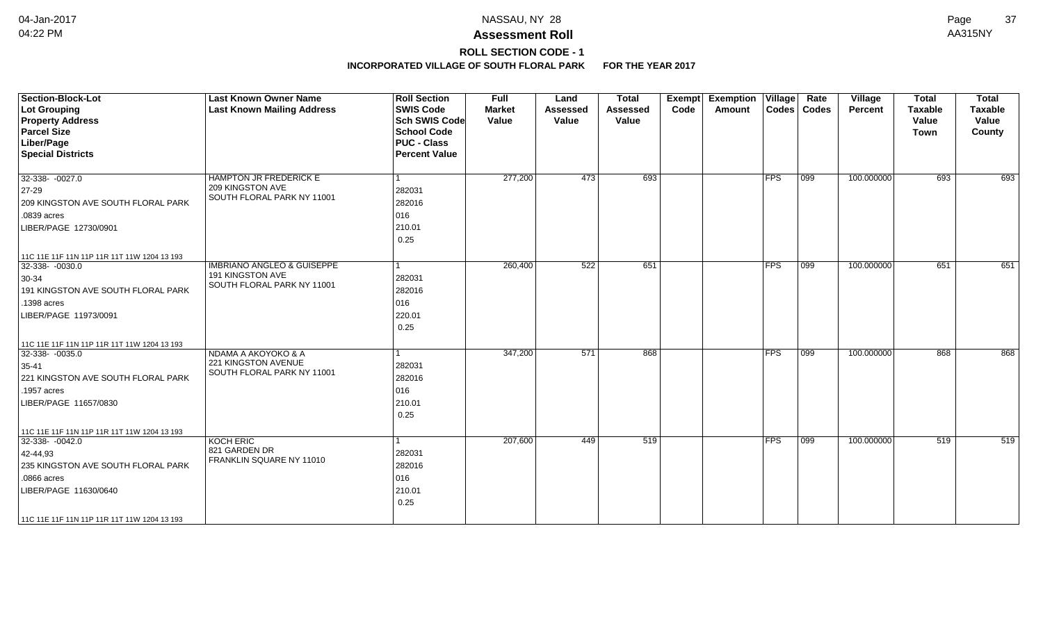# NASSAU, NY 28

## Assessment Roll

### ROLL SECTION CODE - 1

**INCORPORATED VILLAGE OF SOUTH FLORAL PARK FOR THE YEAR 2017**

| Section-Block-Lot<br>Lot Grouping<br>Property Address<br>Parcel Size<br>Liber/Page<br>Special Districts | Last Known Owner Name<br>Last Known Mailing Address | Roll Section<br>SWIS Code<br>Sch SWIS Code<br>School Code<br>PUC - Class<br>Percent Value | Full Market Value | Land Assessed Value | Total Assessed Value | Exempt Code | Exemption Amount | Village Codes | Rate Codes | Village Percent | Total Taxable Value Town | Total Taxable Value County |
|---|---|---|---|---|---|---|---|---|---|---|---|---|
| 32-338- -0027.0<br>27-29<br>209 KINGSTON AVE SOUTH FLORAL PARK<br>.0839 acres<br>LIBER/PAGE 12730/0901<br><br>11C 11E 11F 11N 11P 11R 11T 11W 1204 13 193 | HAMPTON JR FREDERICK E<br>209 KINGSTON AVE<br>SOUTH FLORAL PARK NY 11001 | 1<br>282031<br>282016<br>016<br>210.01<br>0.25 | 277,200 | 473 | 693 | | | FPS | 099 | 100.000000 | 693 | 693 |
| 32-338- -0030.0<br>30-34<br>191 KINGSTON AVE SOUTH FLORAL PARK<br>.1398 acres<br>LIBER/PAGE 11973/0091<br><br>11C 11E 11F 11N 11P 11R 11T 11W 1204 13 193 | IMBRIANO ANGLEO & GUISEPPE<br>191 KINGSTON AVE<br>SOUTH FLORAL PARK NY 11001 | 1<br>282031<br>282016<br>016<br>220.01<br>0.25 | 260,400 | 522 | 651 | | | FPS | 099 | 100.000000 | 651 | 651 |
| 32-338- -0035.0<br>35-41<br>221 KINGSTON AVE SOUTH FLORAL PARK<br>.1957 acres<br>LIBER/PAGE 11657/0830<br><br>11C 11E 11F 11N 11P 11R 11T 11W 1204 13 193 | NDAMA A AKOYOKO & A<br>221 KINGSTON AVENUE<br>SOUTH FLORAL PARK NY 11001 | 1<br>282031<br>282016<br>016<br>210.01<br>0.25 | 347,200 | 571 | 868 | | | FPS | 099 | 100.000000 | 868 | 868 |
| 32-338- -0042.0<br>42-44,93<br>235 KINGSTON AVE SOUTH FLORAL PARK<br>.0866 acres<br>LIBER/PAGE 11630/0640<br><br>11C 11E 11F 11N 11P 11R 11T 11W 1204 13 193 | KOCH ERIC<br>821 GARDEN DR<br>FRANKLIN SQUARE NY 11010 | 1<br>282031<br>282016<br>016<br>210.01<br>0.25 | 207,600 | 449 | 519 | | | FPS | 099 | 100.000000 | 519 | 519 |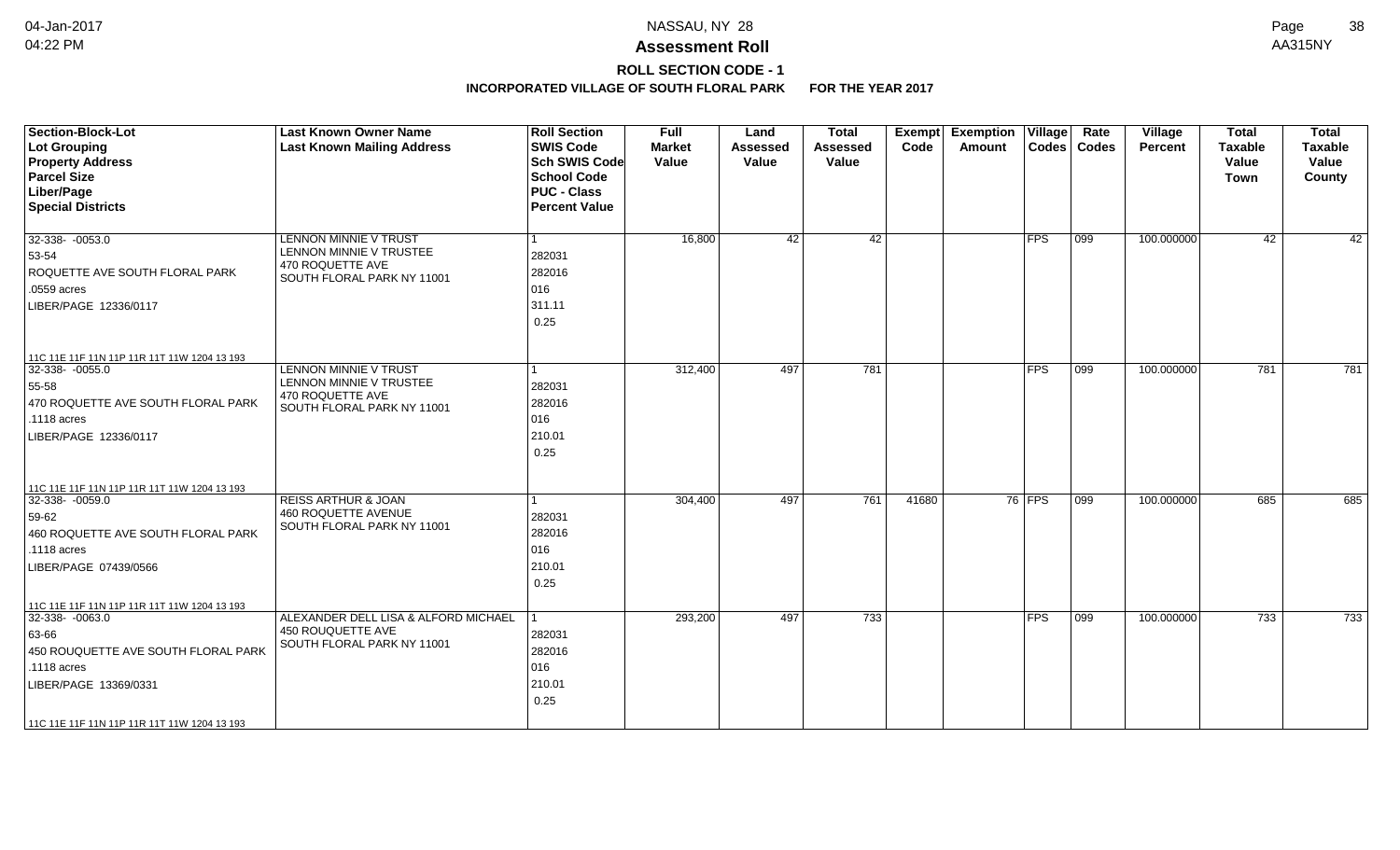# Assessment Roll

**ROLL SECTION CODE - 1**

**INCORPORATED VILLAGE OF SOUTH FLORAL PARK FOR THE YEAR 2017**

NASSAU, NY 28

04-Jan-2017 04:22 PM

AA315NY

| Section-Block-Lot<br>Lot Grouping<br>Property Address<br>Parcel Size<br>Liber/Page<br>Special Districts | Last Known Owner Name<br>Last Known Mailing Address | Roll Section<br>SWIS Code<br>Sch SWIS Code<br>School Code<br>PUC - Class<br>Percent Value | Full Market Value | Land Assessed Value | Total Assessed Value | Exempt Code | Exemption Amount | Village Codes | Rate Codes | Village Percent | Total Taxable Value Town | Total Taxable Value County |
|---|---|---|---|---|---|---|---|---|---|---|---|---|
| 32-338- -0053.0<br>53-54<br>ROQUETTE AVE SOUTH FLORAL PARK<br>.0559 acres<br>LIBER/PAGE 12336/0117<br>11C 11E 11F 11N 11P 11R 11T 11W 1204 13 193 | LENNON MINNIE V TRUST<br>LENNON MINNIE V TRUSTEE<br>470 ROQUETTE AVE<br>SOUTH FLORAL PARK NY 11001 | 1<br>282031<br>282016<br>016<br>311.11<br>0.25 | 16,800 | 42 | 42 | | | FPS | 099 | 100.000000 | 42 | 42 |
| 32-338- -0055.0<br>55-58<br>470 ROQUETTE AVE SOUTH FLORAL PARK<br>.1118 acres<br>LIBER/PAGE 12336/0117<br>11C 11E 11F 11N 11P 11R 11T 11W 1204 13 193 | LENNON MINNIE V TRUST<br>LENNON MINNIE V TRUSTEE<br>470 ROQUETTE AVE<br>SOUTH FLORAL PARK NY 11001 | 1<br>282031<br>282016<br>016<br>210.01<br>0.25 | 312,400 | 497 | 781 | | | FPS | 099 | 100.000000 | 781 | 781 |
| 32-338- -0059.0<br>59-62<br>460 ROQUETTE AVE SOUTH FLORAL PARK<br>.1118 acres<br>LIBER/PAGE 07439/0566<br>11C 11E 11F 11N 11P 11R 11T 11W 1204 13 193 | REISS ARTHUR & JOAN<br>460 ROQUETTE AVENUE<br>SOUTH FLORAL PARK NY 11001 | 1<br>282031<br>282016<br>016<br>210.01<br>0.25 | 304,400 | 497 | 761 | 41680 | 76 | FPS | 099 | 100.000000 | 685 | 685 |
| 32-338- -0063.0<br>63-66<br>450 ROUQUETTE AVE SOUTH FLORAL PARK<br>.1118 acres<br>LIBER/PAGE 13369/0331<br>11C 11E 11F 11N 11P 11R 11T 11W 1204 13 193 | ALEXANDER DELL LISA & ALFORD MICHAEL<br>450 ROUQUETTE AVE<br>SOUTH FLORAL PARK NY 11001 | 1<br>282031<br>282016<br>016<br>210.01<br>0.25 | 293,200 | 497 | 733 | | | FPS | 099 | 100.000000 | 733 | 733 |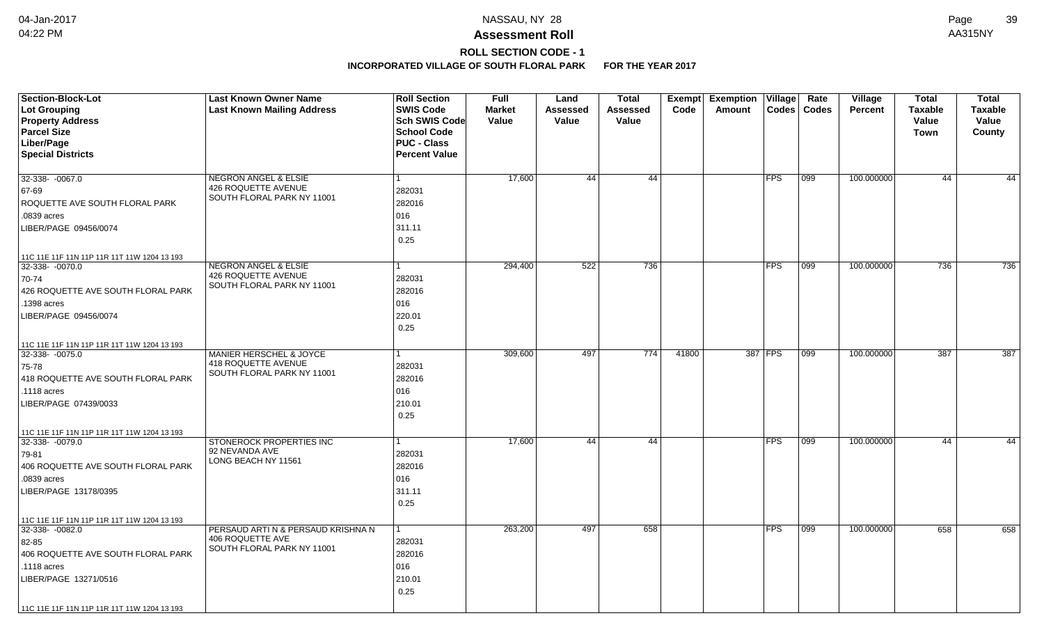# Assessment Roll

## ROLL SECTION CODE - 1

### INCORPORATED VILLAGE OF SOUTH FLORAL PARK FOR THE YEAR 2017

NASSAU, NY 28

| Section-Block-Lot<br>Lot Grouping<br>Property Address<br>Parcel Size<br>Liber/Page<br>Special Districts | Last Known Owner Name<br>Last Known Mailing Address | Roll Section<br>SWIS Code<br>Sch SWIS Code<br>School Code<br>PUC - Class<br>Percent Value | Full Market Value | Land Assessed Value | Total Assessed Value | Exempt Code | Exemption Amount | Village Codes | Rate Codes | Village Percent | Total Taxable Value Town | Total Taxable Value County |
|---|---|---|---|---|---|---|---|---|---|---|---|---|
| 32-338- -0067.0<br>67-69<br>ROQUETTE AVE SOUTH FLORAL PARK<br>.0839 acres<br>LIBER/PAGE 09456/0074<br>11C 11E 11F 11N 11P 11R 11T 11W 1204 13 193 | NEGRON ANGEL & ELSIE<br>426 ROQUETTE AVENUE<br>SOUTH FLORAL PARK NY 11001 | 1<br>282031<br>282016<br>016<br>311.11<br>0.25 | 17,600 | 44 | 44 | | | FPS | 099 | 100.000000 | 44 | 44 |
| 32-338- -0070.0<br>70-74<br>426 ROQUETTE AVE SOUTH FLORAL PARK<br>.1398 acres<br>LIBER/PAGE 09456/0074<br>11C 11E 11F 11N 11P 11R 11T 11W 1204 13 193 | NEGRON ANGEL & ELSIE<br>426 ROQUETTE AVENUE<br>SOUTH FLORAL PARK NY 11001 | 1<br>282031<br>282016<br>016<br>220.01<br>0.25 | 294,400 | 522 | 736 | | | FPS | 099 | 100.000000 | 736 | 736 |
| 32-338- -0075.0<br>75-78<br>418 ROQUETTE AVE SOUTH FLORAL PARK<br>.1118 acres<br>LIBER/PAGE 07439/0033<br>11C 11E 11F 11N 11P 11R 11T 11W 1204 13 193 | MANIER HERSCHEL & JOYCE<br>418 ROQUETTE AVENUE<br>SOUTH FLORAL PARK NY 11001 | 1<br>282031<br>282016<br>016<br>210.01<br>0.25 | 309,600 | 497 | 774 | 41800 | 387 | FPS | 099 | 100.000000 | 387 | 387 |
| 32-338- -0079.0<br>79-81<br>406 ROQUETTE AVE SOUTH FLORAL PARK<br>.0839 acres<br>LIBER/PAGE 13178/0395<br>11C 11E 11F 11N 11P 11R 11T 11W 1204 13 193 | STONEROCK PROPERTIES INC<br>92 NEVANDA AVE<br>LONG BEACH NY 11561 | 1<br>282031<br>282016<br>016<br>311.11<br>0.25 | 17,600 | 44 | 44 | | | FPS | 099 | 100.000000 | 44 | 44 |
| 32-338- -0082.0<br>82-85<br>406 ROQUETTE AVE SOUTH FLORAL PARK<br>.1118 acres<br>LIBER/PAGE 13271/0516<br>11C 11E 11F 11N 11P 11R 11T 11W 1204 13 193 | PERSAUD ARTI N & PERSAUD KRISHNA N<br>406 ROQUETTE AVE<br>SOUTH FLORAL PARK NY 11001 | 1<br>282031<br>282016<br>016<br>210.01<br>0.25 | 263,200 | 497 | 658 | | | FPS | 099 | 100.000000 | 658 | 658 |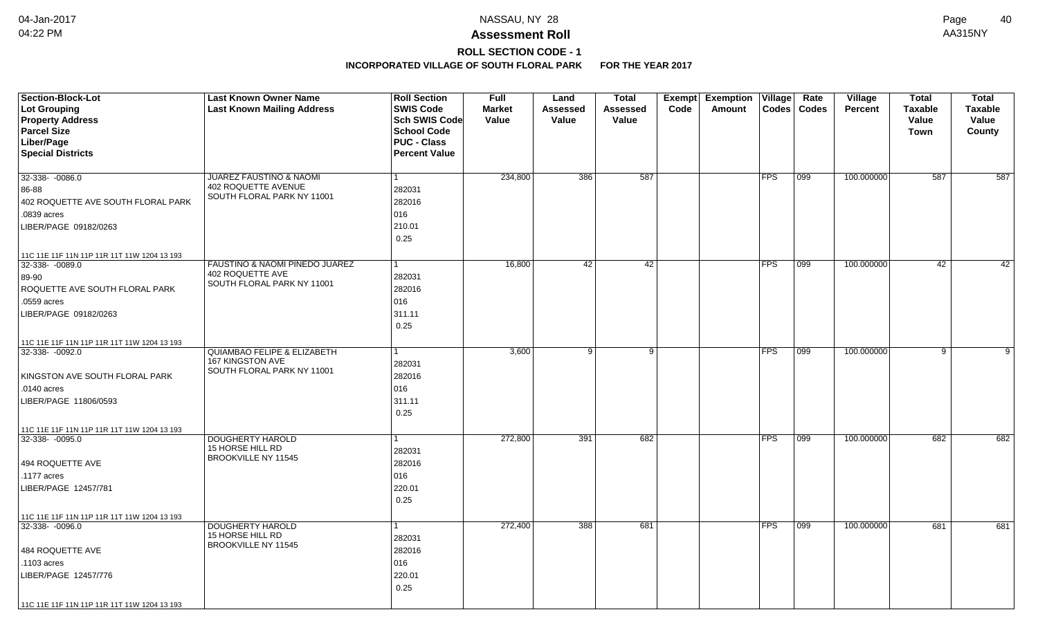# Assessment Roll

## ROLL SECTION CODE - 1

### INCORPORATED VILLAGE OF SOUTH FLORAL PARK FOR THE YEAR 2017

| Section-Block-Lot<br>Lot Grouping<br>Property Address<br>Parcel Size<br>Liber/Page<br>Special Districts | Last Known Owner Name<br>Last Known Mailing Address | Roll Section<br>SWIS Code<br>Sch SWIS Code<br>School Code<br>PUC - Class<br>Percent Value | Full Market Value | Land Assessed Value | Total Assessed Value | Exempt Code | Exemption Amount | Village Codes | Rate Codes | Village Percent | Total Taxable Value Town | Total Taxable Value County |
|---|---|---|---|---|---|---|---|---|---|---|---|---|
| 32-338- -0086.0<br>86-88<br>402 ROQUETTE AVE SOUTH FLORAL PARK<br>.0839 acres<br>LIBER/PAGE 09182/0263<br>11C 11E 11F 11N 11P 11R 11T 11W 1204 13 193 | JUAREZ FAUSTINO & NAOMI<br>402 ROQUETTE AVENUE<br>SOUTH FLORAL PARK NY 11001 | 1<br>282031<br>282016<br>016<br>210.01<br>0.25 | 234,800 | 386 | 587 | | | FPS | 099 | 100.000000 | 587 | 587 |
| 32-338- -0089.0<br>89-90<br>ROQUETTE AVE SOUTH FLORAL PARK<br>.0559 acres<br>LIBER/PAGE 09182/0263<br>11C 11E 11F 11N 11P 11R 11T 11W 1204 13 193 | FAUSTINO & NAOMI PINEDO JUAREZ<br>402 ROQUETTE AVE<br>SOUTH FLORAL PARK NY 11001 | 1<br>282031<br>282016<br>016<br>311.11<br>0.25 | 16,800 | 42 | 42 | | | FPS | 099 | 100.000000 | 42 | 42 |
| 32-338- -0092.0<br><br>KINGSTON AVE SOUTH FLORAL PARK<br>.0140 acres<br>LIBER/PAGE 11806/0593<br>11C 11E 11F 11N 11P 11R 11T 11W 1204 13 193 | QUIAMBAO FELIPE & ELIZABETH<br>167 KINGSTON AVE<br>SOUTH FLORAL PARK NY 11001 | 1<br>282031<br>282016<br>016<br>311.11<br>0.25 | 3,600 | 9 | 9 | | | FPS | 099 | 100.000000 | 9 | 9 |
| 32-338- -0095.0<br><br>494 ROQUETTE AVE<br>.1177 acres<br>LIBER/PAGE 12457/781<br>11C 11E 11F 11N 11P 11R 11T 11W 1204 13 193 | DOUGHERTY HAROLD<br>15 HORSE HILL RD<br>BROOKVILLE NY 11545 | 1<br>282031<br>282016<br>016<br>220.01<br>0.25 | 272,800 | 391 | 682 | | | FPS | 099 | 100.000000 | 682 | 682 |
| 32-338- -0096.0<br><br>484 ROQUETTE AVE<br>.1103 acres<br>LIBER/PAGE 12457/776<br>11C 11E 11F 11N 11P 11R 11T 11W 1204 13 193 | DOUGHERTY HAROLD<br>15 HORSE HILL RD<br>BROOKVILLE NY 11545 | 1<br>282031<br>282016<br>016<br>220.01<br>0.25 | 272,400 | 388 | 681 | | | FPS | 099 | 100.000000 | 681 | 681 |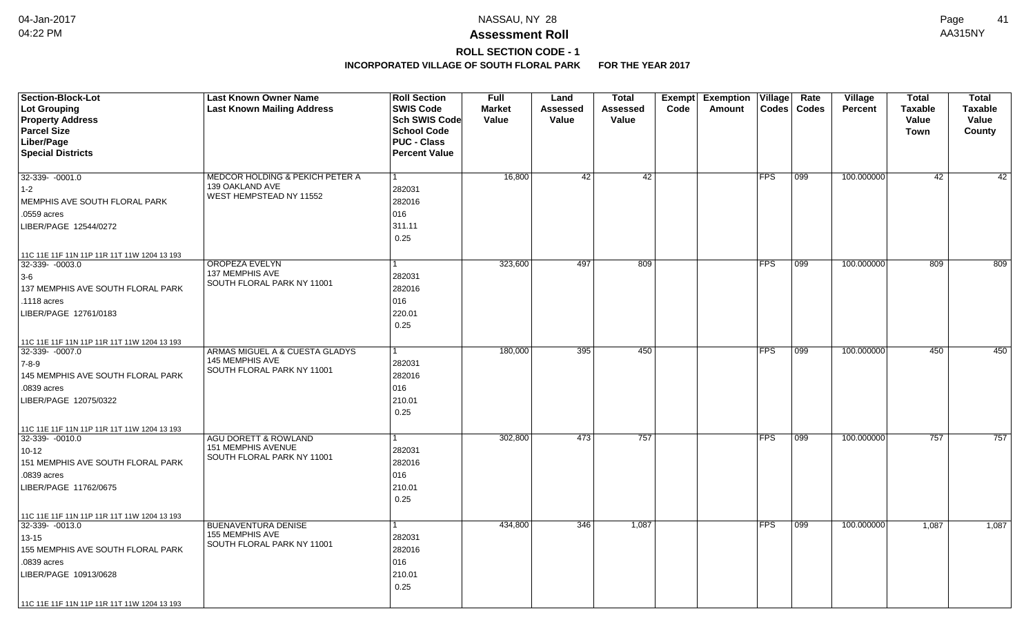# Assessment Roll

## ROLL SECTION CODE - 1

### INCORPORATED VILLAGE OF SOUTH FLORAL PARK FOR THE YEAR 2017

| Section-Block-Lot<br>Lot Grouping<br>Property Address<br>Parcel Size<br>Liber/Page<br>Special Districts | Last Known Owner Name<br>Last Known Mailing Address | Roll Section<br>SWIS Code<br>Sch SWIS Code<br>School Code<br>PUC - Class<br>Percent Value | Full Market Value | Land Assessed Value | Total Assessed Value | Exempt Code | Exemption Amount | Village Codes | Rate Codes | Village Percent | Total Taxable Value Town | Total Taxable Value County |
|---|---|---|---|---|---|---|---|---|---|---|---|---|
| 32-339- -0001.0<br>1-2<br>MEMPHIS AVE SOUTH FLORAL PARK<br>.0559 acres<br>LIBER/PAGE 12544/0272<br>11C 11E 11F 11N 11P 11R 11T 11W 1204 13 193 | MEDCOR HOLDING & PEKICH PETER A<br>139 OAKLAND AVE<br>WEST HEMPSTEAD NY 11552 | 1<br>282031<br>282016<br>016<br>311.11<br>0.25 | 16,800 | 42 | 42 | | | FPS | 099 | 100.000000 | 42 | 42 |
| 32-339- -0003.0<br>3-6<br>137 MEMPHIS AVE SOUTH FLORAL PARK<br>.1118 acres<br>LIBER/PAGE 12761/0183<br>11C 11E 11F 11N 11P 11R 11T 11W 1204 13 193 | OROPEZA EVELYN<br>137 MEMPHIS AVE<br>SOUTH FLORAL PARK NY 11001 | 1<br>282031<br>282016<br>016<br>220.01<br>0.25 | 323,600 | 497 | 809 | | | FPS | 099 | 100.000000 | 809 | 809 |
| 32-339- -0007.0<br>7-8-9<br>145 MEMPHIS AVE SOUTH FLORAL PARK<br>.0839 acres<br>LIBER/PAGE 12075/0322<br>11C 11E 11F 11N 11P 11R 11T 11W 1204 13 193 | ARMAS MIGUEL A & CUESTA GLADYS<br>145 MEMPHIS AVE<br>SOUTH FLORAL PARK NY 11001 | 1<br>282031<br>282016<br>016<br>210.01<br>0.25 | 180,000 | 395 | 450 | | | FPS | 099 | 100.000000 | 450 | 450 |
| 32-339- -0010.0<br>10-12<br>151 MEMPHIS AVE SOUTH FLORAL PARK<br>.0839 acres<br>LIBER/PAGE 11762/0675<br>11C 11E 11F 11N 11P 11R 11T 11W 1204 13 193 | AGU DORETT & ROWLAND<br>151 MEMPHIS AVENUE<br>SOUTH FLORAL PARK NY 11001 | 1<br>282031<br>282016<br>016<br>210.01<br>0.25 | 302,800 | 473 | 757 | | | FPS | 099 | 100.000000 | 757 | 757 |
| 32-339- -0013.0<br>13-15<br>155 MEMPHIS AVE SOUTH FLORAL PARK<br>.0839 acres<br>LIBER/PAGE 10913/0628<br>11C 11E 11F 11N 11P 11R 11T 11W 1204 13 193 | BUENAVENTURA DENISE<br>155 MEMPHIS AVE<br>SOUTH FLORAL PARK NY 11001 | 1<br>282031<br>282016<br>016<br>210.01<br>0.25 | 434,800 | 346 | 1,087 | | | FPS | 099 | 100.000000 | 1,087 | 1,087 |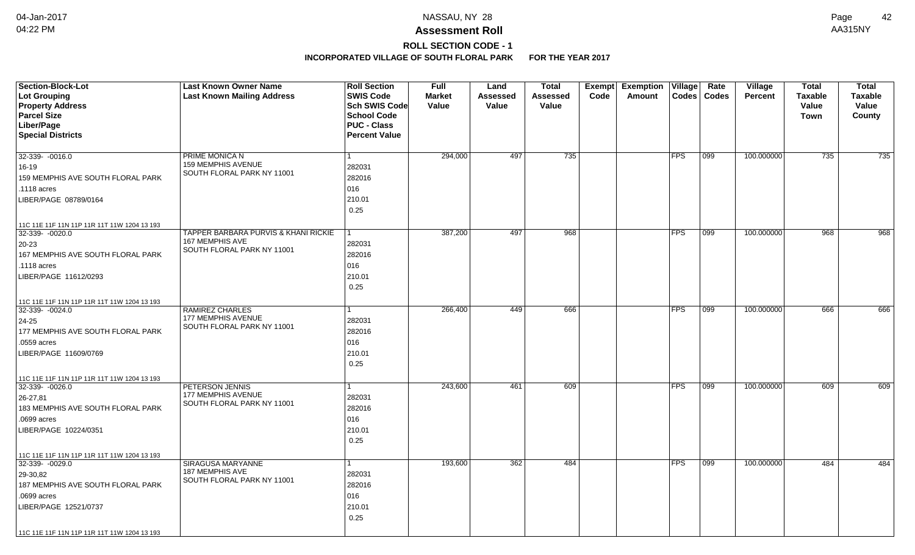# Assessment Roll

## ROLL SECTION CODE - 1

### INCORPORATED VILLAGE OF SOUTH FLORAL PARK FOR THE YEAR 2017

| Section-Block-Lot<br>Lot Grouping<br>Property Address<br>Parcel Size<br>Liber/Page<br>Special Districts | Last Known Owner Name<br>Last Known Mailing Address | Roll Section<br>SWIS Code<br>Sch SWIS Code<br>School Code<br>PUC - Class<br>Percent Value | Full Market Value | Land Assessed Value | Total Assessed Value | Exempt Code | Exemption Amount | Village Codes | Rate Codes | Village Percent | Total Taxable Value Town | Total Taxable Value County |
|---|---|---|---|---|---|---|---|---|---|---|---|---|
| 32-339- -0016.0<br>16-19<br>159 MEMPHIS AVE SOUTH FLORAL PARK<br>.1118 acres<br>LIBER/PAGE 08789/0164<br>11C 11E 11F 11N 11P 11R 11T 11W 1204 13 193 | PRIME MONICA N<br>159 MEMPHIS AVENUE<br>SOUTH FLORAL PARK NY 11001 | 1<br>282031<br>282016<br>016<br>210.01<br>0.25 | 294,000 | 497 | 735 | | | FPS | 099 | 100.000000 | 735 | 735 |
| 32-339- -0020.0<br>20-23<br>167 MEMPHIS AVE SOUTH FLORAL PARK<br>.1118 acres<br>LIBER/PAGE 11612/0293<br>11C 11E 11F 11N 11P 11R 11T 11W 1204 13 193 | TAPPER BARBARA PURVIS & KHANI RICKIE<br>167 MEMPHIS AVE<br>SOUTH FLORAL PARK NY 11001 | 1<br>282031<br>282016<br>016<br>210.01<br>0.25 | 387,200 | 497 | 968 | | | FPS | 099 | 100.000000 | 968 | 968 |
| 32-339- -0024.0<br>24-25<br>177 MEMPHIS AVE SOUTH FLORAL PARK<br>.0559 acres<br>LIBER/PAGE 11609/0769<br>11C 11E 11F 11N 11P 11R 11T 11W 1204 13 193 | RAMIREZ CHARLES<br>177 MEMPHIS AVENUE<br>SOUTH FLORAL PARK NY 11001 | 1<br>282031<br>282016<br>016<br>210.01<br>0.25 | 266,400 | 449 | 666 | | | FPS | 099 | 100.000000 | 666 | 666 |
| 32-339- -0026.0<br>26-27,81<br>183 MEMPHIS AVE SOUTH FLORAL PARK<br>.0699 acres<br>LIBER/PAGE 10224/0351<br>11C 11E 11F 11N 11P 11R 11T 11W 1204 13 193 | PETERSON JENNIS<br>177 MEMPHIS AVENUE<br>SOUTH FLORAL PARK NY 11001 | 1<br>282031<br>282016<br>016<br>210.01<br>0.25 | 243,600 | 461 | 609 | | | FPS | 099 | 100.000000 | 609 | 609 |
| 32-339- -0029.0<br>29-30,82<br>187 MEMPHIS AVE SOUTH FLORAL PARK<br>.0699 acres<br>LIBER/PAGE 12521/0737<br>11C 11E 11F 11N 11P 11R 11T 11W 1204 13 193 | SIRAGUSA MARYANNE<br>187 MEMPHIS AVE<br>SOUTH FLORAL PARK NY 11001 | 1<br>282031<br>282016<br>016<br>210.01<br>0.25 | 193,600 | 362 | 484 | | | FPS | 099 | 100.000000 | 484 | 484 |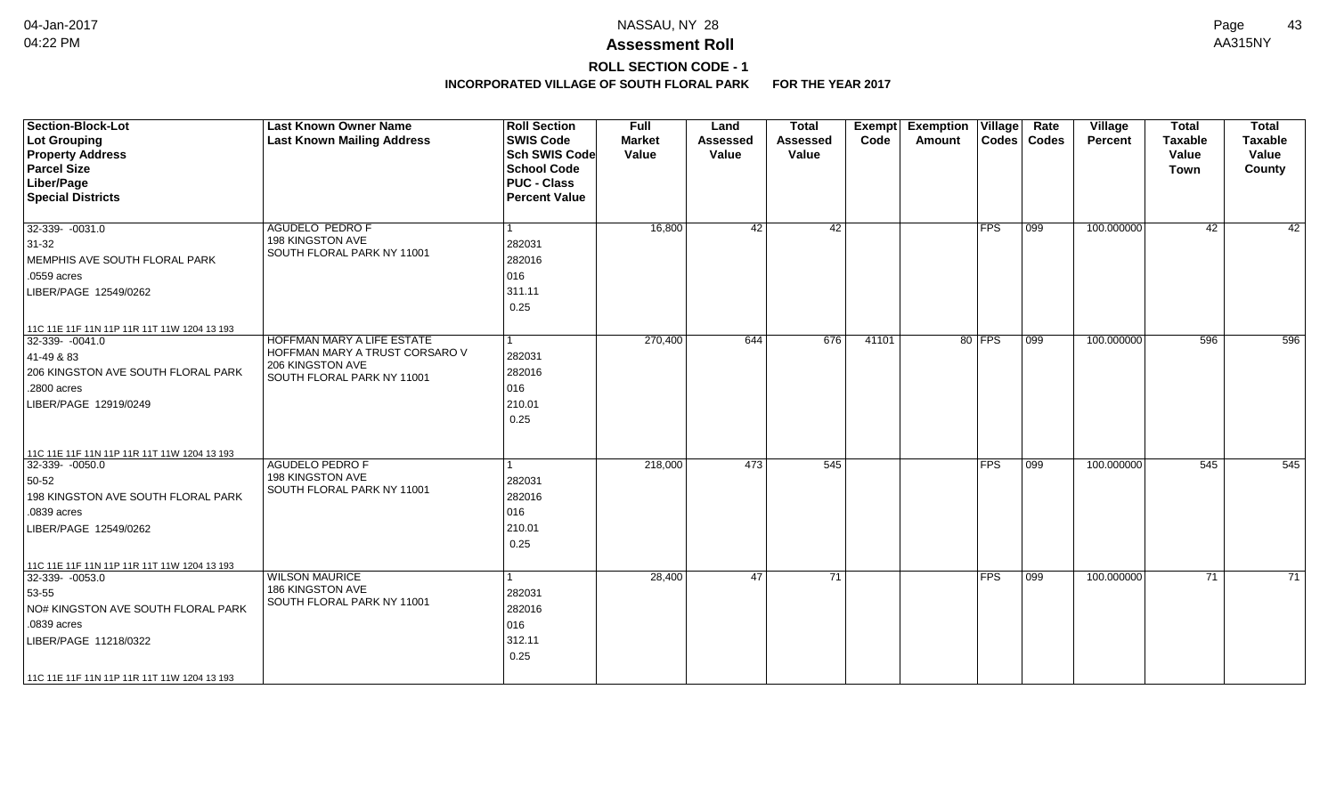# NASSAU, NY 28

## Assessment Roll

### ROLL SECTION CODE - 1

**INCORPORATED VILLAGE OF SOUTH FLORAL PARK FOR THE YEAR 2017**

| Section-Block-Lot<br>Lot Grouping<br>Property Address<br>Parcel Size<br>Liber/Page<br>Special Districts | Last Known Owner Name<br>Last Known Mailing Address | Roll Section<br>SWIS Code<br>Sch SWIS Code<br>School Code<br>PUC - Class<br>Percent Value | Full Market Value | Land Assessed Value | Total Assessed Value | Exempt Code | Exemption Amount | Village Codes | Rate Codes | Village Percent | Total Taxable Value Town | Total Taxable Value County |
|---|---|---|---|---|---|---|---|---|---|---|---|---|
| 32-339- -0031.0<br>31-32<br>MEMPHIS AVE SOUTH FLORAL PARK<br>.0559 acres<br>LIBER/PAGE 12549/0262<br>11C 11E 11F 11N 11P 11R 11T 11W 1204 13 193 | AGUDELO PEDRO F<br>198 KINGSTON AVE<br>SOUTH FLORAL PARK NY 11001 | 1<br>282031<br>282016<br>016<br>311.11<br>0.25 | 16,800 | 42 | 42 | | | FPS | 099 | 100.000000 | 42 | 42 |
| 32-339- -0041.0<br>41-49 & 83<br>206 KINGSTON AVE SOUTH FLORAL PARK<br>.2800 acres<br>LIBER/PAGE 12919/0249<br>11C 11E 11F 11N 11P 11R 11T 11W 1204 13 193 | HOFFMAN MARY A LIFE ESTATE<br>HOFFMAN MARY A TRUST CORSARO V<br>206 KINGSTON AVE<br>SOUTH FLORAL PARK NY 11001 | 1<br>282031<br>282016<br>016<br>210.01<br>0.25 | 270,400 | 644 | 676 | 41101 | 80 | FPS | 099 | 100.000000 | 596 | 596 |
| 32-339- -0050.0<br>50-52<br>198 KINGSTON AVE SOUTH FLORAL PARK<br>.0839 acres<br>LIBER/PAGE 12549/0262<br>11C 11E 11F 11N 11P 11R 11T 11W 1204 13 193 | AGUDELO PEDRO F<br>198 KINGSTON AVE<br>SOUTH FLORAL PARK NY 11001 | 1<br>282031<br>282016<br>016<br>210.01<br>0.25 | 218,000 | 473 | 545 | | | FPS | 099 | 100.000000 | 545 | 545 |
| 32-339- -0053.0<br>53-55<br>NO# KINGSTON AVE SOUTH FLORAL PARK<br>.0839 acres<br>LIBER/PAGE 11218/0322<br>11C 11E 11F 11N 11P 11R 11T 11W 1204 13 193 | WILSON MAURICE<br>186 KINGSTON AVE<br>SOUTH FLORAL PARK NY 11001 | 1<br>282031<br>282016<br>016<br>312.11<br>0.25 | 28,400 | 47 | 71 | | | FPS | 099 | 100.000000 | 71 | 71 |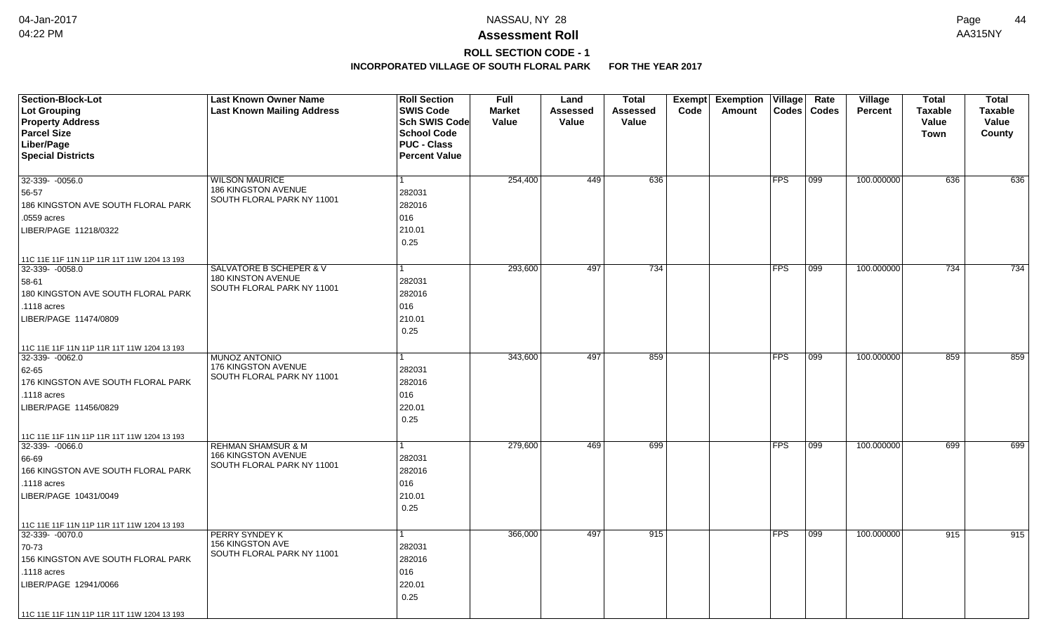# Assessment Roll

## ROLL SECTION CODE - 1

**INCORPORATED VILLAGE OF SOUTH FLORAL PARK FOR THE YEAR 2017**

| Section-Block-Lot<br>Lot Grouping<br>Property Address<br>Parcel Size<br>Liber/Page<br>Special Districts | Last Known Owner Name<br>Last Known Mailing Address | Roll Section<br>SWIS Code<br>Sch SWIS Code<br>School Code<br>PUC - Class<br>Percent Value | Full Market Value | Land Assessed Value | Total Assessed Value | Exempt Code | Exemption Amount | Village Codes | Rate Codes | Village Percent | Total Taxable Value Town | Total Taxable Value County |
|---|---|---|---|---|---|---|---|---|---|---|---|---|
| 32-339- -0056.0<br>56-57<br>186 KINGSTON AVE SOUTH FLORAL PARK<br>.0559 acres<br>LIBER/PAGE 11218/0322<br>11C 11E 11F 11N 11P 11R 11T 11W 1204 13 193 | WILSON MAURICE<br>186 KINGSTON AVENUE<br>SOUTH FLORAL PARK NY 11001 | 1<br>282031<br>282016<br>016<br>210.01<br>0.25 | 254,400 | 449 | 636 | | | FPS | 099 | 100.000000 | 636 | 636 |
| 32-339- -0058.0<br>58-61<br>180 KINGSTON AVE SOUTH FLORAL PARK<br>.1118 acres<br>LIBER/PAGE 11474/0809<br>11C 11E 11F 11N 11P 11R 11T 11W 1204 13 193 | SALVATORE B SCHEPER & V<br>180 KINSTON AVENUE<br>SOUTH FLORAL PARK NY 11001 | 1<br>282031<br>282016<br>016<br>210.01<br>0.25 | 293,600 | 497 | 734 | | | FPS | 099 | 100.000000 | 734 | 734 |
| 32-339- -0062.0<br>62-65<br>176 KINGSTON AVE SOUTH FLORAL PARK<br>.1118 acres<br>LIBER/PAGE 11456/0829<br>11C 11E 11F 11N 11P 11R 11T 11W 1204 13 193 | MUNOZ ANTONIO<br>176 KINGSTON AVENUE<br>SOUTH FLORAL PARK NY 11001 | 1<br>282031<br>282016<br>016<br>220.01<br>0.25 | 343,600 | 497 | 859 | | | FPS | 099 | 100.000000 | 859 | 859 |
| 32-339- -0066.0<br>66-69<br>166 KINGSTON AVE SOUTH FLORAL PARK<br>.1118 acres<br>LIBER/PAGE 10431/0049<br>11C 11E 11F 11N 11P 11R 11T 11W 1204 13 193 | REHMAN SHAMSUR & M<br>166 KINGSTON AVENUE<br>SOUTH FLORAL PARK NY 11001 | 1<br>282031<br>282016<br>016<br>210.01<br>0.25 | 279,600 | 469 | 699 | | | FPS | 099 | 100.000000 | 699 | 699 |
| 32-339- -0070.0<br>70-73<br>156 KINGSTON AVE SOUTH FLORAL PARK<br>.1118 acres<br>LIBER/PAGE 12941/0066<br>11C 11E 11F 11N 11P 11R 11T 11W 1204 13 193 | PERRY SYNDEY K<br>156 KINGSTON AVE<br>SOUTH FLORAL PARK NY 11001 | 1<br>282031<br>282016<br>016<br>220.01<br>0.25 | 366,000 | 497 | 915 | | | FPS | 099 | 100.000000 | 915 | 915 |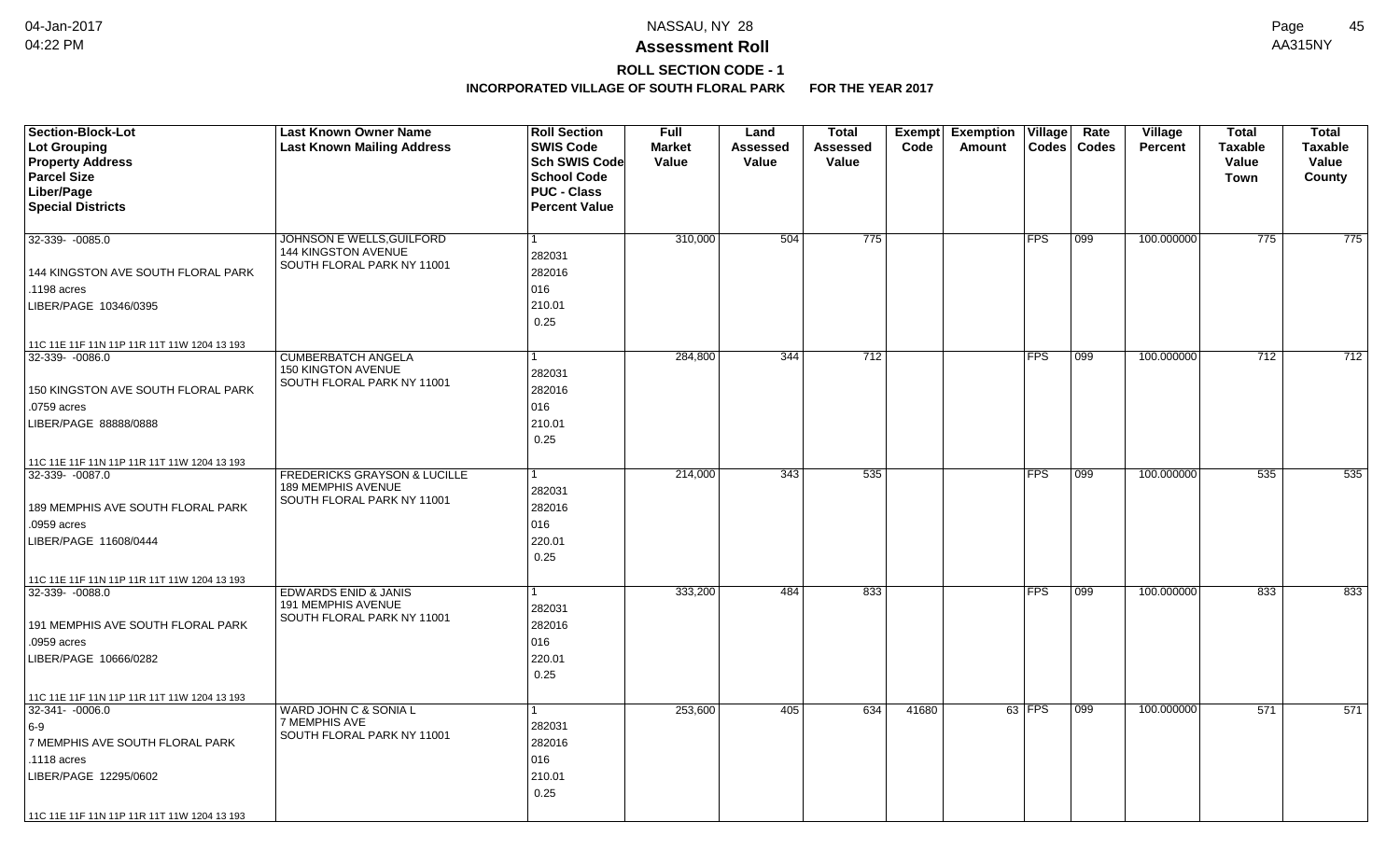**Assessment Roll**

**ROLL SECTION CODE - 1**

**INCORPORATED VILLAGE OF SOUTH FLORAL PARK FOR THE YEAR 2017**

| Section-Block-Lot<br>Lot Grouping<br>Property Address<br>Parcel Size<br>Liber/Page<br>Special Districts | Last Known Owner Name<br>Last Known Mailing Address | Roll Section<br>SWIS Code<br>Sch SWIS Code<br>School Code<br>PUC - Class<br>Percent Value | Full Market Value | Land Assessed Value | Total Assessed Value | Exempt Code | Exemption Amount | Village Codes | Rate Codes | Village Percent | Total Taxable Value Town | Total Taxable Value County |
|---|---|---|---|---|---|---|---|---|---|---|---|---|
| 32-339- -0085.0<br>144 KINGSTON AVE SOUTH FLORAL PARK<br>.1198 acres<br>LIBER/PAGE 10346/0395<br>11C 11E 11F 11N 11P 11R 11T 11W 1204 13 193 | JOHNSON E WELLS,GUILFORD<br>144 KINGSTON AVENUE<br>SOUTH FLORAL PARK NY 11001 | 1<br>282031<br>282016<br>016<br>210.01<br>0.25 | 310,000 | 504 | 775 | | | FPS | 099 | 100.000000 | 775 | 775 |
| 32-339- -0086.0<br>150 KINGSTON AVE SOUTH FLORAL PARK<br>.0759 acres<br>LIBER/PAGE 88888/0888<br>11C 11E 11F 11N 11P 11R 11T 11W 1204 13 193 | CUMBERBATCH ANGELA<br>150 KINGTON AVENUE<br>SOUTH FLORAL PARK NY 11001 | 1<br>282031<br>282016<br>016<br>210.01<br>0.25 | 284,800 | 344 | 712 | | | FPS | 099 | 100.000000 | 712 | 712 |
| 32-339- -0087.0<br>189 MEMPHIS AVE SOUTH FLORAL PARK<br>.0959 acres<br>LIBER/PAGE 11608/0444<br>11C 11E 11F 11N 11P 11R 11T 11W 1204 13 193 | FREDERICKS GRAYSON & LUCILLE<br>189 MEMPHIS AVENUE<br>SOUTH FLORAL PARK NY 11001 | 1<br>282031<br>282016<br>016<br>220.01<br>0.25 | 214,000 | 343 | 535 | | | FPS | 099 | 100.000000 | 535 | 535 |
| 32-339- -0088.0<br>191 MEMPHIS AVE SOUTH FLORAL PARK<br>.0959 acres<br>LIBER/PAGE 10666/0282<br>11C 11E 11F 11N 11P 11R 11T 11W 1204 13 193 | EDWARDS ENID & JANIS<br>191 MEMPHIS AVENUE<br>SOUTH FLORAL PARK NY 11001 | 1<br>282031<br>282016<br>016<br>220.01<br>0.25 | 333,200 | 484 | 833 | | | FPS | 099 | 100.000000 | 833 | 833 |
| 32-341- -0006.0<br>6-9<br>7 MEMPHIS AVE SOUTH FLORAL PARK<br>.1118 acres<br>LIBER/PAGE 12295/0602<br>11C 11E 11F 11N 11P 11R 11T 11W 1204 13 193 | WARD JOHN C & SONIA L<br>7 MEMPHIS AVE<br>SOUTH FLORAL PARK NY 11001 | 1<br>282031<br>282016<br>016<br>210.01<br>0.25 | 253,600 | 405 | 634 | 41680 | 63 | FPS | 099 | 100.000000 | 571 | 571 |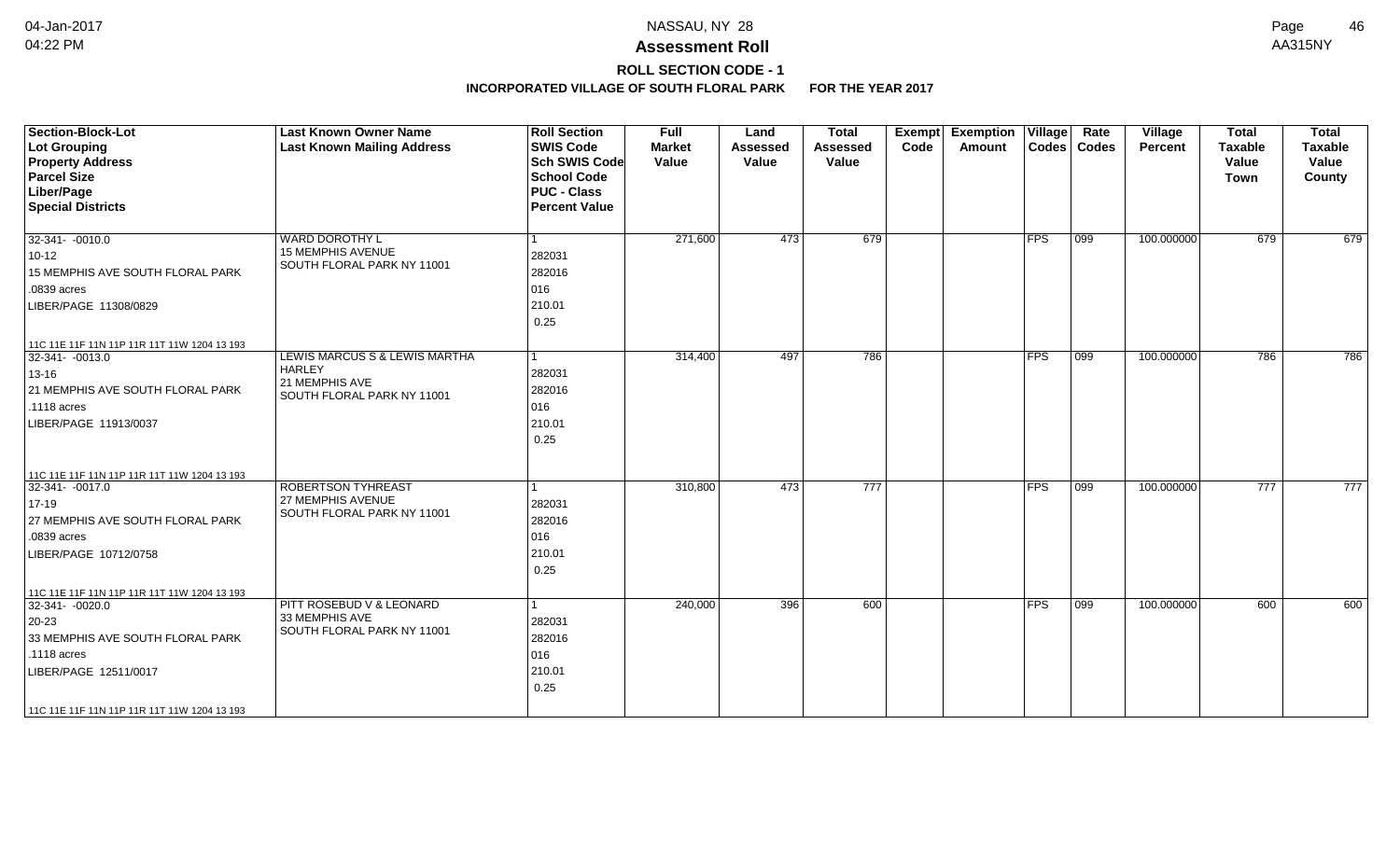# Assessment Roll

## ROLL SECTION CODE - 1

### INCORPORATED VILLAGE OF SOUTH FLORAL PARK FOR THE YEAR 2017

| Section-Block-Lot<br>Lot Grouping<br>Property Address<br>Parcel Size<br>Liber/Page<br>Special Districts | Last Known Owner Name<br>Last Known Mailing Address | Roll Section<br>SWIS Code<br>Sch SWIS Code<br>School Code<br>PUC - Class<br>Percent Value | Full Market Value | Land Assessed Value | Total Assessed Value | Exempt Code | Exemption Amount | Village Codes | Rate Codes | Village Percent | Total Taxable Value Town | Total Taxable Value County |
|---|---|---|---|---|---|---|---|---|---|---|---|---|
| 32-341- -0010.0<br>10-12<br>15 MEMPHIS AVE SOUTH FLORAL PARK<br>.0839 acres<br>LIBER/PAGE 11308/0829<br>11C 11E 11F 11N 11P 11R 11T 11W 1204 13 193 | WARD DOROTHY L<br>15 MEMPHIS AVENUE<br>SOUTH FLORAL PARK NY 11001 | 1<br>282031<br>282016<br>016<br>210.01<br>0.25 | 271,600 | 473 | 679 | | | FPS | 099 | 100.000000 | 679 | 679 |
| 32-341- -0013.0<br>13-16<br>21 MEMPHIS AVE SOUTH FLORAL PARK<br>.1118 acres<br>LIBER/PAGE 11913/0037<br>11C 11E 11F 11N 11P 11R 11T 11W 1204 13 193 | LEWIS MARCUS S & LEWIS MARTHA HARLEY<br>21 MEMPHIS AVE<br>SOUTH FLORAL PARK NY 11001 | 1<br>282031<br>282016<br>016<br>210.01<br>0.25 | 314,400 | 497 | 786 | | | FPS | 099 | 100.000000 | 786 | 786 |
| 32-341- -0017.0<br>17-19<br>27 MEMPHIS AVE SOUTH FLORAL PARK<br>.0839 acres<br>LIBER/PAGE 10712/0758<br>11C 11E 11F 11N 11P 11R 11T 11W 1204 13 193 | ROBERTSON TYHREAST<br>27 MEMPHIS AVENUE<br>SOUTH FLORAL PARK NY 11001 | 1<br>282031<br>282016<br>016<br>210.01<br>0.25 | 310,800 | 473 | 777 | | | FPS | 099 | 100.000000 | 777 | 777 |
| 32-341- -0020.0<br>20-23<br>33 MEMPHIS AVE SOUTH FLORAL PARK<br>.1118 acres<br>LIBER/PAGE 12511/0017<br>11C 11E 11F 11N 11P 11R 11T 11W 1204 13 193 | PITT ROSEBUD V & LEONARD<br>33 MEMPHIS AVE<br>SOUTH FLORAL PARK NY 11001 | 1<br>282031<br>282016<br>016<br>210.01<br>0.25 | 240,000 | 396 | 600 | | | FPS | 099 | 100.000000 | 600 | 600 |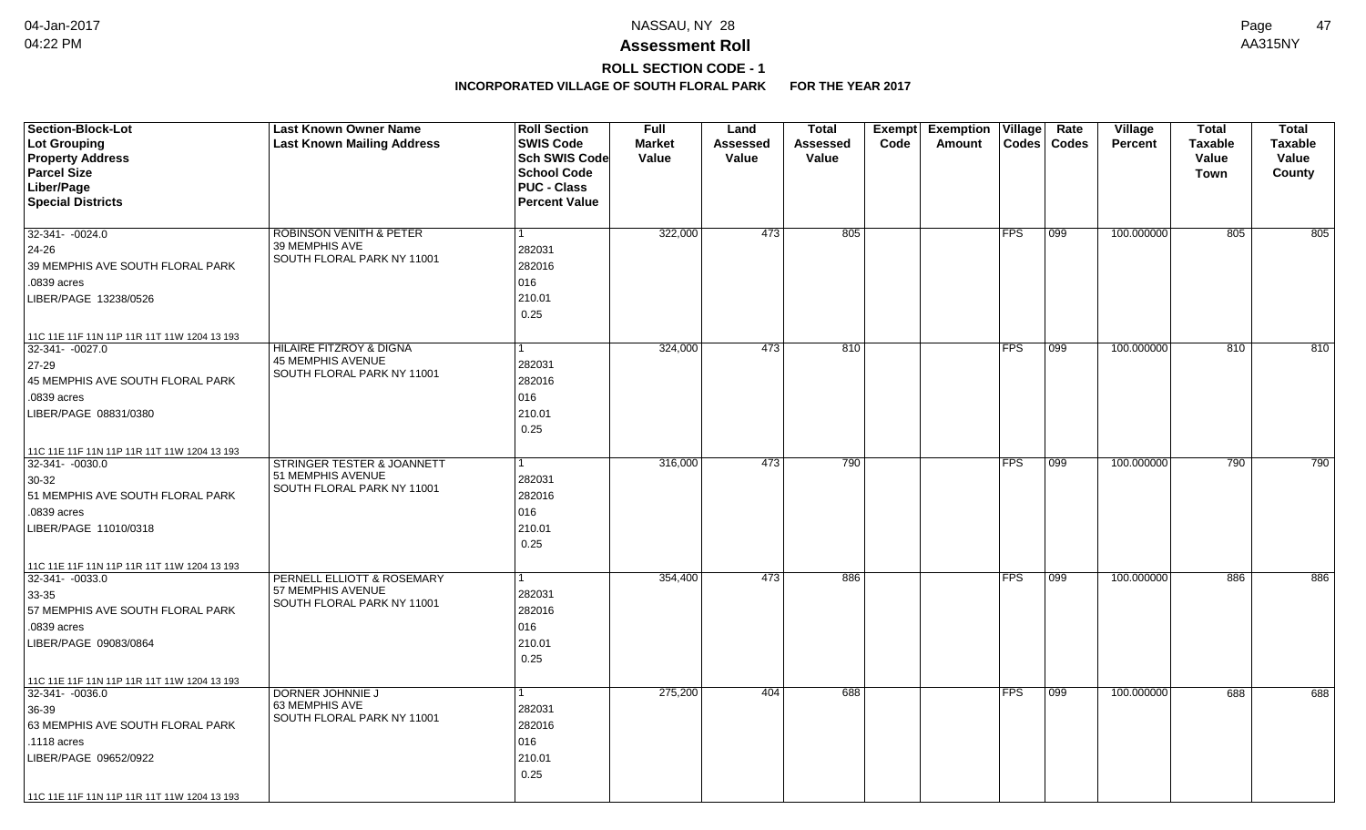# NASSAU, NY 28

## Assessment Roll

### ROLL SECTION CODE - 1

**INCORPORATED VILLAGE OF SOUTH FLORAL PARK FOR THE YEAR 2017**

| Section-Block-Lot<br>Lot Grouping<br>Property Address<br>Parcel Size<br>Liber/Page<br>Special Districts | Last Known Owner Name<br>Last Known Mailing Address | Roll Section<br>SWIS Code<br>Sch SWIS Code<br>School Code<br>PUC - Class<br>Percent Value | Full Market Value | Land Assessed Value | Total Assessed Value | Exempt Code | Exemption Amount | Village Codes | Rate Codes | Village Percent | Total Taxable Value Town | Total Taxable Value County |
|---|---|---|---|---|---|---|---|---|---|---|---|---|
| 32-341- -0024.0<br>24-26<br>39 MEMPHIS AVE SOUTH FLORAL PARK<br>.0839 acres<br>LIBER/PAGE 13238/0526<br>11C 11E 11F 11N 11P 11R 11T 11W 1204 13 193 | ROBINSON VENITH & PETER<br>39 MEMPHIS AVE<br>SOUTH FLORAL PARK NY 11001 | 1<br>282031<br>282016<br>016<br>210.01<br>0.25 | 322,000 | 473 | 805 | | | FPS | 099 | 100.000000 | 805 | 805 |
| 32-341- -0027.0<br>27-29<br>45 MEMPHIS AVE SOUTH FLORAL PARK<br>.0839 acres<br>LIBER/PAGE 08831/0380<br>11C 11E 11F 11N 11P 11R 11T 11W 1204 13 193 | HILAIRE FITZROY & DIGNA<br>45 MEMPHIS AVENUE<br>SOUTH FLORAL PARK NY 11001 | 1<br>282031<br>282016<br>016<br>210.01<br>0.25 | 324,000 | 473 | 810 | | | FPS | 099 | 100.000000 | 810 | 810 |
| 32-341- -0030.0<br>30-32<br>51 MEMPHIS AVE SOUTH FLORAL PARK<br>.0839 acres<br>LIBER/PAGE 11010/0318<br>11C 11E 11F 11N 11P 11R 11T 11W 1204 13 193 | STRINGER TESTER & JOANNETT<br>51 MEMPHIS AVENUE<br>SOUTH FLORAL PARK NY 11001 | 1<br>282031<br>282016<br>016<br>210.01<br>0.25 | 316,000 | 473 | 790 | | | FPS | 099 | 100.000000 | 790 | 790 |
| 32-341- -0033.0<br>33-35<br>57 MEMPHIS AVE SOUTH FLORAL PARK<br>.0839 acres<br>LIBER/PAGE 09083/0864<br>11C 11E 11F 11N 11P 11R 11T 11W 1204 13 193 | PERNELL ELLIOTT & ROSEMARY<br>57 MEMPHIS AVENUE<br>SOUTH FLORAL PARK NY 11001 | 1<br>282031<br>282016<br>016<br>210.01<br>0.25 | 354,400 | 473 | 886 | | | FPS | 099 | 100.000000 | 886 | 886 |
| 32-341- -0036.0<br>36-39<br>63 MEMPHIS AVE SOUTH FLORAL PARK<br>.1118 acres<br>LIBER/PAGE 09652/0922<br>11C 11E 11F 11N 11P 11R 11T 11W 1204 13 193 | DORNER JOHNNIE J<br>63 MEMPHIS AVE<br>SOUTH FLORAL PARK NY 11001 | 1<br>282031<br>282016<br>016<br>210.01<br>0.25 | 275,200 | 404 | 688 | | | FPS | 099 | 100.000000 | 688 | 688 |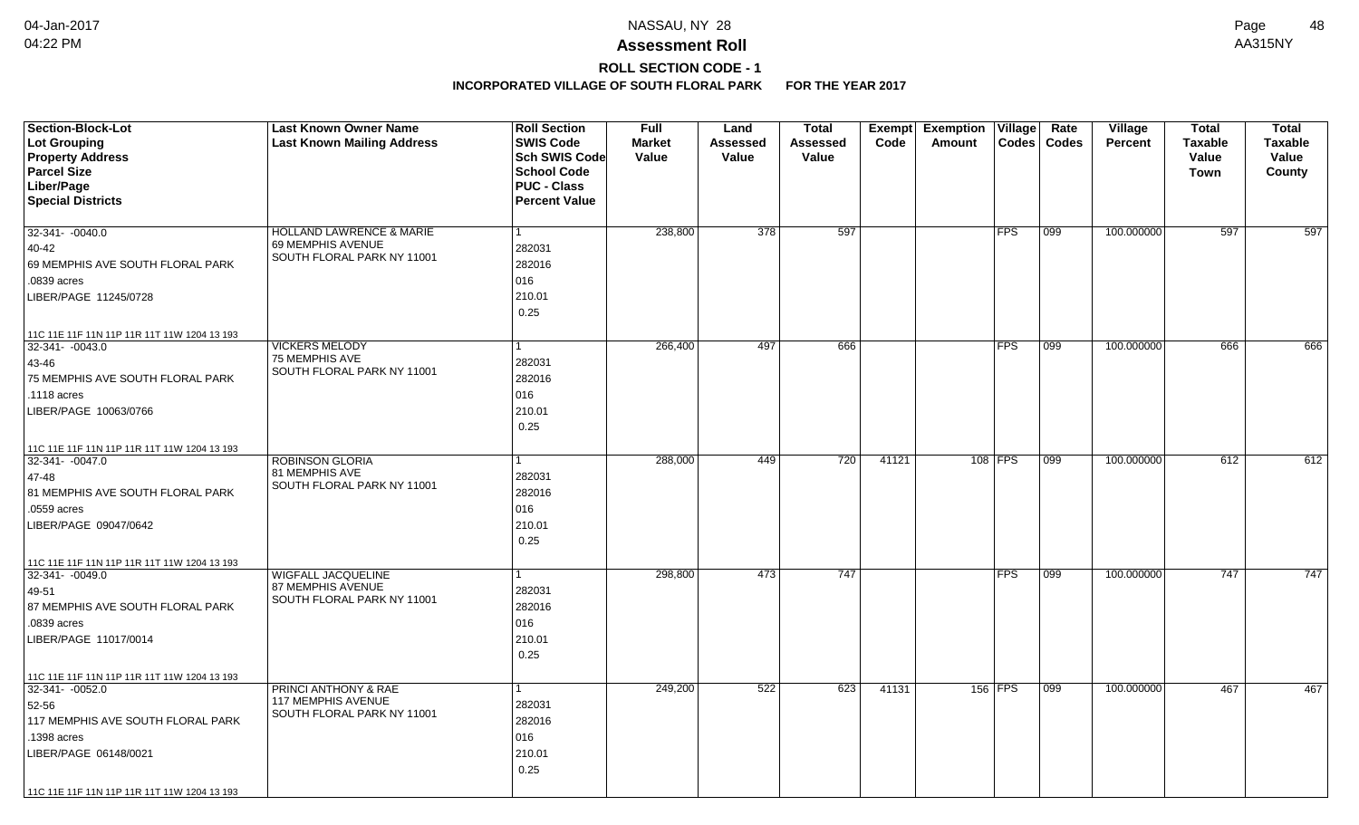# Assessment Roll

## ROLL SECTION CODE - 1

**INCORPORATED VILLAGE OF SOUTH FLORAL PARK FOR THE YEAR 2017**

| Section-Block-Lot<br>Lot Grouping<br>Property Address<br>Parcel Size<br>Liber/Page<br>Special Districts | Last Known Owner Name<br>Last Known Mailing Address | Roll Section<br>SWIS Code<br>Sch SWIS Code<br>School Code<br>PUC - Class<br>Percent Value | Full Market Value | Land Assessed Value | Total Assessed Value | Exempt Code | Exemption Amount | Village Codes | Rate Codes | Village Percent | Total Taxable Value Town | Total Taxable Value County |
|---|---|---|---|---|---|---|---|---|---|---|---|---|
| 32-341- -0040.0<br>40-42<br>69 MEMPHIS AVE SOUTH FLORAL PARK<br>.0839 acres<br>LIBER/PAGE 11245/0728<br>11C 11E 11F 11N 11P 11R 11T 11W 1204 13 193 | HOLLAND LAWRENCE & MARIE<br>69 MEMPHIS AVENUE<br>SOUTH FLORAL PARK NY 11001 | 1<br>282031<br>282016<br>016<br>210.01<br>0.25 | 238,800 | 378 | 597 | | | FPS | 099 | 100.000000 | 597 | 597 |
| 32-341- -0043.0<br>43-46<br>75 MEMPHIS AVE SOUTH FLORAL PARK<br>.1118 acres<br>LIBER/PAGE 10063/0766<br>11C 11E 11F 11N 11P 11R 11T 11W 1204 13 193 | VICKERS MELODY<br>75 MEMPHIS AVE<br>SOUTH FLORAL PARK NY 11001 | 1<br>282031<br>282016<br>016<br>210.01<br>0.25 | 266,400 | 497 | 666 | | | FPS | 099 | 100.000000 | 666 | 666 |
| 32-341- -0047.0<br>47-48<br>81 MEMPHIS AVE SOUTH FLORAL PARK<br>.0559 acres<br>LIBER/PAGE 09047/0642<br>11C 11E 11F 11N 11P 11R 11T 11W 1204 13 193 | ROBINSON GLORIA<br>81 MEMPHIS AVE<br>SOUTH FLORAL PARK NY 11001 | 1<br>282031<br>282016<br>016<br>210.01<br>0.25 | 288,000 | 449 | 720 | 41121 | 108 | FPS | 099 | 100.000000 | 612 | 612 |
| 32-341- -0049.0<br>49-51<br>87 MEMPHIS AVE SOUTH FLORAL PARK<br>.0839 acres<br>LIBER/PAGE 11017/0014<br>11C 11E 11F 11N 11P 11R 11T 11W 1204 13 193 | WIGFALL JACQUELINE<br>87 MEMPHIS AVENUE<br>SOUTH FLORAL PARK NY 11001 | 1<br>282031<br>282016<br>016<br>210.01<br>0.25 | 298,800 | 473 | 747 | | | FPS | 099 | 100.000000 | 747 | 747 |
| 32-341- -0052.0<br>52-56<br>117 MEMPHIS AVE SOUTH FLORAL PARK<br>.1398 acres<br>LIBER/PAGE 06148/0021<br>11C 11E 11F 11N 11P 11R 11T 11W 1204 13 193 | PRINCI ANTHONY & RAE<br>117 MEMPHIS AVENUE<br>SOUTH FLORAL PARK NY 11001 | 1<br>282031<br>282016<br>016<br>210.01<br>0.25 | 249,200 | 522 | 623 | 41131 | 156 | FPS | 099 | 100.000000 | 467 | 467 |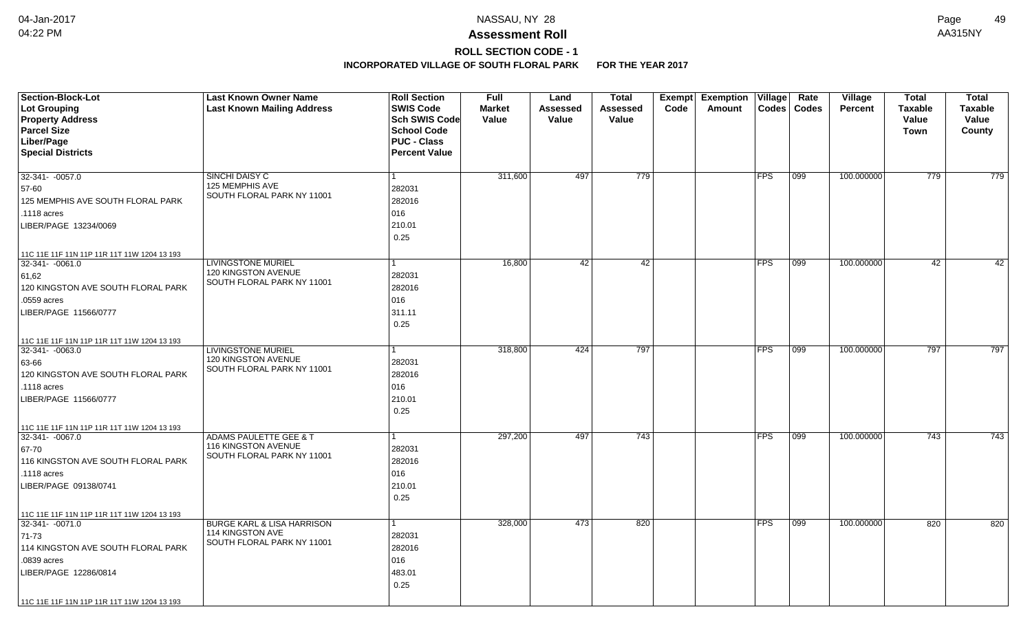**Assessment Roll**

**ROLL SECTION CODE - 1**

**INCORPORATED VILLAGE OF SOUTH FLORAL PARK FOR THE YEAR 2017**

| Section-Block-Lot<br>Lot Grouping<br>Property Address<br>Parcel Size<br>Liber/Page<br>Special Districts | Last Known Owner Name<br>Last Known Mailing Address | Roll Section<br>SWIS Code<br>Sch SWIS Code<br>School Code<br>PUC - Class<br>Percent Value | Full Market Value | Land Assessed Value | Total Assessed Value | Exempt Code | Exemption Amount | Village Codes | Rate Codes | Village Percent | Total Taxable Value Town | Total Taxable Value County |
|---|---|---|---|---|---|---|---|---|---|---|---|---|
| 32-341- -0057.0<br>57-60<br>125 MEMPHIS AVE SOUTH FLORAL PARK<br>.1118 acres<br>LIBER/PAGE 13234/0069<br>11C 11E 11F 11N 11P 11R 11T 11W 1204 13 193 | SINCHI DAISY C<br>125 MEMPHIS AVE<br>SOUTH FLORAL PARK NY 11001 | 1<br>282031<br>282016<br>016<br>210.01<br>0.25 | 311,600 | 497 | 779 | | | FPS | 099 | 100.000000 | 779 | 779 |
| 32-341- -0061.0<br>61,62<br>120 KINGSTON AVE SOUTH FLORAL PARK<br>.0559 acres<br>LIBER/PAGE 11566/0777<br>11C 11E 11F 11N 11P 11R 11T 11W 1204 13 193 | LIVINGSTONE MURIEL<br>120 KINGSTON AVENUE<br>SOUTH FLORAL PARK NY 11001 | 1<br>282031<br>282016<br>016<br>311.11<br>0.25 | 16,800 | 42 | 42 | | | FPS | 099 | 100.000000 | 42 | 42 |
| 32-341- -0063.0<br>63-66<br>120 KINGSTON AVE SOUTH FLORAL PARK<br>.1118 acres<br>LIBER/PAGE 11566/0777<br>11C 11E 11F 11N 11P 11R 11T 11W 1204 13 193 | LIVINGSTONE MURIEL<br>120 KINGSTON AVENUE<br>SOUTH FLORAL PARK NY 11001 | 1<br>282031<br>282016<br>016<br>210.01<br>0.25 | 318,800 | 424 | 797 | | | FPS | 099 | 100.000000 | 797 | 797 |
| 32-341- -0067.0<br>67-70<br>116 KINGSTON AVE SOUTH FLORAL PARK<br>.1118 acres<br>LIBER/PAGE 09138/0741<br>11C 11E 11F 11N 11P 11R 11T 11W 1204 13 193 | ADAMS PAULETTE GEE & T<br>116 KINGSTON AVENUE<br>SOUTH FLORAL PARK NY 11001 | 1<br>282031<br>282016<br>016<br>210.01<br>0.25 | 297,200 | 497 | 743 | | | FPS | 099 | 100.000000 | 743 | 743 |
| 32-341- -0071.0<br>71-73<br>114 KINGSTON AVE SOUTH FLORAL PARK<br>.0839 acres<br>LIBER/PAGE 12286/0814<br>11C 11E 11F 11N 11P 11R 11T 11W 1204 13 193 | BURGE KARL & LISA HARRISON<br>114 KINGSTON AVE<br>SOUTH FLORAL PARK NY 11001 | 1<br>282031<br>282016<br>016<br>483.01<br>0.25 | 328,000 | 473 | 820 | | | FPS | 099 | 100.000000 | 820 | 820 |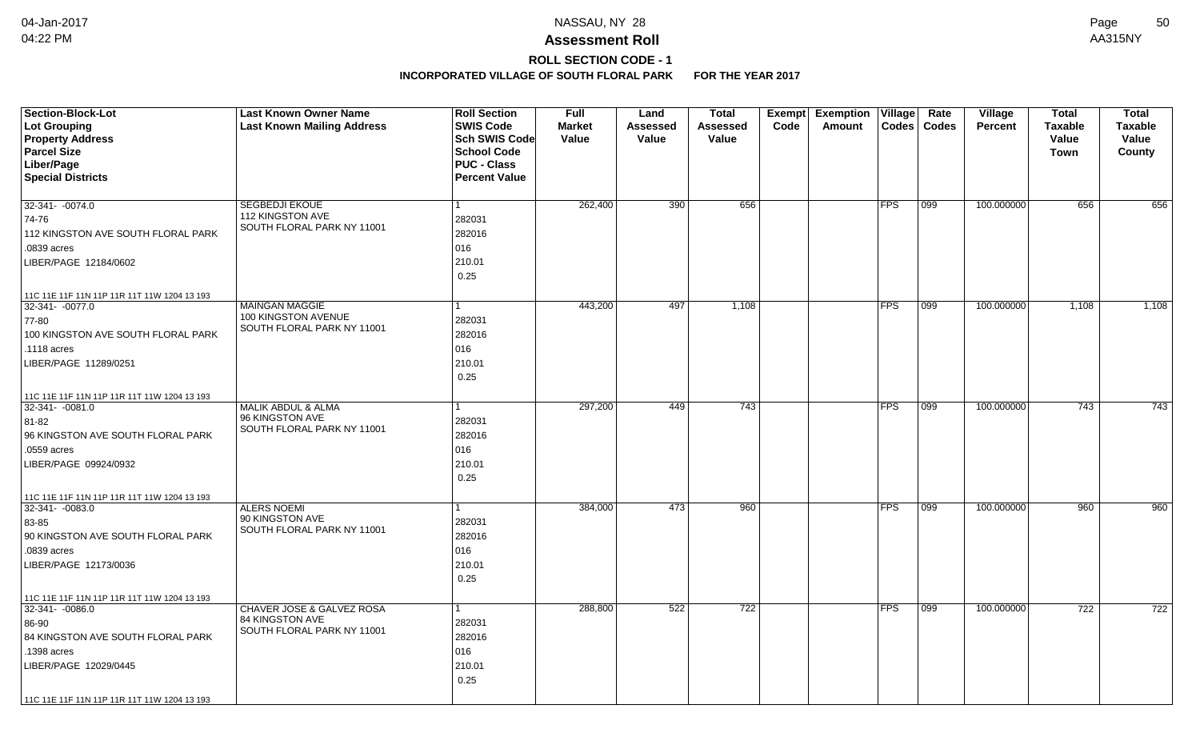# NASSAU, NY 28

## Assessment Roll

### ROLL SECTION CODE - 1

**INCORPORATED VILLAGE OF SOUTH FLORAL PARK FOR THE YEAR 2017**

| Section-Block-Lot<br>Lot Grouping<br>Property Address<br>Parcel Size<br>Liber/Page<br>Special Districts | Last Known Owner Name<br>Last Known Mailing Address | Roll Section<br>SWIS Code<br>Sch SWIS Code<br>School Code<br>PUC - Class<br>Percent Value | Full Market Value | Land Assessed Value | Total Assessed Value | Exempt Code | Exemption Amount | Village Codes | Rate Codes | Village Percent | Total Taxable Value Town | Total Taxable Value County |
|---|---|---|---|---|---|---|---|---|---|---|---|---|
| 32-341- -0074.0<br>74-76<br>112 KINGSTON AVE SOUTH FLORAL PARK<br>.0839 acres<br>LIBER/PAGE 12184/0602<br>11C 11E 11F 11N 11P 11R 11T 11W 1204 13 193 | SEGBEDJI EKOUE<br>112 KINGSTON AVE<br>SOUTH FLORAL PARK NY 11001 | 1<br>282031<br>282016<br>016<br>210.01<br>0.25 | 262,400 | 390 | 656 | | | FPS | 099 | 100.000000 | 656 | 656 |
| 32-341- -0077.0<br>77-80<br>100 KINGSTON AVE SOUTH FLORAL PARK<br>.1118 acres<br>LIBER/PAGE 11289/0251<br>11C 11E 11F 11N 11P 11R 11T 11W 1204 13 193 | MAINGAN MAGGIE<br>100 KINGSTON AVENUE<br>SOUTH FLORAL PARK NY 11001 | 1<br>282031<br>282016<br>016<br>210.01<br>0.25 | 443,200 | 497 | 1,108 | | | FPS | 099 | 100.000000 | 1,108 | 1,108 |
| 32-341- -0081.0<br>81-82<br>96 KINGSTON AVE SOUTH FLORAL PARK<br>.0559 acres<br>LIBER/PAGE 09924/0932<br>11C 11E 11F 11N 11P 11R 11T 11W 1204 13 193 | MALIK ABDUL & ALMA<br>96 KINGSTON AVE<br>SOUTH FLORAL PARK NY 11001 | 1<br>282031<br>282016<br>016<br>210.01<br>0.25 | 297,200 | 449 | 743 | | | FPS | 099 | 100.000000 | 743 | 743 |
| 32-341- -0083.0<br>83-85<br>90 KINGSTON AVE SOUTH FLORAL PARK<br>.0839 acres<br>LIBER/PAGE 12173/0036<br>11C 11E 11F 11N 11P 11R 11T 11W 1204 13 193 | ALERS NOEMI<br>90 KINGSTON AVE<br>SOUTH FLORAL PARK NY 11001 | 1<br>282031<br>282016<br>016<br>210.01<br>0.25 | 384,000 | 473 | 960 | | | FPS | 099 | 100.000000 | 960 | 960 |
| 32-341- -0086.0<br>86-90<br>84 KINGSTON AVE SOUTH FLORAL PARK<br>.1398 acres<br>LIBER/PAGE 12029/0445<br>11C 11E 11F 11N 11P 11R 11T 11W 1204 13 193 | CHAVER JOSE & GALVEZ ROSA<br>84 KINGSTON AVE<br>SOUTH FLORAL PARK NY 11001 | 1<br>282031<br>282016<br>016<br>210.01<br>0.25 | 288,800 | 522 | 722 | | | FPS | 099 | 100.000000 | 722 | 722 |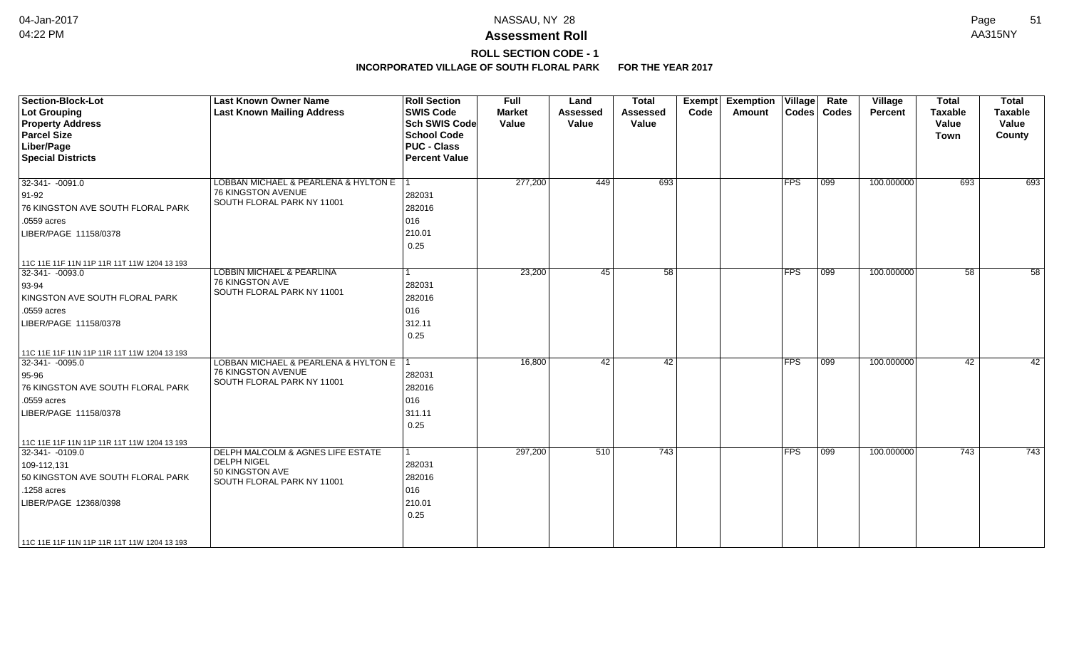# NASSAU, NY 28

## Assessment Roll

### ROLL SECTION CODE - 1

### INCORPORATED VILLAGE OF SOUTH FLORAL PARK FOR THE YEAR 2017

| Section-Block-Lot<br>Lot Grouping<br>Property Address<br>Parcel Size<br>Liber/Page<br>Special Districts | Last Known Owner Name<br>Last Known Mailing Address | Roll Section<br>SWIS Code<br>Sch SWIS Code<br>School Code<br>PUC - Class<br>Percent Value | Full Market Value | Land Assessed Value | Total Assessed Value | Exempt Code | Exemption Amount | Village Codes | Rate Codes | Village Percent | Total Taxable Value Town | Total Taxable Value County |
|---|---|---|---|---|---|---|---|---|---|---|---|---|
| 32-341- -0091.0<br>91-92<br>76 KINGSTON AVE SOUTH FLORAL PARK<br>.0559 acres<br>LIBER/PAGE 11158/0378<br>11C 11E 11F 11N 11P 11R 11T 11W 1204 13 193 | LOBBAN MICHAEL & PEARLENA & HYLTON E<br>76 KINGSTON AVENUE<br>SOUTH FLORAL PARK NY 11001 | 1<br>282031<br>282016<br>016<br>210.01<br>0.25 | 277,200 | 449 | 693 | | | FPS | 099 | 100.000000 | 693 | 693 |
| 32-341- -0093.0<br>93-94<br>KINGSTON AVE SOUTH FLORAL PARK<br>.0559 acres<br>LIBER/PAGE 11158/0378<br>11C 11E 11F 11N 11P 11R 11T 11W 1204 13 193 | LOBBIN MICHAEL & PEARLINA<br>76 KINGSTON AVE<br>SOUTH FLORAL PARK NY 11001 | 1<br>282031<br>282016<br>016<br>312.11<br>0.25 | 23,200 | 45 | 58 | | | FPS | 099 | 100.000000 | 58 | 58 |
| 32-341- -0095.0<br>95-96<br>76 KINGSTON AVE SOUTH FLORAL PARK<br>.0559 acres<br>LIBER/PAGE 11158/0378<br>11C 11E 11F 11N 11P 11R 11T 11W 1204 13 193 | LOBBAN MICHAEL & PEARLENA & HYLTON E<br>76 KINGSTON AVENUE<br>SOUTH FLORAL PARK NY 11001 | 1<br>282031<br>282016<br>016<br>311.11<br>0.25 | 16,800 | 42 | 42 | | | FPS | 099 | 100.000000 | 42 | 42 |
| 32-341- -0109.0<br>109-112,131<br>50 KINGSTON AVE SOUTH FLORAL PARK<br>.1258 acres<br>LIBER/PAGE 12368/0398<br>11C 11E 11F 11N 11P 11R 11T 11W 1204 13 193 | DELPH MALCOLM & AGNES LIFE ESTATE<br>DELPH NIGEL<br>50 KINGSTON AVE<br>SOUTH FLORAL PARK NY 11001 | 1<br>282031<br>282016<br>016<br>210.01<br>0.25 | 297,200 | 510 | 743 | | | FPS | 099 | 100.000000 | 743 | 743 |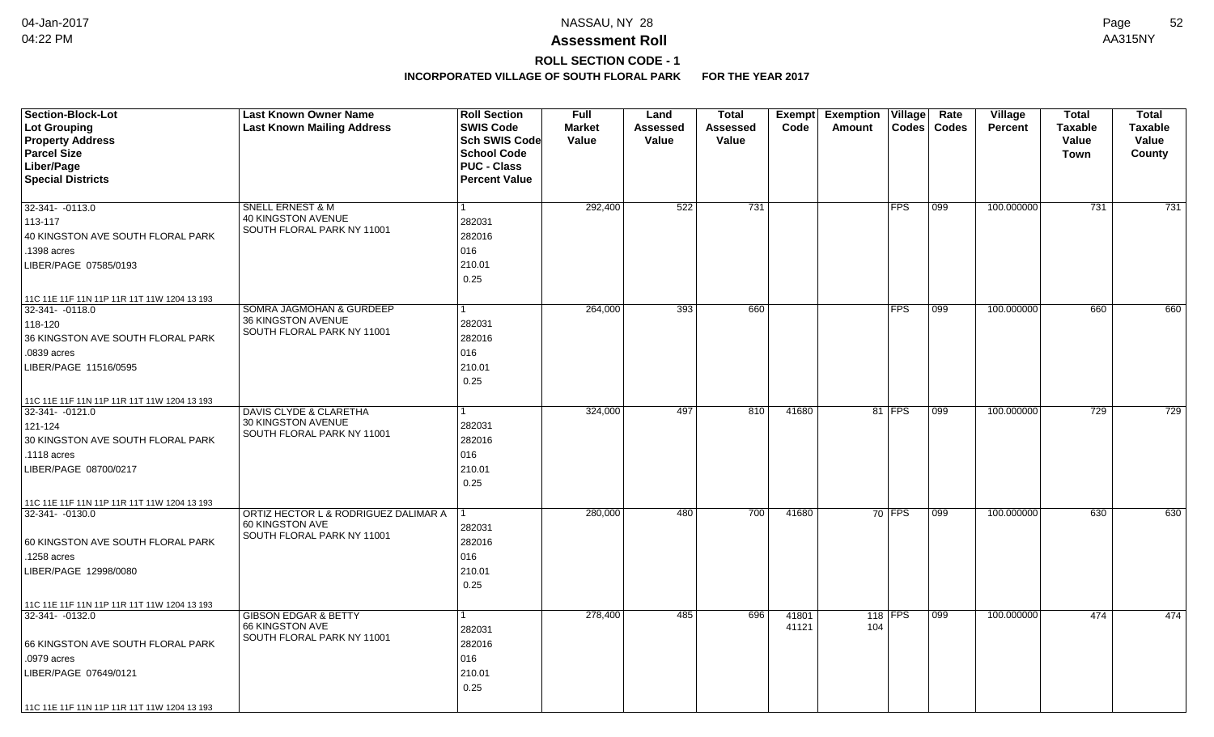# Assessment Roll

## ROLL SECTION CODE - 1

### INCORPORATED VILLAGE OF SOUTH FLORAL PARK FOR THE YEAR 2017

| Section-Block-Lot<br>Lot Grouping<br>Property Address<br>Parcel Size<br>Liber/Page<br>Special Districts | Last Known Owner Name<br>Last Known Mailing Address | Roll Section<br>SWIS Code<br>Sch SWIS Code<br>School Code<br>PUC - Class<br>Percent Value | Full Market Value | Land Assessed Value | Total Assessed Value | Exempt Code | Exemption Amount | Village Codes | Rate Codes | Village Percent | Total Taxable Value Town | Total Taxable Value County |
|---|---|---|---|---|---|---|---|---|---|---|---|---|
| 32-341- -0113.0<br>113-117<br>40 KINGSTON AVE SOUTH FLORAL PARK<br>.1398 acres<br>LIBER/PAGE 07585/0193<br>11C 11E 11F 11N 11P 11R 11T 11W 1204 13 193 | SNELL ERNEST & M<br>40 KINGSTON AVENUE<br>SOUTH FLORAL PARK NY 11001 | 1<br>282031<br>282016<br>016<br>210.01<br>0.25 | 292,400 | 522 | 731 | | | FPS | 099 | 100.000000 | 731 | 731 |
| 32-341- -0118.0<br>118-120<br>36 KINGSTON AVE SOUTH FLORAL PARK<br>.0839 acres<br>LIBER/PAGE 11516/0595<br>11C 11E 11F 11N 11P 11R 11T 11W 1204 13 193 | SOMRA JAGMOHAN & GURDEEP<br>36 KINGSTON AVENUE<br>SOUTH FLORAL PARK NY 11001 | 1<br>282031<br>282016<br>016<br>210.01<br>0.25 | 264,000 | 393 | 660 | | | FPS | 099 | 100.000000 | 660 | 660 |
| 32-341- -0121.0<br>121-124<br>30 KINGSTON AVE SOUTH FLORAL PARK<br>.1118 acres<br>LIBER/PAGE 08700/0217<br>11C 11E 11F 11N 11P 11R 11T 11W 1204 13 193 | DAVIS CLYDE & CLARETHA<br>30 KINGSTON AVENUE<br>SOUTH FLORAL PARK NY 11001 | 1<br>282031<br>282016<br>016<br>210.01<br>0.25 | 324,000 | 497 | 810 | 41680 | 81 | FPS | 099 | 100.000000 | 729 | 729 |
| 32-341- -0130.0<br><br>60 KINGSTON AVE SOUTH FLORAL PARK<br>.1258 acres<br>LIBER/PAGE 12998/0080<br>11C 11E 11F 11N 11P 11R 11T 11W 1204 13 193 | ORTIZ HECTOR L & RODRIGUEZ DALIMAR A<br>60 KINGSTON AVE<br>SOUTH FLORAL PARK NY 11001 | 1<br>282031<br>282016<br>016<br>210.01<br>0.25 | 280,000 | 480 | 700 | 41680 | 70 | FPS | 099 | 100.000000 | 630 | 630 |
| 32-341- -0132.0<br><br>66 KINGSTON AVE SOUTH FLORAL PARK<br>.0979 acres<br>LIBER/PAGE 07649/0121<br>11C 11E 11F 11N 11P 11R 11T 11W 1204 13 193 | GIBSON EDGAR & BETTY<br>66 KINGSTON AVE<br>SOUTH FLORAL PARK NY 11001 | 1<br>282031<br>282016<br>016<br>210.01<br>0.25 | 278,400 | 485 | 696 | 41801<br>41121 | 118<br>104 | FPS | 099 | 100.000000 | 474 | 474 |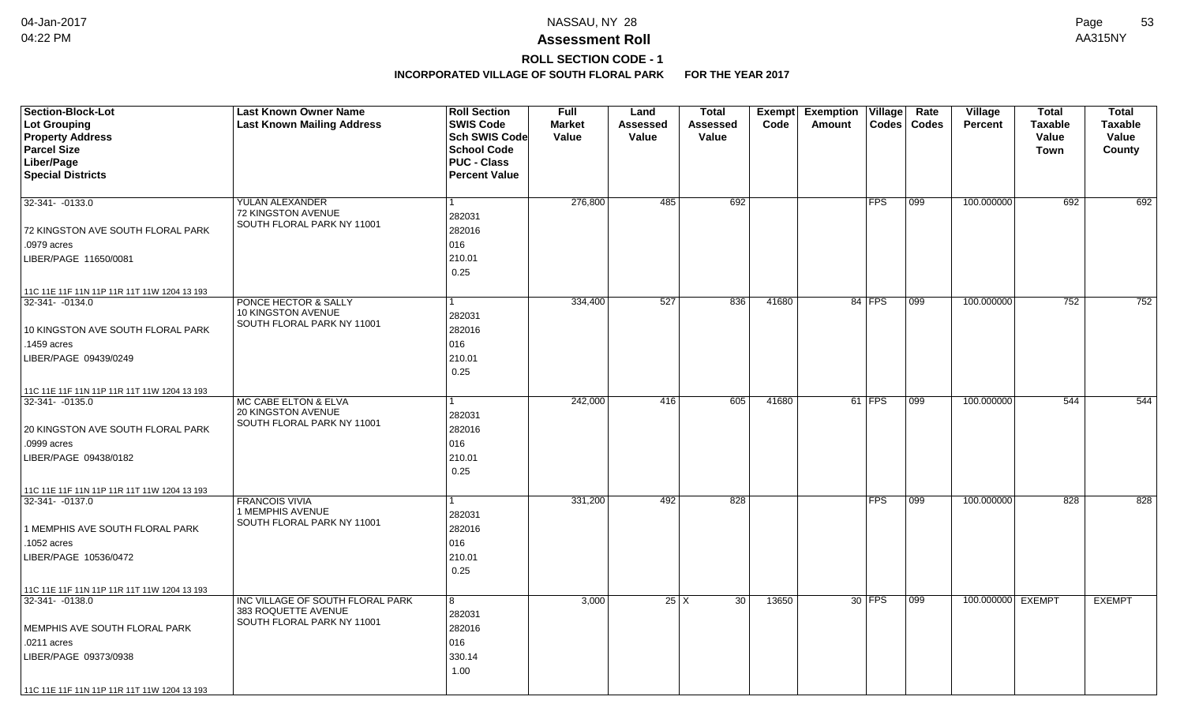# NASSAU, NY 28

## Assessment Roll

### ROLL SECTION CODE - 1

**INCORPORATED VILLAGE OF SOUTH FLORAL PARK FOR THE YEAR 2017**

| Section-Block-Lot<br>Lot Grouping<br>Property Address<br>Parcel Size<br>Liber/Page<br>Special Districts | Last Known Owner Name<br>Last Known Mailing Address | Roll Section<br>SWIS Code<br>Sch SWIS Code<br>School Code<br>PUC - Class<br>Percent Value | Full Market Value | Land Assessed Value | Total Assessed Value | Exempt Code | Exemption Amount | Village Codes | Rate Codes | Village Percent | Total Taxable Value Town | Total Taxable Value County |
|---|---|---|---|---|---|---|---|---|---|---|---|---|
| 32-341- -0133.0<br>72 KINGSTON AVE SOUTH FLORAL PARK<br>.0979 acres<br>LIBER/PAGE 11650/0081<br>11C 11E 11F 11N 11P 11R 11T 11W 1204 13 193 | YULAN ALEXANDER<br>72 KINGSTON AVENUE<br>SOUTH FLORAL PARK NY 11001 | 1<br>282031<br>282016<br>016<br>210.01<br>0.25 | 276,800 | 485 | 692 | | | FPS | 099 | 100.000000 | 692 | 692 |
| 32-341- -0134.0<br>10 KINGSTON AVE SOUTH FLORAL PARK<br>.1459 acres<br>LIBER/PAGE 09439/0249<br>11C 11E 11F 11N 11P 11R 11T 11W 1204 13 193 | PONCE HECTOR & SALLY<br>10 KINGSTON AVENUE<br>SOUTH FLORAL PARK NY 11001 | 1<br>282031<br>282016<br>016<br>210.01<br>0.25 | 334,400 | 527 | 836 | 41680 | 84 | FPS | 099 | 100.000000 | 752 | 752 |
| 32-341- -0135.0<br>20 KINGSTON AVE SOUTH FLORAL PARK<br>.0999 acres<br>LIBER/PAGE 09438/0182<br>11C 11E 11F 11N 11P 11R 11T 11W 1204 13 193 | MC CABE ELTON & ELVA<br>20 KINGSTON AVENUE<br>SOUTH FLORAL PARK NY 11001 | 1<br>282031<br>282016<br>016<br>210.01<br>0.25 | 242,000 | 416 | 605 | 41680 | 61 | FPS | 099 | 100.000000 | 544 | 544 |
| 32-341- -0137.0<br>1 MEMPHIS AVE SOUTH FLORAL PARK<br>.1052 acres<br>LIBER/PAGE 10536/0472<br>11C 11E 11F 11N 11P 11R 11T 11W 1204 13 193 | FRANCOIS VIVIA<br>1 MEMPHIS AVENUE<br>SOUTH FLORAL PARK NY 11001 | 1<br>282031<br>282016<br>016<br>210.01<br>0.25 | 331,200 | 492 | 828 | | | FPS | 099 | 100.000000 | 828 | 828 |
| 32-341- -0138.0<br>MEMPHIS AVE SOUTH FLORAL PARK<br>.0211 acres<br>LIBER/PAGE 09373/0938<br>11C 11E 11F 11N 11P 11R 11T 11W 1204 13 193 | INC VILLAGE OF SOUTH FLORAL PARK<br>383 ROQUETTE AVENUE<br>SOUTH FLORAL PARK NY 11001 | 8<br>282031<br>282016<br>016<br>330.14<br>1.00 | 3,000 | 25 X | 30 | 13650 | 30 | FPS | 099 | 100.000000 | EXEMPT | EXEMPT |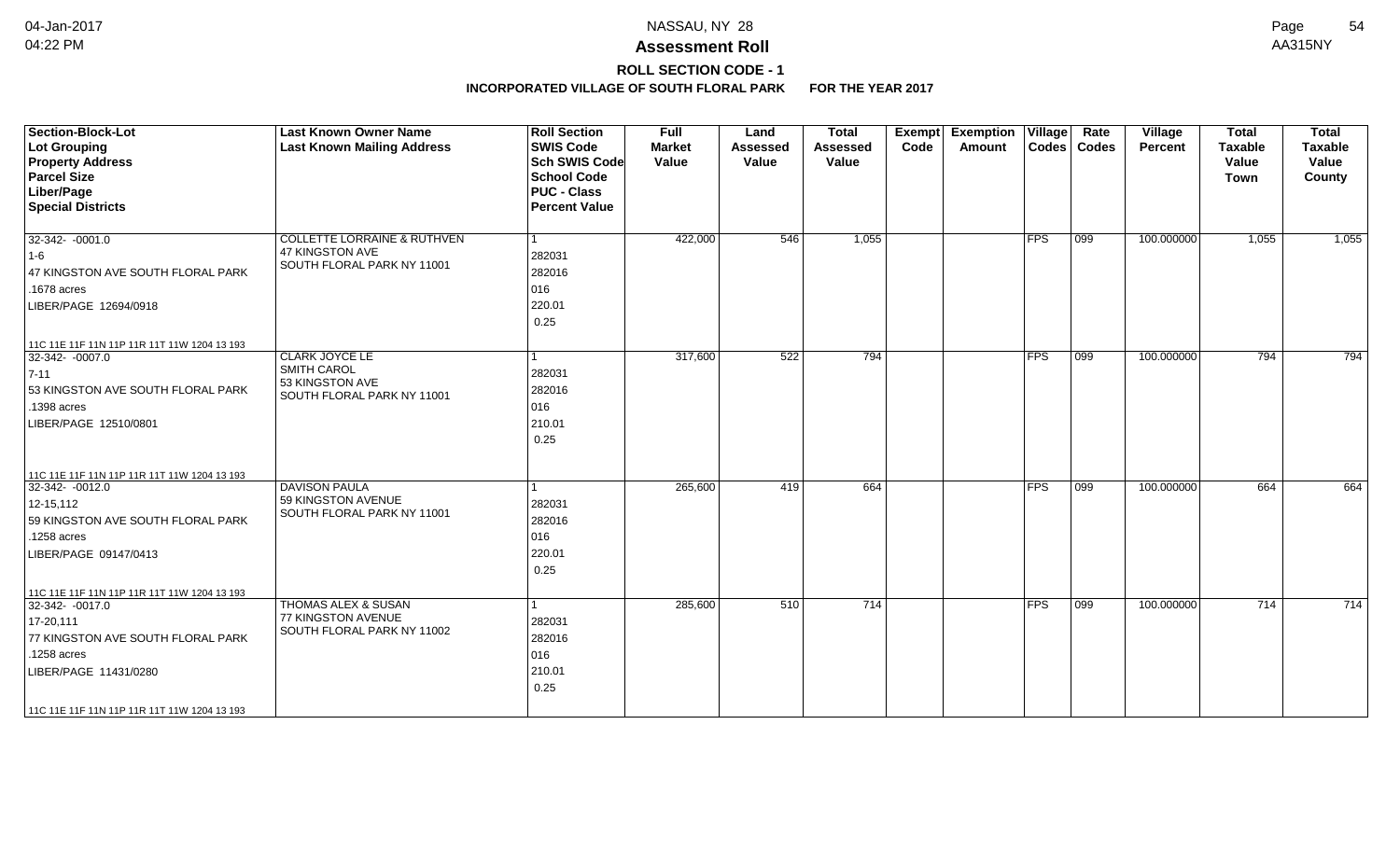# NASSAU, NY 28

## Assessment Roll

### ROLL SECTION CODE - 1

### INCORPORATED VILLAGE OF SOUTH FLORAL PARK FOR THE YEAR 2017

| Section-Block-Lot<br>Lot Grouping<br>Property Address<br>Parcel Size<br>Liber/Page<br>Special Districts | Last Known Owner Name<br>Last Known Mailing Address | Roll Section<br>SWIS Code<br>Sch SWIS Code<br>School Code<br>PUC - Class<br>Percent Value | Full Market Value | Land Assessed Value | Total Assessed Value | Exempt Code | Exemption Amount | Village Codes | Rate Codes | Village Percent | Total Taxable Value Town | Total Taxable Value County |
|---|---|---|---|---|---|---|---|---|---|---|---|---|
| 32-342- -0001.0<br>1-6<br>47 KINGSTON AVE SOUTH FLORAL PARK<br>.1678 acres<br>LIBER/PAGE 12694/0918<br>11C 11E 11F 11N 11P 11R 11T 11W 1204 13 193 | COLLETTE LORRAINE & RUTHVEN<br>47 KINGSTON AVE<br>SOUTH FLORAL PARK NY 11001 | 1<br>282031<br>282016<br>016<br>220.01<br>0.25 | 422,000 | 546 | 1,055 | | | FPS | 099 | 100.000000 | 1,055 | 1,055 |
| 32-342- -0007.0<br>7-11<br>53 KINGSTON AVE SOUTH FLORAL PARK<br>.1398 acres<br>LIBER/PAGE 12510/0801<br>11C 11E 11F 11N 11P 11R 11T 11W 1204 13 193 | CLARK JOYCE LE<br>SMITH CAROL<br>53 KINGSTON AVE<br>SOUTH FLORAL PARK NY 11001 | 1<br>282031<br>282016<br>016<br>210.01<br>0.25 | 317,600 | 522 | 794 | | | FPS | 099 | 100.000000 | 794 | 794 |
| 32-342- -0012.0<br>12-15,112<br>59 KINGSTON AVE SOUTH FLORAL PARK<br>.1258 acres<br>LIBER/PAGE 09147/0413<br>11C 11E 11F 11N 11P 11R 11T 11W 1204 13 193 | DAVISON PAULA<br>59 KINGSTON AVENUE<br>SOUTH FLORAL PARK NY 11001 | 1<br>282031<br>282016<br>016<br>220.01<br>0.25 | 265,600 | 419 | 664 | | | FPS | 099 | 100.000000 | 664 | 664 |
| 32-342- -0017.0<br>17-20,111<br>77 KINGSTON AVE SOUTH FLORAL PARK<br>.1258 acres<br>LIBER/PAGE 11431/0280<br>11C 11E 11F 11N 11P 11R 11T 11W 1204 13 193 | THOMAS ALEX & SUSAN<br>77 KINGSTON AVENUE<br>SOUTH FLORAL PARK NY 11002 | 1<br>282031<br>282016<br>016<br>210.01<br>0.25 | 285,600 | 510 | 714 | | | FPS | 099 | 100.000000 | 714 | 714 |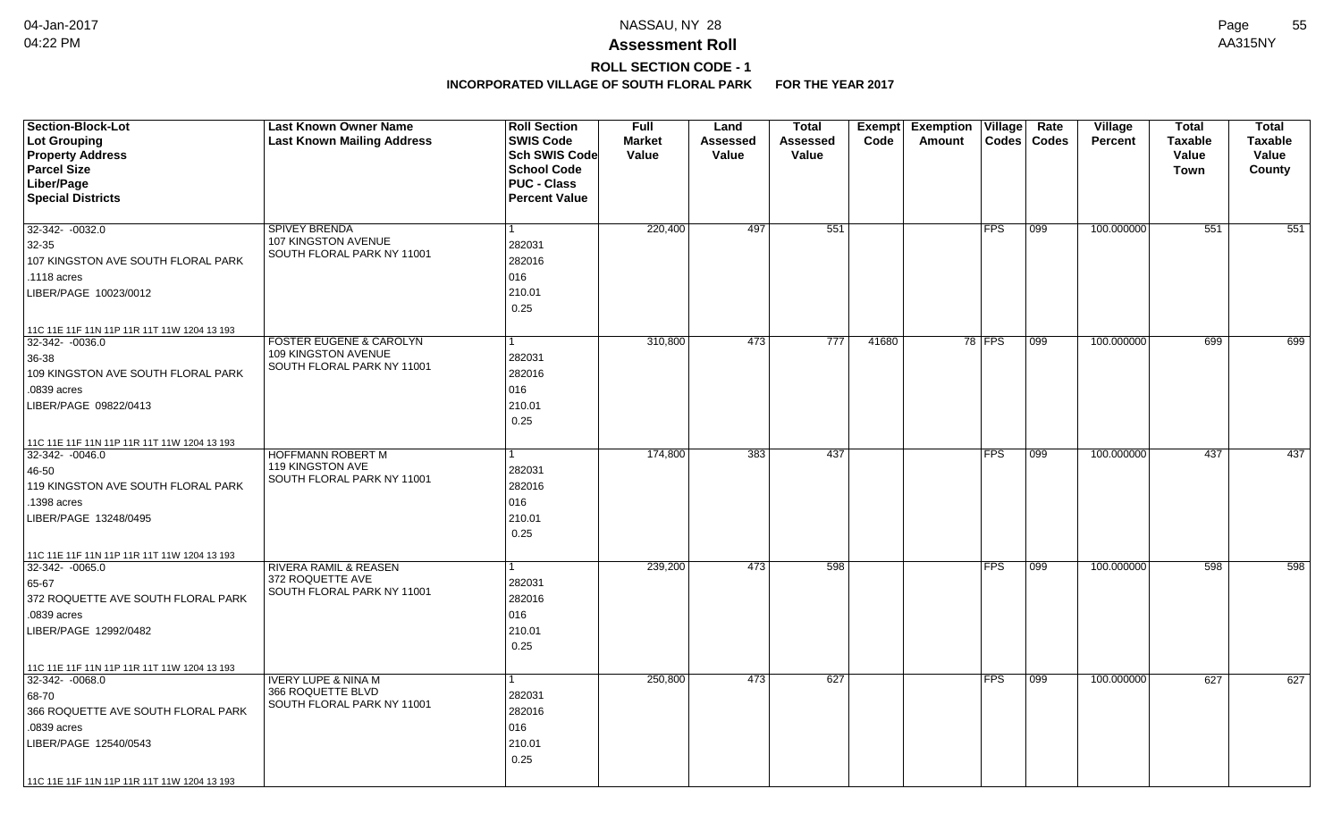# Assessment Roll

## ROLL SECTION CODE - 1

### INCORPORATED VILLAGE OF SOUTH FLORAL PARK FOR THE YEAR 2017

| Section-Block-Lot<br>Lot Grouping<br>Property Address<br>Parcel Size<br>Liber/Page<br>Special Districts | Last Known Owner Name<br>Last Known Mailing Address | Roll Section<br>SWIS Code<br>Sch SWIS Code<br>School Code<br>PUC - Class<br>Percent Value | Full Market Value | Land Assessed Value | Total Assessed Value | Exempt Code | Exemption Amount | Village Codes | Rate Codes | Village Percent | Total Taxable Value Town | Total Taxable Value County |
|---|---|---|---|---|---|---|---|---|---|---|---|---|
| 32-342- -0032.0<br>32-35<br>107 KINGSTON AVE SOUTH FLORAL PARK<br>.1118 acres<br>LIBER/PAGE 10023/0012<br>11C 11E 11F 11N 11P 11R 11T 11W 1204 13 193 | SPIVEY BRENDA<br>107 KINGSTON AVENUE<br>SOUTH FLORAL PARK NY 11001 | 1<br>282031<br>282016<br>016<br>210.01<br>0.25 | 220,400 | 497 | 551 | | | FPS | 099 | 100.000000 | 551 | 551 |
| 32-342- -0036.0<br>36-38<br>109 KINGSTON AVE SOUTH FLORAL PARK<br>.0839 acres<br>LIBER/PAGE 09822/0413<br>11C 11E 11F 11N 11P 11R 11T 11W 1204 13 193 | FOSTER EUGENE & CAROLYN<br>109 KINGSTON AVENUE<br>SOUTH FLORAL PARK NY 11001 | 1<br>282031<br>282016<br>016<br>210.01<br>0.25 | 310,800 | 473 | 777 | 41680 | 78 | FPS | 099 | 100.000000 | 699 | 699 |
| 32-342- -0046.0<br>46-50<br>119 KINGSTON AVE SOUTH FLORAL PARK<br>.1398 acres<br>LIBER/PAGE 13248/0495<br>11C 11E 11F 11N 11P 11R 11T 11W 1204 13 193 | HOFFMANN ROBERT M<br>119 KINGSTON AVE<br>SOUTH FLORAL PARK NY 11001 | 1<br>282031<br>282016<br>016<br>210.01<br>0.25 | 174,800 | 383 | 437 | | | FPS | 099 | 100.000000 | 437 | 437 |
| 32-342- -0065.0<br>65-67<br>372 ROQUETTE AVE SOUTH FLORAL PARK<br>.0839 acres<br>LIBER/PAGE 12992/0482<br>11C 11E 11F 11N 11P 11R 11T 11W 1204 13 193 | RIVERA RAMIL & REASEN<br>372 ROQUETTE AVE<br>SOUTH FLORAL PARK NY 11001 | 1<br>282031<br>282016<br>016<br>210.01<br>0.25 | 239,200 | 473 | 598 | | | FPS | 099 | 100.000000 | 598 | 598 |
| 32-342- -0068.0<br>68-70<br>366 ROQUETTE AVE SOUTH FLORAL PARK<br>.0839 acres<br>LIBER/PAGE 12540/0543<br>11C 11E 11F 11N 11P 11R 11T 11W 1204 13 193 | IVERY LUPE & NINA M<br>366 ROQUETTE BLVD<br>SOUTH FLORAL PARK NY 11001 | 1<br>282031<br>282016<br>016<br>210.01<br>0.25 | 250,800 | 473 | 627 | | | FPS | 099 | 100.000000 | 627 | 627 |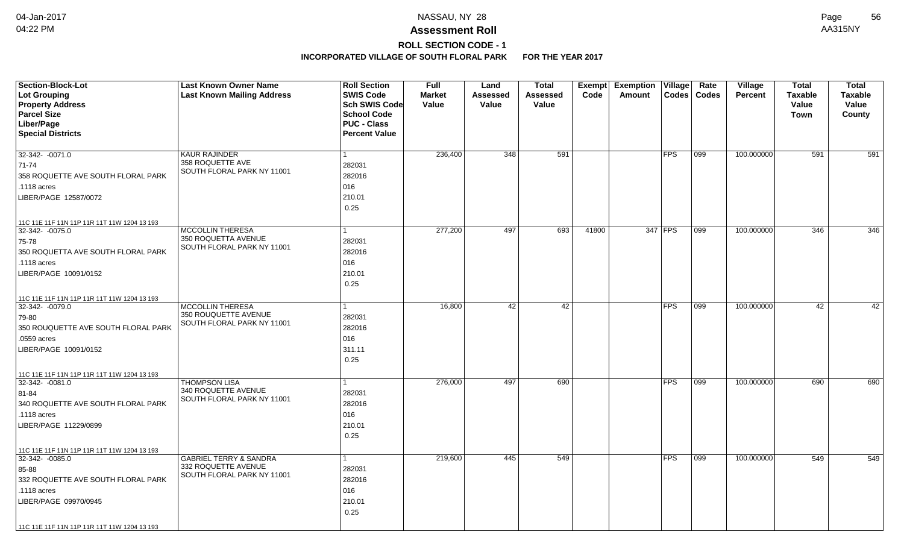# Assessment Roll

**ROLL SECTION CODE - 1**

**INCORPORATED VILLAGE OF SOUTH FLORAL PARK FOR THE YEAR 2017**

| Section-Block-Lot<br>Lot Grouping<br>Property Address<br>Parcel Size<br>Liber/Page<br>Special Districts | Last Known Owner Name<br>Last Known Mailing Address | Roll Section<br>SWIS Code<br>Sch SWIS Code<br>School Code<br>PUC - Class<br>Percent Value | Full Market Value | Land Assessed Value | Total Assessed Value | Exempt Code | Exemption Amount | Village Codes | Rate Codes | Village Percent | Total Taxable Value Town | Total Taxable Value County |
|---|---|---|---|---|---|---|---|---|---|---|---|---|
| 32-342- -0071.0<br>71-74<br>358 ROQUETTE AVE SOUTH FLORAL PARK<br>.1118 acres<br>LIBER/PAGE 12587/0072<br>11C 11E 11F 11N 11P 11R 11T 11W 1204 13 193 | KAUR RAJINDER<br>358 ROQUETTE AVE<br>SOUTH FLORAL PARK NY 11001 | 1<br>282031<br>282016<br>016<br>210.01<br>0.25 | 236,400 | 348 | 591 | | | FPS | 099 | 100.000000 | 591 | 591 |
| 32-342- -0075.0<br>75-78<br>350 ROQUETTA AVE SOUTH FLORAL PARK<br>.1118 acres<br>LIBER/PAGE 10091/0152<br>11C 11E 11F 11N 11P 11R 11T 11W 1204 13 193 | MCCOLLIN THERESA<br>350 ROQUETTA AVENUE<br>SOUTH FLORAL PARK NY 11001 | 1<br>282031<br>282016<br>016<br>210.01<br>0.25 | 277,200 | 497 | 693 | 41800 | 347 | FPS | 099 | 100.000000 | 346 | 346 |
| 32-342- -0079.0<br>79-80<br>350 ROUQUETTE AVE SOUTH FLORAL PARK<br>.0559 acres<br>LIBER/PAGE 10091/0152<br>11C 11E 11F 11N 11P 11R 11T 11W 1204 13 193 | MCCOLLIN THERESA<br>350 ROUQUETTE AVENUE<br>SOUTH FLORAL PARK NY 11001 | 1<br>282031<br>282016<br>016<br>311.11<br>0.25 | 16,800 | 42 | 42 | | | FPS | 099 | 100.000000 | 42 | 42 |
| 32-342- -0081.0<br>81-84<br>340 ROQUETTE AVE SOUTH FLORAL PARK<br>.1118 acres<br>LIBER/PAGE 11229/0899<br>11C 11E 11F 11N 11P 11R 11T 11W 1204 13 193 | THOMPSON LISA<br>340 ROQUETTE AVENUE<br>SOUTH FLORAL PARK NY 11001 | 1<br>282031<br>282016<br>016<br>210.01<br>0.25 | 276,000 | 497 | 690 | | | FPS | 099 | 100.000000 | 690 | 690 |
| 32-342- -0085.0<br>85-88<br>332 ROQUETTE AVE SOUTH FLORAL PARK<br>.1118 acres<br>LIBER/PAGE 09970/0945<br>11C 11E 11F 11N 11P 11R 11T 11W 1204 13 193 | GABRIEL TERRY & SANDRA<br>332 ROQUETTE AVENUE<br>SOUTH FLORAL PARK NY 11001 | 1<br>282031<br>282016<br>016<br>210.01<br>0.25 | 219,600 | 445 | 549 | | | FPS | 099 | 100.000000 | 549 | 549 |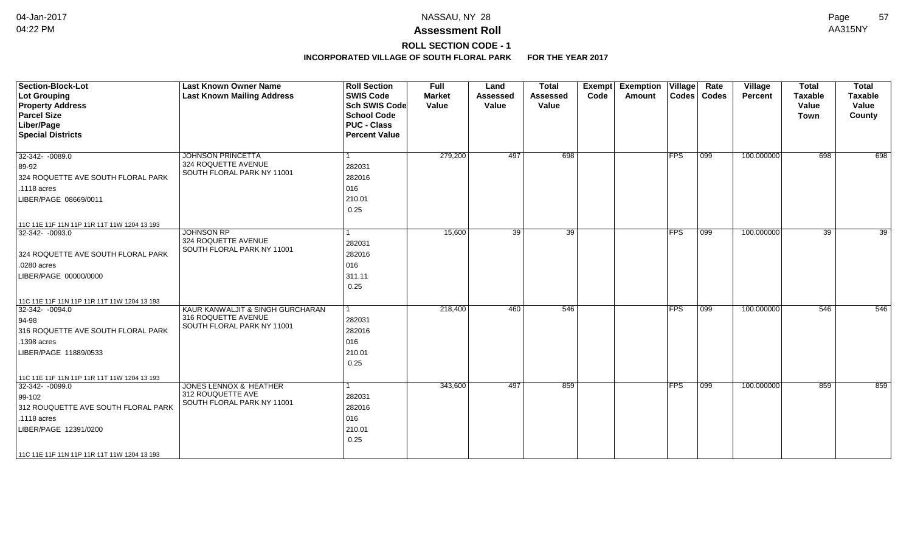# Assessment Roll

**ROLL SECTION CODE - 1**

**INCORPORATED VILLAGE OF SOUTH FLORAL PARK FOR THE YEAR 2017**

| Section-Block-Lot<br>Lot Grouping<br>Property Address<br>Parcel Size<br>Liber/Page<br>Special Districts | Last Known Owner Name<br>Last Known Mailing Address | Roll Section<br>SWIS Code<br>Sch SWIS Code<br>School Code<br>PUC - Class<br>Percent Value | Full Market Value | Land Assessed Value | Total Assessed Value | Exempt Code | Exemption Amount | Village Codes | Rate Codes | Village Percent | Total Taxable Value Town | Total Taxable Value County |
|---|---|---|---|---|---|---|---|---|---|---|---|---|
| 32-342- -0089.0<br>89-92<br>324 ROQUETTE AVE SOUTH FLORAL PARK<br>.1118 acres<br>LIBER/PAGE 08669/0011<br>11C 11E 11F 11N 11P 11R 11T 11W 1204 13 193 | JOHNSON PRINCETTA<br>324 ROQUETTE AVENUE<br>SOUTH FLORAL PARK NY 11001 | 1<br>282031<br>282016<br>016<br>210.01<br>0.25 | 279,200 | 497 | 698 | | | FPS | 099 | 100.000000 | 698 | 698 |
| 32-342- -0093.0<br><br>324 ROQUETTE AVE SOUTH FLORAL PARK<br>.0280 acres<br>LIBER/PAGE 00000/0000<br>11C 11E 11F 11N 11P 11R 11T 11W 1204 13 193 | JOHNSON RP<br>324 ROQUETTE AVENUE<br>SOUTH FLORAL PARK NY 11001 | 1<br>282031<br>282016<br>016<br>311.11<br>0.25 | 15,600 | 39 | 39 | | | FPS | 099 | 100.000000 | 39 | 39 |
| 32-342- -0094.0<br>94-98<br>316 ROQUETTE AVE SOUTH FLORAL PARK<br>.1398 acres<br>LIBER/PAGE 11889/0533<br>11C 11E 11F 11N 11P 11R 11T 11W 1204 13 193 | KAUR KANWALJIT & SINGH GURCHARAN<br>316 ROQUETTE AVENUE<br>SOUTH FLORAL PARK NY 11001 | 1<br>282031<br>282016<br>016<br>210.01<br>0.25 | 218,400 | 460 | 546 | | | FPS | 099 | 100.000000 | 546 | 546 |
| 32-342- -0099.0<br>99-102<br>312 ROUQUETTE AVE SOUTH FLORAL PARK<br>.1118 acres<br>LIBER/PAGE 12391/0200<br>11C 11E 11F 11N 11P 11R 11T 11W 1204 13 193 | JONES LENNOX & HEATHER<br>312 ROUQUETTE AVE<br>SOUTH FLORAL PARK NY 11001 | 1<br>282031<br>282016<br>016<br>210.01<br>0.25 | 343,600 | 497 | 859 | | | FPS | 099 | 100.000000 | 859 | 859 |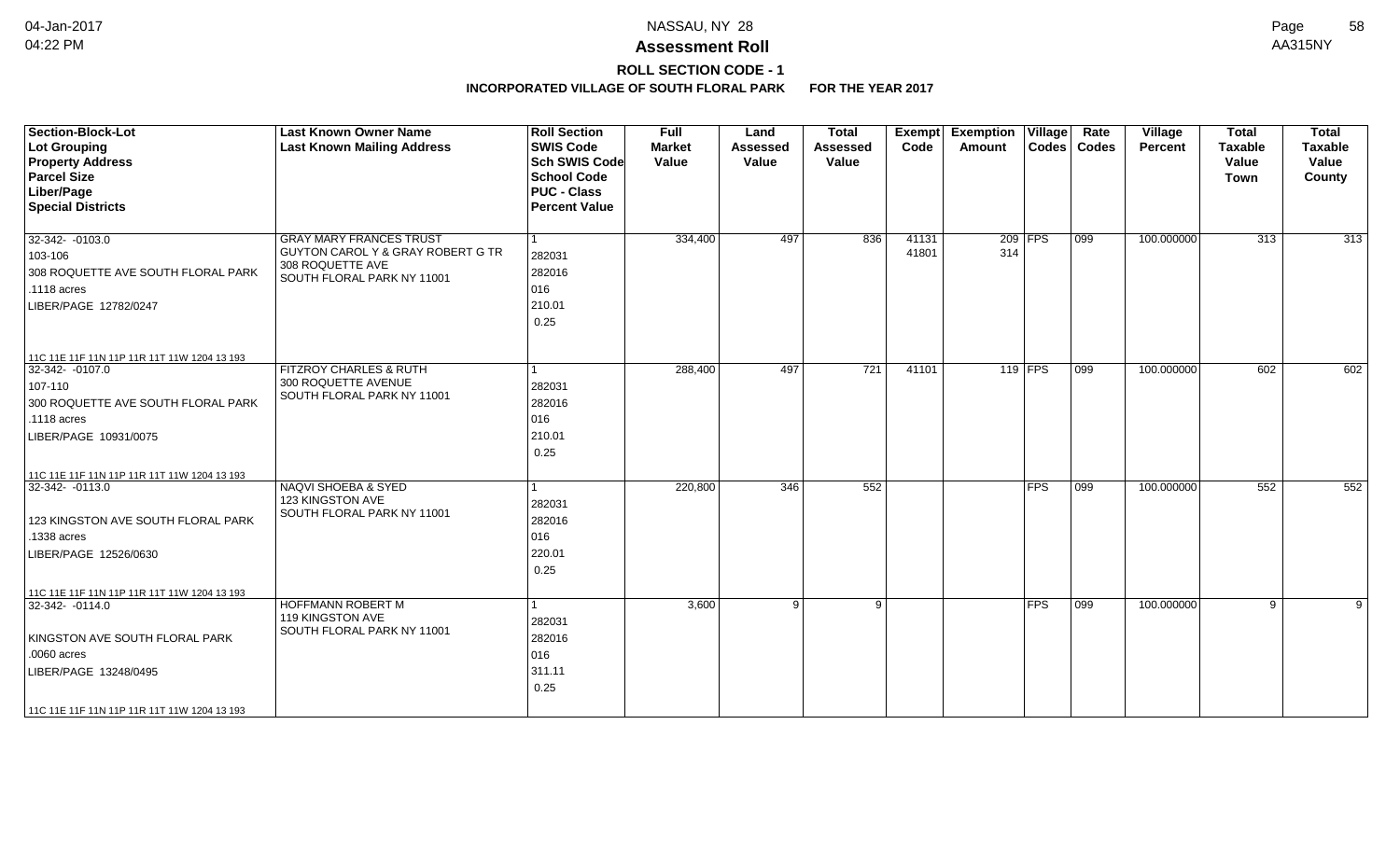# Assessment Roll

## ROLL SECTION CODE - 1

### INCORPORATED VILLAGE OF SOUTH FLORAL PARK FOR THE YEAR 2017

NASSAU, NY 28

| Section-Block-Lot<br>Lot Grouping<br>Property Address<br>Parcel Size<br>Liber/Page<br>Special Districts | Last Known Owner Name<br>Last Known Mailing Address | Roll Section<br>SWIS Code<br>Sch SWIS Code<br>School Code<br>PUC - Class<br>Percent Value | Full Market Value | Land Assessed Value | Total Assessed Value | Exempt Code | Exemption Amount | Village Codes | Rate Codes | Village Percent | Total Taxable Value Town | Total Taxable Value County |
|---|---|---|---|---|---|---|---|---|---|---|---|---|
| 32-342- -0103.0<br>103-106<br>308 ROQUETTE AVE SOUTH FLORAL PARK<br>.1118 acres<br>LIBER/PAGE 12782/0247<br>11C 11E 11F 11N 11P 11R 11T 11W 1204 13 193 | GRAY MARY FRANCES TRUST<br>GUYTON CAROL Y & GRAY ROBERT G TR<br>308 ROQUETTE AVE<br>SOUTH FLORAL PARK NY 11001 | 1<br>282031<br>282016<br>016<br>210.01<br>0.25 | 334,400 | 497 | 836 | 41131<br>41801 | 209<br>314 | FPS | 099 | 100.000000 | 313 | 313 |
| 32-342- -0107.0<br>107-110<br>300 ROQUETTE AVE SOUTH FLORAL PARK<br>.1118 acres<br>LIBER/PAGE 10931/0075<br>11C 11E 11F 11N 11P 11R 11T 11W 1204 13 193 | FITZROY CHARLES & RUTH<br>300 ROQUETTE AVENUE<br>SOUTH FLORAL PARK NY 11001 | 1<br>282031<br>282016<br>016<br>210.01<br>0.25 | 288,400 | 497 | 721 | 41101 | 119 | FPS | 099 | 100.000000 | 602 | 602 |
| 32-342- -0113.0<br><br>123 KINGSTON AVE SOUTH FLORAL PARK<br>.1338 acres<br>LIBER/PAGE 12526/0630<br>11C 11E 11F 11N 11P 11R 11T 11W 1204 13 193 | NAQVI SHOEBA & SYED<br>123 KINGSTON AVE<br>SOUTH FLORAL PARK NY 11001 | 1<br>282031<br>282016<br>016<br>220.01<br>0.25 | 220,800 | 346 | 552 | | | FPS | 099 | 100.000000 | 552 | 552 |
| 32-342- -0114.0<br><br>KINGSTON AVE SOUTH FLORAL PARK<br>.0060 acres<br>LIBER/PAGE 13248/0495<br>11C 11E 11F 11N 11P 11R 11T 11W 1204 13 193 | HOFFMANN ROBERT M<br>119 KINGSTON AVE<br>SOUTH FLORAL PARK NY 11001 | 1<br>282031<br>282016<br>016<br>311.11<br>0.25 | 3,600 | 9 | 9 | | | FPS | 099 | 100.000000 | 9 | 9 |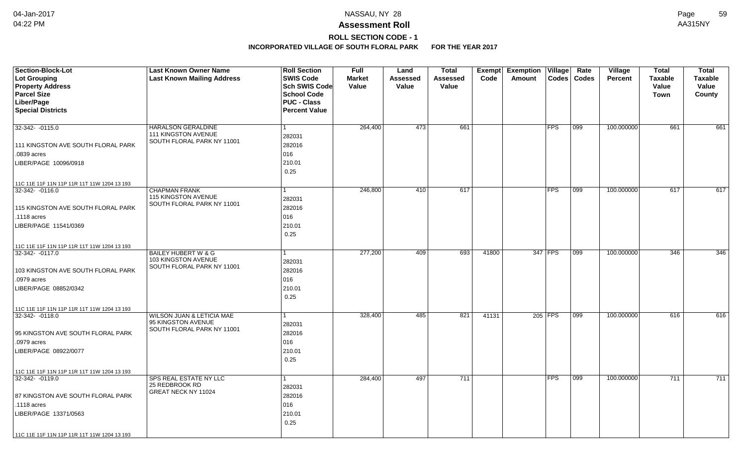**Assessment Roll**

**ROLL SECTION CODE - 1**

**INCORPORATED VILLAGE OF SOUTH FLORAL PARK FOR THE YEAR 2017**

| Section-Block-Lot<br>Lot Grouping<br>Property Address<br>Parcel Size<br>Liber/Page<br>Special Districts | Last Known Owner Name<br>Last Known Mailing Address | Roll Section<br>SWIS Code<br>Sch SWIS Code<br>School Code<br>PUC - Class<br>Percent Value | Full Market Value | Land Assessed Value | Total Assessed Value | Exempt Code | Exemption Amount | Village Codes | Rate Codes | Village Percent | Total Taxable Value Town | Total Taxable Value County |
|---|---|---|---|---|---|---|---|---|---|---|---|---|
| 32-342- -0115.0<br>111 KINGSTON AVE SOUTH FLORAL PARK<br>.0839 acres<br>LIBER/PAGE 10096/0918<br>11C 11E 11F 11N 11P 11R 11T 11W 1204 13 193 | HARALSON GERALDINE<br>111 KINGSTON AVENUE<br>SOUTH FLORAL PARK NY 11001 | 1<br>282031<br>282016<br>016<br>210.01<br>0.25 | 264,400 | 473 | 661 | | | FPS | 099 | 100.000000 | 661 | 661 |
| 32-342- -0116.0<br>115 KINGSTON AVE SOUTH FLORAL PARK<br>.1118 acres<br>LIBER/PAGE 11541/0369<br>11C 11E 11F 11N 11P 11R 11T 11W 1204 13 193 | CHAPMAN FRANK<br>115 KINGSTON AVENUE<br>SOUTH FLORAL PARK NY 11001 | 1<br>282031<br>282016<br>016<br>210.01<br>0.25 | 246,800 | 410 | 617 | | | FPS | 099 | 100.000000 | 617 | 617 |
| 32-342- -0117.0<br>103 KINGSTON AVE SOUTH FLORAL PARK<br>.0979 acres<br>LIBER/PAGE 08852/0342<br>11C 11E 11F 11N 11P 11R 11T 11W 1204 13 193 | BAILEY HUBERT W & G<br>103 KINGSTON AVENUE<br>SOUTH FLORAL PARK NY 11001 | 1<br>282031<br>282016<br>016<br>210.01<br>0.25 | 277,200 | 409 | 693 | 41800 | 347 | FPS | 099 | 100.000000 | 346 | 346 |
| 32-342- -0118.0<br>95 KINGSTON AVE SOUTH FLORAL PARK<br>.0979 acres<br>LIBER/PAGE 08922/0077<br>11C 11E 11F 11N 11P 11R 11T 11W 1204 13 193 | WILSON JUAN & LETICIA MAE<br>95 KINGSTON AVENUE<br>SOUTH FLORAL PARK NY 11001 | 1<br>282031<br>282016<br>016<br>210.01<br>0.25 | 328,400 | 485 | 821 | 41131 | 205 | FPS | 099 | 100.000000 | 616 | 616 |
| 32-342- -0119.0<br>87 KINGSTON AVE SOUTH FLORAL PARK<br>.1118 acres<br>LIBER/PAGE 13371/0563<br>11C 11E 11F 11N 11P 11R 11T 11W 1204 13 193 | SPS REAL ESTATE NY LLC<br>25 REDBROOK RD<br>GREAT NECK NY 11024 | 1<br>282031<br>282016<br>016<br>210.01<br>0.25 | 284,400 | 497 | 711 | | | FPS | 099 | 100.000000 | 711 | 711 |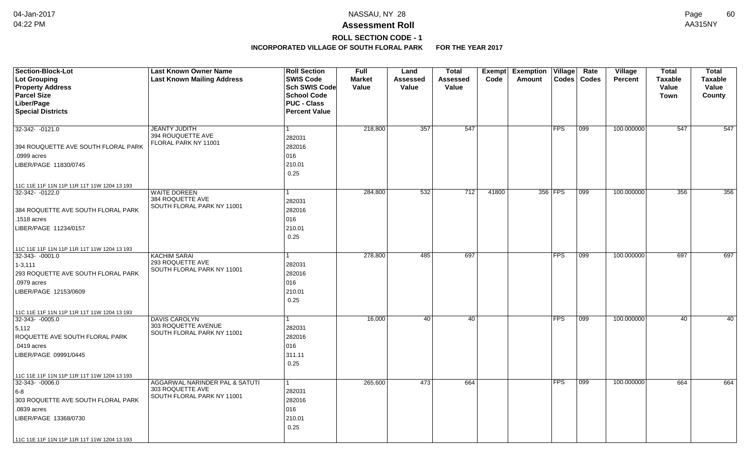# Assessment Roll

## ROLL SECTION CODE - 1

### INCORPORATED VILLAGE OF SOUTH FLORAL PARK FOR THE YEAR 2017

| Section-Block-Lot<br>Lot Grouping<br>Property Address<br>Parcel Size<br>Liber/Page<br>Special Districts | Last Known Owner Name<br>Last Known Mailing Address | Roll Section<br>SWIS Code<br>Sch SWIS Code<br>School Code<br>PUC - Class<br>Percent Value | Full Market Value | Land Assessed Value | Total Assessed Value | Exempt Code | Exemption Amount | Village Codes | Rate Codes | Village Percent | Total Taxable Value Town | Total Taxable Value County |
|---|---|---|---|---|---|---|---|---|---|---|---|---|
| 32-342- -0121.0<br><br>394 ROUQUETTE AVE SOUTH FLORAL PARK<br>.0999 acres<br>LIBER/PAGE 11830/0745<br><br>11C 11E 11F 11N 11P 11R 11T 11W 1204 13 193 | JEANTY JUDITH<br>394 ROUQUETTE AVE<br>FLORAL PARK NY 11001 | 1<br>282031<br>282016<br>016<br>210.01<br>0.25 | 218,800 | 357 | 547 | | | FPS | 099 | 100.000000 | 547 | 547 |
| 32-342- -0122.0<br><br>384 ROQUETTE AVE SOUTH FLORAL PARK<br>.1518 acres<br>LIBER/PAGE 11234/0157<br><br>11C 11E 11F 11N 11P 11R 11T 11W 1204 13 193 | WAITE DOREEN<br>384 ROQUETTE AVE<br>SOUTH FLORAL PARK NY 11001 | 1<br>282031<br>282016<br>016<br>210.01<br>0.25 | 284,800 | 532 | 712 | 41800 | 356 | FPS | 099 | 100.000000 | 356 | 356 |
| 32-343- -0001.0<br>1-3,111<br>293 ROQUETTE AVE SOUTH FLORAL PARK<br>.0979 acres<br>LIBER/PAGE 12153/0609<br><br>11C 11E 11F 11N 11P 11R 11T 11W 1204 13 193 | KACHIM SARAI<br>293 ROQUETTE AVE<br>SOUTH FLORAL PARK NY 11001 | 1<br>282031<br>282016<br>016<br>210.01<br>0.25 | 278,800 | 485 | 697 | | | FPS | 099 | 100.000000 | 697 | 697 |
| 32-343- -0005.0<br>5,112<br>ROQUETTE AVE SOUTH FLORAL PARK<br>.0419 acres<br>LIBER/PAGE 09991/0445<br><br>11C 11E 11F 11N 11P 11R 11T 11W 1204 13 193 | DAVIS CAROLYN<br>303 ROQUETTE AVENUE<br>SOUTH FLORAL PARK NY 11001 | 1<br>282031<br>282016<br>016<br>311.11<br>0.25 | 16,000 | 40 | 40 | | | FPS | 099 | 100.000000 | 40 | 40 |
| 32-343- -0006.0<br>6-8<br>303 ROQUETTE AVE SOUTH FLORAL PARK<br>.0839 acres<br>LIBER/PAGE 13368/0730<br><br>11C 11E 11F 11N 11P 11R 11T 11W 1204 13 193 | AGGARWAL NARINDER PAL & SATUTI<br>303 ROQUETTE AVE<br>SOUTH FLORAL PARK NY 11001 | 1<br>282031<br>282016<br>016<br>210.01<br>0.25 | 265,600 | 473 | 664 | | | FPS | 099 | 100.000000 | 664 | 664 |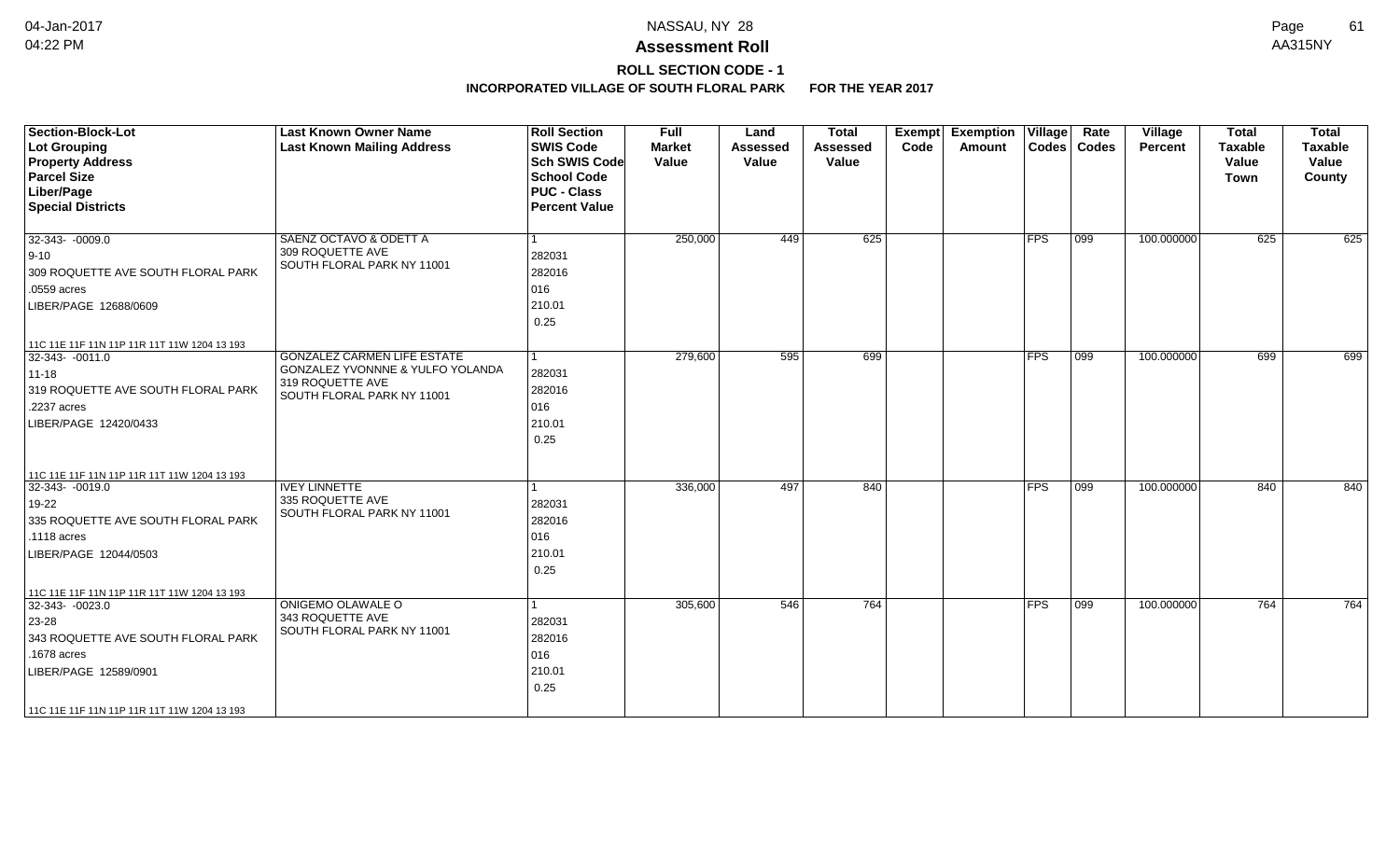# Assessment Roll

## ROLL SECTION CODE - 1

### INCORPORATED VILLAGE OF SOUTH FLORAL PARK FOR THE YEAR 2017

| Section-Block-Lot<br>Lot Grouping<br>Property Address<br>Parcel Size<br>Liber/Page<br>Special Districts | Last Known Owner Name<br>Last Known Mailing Address | Roll Section<br>SWIS Code<br>Sch SWIS Code<br>School Code<br>PUC - Class<br>Percent Value | Full Market Value | Land Assessed Value | Total Assessed Value | Exempt Code | Exemption Amount | Village Codes | Rate Codes | Village Percent | Total Taxable Value Town | Total Taxable Value County |
|---|---|---|---|---|---|---|---|---|---|---|---|---|
| 32-343- -0009.0<br>9-10<br>309 ROQUETTE AVE SOUTH FLORAL PARK<br>.0559 acres<br>LIBER/PAGE 12688/0609<br>11C 11E 11F 11N 11P 11R 11T 11W 1204 13 193 | SAENZ OCTAVO & ODETT A<br>309 ROQUETTE AVE<br>SOUTH FLORAL PARK NY 11001 | 1<br>282031<br>282016<br>016<br>210.01<br>0.25 | 250,000 | 449 | 625 | | | FPS | 099 | 100.000000 | 625 | 625 |
| 32-343- -0011.0<br>11-18<br>319 ROQUETTE AVE SOUTH FLORAL PARK<br>.2237 acres<br>LIBER/PAGE 12420/0433<br>11C 11E 11F 11N 11P 11R 11T 11W 1204 13 193 | GONZALEZ CARMEN LIFE ESTATE<br>GONZALEZ YVONNNE & YULFO YOLANDA<br>319 ROQUETTE AVE<br>SOUTH FLORAL PARK NY 11001 | 1<br>282031<br>282016<br>016<br>210.01<br>0.25 | 279,600 | 595 | 699 | | | FPS | 099 | 100.000000 | 699 | 699 |
| 32-343- -0019.0<br>19-22<br>335 ROQUETTE AVE SOUTH FLORAL PARK<br>.1118 acres<br>LIBER/PAGE 12044/0503<br>11C 11E 11F 11N 11P 11R 11T 11W 1204 13 193 | IVEY LINNETTE<br>335 ROQUETTE AVE<br>SOUTH FLORAL PARK NY 11001 | 1<br>282031<br>282016<br>016<br>210.01<br>0.25 | 336,000 | 497 | 840 | | | FPS | 099 | 100.000000 | 840 | 840 |
| 32-343- -0023.0<br>23-28<br>343 ROQUETTE AVE SOUTH FLORAL PARK<br>.1678 acres<br>LIBER/PAGE 12589/0901<br>11C 11E 11F 11N 11P 11R 11T 11W 1204 13 193 | ONIGEMO OLAWALE O<br>343 ROQUETTE AVE<br>SOUTH FLORAL PARK NY 11001 | 1<br>282031<br>282016<br>016<br>210.01<br>0.25 | 305,600 | 546 | 764 | | | FPS | 099 | 100.000000 | 764 | 764 |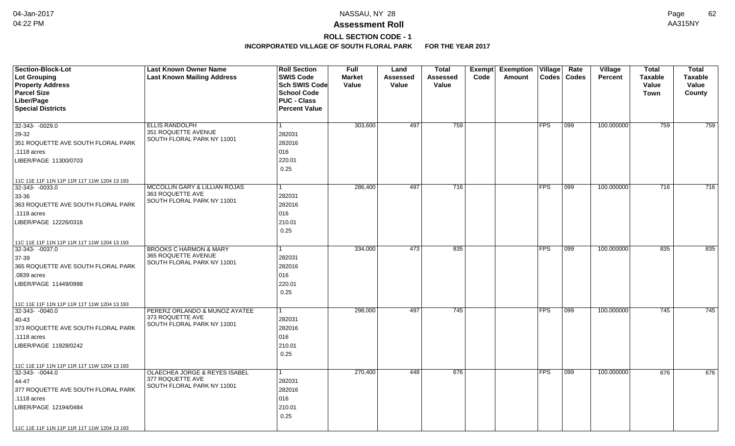# NASSAU, NY 28

## Assessment Roll

### ROLL SECTION CODE - 1

**INCORPORATED VILLAGE OF SOUTH FLORAL PARK FOR THE YEAR 2017**

| Section-Block-Lot<br>Lot Grouping<br>Property Address<br>Parcel Size<br>Liber/Page<br>Special Districts | Last Known Owner Name<br>Last Known Mailing Address | Roll Section<br>SWIS Code<br>Sch SWIS Code<br>School Code<br>PUC - Class<br>Percent Value | Full Market Value | Land Assessed Value | Total Assessed Value | Exempt Code | Exemption Amount | Village Codes | Rate Codes | Village Percent | Total Taxable Value Town | Total Taxable Value County |
|---|---|---|---|---|---|---|---|---|---|---|---|---|
| 32-343- -0029.0<br>29-32<br>351 ROQUETTE AVE SOUTH FLORAL PARK<br>.1118 acres<br>LIBER/PAGE 11300/0703<br>11C 11E 11F 11N 11P 11R 11T 11W 1204 13 193 | ELLIS RANDOLPH<br>351 ROQUETTE AVENUE<br>SOUTH FLORAL PARK NY 11001 | 1<br>282031<br>282016<br>016<br>220.01<br>0.25 | 303,600 | 497 | 759 | | | FPS | 099 | 100.000000 | 759 | 759 |
| 32-343- -0033.0<br>33-36<br>363 ROQUETTE AVE SOUTH FLORAL PARK<br>.1118 acres<br>LIBER/PAGE 12226/0316<br>11C 11E 11F 11N 11P 11R 11T 11W 1204 13 193 | MCCOLLIN GARY & LILLIAN ROJAS<br>363 ROQUETTE AVE<br>SOUTH FLORAL PARK NY 11001 | 1<br>282031<br>282016<br>016<br>210.01<br>0.25 | 286,400 | 497 | 716 | | | FPS | 099 | 100.000000 | 716 | 716 |
| 32-343- -0037.0<br>37-39<br>365 ROQUETTE AVE SOUTH FLORAL PARK<br>.0839 acres<br>LIBER/PAGE 11449/0998<br>11C 11E 11F 11N 11P 11R 11T 11W 1204 13 193 | BROOKS C HARMON & MARY<br>365 ROQUETTE AVENUE<br>SOUTH FLORAL PARK NY 11001 | 1<br>282031<br>282016<br>016<br>220.01<br>0.25 | 334,000 | 473 | 835 | | | FPS | 099 | 100.000000 | 835 | 835 |
| 32-343- -0040.0<br>40-43<br>373 ROQUETTE AVE SOUTH FLORAL PARK<br>.1118 acres<br>LIBER/PAGE 11928/0242<br>11C 11E 11F 11N 11P 11R 11T 11W 1204 13 193 | PERERZ ORLANDO & MUNOZ AYATEE<br>373 ROQUETTE AVE<br>SOUTH FLORAL PARK NY 11001 | 1<br>282031<br>282016<br>016<br>210.01<br>0.25 | 298,000 | 497 | 745 | | | FPS | 099 | 100.000000 | 745 | 745 |
| 32-343- -0044.0<br>44-47<br>377 ROQUETTE AVE SOUTH FLORAL PARK<br>.1118 acres<br>LIBER/PAGE 12194/0484<br>11C 11E 11F 11N 11P 11R 11T 11W 1204 13 193 | OLAECHEA JORGE & REYES ISABEL<br>377 ROQUETTE AVE<br>SOUTH FLORAL PARK NY 11001 | 1<br>282031<br>282016<br>016<br>210.01<br>0.25 | 270,400 | 448 | 676 | | | FPS | 099 | 100.000000 | 676 | 676 |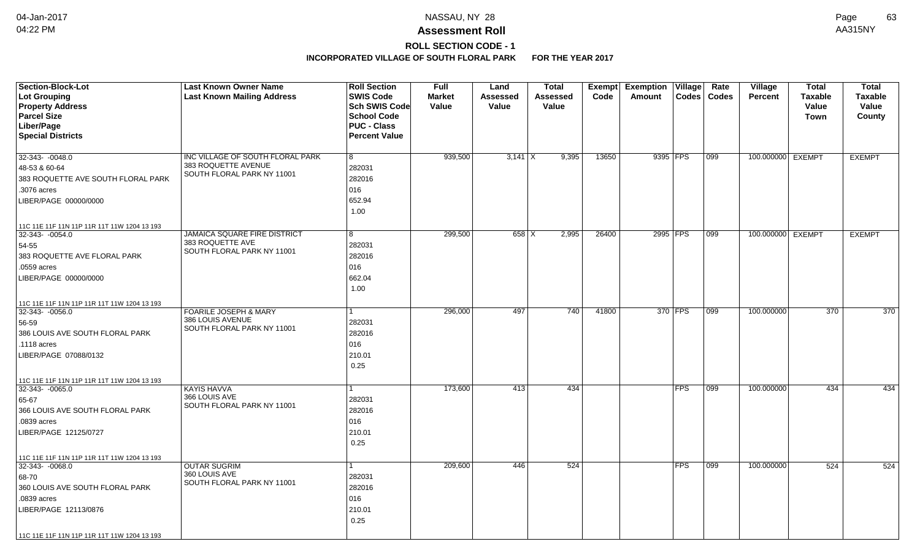# Assessment Roll

**ROLL SECTION CODE - 1**

**INCORPORATED VILLAGE OF SOUTH FLORAL PARK FOR THE YEAR 2017**

| Section-Block-Lot / Lot Grouping / Property Address / Parcel Size / Liber/Page / Special Districts | Last Known Owner Name / Last Known Mailing Address | Roll Section / SWIS Code / Sch SWIS Code / School Code / PUC - Class / Percent Value | Full Market Value | Land Assessed Value | Total Assessed Value | Exempt Code | Exemption Amount | Village Codes | Rate Codes | Village Percent | Total Taxable Value Town | Total Taxable Value County |
|---|---|---|---|---|---|---|---|---|---|---|---|---|
| 32-343- -0048.0<br>48-53 & 60-64<br>383 ROQUETTE AVE SOUTH FLORAL PARK<br>.3076 acres<br>LIBER/PAGE 00000/0000<br>11C 11E 11F 11N 11P 11R 11T 11W 1204 13 193 | INC VILLAGE OF SOUTH FLORAL PARK<br>383 ROQUETTE AVENUE<br>SOUTH FLORAL PARK NY 11001 | 8<br>282031<br>282016<br>016<br>652.94<br>1.00 | 939,500 | 3,141 X | 9,395 | 13650 | 9395 | FPS | 099 | 100.000000 | EXEMPT | EXEMPT |
| 32-343- -0054.0<br>54-55<br>383 ROQUETTE AVE FLORAL PARK<br>.0559 acres<br>LIBER/PAGE 00000/0000<br>11C 11E 11F 11N 11P 11R 11T 11W 1204 13 193 | JAMAICA SQUARE FIRE DISTRICT<br>383 ROQUETTE AVE<br>SOUTH FLORAL PARK NY 11001 | 8<br>282031<br>282016<br>016<br>662.04<br>1.00 | 299,500 | 658 X | 2,995 | 26400 | 2995 | FPS | 099 | 100.000000 | EXEMPT | EXEMPT |
| 32-343- -0056.0<br>56-59<br>386 LOUIS AVE SOUTH FLORAL PARK<br>.1118 acres<br>LIBER/PAGE 07088/0132<br>11C 11E 11F 11N 11P 11R 11T 11W 1204 13 193 | FOARILE JOSEPH & MARY<br>386 LOUIS AVENUE<br>SOUTH FLORAL PARK NY 11001 | 1<br>282031<br>282016<br>016<br>210.01<br>0.25 | 296,000 | 497 | 740 | 41800 | 370 | FPS | 099 | 100.000000 | 370 | 370 |
| 32-343- -0065.0<br>65-67<br>366 LOUIS AVE SOUTH FLORAL PARK<br>.0839 acres<br>LIBER/PAGE 12125/0727<br>11C 11E 11F 11N 11P 11R 11T 11W 1204 13 193 | KAYIS HAVVA<br>366 LOUIS AVE<br>SOUTH FLORAL PARK NY 11001 | 1<br>282031<br>282016<br>016<br>210.01<br>0.25 | 173,600 | 413 | 434 | | | FPS | 099 | 100.000000 | 434 | 434 |
| 32-343- -0068.0<br>68-70<br>360 LOUIS AVE SOUTH FLORAL PARK<br>.0839 acres<br>LIBER/PAGE 12113/0876<br>11C 11E 11F 11N 11P 11R 11T 11W 1204 13 193 | OUTAR SUGRIM<br>360 LOUIS AVE<br>SOUTH FLORAL PARK NY 11001 | 1<br>282031<br>282016<br>016<br>210.01<br>0.25 | 209,600 | 446 | 524 | | | FPS | 099 | 100.000000 | 524 | 524 |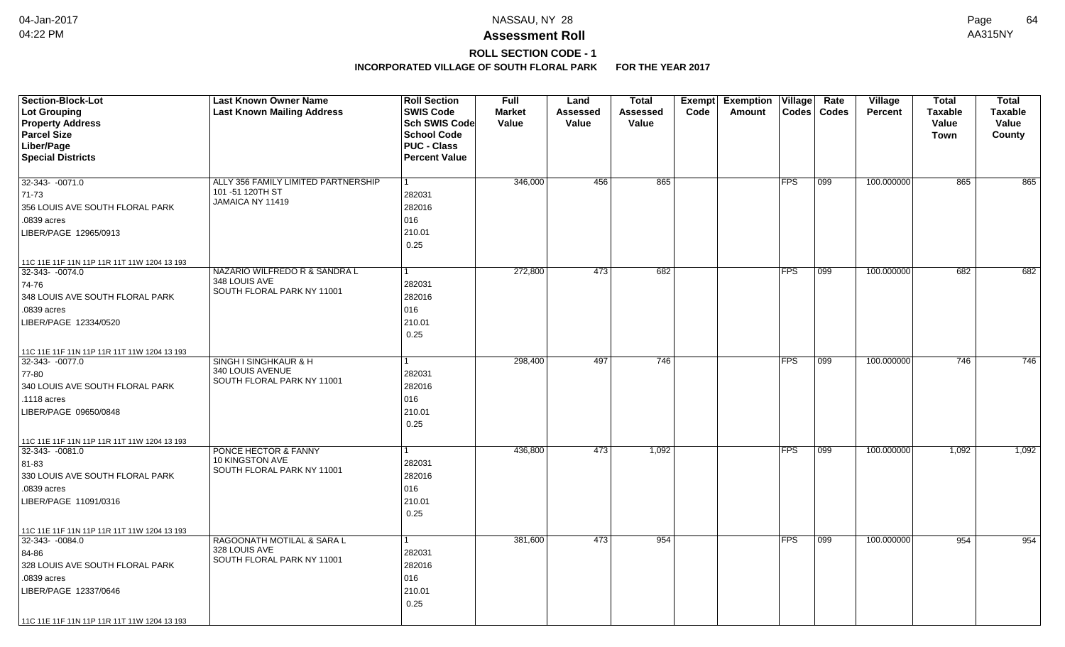# Assessment Roll

## ROLL SECTION CODE - 1

### INCORPORATED VILLAGE OF SOUTH FLORAL PARK FOR THE YEAR 2017

| Section-Block-Lot<br>Lot Grouping<br>Property Address<br>Parcel Size<br>Liber/Page<br>Special Districts | Last Known Owner Name<br>Last Known Mailing Address | Roll Section<br>SWIS Code<br>Sch SWIS Code<br>School Code<br>PUC - Class<br>Percent Value | Full Market Value | Land Assessed Value | Total Assessed Value | Exempt Code | Exemption Amount | Village Codes | Rate Codes | Village Percent | Total Taxable Value Town | Total Taxable Value County |
|---|---|---|---|---|---|---|---|---|---|---|---|---|
| 32-343- -0071.0<br>71-73<br>356 LOUIS AVE SOUTH FLORAL PARK<br>.0839 acres<br>LIBER/PAGE 12965/0913<br>11C 11E 11F 11N 11P 11R 11T 11W 1204 13 193 | ALLY 356 FAMILY LIMITED PARTNERSHIP<br>101 -51 120TH ST<br>JAMAICA NY 11419 | 1<br>282031<br>282016<br>016<br>210.01<br>0.25 | 346,000 | 456 | 865 | | | FPS | 099 | 100.000000 | 865 | 865 |
| 32-343- -0074.0<br>74-76<br>348 LOUIS AVE SOUTH FLORAL PARK<br>.0839 acres<br>LIBER/PAGE 12334/0520<br>11C 11E 11F 11N 11P 11R 11T 11W 1204 13 193 | NAZARIO WILFREDO R & SANDRA L<br>348 LOUIS AVE<br>SOUTH FLORAL PARK NY 11001 | 1<br>282031<br>282016<br>016<br>210.01<br>0.25 | 272,800 | 473 | 682 | | | FPS | 099 | 100.000000 | 682 | 682 |
| 32-343- -0077.0<br>77-80<br>340 LOUIS AVE SOUTH FLORAL PARK<br>.1118 acres<br>LIBER/PAGE 09650/0848<br>11C 11E 11F 11N 11P 11R 11T 11W 1204 13 193 | SINGH I SINGHKAUR & H<br>340 LOUIS AVENUE<br>SOUTH FLORAL PARK NY 11001 | 1<br>282031<br>282016<br>016<br>210.01<br>0.25 | 298,400 | 497 | 746 | | | FPS | 099 | 100.000000 | 746 | 746 |
| 32-343- -0081.0<br>81-83<br>330 LOUIS AVE SOUTH FLORAL PARK<br>.0839 acres<br>LIBER/PAGE 11091/0316<br>11C 11E 11F 11N 11P 11R 11T 11W 1204 13 193 | PONCE HECTOR & FANNY<br>10 KINGSTON AVE<br>SOUTH FLORAL PARK NY 11001 | 1<br>282031<br>282016<br>016<br>210.01<br>0.25 | 436,800 | 473 | 1,092 | | | FPS | 099 | 100.000000 | 1,092 | 1,092 |
| 32-343- -0084.0<br>84-86<br>328 LOUIS AVE SOUTH FLORAL PARK<br>.0839 acres<br>LIBER/PAGE 12337/0646<br>11C 11E 11F 11N 11P 11R 11T 11W 1204 13 193 | RAGOONATH MOTILAL & SARA L<br>328 LOUIS AVE<br>SOUTH FLORAL PARK NY 11001 | 1<br>282031<br>282016<br>016<br>210.01<br>0.25 | 381,600 | 473 | 954 | | | FPS | 099 | 100.000000 | 954 | 954 |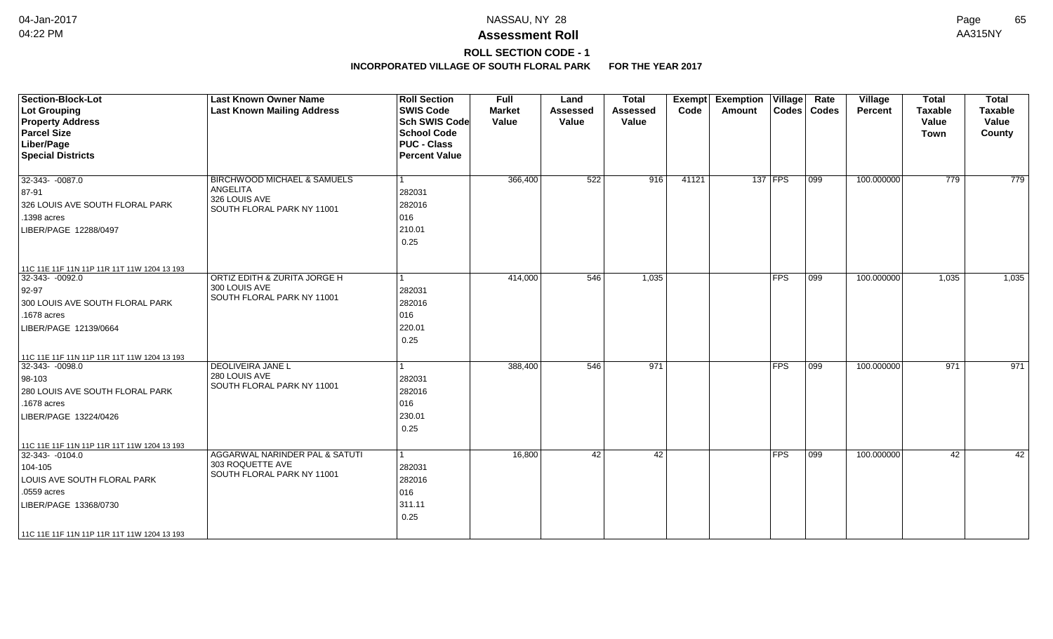# NASSAU, NY 28

## Assessment Roll

### ROLL SECTION CODE - 1

**INCORPORATED VILLAGE OF SOUTH FLORAL PARK FOR THE YEAR 2017**

| Section-Block-Lot / Lot Grouping / Property Address / Parcel Size / Liber/Page / Special Districts | Last Known Owner Name / Last Known Mailing Address | Roll Section / SWIS Code / Sch SWIS Code / School Code / PUC - Class / Percent Value | Full Market Value | Land Assessed Value | Total Assessed Value | Exempt Code | Exemption Amount | Village Codes | Rate Codes | Village Percent | Total Taxable Value Town | Total Taxable Value County |
|---|---|---|---|---|---|---|---|---|---|---|---|---|
| 32-343- -0087.0<br>87-91<br>326 LOUIS AVE SOUTH FLORAL PARK<br>.1398 acres<br>LIBER/PAGE 12288/0497<br>11C 11E 11F 11N 11P 11R 11T 11W 1204 13 193 | BIRCHWOOD MICHAEL & SAMUELS ANGELITA<br>326 LOUIS AVE<br>SOUTH FLORAL PARK NY 11001 | 1<br>282031<br>282016<br>016<br>210.01<br>0.25 | 366,400 | 522 | 916 | 41121 | 137 | FPS | 099 | 100.000000 | 779 | 779 |
| 32-343- -0092.0<br>92-97<br>300 LOUIS AVE SOUTH FLORAL PARK<br>.1678 acres<br>LIBER/PAGE 12139/0664<br>11C 11E 11F 11N 11P 11R 11T 11W 1204 13 193 | ORTIZ EDITH & ZURITA JORGE H<br>300 LOUIS AVE<br>SOUTH FLORAL PARK NY 11001 | 1<br>282031<br>282016<br>016<br>220.01<br>0.25 | 414,000 | 546 | 1,035 | | | FPS | 099 | 100.000000 | 1,035 | 1,035 |
| 32-343- -0098.0<br>98-103<br>280 LOUIS AVE SOUTH FLORAL PARK<br>.1678 acres<br>LIBER/PAGE 13224/0426<br>11C 11E 11F 11N 11P 11R 11T 11W 1204 13 193 | DEOLIVEIRA JANE L<br>280 LOUIS AVE<br>SOUTH FLORAL PARK NY 11001 | 1<br>282031<br>282016<br>016<br>230.01<br>0.25 | 388,400 | 546 | 971 | | | FPS | 099 | 100.000000 | 971 | 971 |
| 32-343- -0104.0<br>104-105<br>LOUIS AVE SOUTH FLORAL PARK<br>.0559 acres<br>LIBER/PAGE 13368/0730<br>11C 11E 11F 11N 11P 11R 11T 11W 1204 13 193 | AGGARWAL NARINDER PAL & SATUTI<br>303 ROQUETTE AVE<br>SOUTH FLORAL PARK NY 11001 | 1<br>282031<br>282016<br>016<br>311.11<br>0.25 | 16,800 | 42 | 42 | | | FPS | 099 | 100.000000 | 42 | 42 |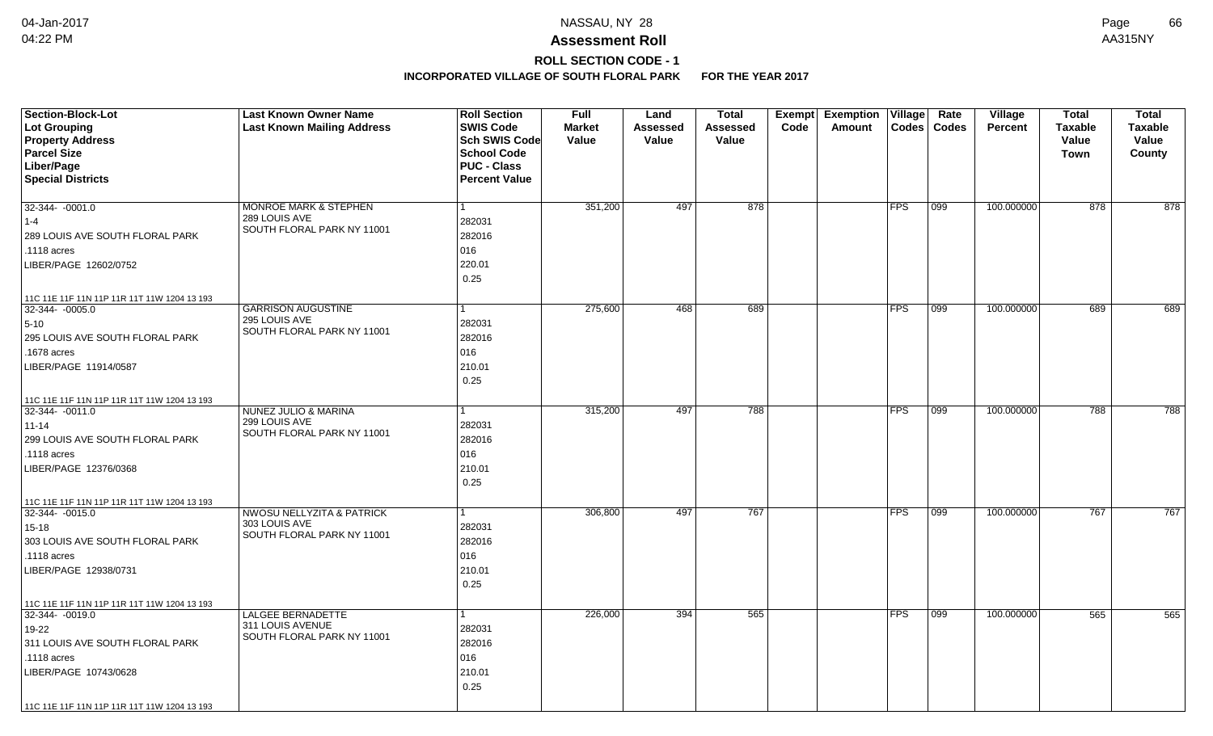# Assessment Roll

## ROLL SECTION CODE - 1

### INCORPORATED VILLAGE OF SOUTH FLORAL PARK FOR THE YEAR 2017

| Section-Block-Lot<br>Lot Grouping<br>Property Address<br>Parcel Size<br>Liber/Page<br>Special Districts | Last Known Owner Name<br>Last Known Mailing Address | Roll Section<br>SWIS Code<br>Sch SWIS Code<br>School Code<br>PUC - Class<br>Percent Value | Full Market Value | Land Assessed Value | Total Assessed Value | Exempt Code | Exemption Amount | Village Codes | Rate Codes | Village Percent | Total Taxable Value Town | Total Taxable Value County |
|---|---|---|---|---|---|---|---|---|---|---|---|---|
| 32-344- -0001.0<br>1-4<br>289 LOUIS AVE SOUTH FLORAL PARK<br>.1118 acres<br>LIBER/PAGE 12602/0752<br>11C 11E 11F 11N 11P 11R 11T 11W 1204 13 193 | MONROE MARK & STEPHEN<br>289 LOUIS AVE<br>SOUTH FLORAL PARK NY 11001 | 1<br>282031<br>282016<br>016<br>220.01<br>0.25 | 351,200 | 497 | 878 | | | FPS | 099 | 100.000000 | 878 | 878 |
| 32-344- -0005.0<br>5-10<br>295 LOUIS AVE SOUTH FLORAL PARK<br>.1678 acres<br>LIBER/PAGE 11914/0587<br>11C 11E 11F 11N 11P 11R 11T 11W 1204 13 193 | GARRISON AUGUSTINE<br>295 LOUIS AVE<br>SOUTH FLORAL PARK NY 11001 | 1<br>282031<br>282016<br>016<br>210.01<br>0.25 | 275,600 | 468 | 689 | | | FPS | 099 | 100.000000 | 689 | 689 |
| 32-344- -0011.0<br>11-14<br>299 LOUIS AVE SOUTH FLORAL PARK<br>.1118 acres<br>LIBER/PAGE 12376/0368<br>11C 11E 11F 11N 11P 11R 11T 11W 1204 13 193 | NUNEZ JULIO & MARINA<br>299 LOUIS AVE<br>SOUTH FLORAL PARK NY 11001 | 1<br>282031<br>282016<br>016<br>210.01<br>0.25 | 315,200 | 497 | 788 | | | FPS | 099 | 100.000000 | 788 | 788 |
| 32-344- -0015.0<br>15-18<br>303 LOUIS AVE SOUTH FLORAL PARK<br>.1118 acres<br>LIBER/PAGE 12938/0731<br>11C 11E 11F 11N 11P 11R 11T 11W 1204 13 193 | NWOSU NELLYZITA & PATRICK<br>303 LOUIS AVE<br>SOUTH FLORAL PARK NY 11001 | 1<br>282031<br>282016<br>016<br>210.01<br>0.25 | 306,800 | 497 | 767 | | | FPS | 099 | 100.000000 | 767 | 767 |
| 32-344- -0019.0<br>19-22<br>311 LOUIS AVE SOUTH FLORAL PARK<br>.1118 acres<br>LIBER/PAGE 10743/0628<br>11C 11E 11F 11N 11P 11R 11T 11W 1204 13 193 | LALGEE BERNADETTE<br>311 LOUIS AVENUE<br>SOUTH FLORAL PARK NY 11001 | 1<br>282031<br>282016<br>016<br>210.01<br>0.25 | 226,000 | 394 | 565 | | | FPS | 099 | 100.000000 | 565 | 565 |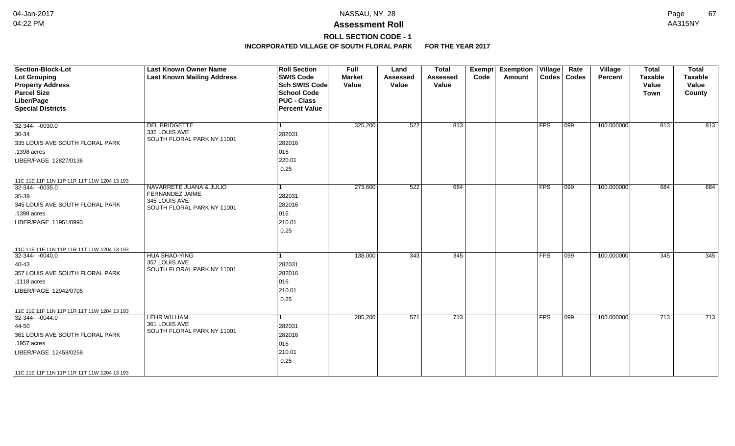# NASSAU, NY 28

## Assessment Roll

### ROLL SECTION CODE - 1

**INCORPORATED VILLAGE OF SOUTH FLORAL PARK FOR THE YEAR 2017**

| Section-Block-Lot<br>Lot Grouping<br>Property Address<br>Parcel Size<br>Liber/Page<br>Special Districts | Last Known Owner Name<br>Last Known Mailing Address | Roll Section<br>SWIS Code<br>Sch SWIS Code<br>School Code<br>PUC - Class<br>Percent Value | Full Market Value | Land Assessed Value | Total Assessed Value | Exempt Code | Exemption Amount | Village Codes | Rate Codes | Village Percent | Total Taxable Value Town | Total Taxable Value County |
|---|---|---|---|---|---|---|---|---|---|---|---|---|
| 32-344- -0030.0<br>30-34<br>335 LOUIS AVE SOUTH FLORAL PARK<br>.1398 acres<br>LIBER/PAGE 12827/0136<br>11C 11E 11F 11N 11P 11R 11T 11W 1204 13 193 | DEL BRIDGETTE<br>335 LOUIS AVE<br>SOUTH FLORAL PARK NY 11001 | 1<br>282031<br>282016<br>016<br>220.01<br>0.25 | 325,200 | 522 | 813 | | | FPS | 099 | 100.000000 | 813 | 813 |
| 32-344- -0035.0<br>35-39<br>345 LOUIS AVE SOUTH FLORAL PARK<br>.1398 acres<br>LIBER/PAGE 11951/0993<br>11C 11E 11F 11N 11P 11R 11T 11W 1204 13 193 | NAVARRETE JUANA & JULIO<br>FERNANDEZ JAIME<br>345 LOUIS AVE<br>SOUTH FLORAL PARK NY 11001 | 1<br>282031<br>282016<br>016<br>210.01<br>0.25 | 273,600 | 522 | 684 | | | FPS | 099 | 100.000000 | 684 | 684 |
| 32-344- -0040.0<br>40-43<br>357 LOUIS AVE SOUTH FLORAL PARK<br>.1118 acres<br>LIBER/PAGE 12942/0705<br>11C 11E 11F 11N 11P 11R 11T 11W 1204 13 193 | HUA SHAO-YING<br>357 LOUIS AVE<br>SOUTH FLORAL PARK NY 11001 | 1<br>282031<br>282016<br>016<br>210.01<br>0.25 | 138,000 | 343 | 345 | | | FPS | 099 | 100.000000 | 345 | 345 |
| 32-344- -0044.0<br>44-50<br>361 LOUIS AVE SOUTH FLORAL PARK<br>.1957 acres<br>LIBER/PAGE 12458/0258<br>11C 11E 11F 11N 11P 11R 11T 11W 1204 13 193 | LEHR WILLIAM<br>361 LOUIS AVE<br>SOUTH FLORAL PARK NY 11001 | 1<br>282031<br>282016<br>016<br>210.01<br>0.25 | 285,200 | 571 | 713 | | | FPS | 099 | 100.000000 | 713 | 713 |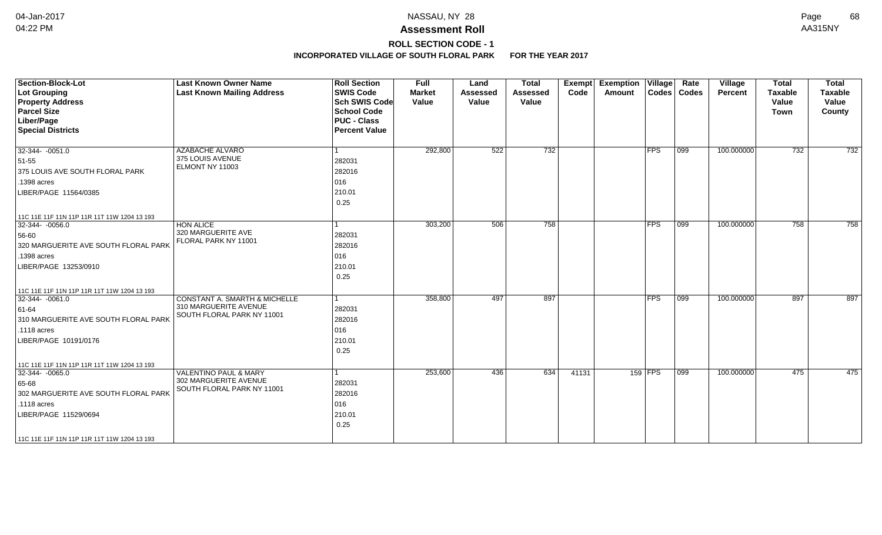# Assessment Roll

## ROLL SECTION CODE - 1

### INCORPORATED VILLAGE OF SOUTH FLORAL PARK FOR THE YEAR 2017

NASSAU, NY 28

AA315NY

| Section-Block-Lot<br>Lot Grouping<br>Property Address<br>Parcel Size<br>Liber/Page<br>Special Districts | Last Known Owner Name<br>Last Known Mailing Address | Roll Section<br>SWIS Code<br>Sch SWIS Code<br>School Code<br>PUC - Class<br>Percent Value | Full Market Value | Land Assessed Value | Total Assessed Value | Exempt Code | Exemption Amount | Village Codes | Rate Codes | Village Percent | Total Taxable Value Town | Total Taxable Value County |
|---|---|---|---|---|---|---|---|---|---|---|---|---|
| 32-344- -0051.0<br>51-55<br>375 LOUIS AVE SOUTH FLORAL PARK<br>.1398 acres<br>LIBER/PAGE 11564/0385<br><br>11C 11E 11F 11N 11P 11R 11T 11W 1204 13 193 | AZABACHE ALVARO<br>375 LOUIS AVENUE<br>ELMONT NY 11003 | 1<br>282031<br>282016<br>016<br>210.01<br>0.25 | 292,800 | 522 | 732 | | | FPS | 099 | 100.000000 | 732 | 732 |
| 32-344- -0056.0<br>56-60<br>320 MARGUERITE AVE SOUTH FLORAL PARK<br>.1398 acres<br>LIBER/PAGE 13253/0910<br><br>11C 11E 11F 11N 11P 11R 11T 11W 1204 13 193 | HON ALICE<br>320 MARGUERITE AVE<br>FLORAL PARK NY 11001 | 1<br>282031<br>282016<br>016<br>210.01<br>0.25 | 303,200 | 506 | 758 | | | FPS | 099 | 100.000000 | 758 | 758 |
| 32-344- -0061.0<br>61-64<br>310 MARGUERITE AVE SOUTH FLORAL PARK<br>.1118 acres<br>LIBER/PAGE 10191/0176<br><br>11C 11E 11F 11N 11P 11R 11T 11W 1204 13 193 | CONSTANT A. SMARTH & MICHELLE<br>310 MARGUERITE AVENUE<br>SOUTH FLORAL PARK NY 11001 | 1<br>282031<br>282016<br>016<br>210.01<br>0.25 | 358,800 | 497 | 897 | | | FPS | 099 | 100.000000 | 897 | 897 |
| 32-344- -0065.0<br>65-68<br>302 MARGUERITE AVE SOUTH FLORAL PARK<br>.1118 acres<br>LIBER/PAGE 11529/0694<br><br>11C 11E 11F 11N 11P 11R 11T 11W 1204 13 193 | VALENTINO PAUL & MARY<br>302 MARGUERITE AVENUE<br>SOUTH FLORAL PARK NY 11001 | 1<br>282031<br>282016<br>016<br>210.01<br>0.25 | 253,600 | 436 | 634 | 41131 | 159 | FPS | 099 | 100.000000 | 475 | 475 |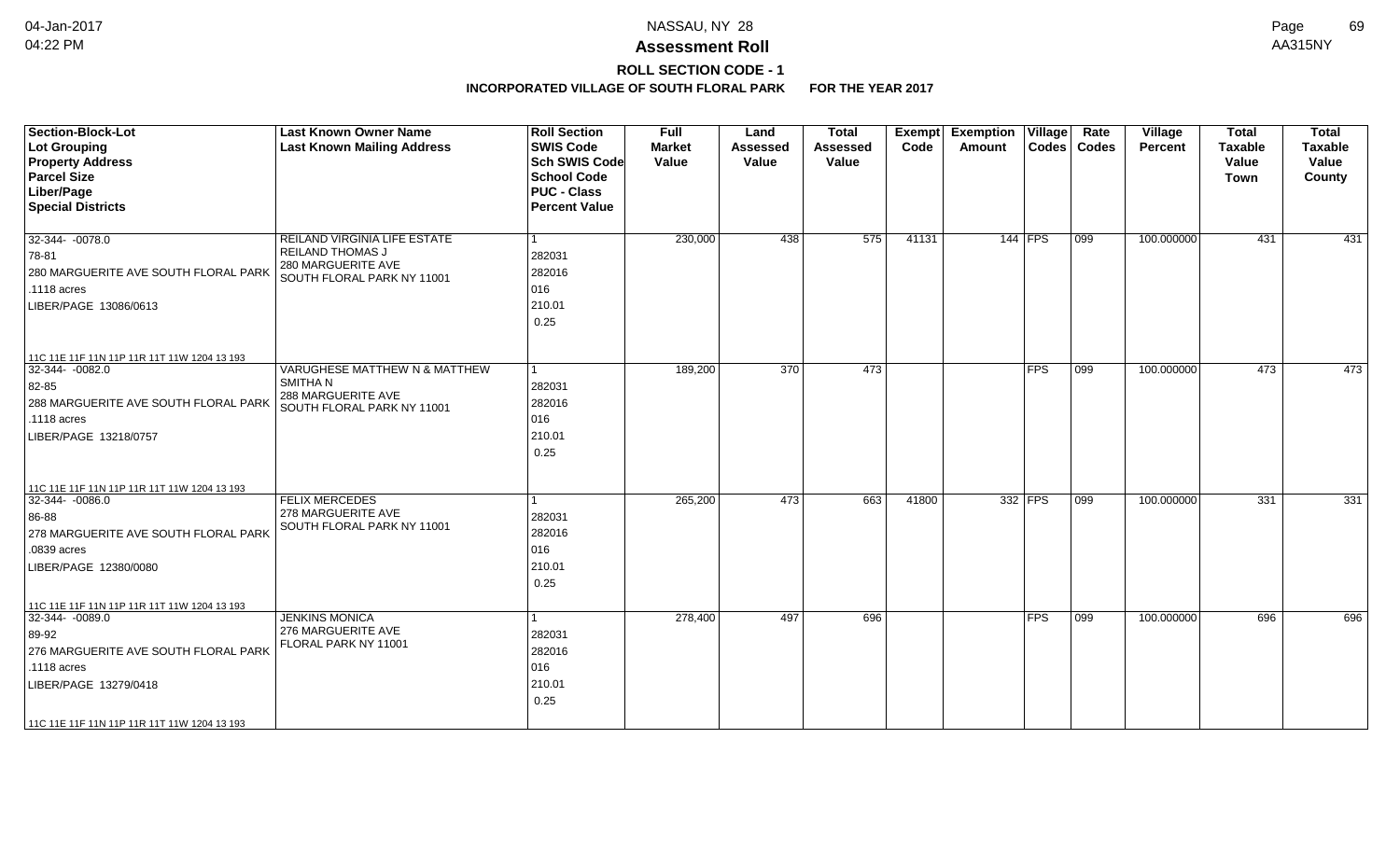# Assessment Roll

## ROLL SECTION CODE - 1

### INCORPORATED VILLAGE OF SOUTH FLORAL PARK FOR THE YEAR 2017

| Section-Block-Lot<br>Lot Grouping<br>Property Address<br>Parcel Size<br>Liber/Page<br>Special Districts | Last Known Owner Name<br>Last Known Mailing Address | Roll Section<br>SWIS Code<br>Sch SWIS Code<br>School Code<br>PUC - Class<br>Percent Value | Full Market Value | Land Assessed Value | Total Assessed Value | Exempt Code | Exemption Amount | Village Codes | Rate Codes | Village Percent | Total Taxable Value Town | Total Taxable Value County |
|---|---|---|---|---|---|---|---|---|---|---|---|---|
| 32-344- -0078.0<br>78-81<br>280 MARGUERITE AVE SOUTH FLORAL PARK<br>.1118 acres<br>LIBER/PAGE 13086/0613<br>11C 11E 11F 11N 11P 11R 11T 11W 1204 13 193 | REILAND VIRGINIA LIFE ESTATE<br>REILAND THOMAS J<br>280 MARGUERITE AVE<br>SOUTH FLORAL PARK NY 11001 | 1<br>282031<br>282016<br>016<br>210.01<br>0.25 | 230,000 | 438 | 575 | 41131 | 144 | FPS | 099 | 100.000000 | 431 | 431 |
| 32-344- -0082.0<br>82-85<br>288 MARGUERITE AVE SOUTH FLORAL PARK<br>.1118 acres<br>LIBER/PAGE 13218/0757<br>11C 11E 11F 11N 11P 11R 11T 11W 1204 13 193 | VARUGHESE MATTHEW N & MATTHEW SMITHA N<br>288 MARGUERITE AVE<br>SOUTH FLORAL PARK NY 11001 | 1<br>282031<br>282016<br>016<br>210.01<br>0.25 | 189,200 | 370 | 473 | | | FPS | 099 | 100.000000 | 473 | 473 |
| 32-344- -0086.0<br>86-88<br>278 MARGUERITE AVE SOUTH FLORAL PARK<br>.0839 acres<br>LIBER/PAGE 12380/0080<br>11C 11E 11F 11N 11P 11R 11T 11W 1204 13 193 | FELIX MERCEDES<br>278 MARGUERITE AVE<br>SOUTH FLORAL PARK NY 11001 | 1<br>282031<br>282016<br>016<br>210.01<br>0.25 | 265,200 | 473 | 663 | 41800 | 332 | FPS | 099 | 100.000000 | 331 | 331 |
| 32-344- -0089.0<br>89-92<br>276 MARGUERITE AVE SOUTH FLORAL PARK<br>.1118 acres<br>LIBER/PAGE 13279/0418<br>11C 11E 11F 11N 11P 11R 11T 11W 1204 13 193 | JENKINS MONICA<br>276 MARGUERITE AVE<br>FLORAL PARK NY 11001 | 1<br>282031<br>282016<br>016<br>210.01<br>0.25 | 278,400 | 497 | 696 | | | FPS | 099 | 100.000000 | 696 | 696 |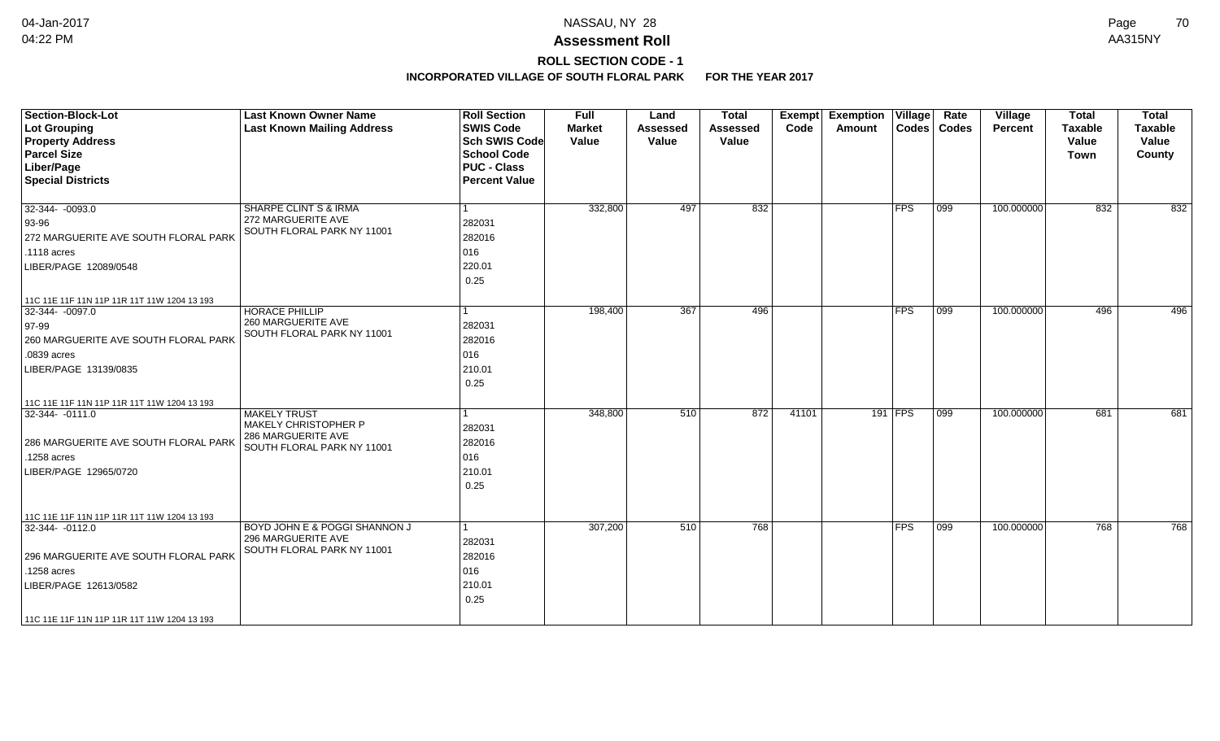**Assessment Roll**

**ROLL SECTION CODE - 1**

**INCORPORATED VILLAGE OF SOUTH FLORAL PARK FOR THE YEAR 2017**

| Section-Block-Lot<br>Lot Grouping<br>Property Address<br>Parcel Size<br>Liber/Page<br>Special Districts | Last Known Owner Name<br>Last Known Mailing Address | Roll Section<br>SWIS Code<br>Sch SWIS Code<br>School Code<br>PUC - Class<br>Percent Value | Full Market Value | Land Assessed Value | Total Assessed Value | Exempt Code | Exemption Amount | Village Codes | Rate Codes | Village Percent | Total Taxable Value Town | Total Taxable Value County |
|---|---|---|---|---|---|---|---|---|---|---|---|---|
| 32-344- -0093.0<br>93-96<br>272 MARGUERITE AVE SOUTH FLORAL PARK<br>.1118 acres<br>LIBER/PAGE 12089/0548<br>11C 11E 11F 11N 11P 11R 11T 11W 1204 13 193 | SHARPE CLINT S & IRMA<br>272 MARGUERITE AVE<br>SOUTH FLORAL PARK NY 11001 | 1<br>282031<br>282016<br>016<br>220.01<br>0.25 | 332,800 | 497 | 832 | | | FPS | 099 | 100.000000 | 832 | 832 |
| 32-344- -0097.0<br>97-99<br>260 MARGUERITE AVE SOUTH FLORAL PARK<br>.0839 acres<br>LIBER/PAGE 13139/0835<br>11C 11E 11F 11N 11P 11R 11T 11W 1204 13 193 | HORACE PHILLIP<br>260 MARGUERITE AVE<br>SOUTH FLORAL PARK NY 11001 | 1<br>282031<br>282016<br>016<br>210.01<br>0.25 | 198,400 | 367 | 496 | | | FPS | 099 | 100.000000 | 496 | 496 |
| 32-344- -0111.0<br><br>286 MARGUERITE AVE SOUTH FLORAL PARK<br>.1258 acres<br>LIBER/PAGE 12965/0720<br>11C 11E 11F 11N 11P 11R 11T 11W 1204 13 193 | MAKELY TRUST<br>MAKELY CHRISTOPHER P<br>286 MARGUERITE AVE<br>SOUTH FLORAL PARK NY 11001 | 1<br>282031<br>282016<br>016<br>210.01<br>0.25 | 348,800 | 510 | 872 | 41101 | 191 | FPS | 099 | 100.000000 | 681 | 681 |
| 32-344- -0112.0<br><br>296 MARGUERITE AVE SOUTH FLORAL PARK<br>.1258 acres<br>LIBER/PAGE 12613/0582<br>11C 11E 11F 11N 11P 11R 11T 11W 1204 13 193 | BOYD JOHN E & POGGI SHANNON J<br>296 MARGUERITE AVE<br>SOUTH FLORAL PARK NY 11001 | 1<br>282031<br>282016<br>016<br>210.01<br>0.25 | 307,200 | 510 | 768 | | | FPS | 099 | 100.000000 | 768 | 768 |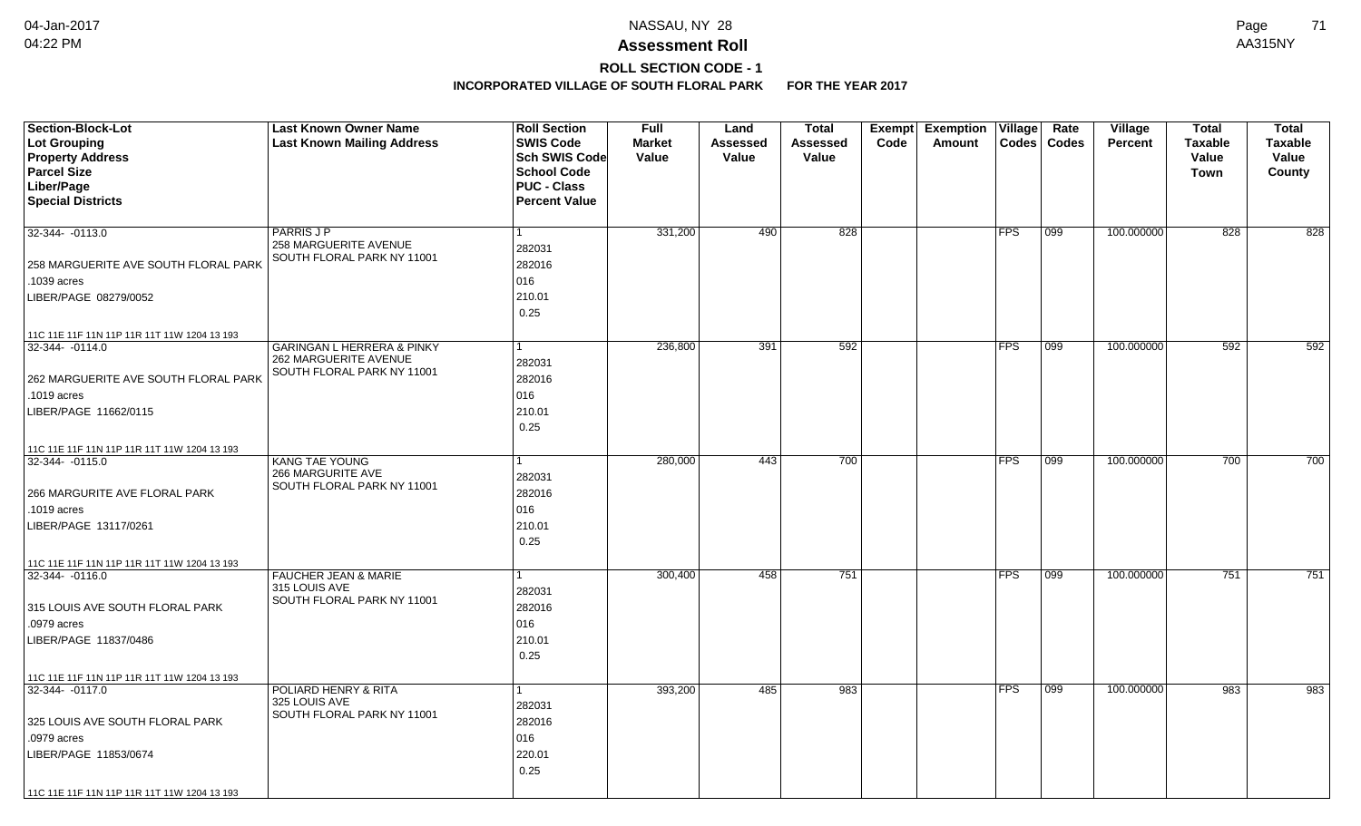# Assessment Roll

## ROLL SECTION CODE - 1

### INCORPORATED VILLAGE OF SOUTH FLORAL PARK FOR THE YEAR 2017

| Section-Block-Lot<br>Lot Grouping<br>Property Address<br>Parcel Size<br>Liber/Page<br>Special Districts | Last Known Owner Name<br>Last Known Mailing Address | Roll Section<br>SWIS Code<br>Sch SWIS Code<br>School Code<br>PUC - Class<br>Percent Value | Full Market Value | Land Assessed Value | Total Assessed Value | Exempt Code | Exemption Amount | Village Codes | Rate Codes | Village Percent | Total Taxable Value Town | Total Taxable Value County |
|---|---|---|---|---|---|---|---|---|---|---|---|---|
| 32-344- -0113.0<br>258 MARGUERITE AVE SOUTH FLORAL PARK<br>.1039 acres<br>LIBER/PAGE 08279/0052<br>11C 11E 11F 11N 11P 11R 11T 11W 1204 13 193 | PARRIS J P<br>258 MARGUERITE AVENUE<br>SOUTH FLORAL PARK NY 11001 | 1<br>282031<br>282016<br>016<br>210.01<br>0.25 | 331,200 | 490 | 828 | | | FPS | 099 | 100.000000 | 828 | 828 |
| 32-344- -0114.0<br>262 MARGUERITE AVE SOUTH FLORAL PARK<br>.1019 acres<br>LIBER/PAGE 11662/0115<br>11C 11E 11F 11N 11P 11R 11T 11W 1204 13 193 | GARINGAN L HERRERA & PINKY<br>262 MARGUERITE AVENUE<br>SOUTH FLORAL PARK NY 11001 | 1<br>282031<br>282016<br>016<br>210.01<br>0.25 | 236,800 | 391 | 592 | | | FPS | 099 | 100.000000 | 592 | 592 |
| 32-344- -0115.0<br>266 MARGURITE AVE FLORAL PARK<br>.1019 acres<br>LIBER/PAGE 13117/0261<br>11C 11E 11F 11N 11P 11R 11T 11W 1204 13 193 | KANG TAE YOUNG<br>266 MARGURITE AVE<br>SOUTH FLORAL PARK NY 11001 | 1<br>282031<br>282016<br>016<br>210.01<br>0.25 | 280,000 | 443 | 700 | | | FPS | 099 | 100.000000 | 700 | 700 |
| 32-344- -0116.0<br>315 LOUIS AVE SOUTH FLORAL PARK<br>.0979 acres<br>LIBER/PAGE 11837/0486<br>11C 11E 11F 11N 11P 11R 11T 11W 1204 13 193 | FAUCHER JEAN & MARIE<br>315 LOUIS AVE<br>SOUTH FLORAL PARK NY 11001 | 1<br>282031<br>282016<br>016<br>210.01<br>0.25 | 300,400 | 458 | 751 | | | FPS | 099 | 100.000000 | 751 | 751 |
| 32-344- -0117.0<br>325 LOUIS AVE SOUTH FLORAL PARK<br>.0979 acres<br>LIBER/PAGE 11853/0674<br>11C 11E 11F 11N 11P 11R 11T 11W 1204 13 193 | POLIARD HENRY & RITA<br>325 LOUIS AVE<br>SOUTH FLORAL PARK NY 11001 | 1<br>282031<br>282016<br>016<br>220.01<br>0.25 | 393,200 | 485 | 983 | | | FPS | 099 | 100.000000 | 983 | 983 |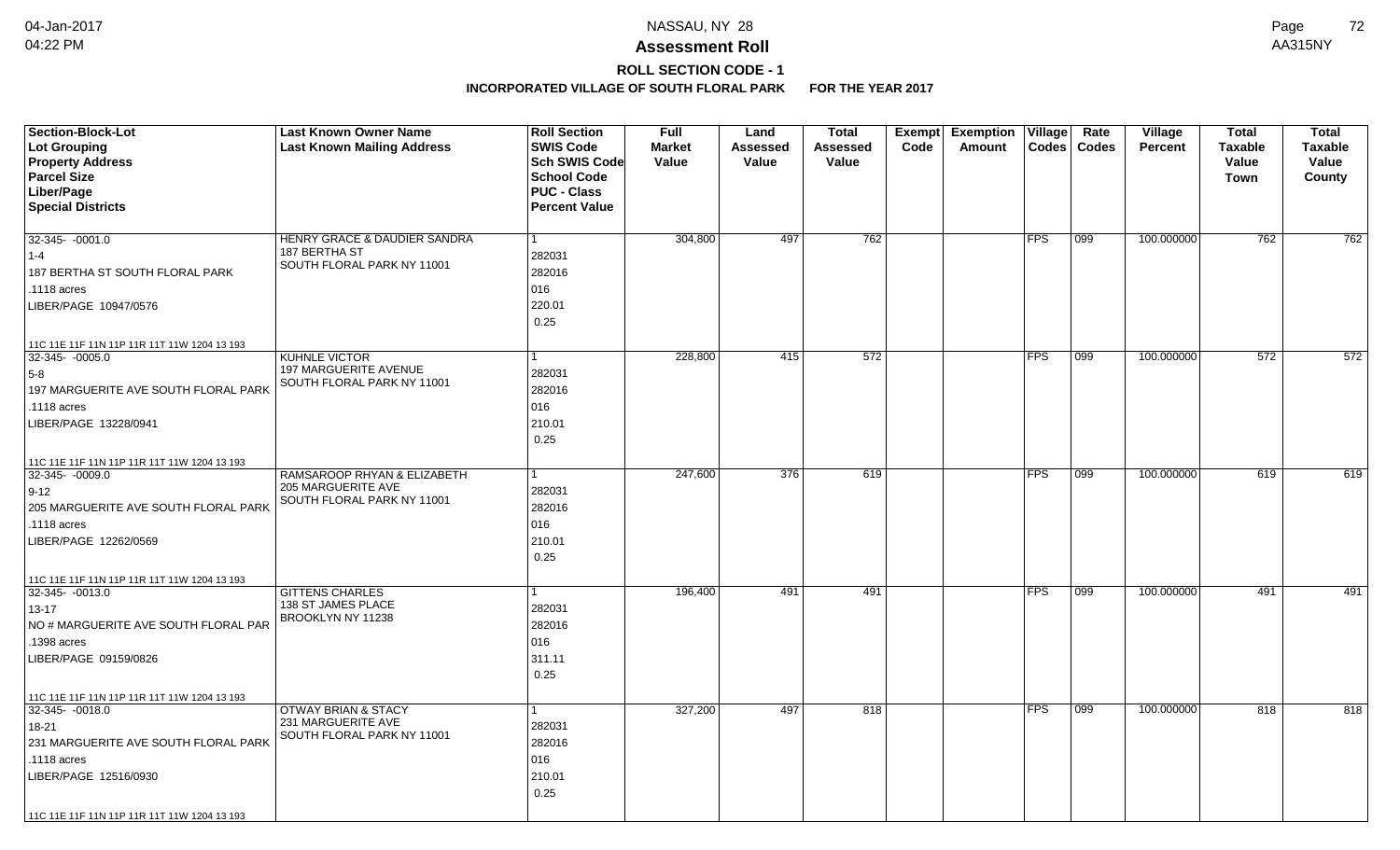NASSAU, NY 28

**Assessment Roll**

**ROLL SECTION CODE - 1**

**INCORPORATED VILLAGE OF SOUTH FLORAL PARK FOR THE YEAR 2017**

| Section-Block-Lot<br>Lot Grouping<br>Property Address<br>Parcel Size<br>Liber/Page<br>Special Districts | Last Known Owner Name<br>Last Known Mailing Address | Roll Section<br>SWIS Code<br>Sch SWIS Code<br>School Code<br>PUC - Class<br>Percent Value | Full Market Value | Land Assessed Value | Total Assessed Value | Exempt Code | Exemption Amount | Village Codes | Rate Codes | Village Percent | Total Taxable Value Town | Total Taxable Value County |
|---|---|---|---|---|---|---|---|---|---|---|---|---|
| 32-345- -0001.0<br>1-4<br>187 BERTHA ST SOUTH FLORAL PARK<br>.1118 acres<br>LIBER/PAGE 10947/0576<br>11C 11E 11F 11N 11P 11R 11T 11W 1204 13 193 | HENRY GRACE & DAUDIER SANDRA<br>187 BERTHA ST<br>SOUTH FLORAL PARK NY 11001 | 1<br>282031<br>282016<br>016<br>220.01<br>0.25 | 304,800 | 497 | 762 | | | FPS | 099 | 100.000000 | 762 | 762 |
| 32-345- -0005.0<br>5-8<br>197 MARGUERITE AVE SOUTH FLORAL PARK<br>.1118 acres<br>LIBER/PAGE 13228/0941<br>11C 11E 11F 11N 11P 11R 11T 11W 1204 13 193 | KUHNLE VICTOR<br>197 MARGUERITE AVENUE<br>SOUTH FLORAL PARK NY 11001 | 1<br>282031<br>282016<br>016<br>210.01<br>0.25 | 228,800 | 415 | 572 | | | FPS | 099 | 100.000000 | 572 | 572 |
| 32-345- -0009.0<br>9-12<br>205 MARGUERITE AVE SOUTH FLORAL PARK<br>.1118 acres<br>LIBER/PAGE 12262/0569<br>11C 11E 11F 11N 11P 11R 11T 11W 1204 13 193 | RAMSAROOP RHYAN & ELIZABETH<br>205 MARGUERITE AVE<br>SOUTH FLORAL PARK NY 11001 | 1<br>282031<br>282016<br>016<br>210.01<br>0.25 | 247,600 | 376 | 619 | | | FPS | 099 | 100.000000 | 619 | 619 |
| 32-345- -0013.0<br>13-17<br>NO # MARGUERITE AVE SOUTH FLORAL PAR<br>.1398 acres<br>LIBER/PAGE 09159/0826<br>11C 11E 11F 11N 11P 11R 11T 11W 1204 13 193 | GITTENS CHARLES<br>138 ST JAMES PLACE<br>BROOKLYN NY 11238 | 1<br>282031<br>282016<br>016<br>311.11<br>0.25 | 196,400 | 491 | 491 | | | FPS | 099 | 100.000000 | 491 | 491 |
| 32-345- -0018.0<br>18-21<br>231 MARGUERITE AVE SOUTH FLORAL PARK<br>.1118 acres<br>LIBER/PAGE 12516/0930<br>11C 11E 11F 11N 11P 11R 11T 11W 1204 13 193 | OTWAY BRIAN & STACY<br>231 MARGUERITE AVE<br>SOUTH FLORAL PARK NY 11001 | 1<br>282031<br>282016<br>016<br>210.01<br>0.25 | 327,200 | 497 | 818 | | | FPS | 099 | 100.000000 | 818 | 818 |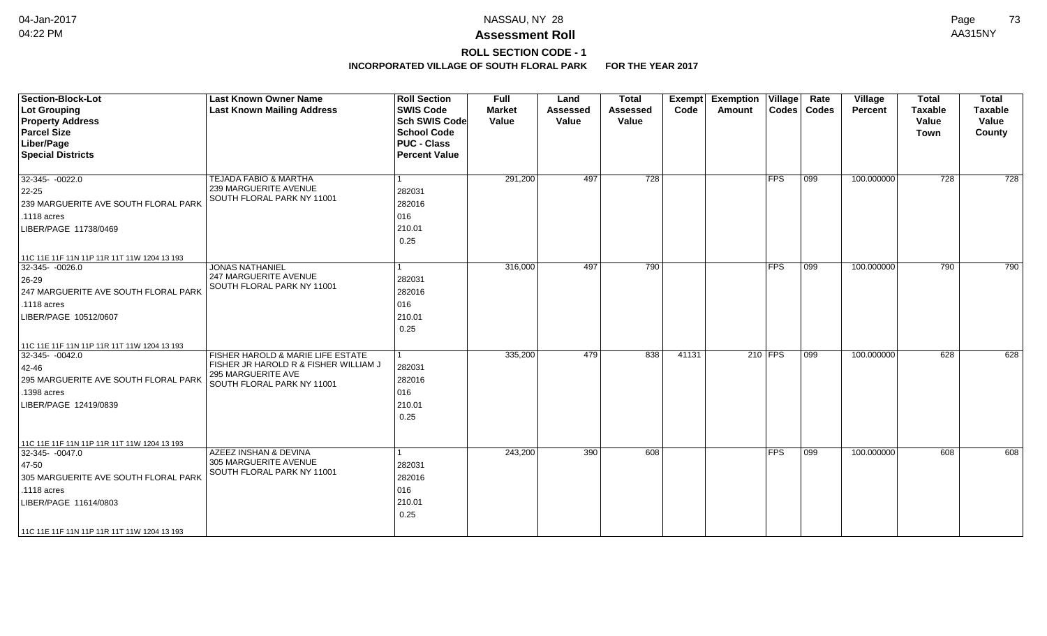# Assessment Roll

## ROLL SECTION CODE - 1

### INCORPORATED VILLAGE OF SOUTH FLORAL PARK FOR THE YEAR 2017

| Section-Block-Lot<br>Lot Grouping<br>Property Address<br>Parcel Size<br>Liber/Page<br>Special Districts | Last Known Owner Name<br>Last Known Mailing Address | Roll Section<br>SWIS Code<br>Sch SWIS Code<br>School Code<br>PUC - Class<br>Percent Value | Full Market Value | Land Assessed Value | Total Assessed Value | Exempt Code | Exemption Amount | Village Codes | Rate Codes | Village Percent | Total Taxable Value Town | Total Taxable Value County |
|---|---|---|---|---|---|---|---|---|---|---|---|---|
| 32-345- -0022.0<br>22-25<br>239 MARGUERITE AVE SOUTH FLORAL PARK<br>.1118 acres<br>LIBER/PAGE 11738/0469<br>11C 11E 11F 11N 11P 11R 11T 11W 1204 13 193 | TEJADA FABIO & MARTHA<br>239 MARGUERITE AVENUE<br>SOUTH FLORAL PARK NY 11001 | 1<br>282031<br>282016<br>016<br>210.01<br>0.25 | 291,200 | 497 | 728 | | | FPS | 099 | 100.000000 | 728 | 728 |
| 32-345- -0026.0<br>26-29<br>247 MARGUERITE AVE SOUTH FLORAL PARK<br>.1118 acres<br>LIBER/PAGE 10512/0607<br>11C 11E 11F 11N 11P 11R 11T 11W 1204 13 193 | JONAS NATHANIEL<br>247 MARGUERITE AVENUE<br>SOUTH FLORAL PARK NY 11001 | 1<br>282031<br>282016<br>016<br>210.01<br>0.25 | 316,000 | 497 | 790 | | | FPS | 099 | 100.000000 | 790 | 790 |
| 32-345- -0042.0<br>42-46<br>295 MARGUERITE AVE SOUTH FLORAL PARK<br>.1398 acres<br>LIBER/PAGE 12419/0839<br>11C 11E 11F 11N 11P 11R 11T 11W 1204 13 193 | FISHER HAROLD & MARIE LIFE ESTATE<br>FISHER JR HAROLD R & FISHER WILLIAM J<br>295 MARGUERITE AVE<br>SOUTH FLORAL PARK NY 11001 | 1<br>282031<br>282016<br>016<br>210.01<br>0.25 | 335,200 | 479 | 838 | 41131 | 210 | FPS | 099 | 100.000000 | 628 | 628 |
| 32-345- -0047.0<br>47-50<br>305 MARGUERITE AVE SOUTH FLORAL PARK<br>.1118 acres<br>LIBER/PAGE 11614/0803<br>11C 11E 11F 11N 11P 11R 11T 11W 1204 13 193 | AZEEZ INSHAN & DEVINA<br>305 MARGUERITE AVENUE<br>SOUTH FLORAL PARK NY 11001 | 1<br>282031<br>282016<br>016<br>210.01<br>0.25 | 243,200 | 390 | 608 | | | FPS | 099 | 100.000000 | 608 | 608 |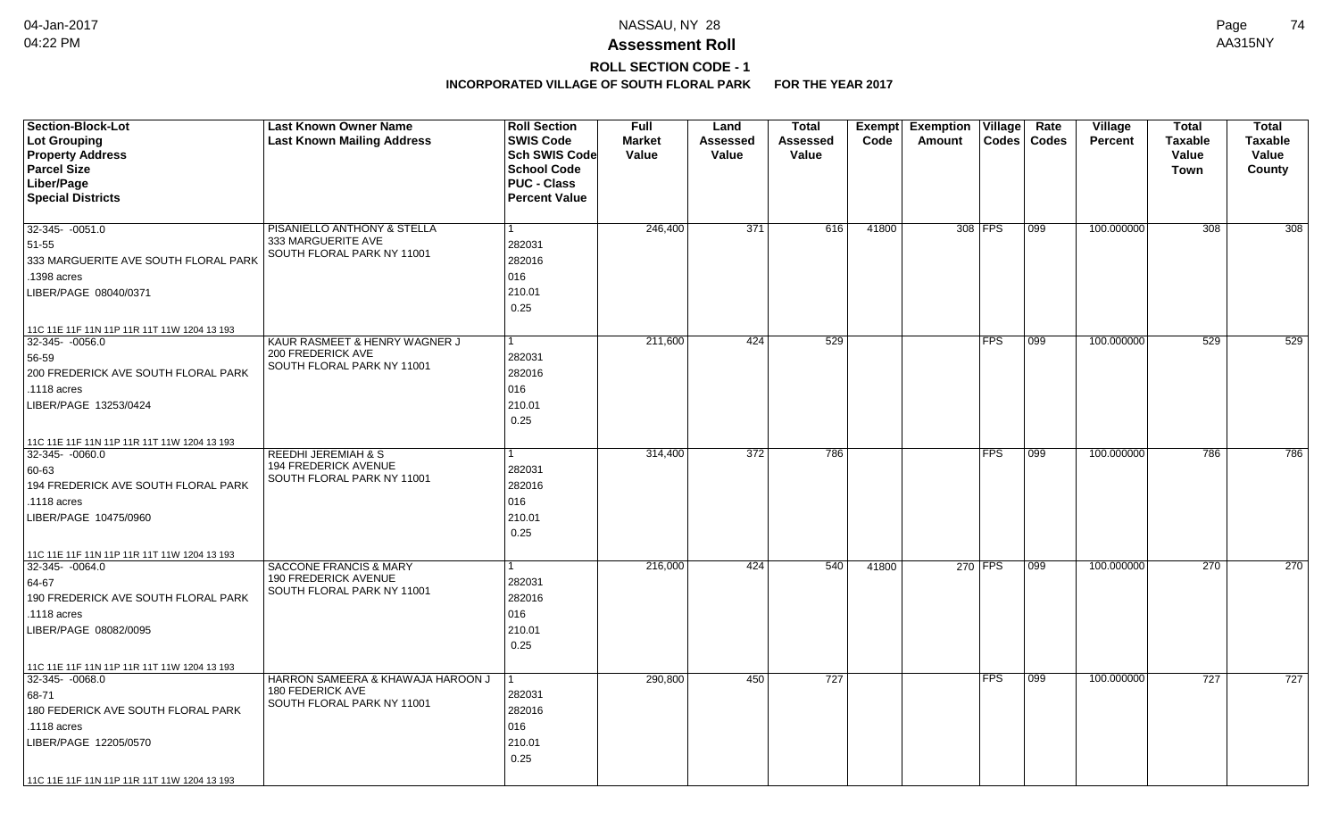# Assessment Roll

## ROLL SECTION CODE - 1

### INCORPORATED VILLAGE OF SOUTH FLORAL PARK FOR THE YEAR 2017

| Section-Block-Lot<br>Lot Grouping<br>Property Address<br>Parcel Size<br>Liber/Page<br>Special Districts | Last Known Owner Name<br>Last Known Mailing Address | Roll Section<br>SWIS Code<br>Sch SWIS Code<br>School Code<br>PUC - Class<br>Percent Value | Full Market Value | Land Assessed Value | Total Assessed Value | Exempt Code | Exemption Amount | Village Codes | Rate Codes | Village Percent | Total Taxable Value Town | Total Taxable Value County |
|---|---|---|---|---|---|---|---|---|---|---|---|---|
| 32-345- -0051.0<br>51-55<br>333 MARGUERITE AVE SOUTH FLORAL PARK<br>.1398 acres<br>LIBER/PAGE 08040/0371<br>11C 11E 11F 11N 11P 11R 11T 11W 1204 13 193 | PISANIELLO ANTHONY & STELLA<br>333 MARGUERITE AVE<br>SOUTH FLORAL PARK NY 11001 | 1<br>282031<br>282016<br>016<br>210.01<br>0.25 | 246,400 | 371 | 616 | 41800 | 308 | FPS | 099 | 100.000000 | 308 | 308 |
| 32-345- -0056.0<br>56-59<br>200 FREDERICK AVE SOUTH FLORAL PARK<br>.1118 acres<br>LIBER/PAGE 13253/0424<br>11C 11E 11F 11N 11P 11R 11T 11W 1204 13 193 | KAUR RASMEET & HENRY WAGNER J<br>200 FREDERICK AVE<br>SOUTH FLORAL PARK NY 11001 | 1<br>282031<br>282016<br>016<br>210.01<br>0.25 | 211,600 | 424 | 529 | | | FPS | 099 | 100.000000 | 529 | 529 |
| 32-345- -0060.0<br>60-63<br>194 FREDERICK AVE SOUTH FLORAL PARK<br>.1118 acres<br>LIBER/PAGE 10475/0960<br>11C 11E 11F 11N 11P 11R 11T 11W 1204 13 193 | REEDHI JEREMIAH & S<br>194 FREDERICK AVENUE<br>SOUTH FLORAL PARK NY 11001 | 1<br>282031<br>282016<br>016<br>210.01<br>0.25 | 314,400 | 372 | 786 | | | FPS | 099 | 100.000000 | 786 | 786 |
| 32-345- -0064.0<br>64-67<br>190 FREDERICK AVE SOUTH FLORAL PARK<br>.1118 acres<br>LIBER/PAGE 08082/0095<br>11C 11E 11F 11N 11P 11R 11T 11W 1204 13 193 | SACCONE FRANCIS & MARY<br>190 FREDERICK AVENUE<br>SOUTH FLORAL PARK NY 11001 | 1<br>282031<br>282016<br>016<br>210.01<br>0.25 | 216,000 | 424 | 540 | 41800 | 270 | FPS | 099 | 100.000000 | 270 | 270 |
| 32-345- -0068.0<br>68-71<br>180 FEDERICK AVE SOUTH FLORAL PARK<br>.1118 acres<br>LIBER/PAGE 12205/0570<br>11C 11E 11F 11N 11P 11R 11T 11W 1204 13 193 | HARRON SAMEERA & KHAWAJA HAROON J<br>180 FEDERICK AVE<br>SOUTH FLORAL PARK NY 11001 | 1<br>282031<br>282016<br>016<br>210.01<br>0.25 | 290,800 | 450 | 727 | | | FPS | 099 | 100.000000 | 727 | 727 |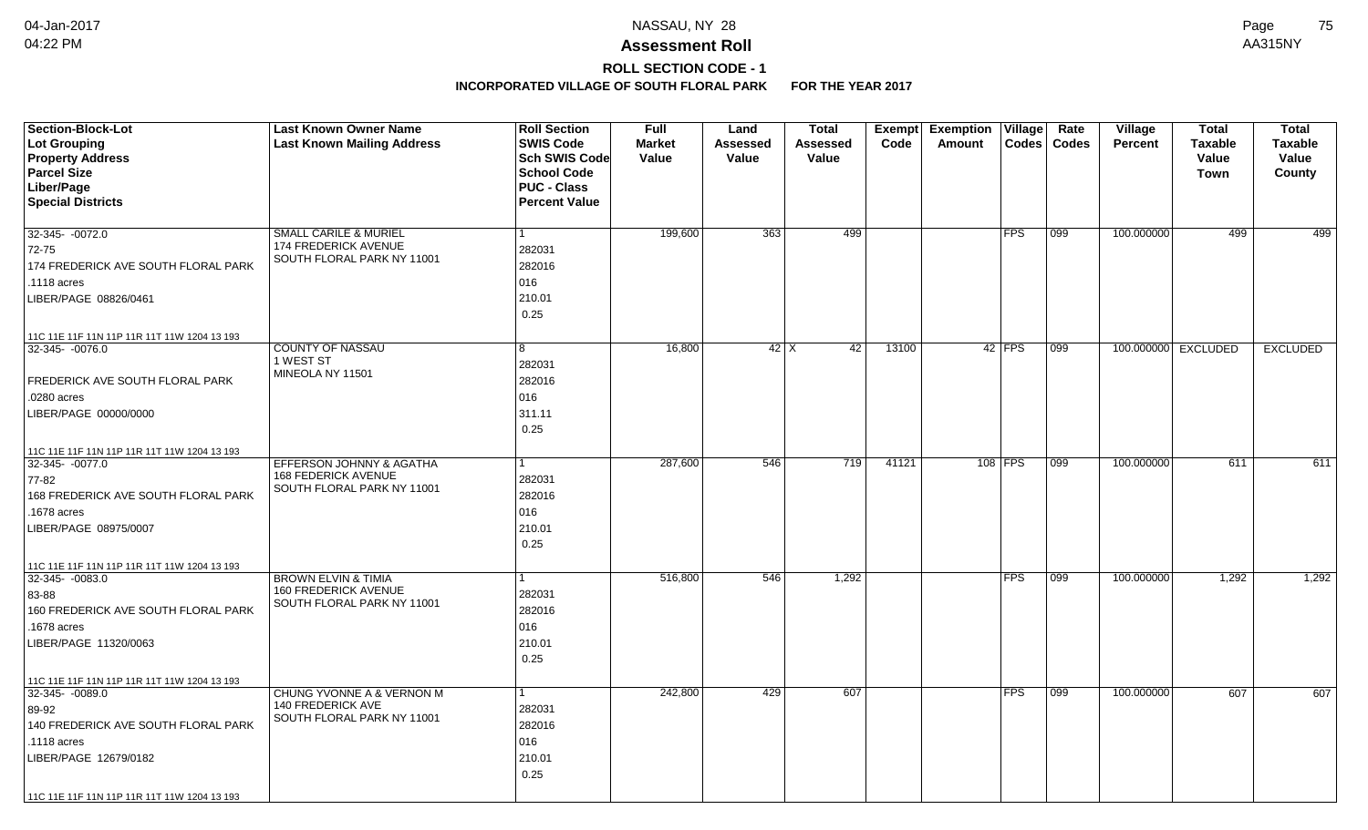**NASSAU, NY 28**

**Assessment Roll**

**ROLL SECTION CODE - 1**

**INCORPORATED VILLAGE OF SOUTH FLORAL PARK FOR THE YEAR 2017**

| Section-Block-Lot<br>Lot Grouping<br>Property Address<br>Parcel Size<br>Liber/Page<br>Special Districts | Last Known Owner Name<br>Last Known Mailing Address | Roll Section<br>SWIS Code<br>Sch SWIS Code<br>School Code<br>PUC - Class<br>Percent Value | Full Market Value | Land Assessed Value | Total Assessed Value | Exempt Code | Exemption Amount | Village Codes | Rate Codes | Village Percent | Total Taxable Value Town | Total Taxable Value County |
|---|---|---|---|---|---|---|---|---|---|---|---|---|
| 32-345- -0072.0<br>72-75<br>174 FREDERICK AVE SOUTH FLORAL PARK<br>.1118 acres<br>LIBER/PAGE 08826/0461<br>11C 11E 11F 11N 11P 11R 11T 11W 1204 13 193 | SMALL CARILE & MURIEL<br>174 FREDERICK AVENUE<br>SOUTH FLORAL PARK NY 11001 | 1<br>282031<br>282016<br>016<br>210.01<br>0.25 | 199,600 | 363 | 499 | | | FPS | 099 | 100.000000 | 499 | 499 |
| 32-345- -0076.0<br>FREDERICK AVE SOUTH FLORAL PARK<br>.0280 acres<br>LIBER/PAGE 00000/0000<br>11C 11E 11F 11N 11P 11R 11T 11W 1204 13 193 | COUNTY OF NASSAU<br>1 WEST ST<br>MINEOLA NY 11501 | 8<br>282031<br>282016<br>016<br>311.11<br>0.25 | 16,800 | 42 | X 42 | 13100 | 42 | FPS | 099 | 100.000000 | EXCLUDED | EXCLUDED |
| 32-345- -0077.0<br>77-82<br>168 FREDERICK AVE SOUTH FLORAL PARK<br>.1678 acres<br>LIBER/PAGE 08975/0007<br>11C 11E 11F 11N 11P 11R 11T 11W 1204 13 193 | EFFERSON JOHNNY & AGATHA<br>168 FEDERICK AVENUE<br>SOUTH FLORAL PARK NY 11001 | 1<br>282031<br>282016<br>016<br>210.01<br>0.25 | 287,600 | 546 | 719 | 41121 | 108 | FPS | 099 | 100.000000 | 611 | 611 |
| 32-345- -0083.0<br>83-88<br>160 FREDERICK AVE SOUTH FLORAL PARK<br>.1678 acres<br>LIBER/PAGE 11320/0063<br>11C 11E 11F 11N 11P 11R 11T 11W 1204 13 193 | BROWN ELVIN & TIMIA<br>160 FREDERICK AVENUE<br>SOUTH FLORAL PARK NY 11001 | 1<br>282031<br>282016<br>016<br>210.01<br>0.25 | 516,800 | 546 | 1,292 | | | FPS | 099 | 100.000000 | 1,292 | 1,292 |
| 32-345- -0089.0<br>89-92<br>140 FREDERICK AVE SOUTH FLORAL PARK<br>.1118 acres<br>LIBER/PAGE 12679/0182<br>11C 11E 11F 11N 11P 11R 11T 11W 1204 13 193 | CHUNG YVONNE A & VERNON M<br>140 FREDERICK AVE<br>SOUTH FLORAL PARK NY 11001 | 1<br>282031<br>282016<br>016<br>210.01<br>0.25 | 242,800 | 429 | 607 | | | FPS | 099 | 100.000000 | 607 | 607 |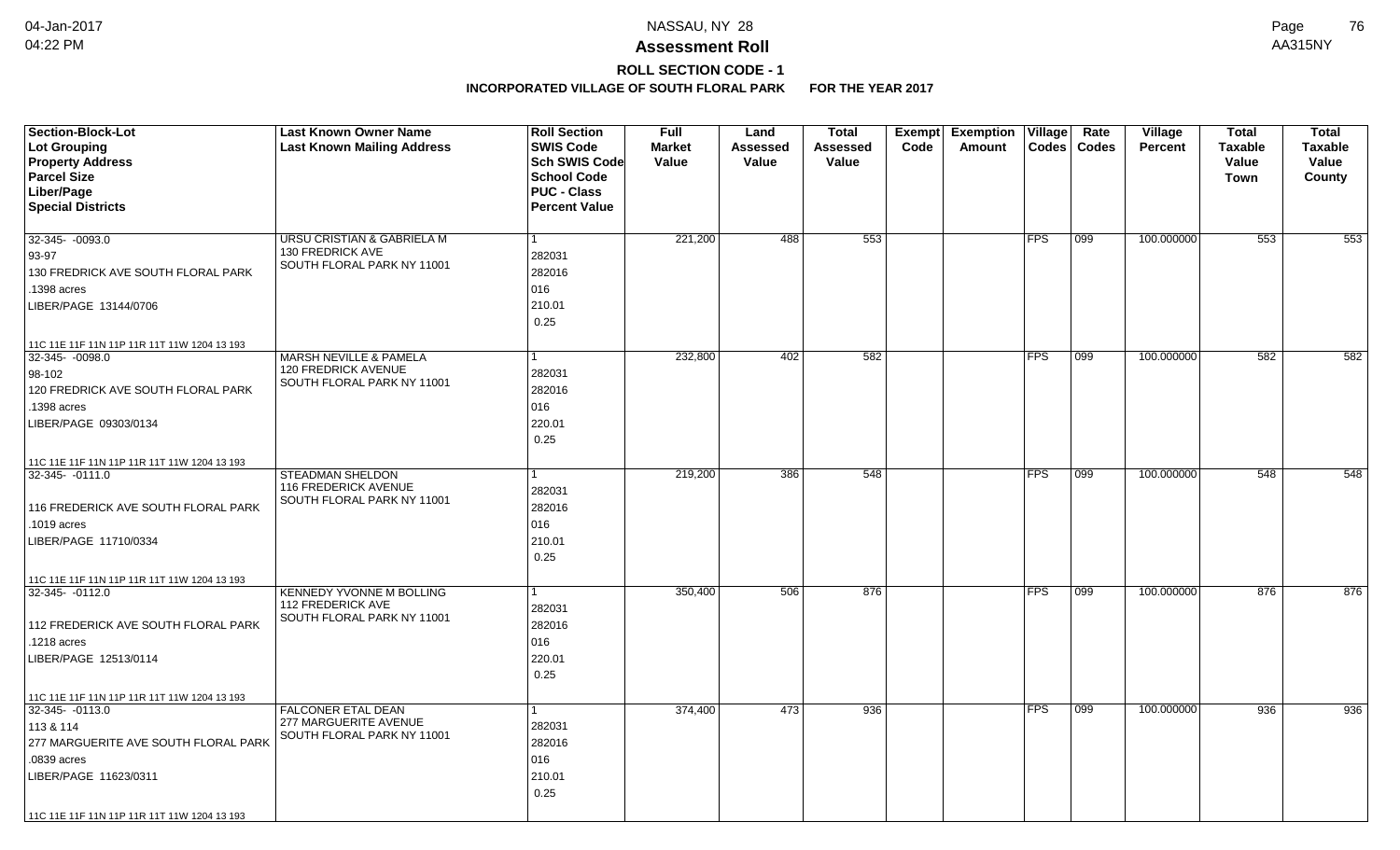# Assessment Roll

## ROLL SECTION CODE - 1

### INCORPORATED VILLAGE OF SOUTH FLORAL PARK FOR THE YEAR 2017

| Section-Block-Lot<br>Lot Grouping<br>Property Address<br>Parcel Size<br>Liber/Page<br>Special Districts | Last Known Owner Name<br>Last Known Mailing Address | Roll Section<br>SWIS Code<br>Sch SWIS Code<br>School Code<br>PUC - Class<br>Percent Value | Full Market Value | Land Assessed Value | Total Assessed Value | Exempt Code | Exemption Amount | Village Codes | Rate Codes | Village Percent | Total Taxable Value Town | Total Taxable Value County |
|---|---|---|---|---|---|---|---|---|---|---|---|---|
| 32-345- -0093.0<br>93-97<br>130 FREDRICK AVE SOUTH FLORAL PARK<br>.1398 acres<br>LIBER/PAGE 13144/0706<br>11C 11E 11F 11N 11P 11R 11T 11W 1204 13 193 | URSU CRISTIAN & GABRIELA M<br>130 FREDRICK AVE<br>SOUTH FLORAL PARK NY 11001 | 1<br>282031<br>282016<br>016<br>210.01<br>0.25 | 221,200 | 488 | 553 | | | FPS | 099 | 100.000000 | 553 | 553 |
| 32-345- -0098.0<br>98-102<br>120 FREDRICK AVE SOUTH FLORAL PARK<br>.1398 acres<br>LIBER/PAGE 09303/0134<br>11C 11E 11F 11N 11P 11R 11T 11W 1204 13 193 | MARSH NEVILLE & PAMELA<br>120 FREDRICK AVENUE<br>SOUTH FLORAL PARK NY 11001 | 1<br>282031<br>282016<br>016<br>220.01<br>0.25 | 232,800 | 402 | 582 | | | FPS | 099 | 100.000000 | 582 | 582 |
| 32-345- -0111.0<br><br>116 FREDERICK AVE SOUTH FLORAL PARK<br>.1019 acres<br>LIBER/PAGE 11710/0334<br>11C 11E 11F 11N 11P 11R 11T 11W 1204 13 193 | STEADMAN SHELDON<br>116 FREDERICK AVENUE<br>SOUTH FLORAL PARK NY 11001 | 1<br>282031<br>282016<br>016<br>210.01<br>0.25 | 219,200 | 386 | 548 | | | FPS | 099 | 100.000000 | 548 | 548 |
| 32-345- -0112.0<br><br>112 FREDERICK AVE SOUTH FLORAL PARK<br>.1218 acres<br>LIBER/PAGE 12513/0114<br>11C 11E 11F 11N 11P 11R 11T 11W 1204 13 193 | KENNEDY YVONNE M BOLLING<br>112 FREDERICK AVE<br>SOUTH FLORAL PARK NY 11001 | 1<br>282031<br>282016<br>016<br>220.01<br>0.25 | 350,400 | 506 | 876 | | | FPS | 099 | 100.000000 | 876 | 876 |
| 32-345- -0113.0<br>113 & 114<br>277 MARGUERITE AVE SOUTH FLORAL PARK<br>.0839 acres<br>LIBER/PAGE 11623/0311<br>11C 11E 11F 11N 11P 11R 11T 11W 1204 13 193 | FALCONER ETAL DEAN<br>277 MARGUERITE AVENUE<br>SOUTH FLORAL PARK NY 11001 | 1<br>282031<br>282016<br>016<br>210.01<br>0.25 | 374,400 | 473 | 936 | | | FPS | 099 | 100.000000 | 936 | 936 |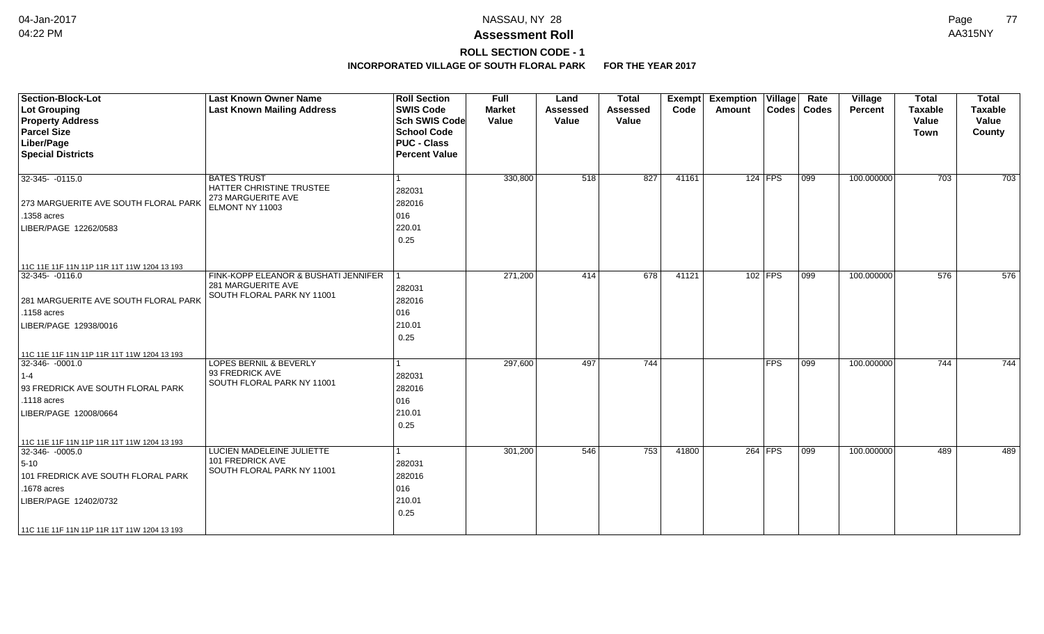**NASSAU, NY 28**

**Assessment Roll**

**ROLL SECTION CODE - 1**

**INCORPORATED VILLAGE OF SOUTH FLORAL PARK FOR THE YEAR 2017**

| Section-Block-Lot<br>Lot Grouping<br>Property Address<br>Parcel Size<br>Liber/Page<br>Special Districts | Last Known Owner Name<br>Last Known Mailing Address | Roll Section<br>SWIS Code<br>Sch SWIS Code<br>School Code<br>PUC - Class<br>Percent Value | Full Market Value | Land Assessed Value | Total Assessed Value | Exempt Code | Exemption Amount | Village Codes | Rate Codes | Village Percent | Total Taxable Value Town | Total Taxable Value County |
|---|---|---|---|---|---|---|---|---|---|---|---|---|
| 32-345- -0115.0<br><br>273 MARGUERITE AVE SOUTH FLORAL PARK<br>.1358 acres<br>LIBER/PAGE 12262/0583<br><br>11C 11E 11F 11N 11P 11R 11T 11W 1204 13 193 | BATES TRUST<br>HATTER CHRISTINE TRUSTEE<br>273 MARGUERITE AVE<br>ELMONT NY 11003 | 1<br>282031<br>282016<br>016<br>220.01<br>0.25 | 330,800 | 518 | 827 | 41161 | 124 | FPS | 099 | 100.000000 | 703 | 703 |
| 32-345- -0116.0<br><br>281 MARGUERITE AVE SOUTH FLORAL PARK<br>.1158 acres<br>LIBER/PAGE 12938/0016<br><br>11C 11E 11F 11N 11P 11R 11T 11W 1204 13 193 | FINK-KOPP ELEANOR & BUSHATI JENNIFER<br>281 MARGUERITE AVE<br>SOUTH FLORAL PARK NY 11001 | 1<br>282031<br>282016<br>016<br>210.01<br>0.25 | 271,200 | 414 | 678 | 41121 | 102 | FPS | 099 | 100.000000 | 576 | 576 |
| 32-346- -0001.0<br>1-4<br>93 FREDRICK AVE SOUTH FLORAL PARK<br>.1118 acres<br>LIBER/PAGE 12008/0664<br><br>11C 11E 11F 11N 11P 11R 11T 11W 1204 13 193 | LOPES BERNIL & BEVERLY<br>93 FREDRICK AVE<br>SOUTH FLORAL PARK NY 11001 | 1<br>282031<br>282016<br>016<br>210.01<br>0.25 | 297,600 | 497 | 744 | | | FPS | 099 | 100.000000 | 744 | 744 |
| 32-346- -0005.0<br>5-10<br>101 FREDRICK AVE SOUTH FLORAL PARK<br>.1678 acres<br>LIBER/PAGE 12402/0732<br><br>11C 11E 11F 11N 11P 11R 11T 11W 1204 13 193 | LUCIEN MADELEINE JULIETTE<br>101 FREDRICK AVE<br>SOUTH FLORAL PARK NY 11001 | 1<br>282031<br>282016<br>016<br>210.01<br>0.25 | 301,200 | 546 | 753 | 41800 | 264 | FPS | 099 | 100.000000 | 489 | 489 |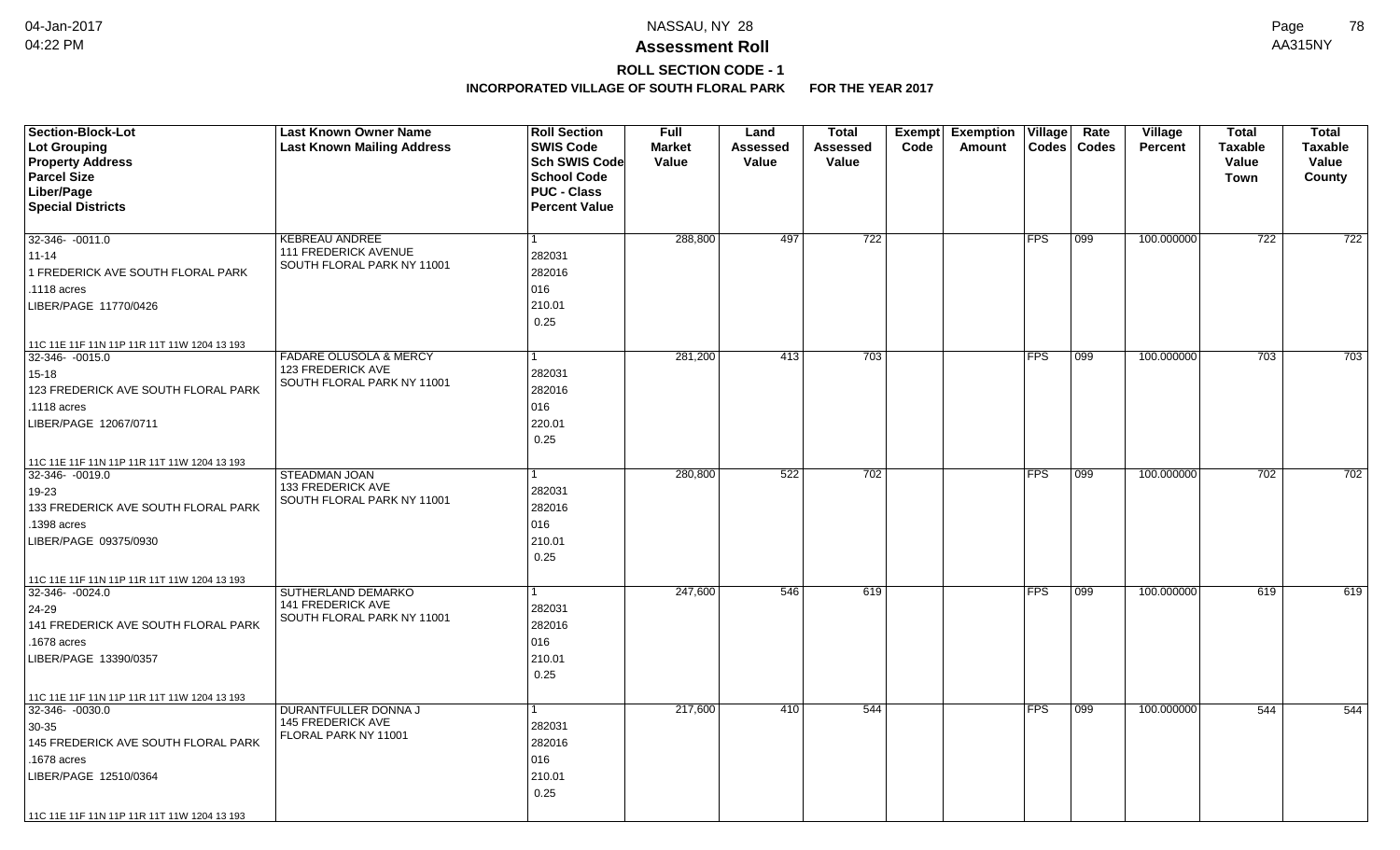# Assessment Roll

## ROLL SECTION CODE - 1

### INCORPORATED VILLAGE OF SOUTH FLORAL PARK FOR THE YEAR 2017

| Section-Block-Lot<br>Lot Grouping<br>Property Address<br>Parcel Size<br>Liber/Page<br>Special Districts | Last Known Owner Name<br>Last Known Mailing Address | Roll Section<br>SWIS Code<br>Sch SWIS Code<br>School Code<br>PUC - Class<br>Percent Value | Full Market Value | Land Assessed Value | Total Assessed Value | Exempt Code | Exemption Amount | Village Codes | Rate Codes | Village Percent | Total Taxable Value Town | Total Taxable Value County |
|---|---|---|---|---|---|---|---|---|---|---|---|---|
| 32-346- -0011.0<br>11-14<br>1 FREDERICK AVE SOUTH FLORAL PARK<br>.1118 acres<br>LIBER/PAGE 11770/0426<br>11C 11E 11F 11N 11P 11R 11T 11W 1204 13 193 | KEBREAU ANDREE<br>111 FREDERICK AVENUE<br>SOUTH FLORAL PARK NY 11001 | 1<br>282031<br>282016<br>016<br>210.01<br>0.25 | 288,800 | 497 | 722 | | | FPS | 099 | 100.000000 | 722 | 722 |
| 32-346- -0015.0<br>15-18<br>123 FREDERICK AVE SOUTH FLORAL PARK<br>.1118 acres<br>LIBER/PAGE 12067/0711<br>11C 11E 11F 11N 11P 11R 11T 11W 1204 13 193 | FADARE OLUSOLA & MERCY<br>123 FREDERICK AVE<br>SOUTH FLORAL PARK NY 11001 | 1<br>282031<br>282016<br>016<br>220.01<br>0.25 | 281,200 | 413 | 703 | | | FPS | 099 | 100.000000 | 703 | 703 |
| 32-346- -0019.0<br>19-23<br>133 FREDERICK AVE SOUTH FLORAL PARK<br>.1398 acres<br>LIBER/PAGE 09375/0930<br>11C 11E 11F 11N 11P 11R 11T 11W 1204 13 193 | STEADMAN JOAN<br>133 FREDERICK AVE<br>SOUTH FLORAL PARK NY 11001 | 1<br>282031<br>282016<br>016<br>210.01<br>0.25 | 280,800 | 522 | 702 | | | FPS | 099 | 100.000000 | 702 | 702 |
| 32-346- -0024.0<br>24-29<br>141 FREDERICK AVE SOUTH FLORAL PARK<br>.1678 acres<br>LIBER/PAGE 13390/0357<br>11C 11E 11F 11N 11P 11R 11T 11W 1204 13 193 | SUTHERLAND DEMARKO<br>141 FREDERICK AVE<br>SOUTH FLORAL PARK NY 11001 | 1<br>282031<br>282016<br>016<br>210.01<br>0.25 | 247,600 | 546 | 619 | | | FPS | 099 | 100.000000 | 619 | 619 |
| 32-346- -0030.0<br>30-35<br>145 FREDERICK AVE SOUTH FLORAL PARK<br>.1678 acres<br>LIBER/PAGE 12510/0364<br>11C 11E 11F 11N 11P 11R 11T 11W 1204 13 193 | DURANTFULLER DONNA J<br>145 FREDERICK AVE<br>FLORAL PARK NY 11001 | 1<br>282031<br>282016<br>016<br>210.01<br>0.25 | 217,600 | 410 | 544 | | | FPS | 099 | 100.000000 | 544 | 544 |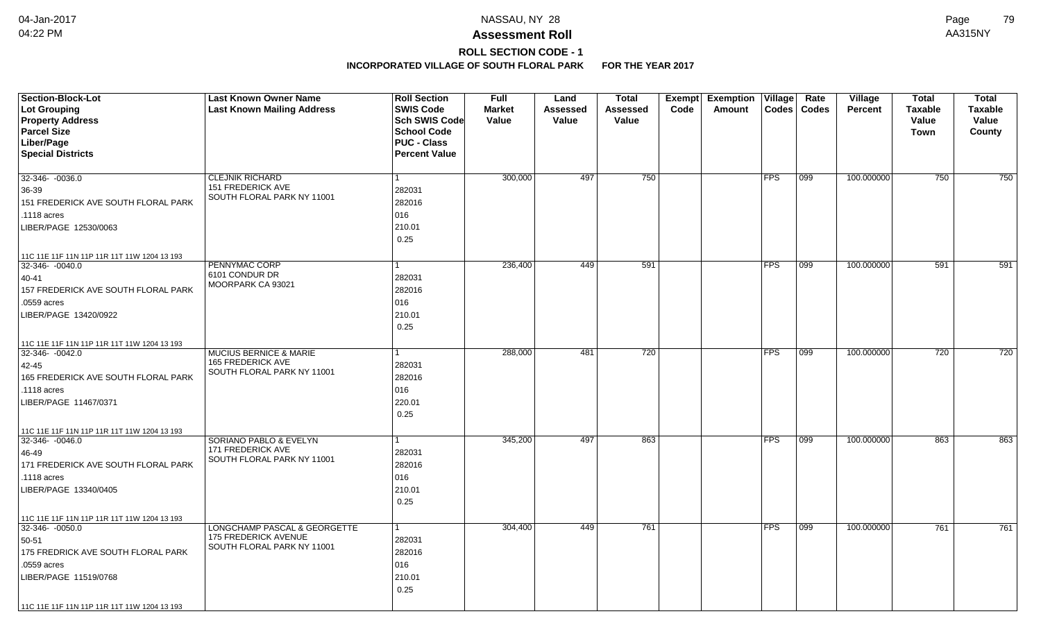# NASSAU, NY 28

## Assessment Roll

### ROLL SECTION CODE - 1

### INCORPORATED VILLAGE OF SOUTH FLORAL PARK FOR THE YEAR 2017

| Section-Block-Lot<br>Lot Grouping<br>Property Address<br>Parcel Size<br>Liber/Page<br>Special Districts | Last Known Owner Name<br>Last Known Mailing Address | Roll Section<br>SWIS Code<br>Sch SWIS Code<br>School Code<br>PUC - Class<br>Percent Value | Full Market Value | Land Assessed Value | Total Assessed Value | Exempt Code | Exemption Amount | Village Codes | Rate Codes | Village Percent | Total Taxable Value Town | Total Taxable Value County |
|---|---|---|---|---|---|---|---|---|---|---|---|---|
| 32-346- -0036.0<br>36-39<br>151 FREDERICK AVE SOUTH FLORAL PARK<br>.1118 acres<br>LIBER/PAGE 12530/0063<br>11C 11E 11F 11N 11P 11R 11T 11W 1204 13 193 | CLEJNIK RICHARD<br>151 FREDERICK AVE<br>SOUTH FLORAL PARK NY 11001 | 1<br>282031<br>282016<br>016<br>210.01<br>0.25 | 300,000 | 497 | 750 | | | FPS | 099 | 100.000000 | 750 | 750 |
| 32-346- -0040.0<br>40-41<br>157 FREDERICK AVE SOUTH FLORAL PARK<br>.0559 acres<br>LIBER/PAGE 13420/0922<br>11C 11E 11F 11N 11P 11R 11T 11W 1204 13 193 | PENNYMAC CORP<br>6101 CONDUR DR<br>MOORPARK CA 93021 | 1<br>282031<br>282016<br>016<br>210.01<br>0.25 | 236,400 | 449 | 591 | | | FPS | 099 | 100.000000 | 591 | 591 |
| 32-346- -0042.0<br>42-45<br>165 FREDERICK AVE SOUTH FLORAL PARK<br>.1118 acres<br>LIBER/PAGE 11467/0371<br>11C 11E 11F 11N 11P 11R 11T 11W 1204 13 193 | MUCIUS BERNICE & MARIE<br>165 FREDERICK AVE<br>SOUTH FLORAL PARK NY 11001 | 1<br>282031<br>282016<br>016<br>220.01<br>0.25 | 288,000 | 481 | 720 | | | FPS | 099 | 100.000000 | 720 | 720 |
| 32-346- -0046.0<br>46-49<br>171 FREDERICK AVE SOUTH FLORAL PARK<br>.1118 acres<br>LIBER/PAGE 13340/0405<br>11C 11E 11F 11N 11P 11R 11T 11W 1204 13 193 | SORIANO PABLO & EVELYN<br>171 FREDERICK AVE<br>SOUTH FLORAL PARK NY 11001 | 1<br>282031<br>282016<br>016<br>210.01<br>0.25 | 345,200 | 497 | 863 | | | FPS | 099 | 100.000000 | 863 | 863 |
| 32-346- -0050.0<br>50-51<br>175 FREDRICK AVE SOUTH FLORAL PARK<br>.0559 acres<br>LIBER/PAGE 11519/0768<br>11C 11E 11F 11N 11P 11R 11T 11W 1204 13 193 | LONGCHAMP PASCAL & GEORGETTE<br>175 FREDERICK AVENUE<br>SOUTH FLORAL PARK NY 11001 | 1<br>282031<br>282016<br>016<br>210.01<br>0.25 | 304,400 | 449 | 761 | | | FPS | 099 | 100.000000 | 761 | 761 |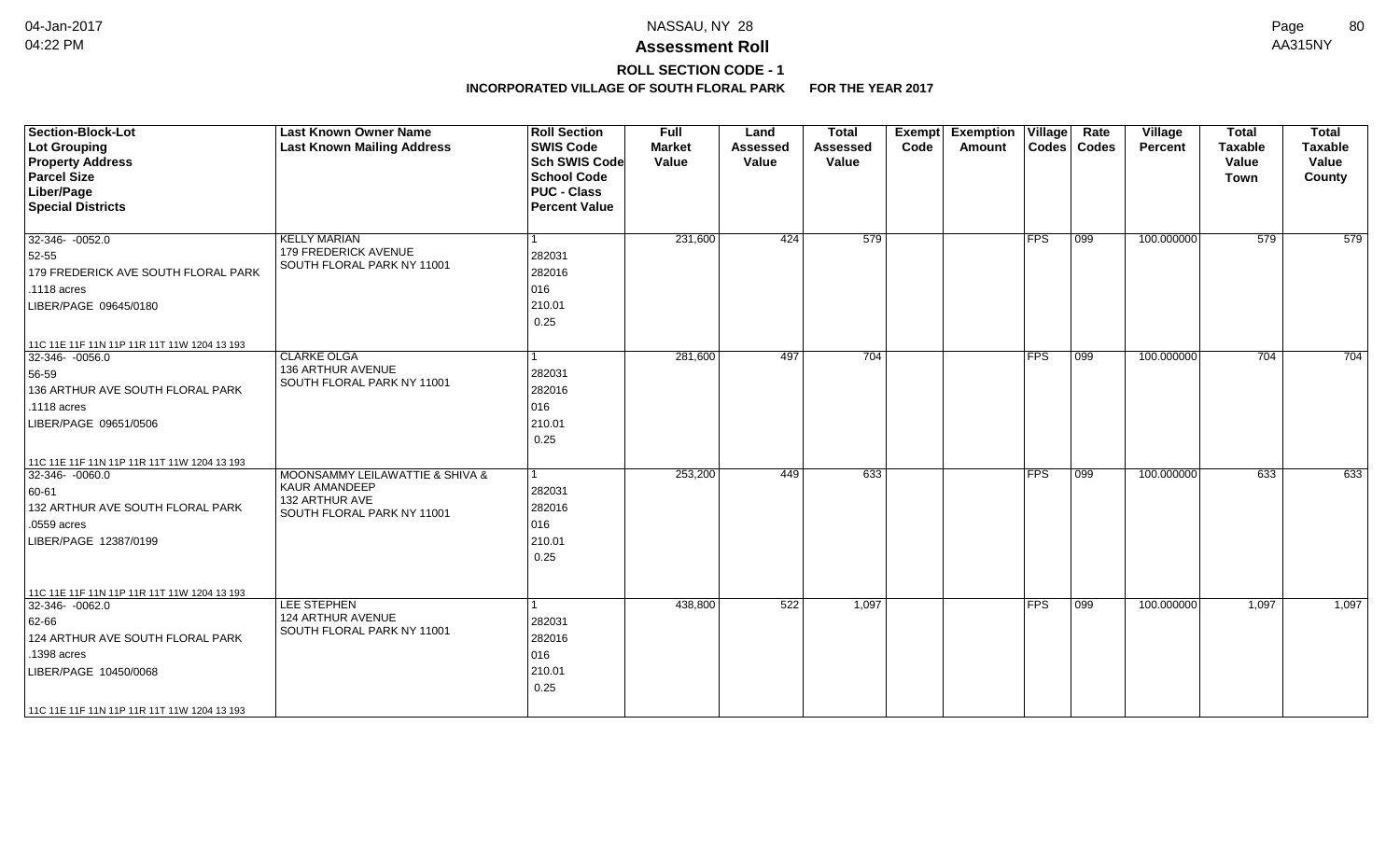**Assessment Roll**

**ROLL SECTION CODE - 1**

**INCORPORATED VILLAGE OF SOUTH FLORAL PARK FOR THE YEAR 2017**

| Section-Block-Lot<br>Lot Grouping<br>Property Address<br>Parcel Size<br>Liber/Page<br>Special Districts | Last Known Owner Name<br>Last Known Mailing Address | Roll Section<br>SWIS Code<br>Sch SWIS Code<br>School Code<br>PUC - Class<br>Percent Value | Full Market Value | Land Assessed Value | Total Assessed Value | Exempt Code | Exemption Amount | Village Codes | Rate Codes | Village Percent | Total Taxable Value Town | Total Taxable Value County |
|---|---|---|---|---|---|---|---|---|---|---|---|---|
| 32-346- -0052.0<br>52-55<br>179 FREDERICK AVE SOUTH FLORAL PARK<br>.1118 acres<br>LIBER/PAGE 09645/0180<br>11C 11E 11F 11N 11P 11R 11T 11W 1204 13 193 | KELLY MARIAN<br>179 FREDERICK AVENUE<br>SOUTH FLORAL PARK NY 11001 | 1<br>282031<br>282016<br>016<br>210.01<br>0.25 | 231,600 | 424 | 579 | | | FPS | 099 | 100.000000 | 579 | 579 |
| 32-346- -0056.0<br>56-59<br>136 ARTHUR AVE SOUTH FLORAL PARK<br>.1118 acres<br>LIBER/PAGE 09651/0506<br>11C 11E 11F 11N 11P 11R 11T 11W 1204 13 193 | CLARKE OLGA<br>136 ARTHUR AVENUE<br>SOUTH FLORAL PARK NY 11001 | 1<br>282031<br>282016<br>016<br>210.01<br>0.25 | 281,600 | 497 | 704 | | | FPS | 099 | 100.000000 | 704 | 704 |
| 32-346- -0060.0<br>60-61<br>132 ARTHUR AVE SOUTH FLORAL PARK<br>.0559 acres<br>LIBER/PAGE 12387/0199<br>11C 11E 11F 11N 11P 11R 11T 11W 1204 13 193 | MOONSAMMY LEILAWATTIE & SHIVA &<br>KAUR AMANDEEP<br>132 ARTHUR AVE<br>SOUTH FLORAL PARK NY 11001 | 1<br>282031<br>282016<br>016<br>210.01<br>0.25 | 253,200 | 449 | 633 | | | FPS | 099 | 100.000000 | 633 | 633 |
| 32-346- -0062.0<br>62-66<br>124 ARTHUR AVE SOUTH FLORAL PARK<br>.1398 acres<br>LIBER/PAGE 10450/0068<br>11C 11E 11F 11N 11P 11R 11T 11W 1204 13 193 | LEE STEPHEN<br>124 ARTHUR AVENUE<br>SOUTH FLORAL PARK NY 11001 | 1<br>282031<br>282016<br>016<br>210.01<br>0.25 | 438,800 | 522 | 1,097 | | | FPS | 099 | 100.000000 | 1,097 | 1,097 |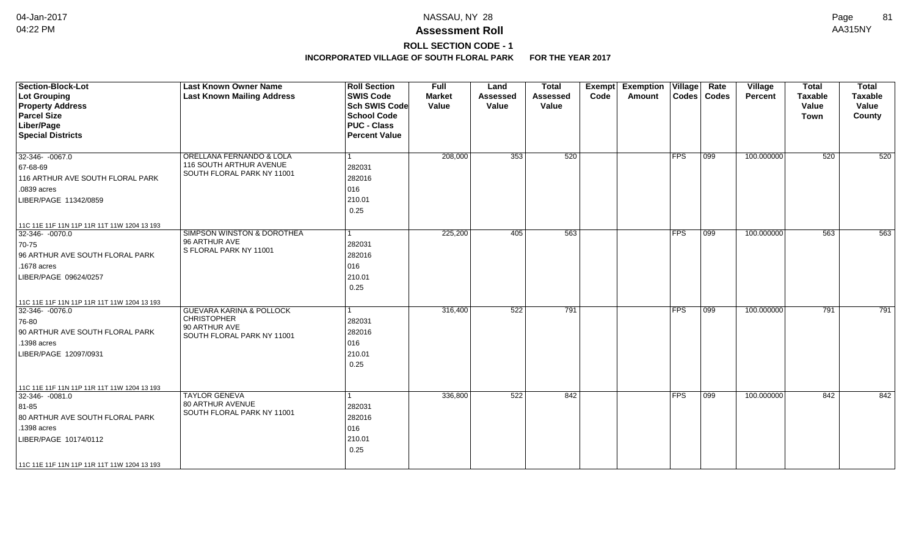NASSAU, NY 28

**Assessment Roll**

**ROLL SECTION CODE - 1**

**INCORPORATED VILLAGE OF SOUTH FLORAL PARK FOR THE YEAR 2017**

| Section-Block-Lot<br>Lot Grouping<br>Property Address<br>Parcel Size<br>Liber/Page<br>Special Districts | Last Known Owner Name<br>Last Known Mailing Address | Roll Section<br>SWIS Code<br>Sch SWIS Code<br>School Code<br>PUC - Class<br>Percent Value | Full Market Value | Land Assessed Value | Total Assessed Value | Exempt Code | Exemption Amount | Village Codes | Rate Codes | Village Percent | Total Taxable Value Town | Total Taxable Value County |
|---|---|---|---|---|---|---|---|---|---|---|---|---|
| 32-346- -0067.0<br>67-68-69<br>116 ARTHUR AVE SOUTH FLORAL PARK<br>.0839 acres<br>LIBER/PAGE 11342/0859<br>11C 11E 11F 11N 11P 11R 11T 11W 1204 13 193 | ORELLANA FERNANDO & LOLA<br>116 SOUTH ARTHUR AVENUE<br>SOUTH FLORAL PARK NY 11001 | 1<br>282031<br>282016<br>016<br>210.01<br>0.25 | 208,000 | 353 | 520 | | | FPS | 099 | 100.000000 | 520 | 520 |
| 32-346- -0070.0<br>70-75<br>96 ARTHUR AVE SOUTH FLORAL PARK<br>.1678 acres<br>LIBER/PAGE 09624/0257<br>11C 11E 11F 11N 11P 11R 11T 11W 1204 13 193 | SIMPSON WINSTON & DOROTHEA<br>96 ARTHUR AVE<br>S FLORAL PARK NY 11001 | 1<br>282031<br>282016<br>016<br>210.01<br>0.25 | 225,200 | 405 | 563 | | | FPS | 099 | 100.000000 | 563 | 563 |
| 32-346- -0076.0<br>76-80<br>90 ARTHUR AVE SOUTH FLORAL PARK<br>.1398 acres<br>LIBER/PAGE 12097/0931<br>11C 11E 11F 11N 11P 11R 11T 11W 1204 13 193 | GUEVARA KARINA & POLLOCK CHRISTOPHER<br>90 ARTHUR AVE<br>SOUTH FLORAL PARK NY 11001 | 1<br>282031<br>282016<br>016<br>210.01<br>0.25 | 316,400 | 522 | 791 | | | FPS | 099 | 100.000000 | 791 | 791 |
| 32-346- -0081.0<br>81-85<br>80 ARTHUR AVE SOUTH FLORAL PARK<br>.1398 acres<br>LIBER/PAGE 10174/0112<br>11C 11E 11F 11N 11P 11R 11T 11W 1204 13 193 | TAYLOR GENEVA<br>80 ARTHUR AVENUE<br>SOUTH FLORAL PARK NY 11001 | 1<br>282031<br>282016<br>016<br>210.01<br>0.25 | 336,800 | 522 | 842 | | | FPS | 099 | 100.000000 | 842 | 842 |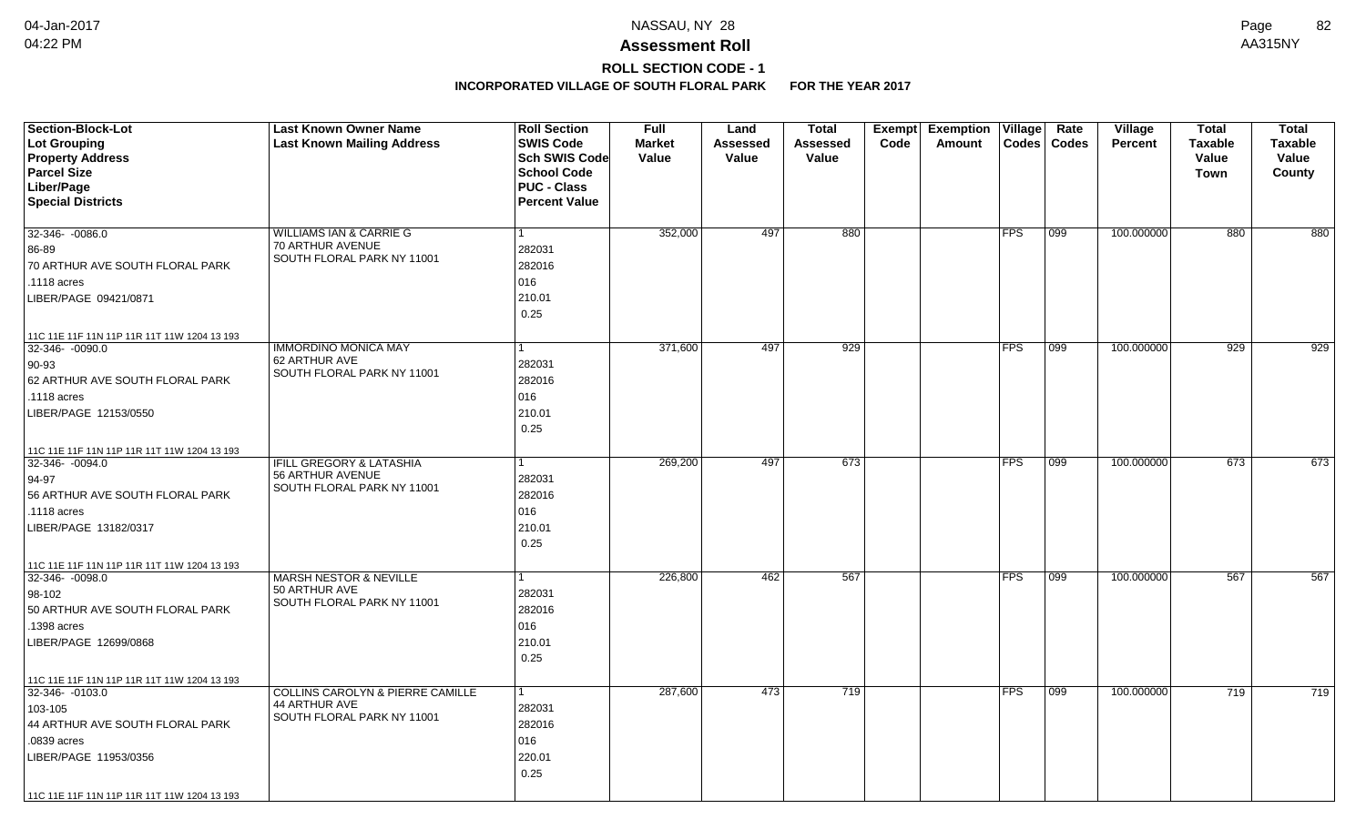**NASSAU, NY 28**

**Assessment Roll**

**ROLL SECTION CODE - 1**

**INCORPORATED VILLAGE OF SOUTH FLORAL PARK FOR THE YEAR 2017**

| Section-Block-Lot<br>Lot Grouping<br>Property Address<br>Parcel Size<br>Liber/Page<br>Special Districts | Last Known Owner Name<br>Last Known Mailing Address | Roll Section<br>SWIS Code<br>Sch SWIS Code<br>School Code<br>PUC - Class<br>Percent Value | Full Market Value | Land Assessed Value | Total Assessed Value | Exempt Code | Exemption Amount | Village Codes | Rate Codes | Village Percent | Total Taxable Value Town | Total Taxable Value County |
|---|---|---|---|---|---|---|---|---|---|---|---|---|
| 32-346- -0086.0<br>86-89<br>70 ARTHUR AVE SOUTH FLORAL PARK<br>.1118 acres<br>LIBER/PAGE 09421/0871<br>11C 11E 11F 11N 11P 11R 11T 11W 1204 13 193 | WILLIAMS IAN & CARRIE G<br>70 ARTHUR AVENUE<br>SOUTH FLORAL PARK NY 11001 | 1<br>282031<br>282016<br>016<br>210.01<br>0.25 | 352,000 | 497 | 880 | | | FPS | 099 | 100.000000 | 880 | 880 |
| 32-346- -0090.0<br>90-93<br>62 ARTHUR AVE SOUTH FLORAL PARK<br>.1118 acres<br>LIBER/PAGE 12153/0550<br>11C 11E 11F 11N 11P 11R 11T 11W 1204 13 193 | IMMORDINO MONICA MAY<br>62 ARTHUR AVE<br>SOUTH FLORAL PARK NY 11001 | 1<br>282031<br>282016<br>016<br>210.01<br>0.25 | 371,600 | 497 | 929 | | | FPS | 099 | 100.000000 | 929 | 929 |
| 32-346- -0094.0<br>94-97<br>56 ARTHUR AVE SOUTH FLORAL PARK<br>.1118 acres<br>LIBER/PAGE 13182/0317<br>11C 11E 11F 11N 11P 11R 11T 11W 1204 13 193 | IFILL GREGORY & LATASHIA<br>56 ARTHUR AVENUE<br>SOUTH FLORAL PARK NY 11001 | 1<br>282031<br>282016<br>016<br>210.01<br>0.25 | 269,200 | 497 | 673 | | | FPS | 099 | 100.000000 | 673 | 673 |
| 32-346- -0098.0<br>98-102<br>50 ARTHUR AVE SOUTH FLORAL PARK<br>.1398 acres<br>LIBER/PAGE 12699/0868<br>11C 11E 11F 11N 11P 11R 11T 11W 1204 13 193 | MARSH NESTOR & NEVILLE<br>50 ARTHUR AVE<br>SOUTH FLORAL PARK NY 11001 | 1<br>282031<br>282016<br>016<br>210.01<br>0.25 | 226,800 | 462 | 567 | | | FPS | 099 | 100.000000 | 567 | 567 |
| 32-346- -0103.0<br>103-105<br>44 ARTHUR AVE SOUTH FLORAL PARK<br>.0839 acres<br>LIBER/PAGE 11953/0356<br>11C 11E 11F 11N 11P 11R 11T 11W 1204 13 193 | COLLINS CAROLYN & PIERRE CAMILLE<br>44 ARTHUR AVE<br>SOUTH FLORAL PARK NY 11001 | 1<br>282031<br>282016<br>016<br>220.01<br>0.25 | 287,600 | 473 | 719 | | | FPS | 099 | 100.000000 | 719 | 719 |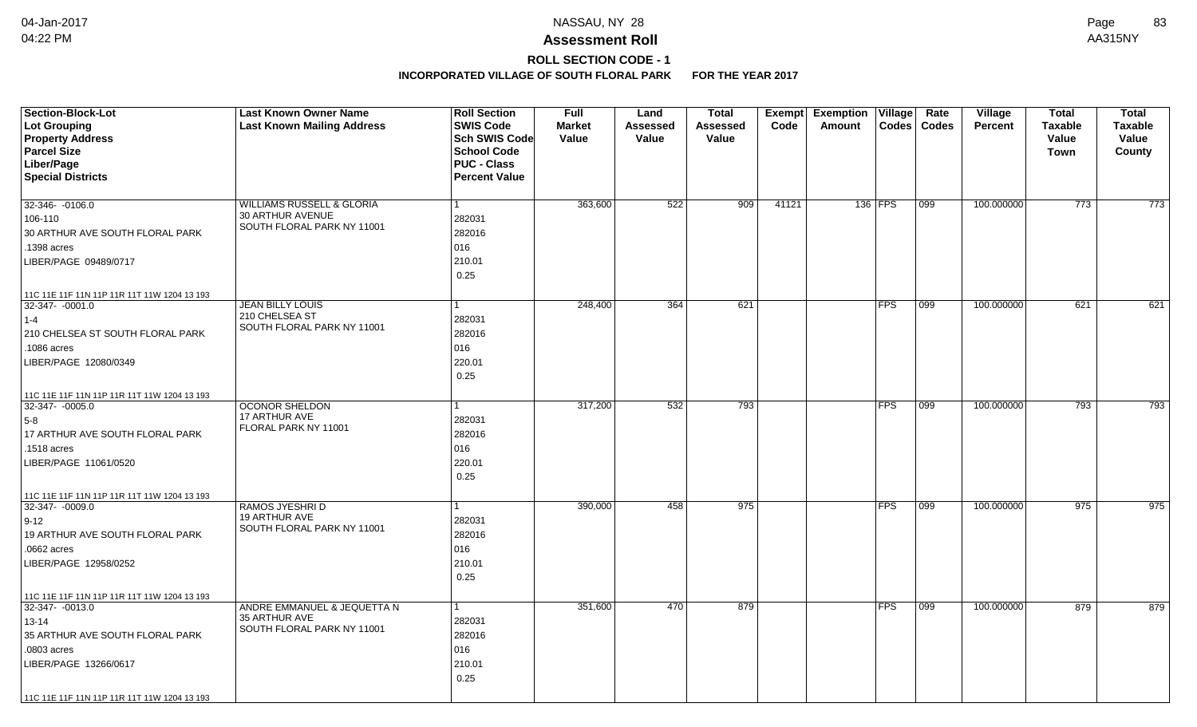# Assessment Roll

## ROLL SECTION CODE - 1

### INCORPORATED VILLAGE OF SOUTH FLORAL PARK FOR THE YEAR 2017

| Section-Block-Lot<br>Lot Grouping<br>Property Address<br>Parcel Size<br>Liber/Page<br>Special Districts | Last Known Owner Name<br>Last Known Mailing Address | Roll Section<br>SWIS Code<br>Sch SWIS Code<br>School Code<br>PUC - Class<br>Percent Value | Full Market Value | Land Assessed Value | Total Assessed Value | Exempt Code | Exemption Amount | Village Codes | Rate Codes | Village Percent | Total Taxable Value Town | Total Taxable Value County |
|---|---|---|---|---|---|---|---|---|---|---|---|---|
| 32-346- -0106.0<br>106-110<br>30 ARTHUR AVE SOUTH FLORAL PARK<br>.1398 acres<br>LIBER/PAGE 09489/0717<br>11C 11E 11F 11N 11P 11R 11T 11W 1204 13 193 | WILLIAMS RUSSELL & GLORIA<br>30 ARTHUR AVENUE<br>SOUTH FLORAL PARK NY 11001 | 1<br>282031<br>282016<br>016<br>210.01<br>0.25 | 363,600 | 522 | 909 | 41121 | 136 | FPS | 099 | 100.000000 | 773 | 773 |
| 32-347- -0001.0<br>1-4<br>210 CHELSEA ST SOUTH FLORAL PARK<br>.1086 acres<br>LIBER/PAGE 12080/0349<br>11C 11E 11F 11N 11P 11R 11T 11W 1204 13 193 | JEAN BILLY LOUIS<br>210 CHELSEA ST<br>SOUTH FLORAL PARK NY 11001 | 1<br>282031<br>282016<br>016<br>220.01<br>0.25 | 248,400 | 364 | 621 | | | FPS | 099 | 100.000000 | 621 | 621 |
| 32-347- -0005.0<br>5-8<br>17 ARTHUR AVE SOUTH FLORAL PARK<br>.1518 acres<br>LIBER/PAGE 11061/0520<br>11C 11E 11F 11N 11P 11R 11T 11W 1204 13 193 | OCONOR SHELDON<br>17 ARTHUR AVE<br>FLORAL PARK NY 11001 | 1<br>282031<br>282016<br>016<br>220.01<br>0.25 | 317,200 | 532 | 793 | | | FPS | 099 | 100.000000 | 793 | 793 |
| 32-347- -0009.0<br>9-12<br>19 ARTHUR AVE SOUTH FLORAL PARK<br>.0662 acres<br>LIBER/PAGE 12958/0252<br>11C 11E 11F 11N 11P 11R 11T 11W 1204 13 193 | RAMOS JYESHRI D<br>19 ARTHUR AVE<br>SOUTH FLORAL PARK NY 11001 | 1<br>282031<br>282016<br>016<br>210.01<br>0.25 | 390,000 | 458 | 975 | | | FPS | 099 | 100.000000 | 975 | 975 |
| 32-347- -0013.0<br>13-14<br>35 ARTHUR AVE SOUTH FLORAL PARK<br>.0803 acres<br>LIBER/PAGE 13266/0617<br>11C 11E 11F 11N 11P 11R 11T 11W 1204 13 193 | ANDRE EMMANUEL & JEQUETTA N<br>35 ARTHUR AVE<br>SOUTH FLORAL PARK NY 11001 | 1<br>282031<br>282016<br>016<br>210.01<br>0.25 | 351,600 | 470 | 879 | | | FPS | 099 | 100.000000 | 879 | 879 |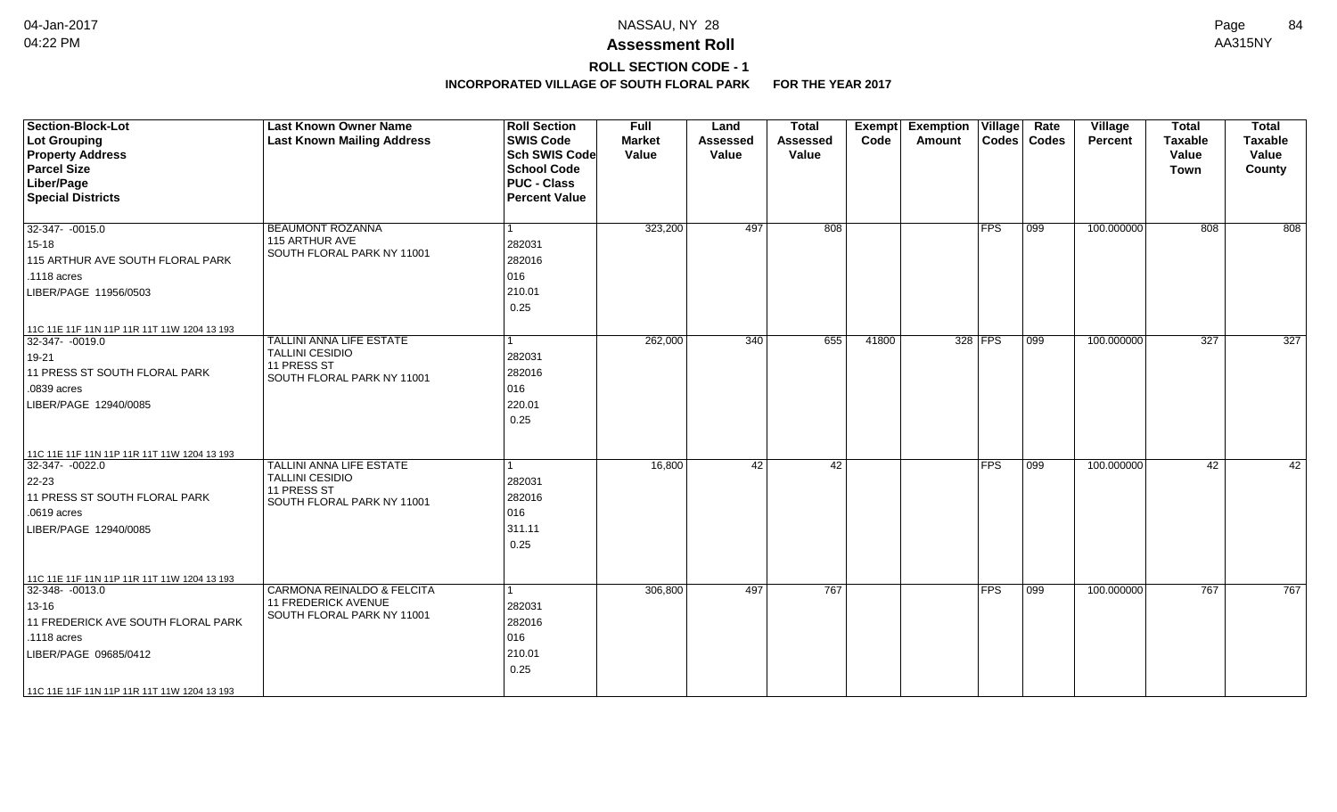# Assessment Roll

## ROLL SECTION CODE - 1

### INCORPORATED VILLAGE OF SOUTH FLORAL PARK FOR THE YEAR 2017

NASSAU, NY 28

| Section-Block-Lot<br>Lot Grouping<br>Property Address<br>Parcel Size<br>Liber/Page<br>Special Districts | Last Known Owner Name<br>Last Known Mailing Address | Roll Section<br>SWIS Code<br>Sch SWIS Code<br>School Code<br>PUC - Class<br>Percent Value | Full Market Value | Land Assessed Value | Total Assessed Value | Exempt Code | Exemption Amount | Village Codes | Rate Codes | Village Percent | Total Taxable Value Town | Total Taxable Value County |
|---|---|---|---|---|---|---|---|---|---|---|---|---|
| 32-347- -0015.0<br>15-18<br>115 ARTHUR AVE SOUTH FLORAL PARK<br>.1118 acres<br>LIBER/PAGE 11956/0503<br>11C 11E 11F 11N 11P 11R 11T 11W 1204 13 193 | BEAUMONT ROZANNA<br>115 ARTHUR AVE<br>SOUTH FLORAL PARK NY 11001 | 1<br>282031<br>282016<br>016<br>210.01<br>0.25 | 323,200 | 497 | 808 | | | FPS | 099 | 100.000000 | 808 | 808 |
| 32-347- -0019.0<br>19-21<br>11 PRESS ST SOUTH FLORAL PARK<br>.0839 acres<br>LIBER/PAGE 12940/0085<br>11C 11E 11F 11N 11P 11R 11T 11W 1204 13 193 | TALLINI ANNA LIFE ESTATE<br>TALLINI CESIDIO<br>11 PRESS ST<br>SOUTH FLORAL PARK NY 11001 | 1<br>282031<br>282016<br>016<br>220.01<br>0.25 | 262,000 | 340 | 655 | 41800 | 328 | FPS | 099 | 100.000000 | 327 | 327 |
| 32-347- -0022.0<br>22-23<br>11 PRESS ST SOUTH FLORAL PARK<br>.0619 acres<br>LIBER/PAGE 12940/0085<br>11C 11E 11F 11N 11P 11R 11T 11W 1204 13 193 | TALLINI ANNA LIFE ESTATE<br>TALLINI CESIDIO<br>11 PRESS ST<br>SOUTH FLORAL PARK NY 11001 | 1<br>282031<br>282016<br>016<br>311.11<br>0.25 | 16,800 | 42 | 42 | | | FPS | 099 | 100.000000 | 42 | 42 |
| 32-348- -0013.0<br>13-16<br>11 FREDERICK AVE SOUTH FLORAL PARK<br>.1118 acres<br>LIBER/PAGE 09685/0412<br>11C 11E 11F 11N 11P 11R 11T 11W 1204 13 193 | CARMONA REINALDO & FELCITA<br>11 FREDERICK AVENUE<br>SOUTH FLORAL PARK NY 11001 | 1<br>282031<br>282016<br>016<br>210.01<br>0.25 | 306,800 | 497 | 767 | | | FPS | 099 | 100.000000 | 767 | 767 |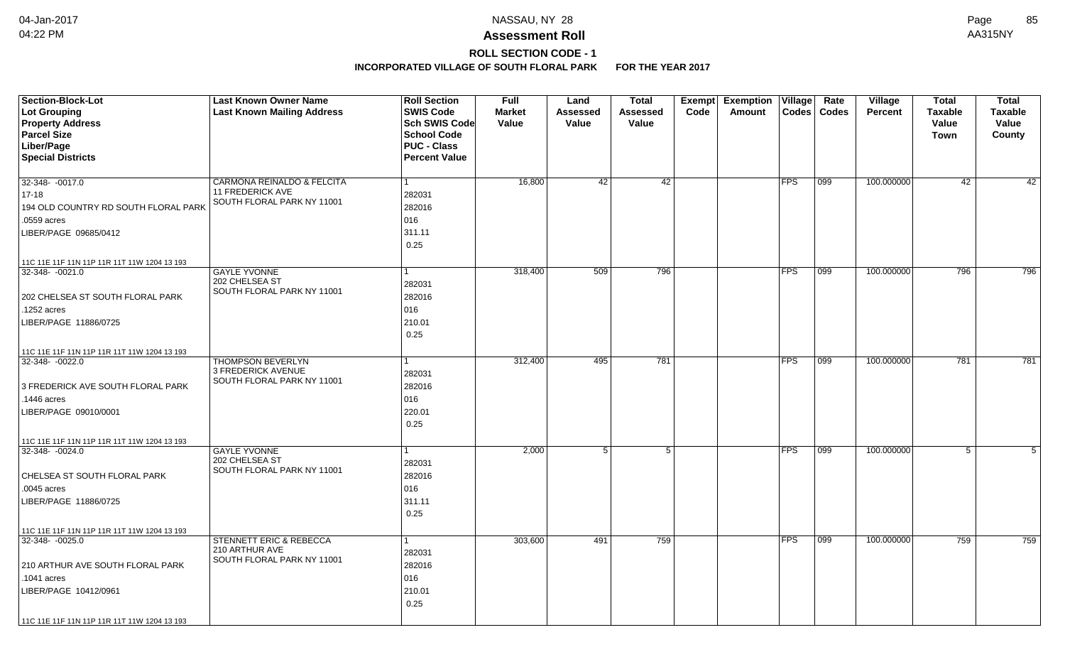# Assessment Roll

## ROLL SECTION CODE - 1

### INCORPORATED VILLAGE OF SOUTH FLORAL PARK FOR THE YEAR 2017

| Section-Block-Lot<br>Lot Grouping<br>Property Address<br>Parcel Size<br>Liber/Page<br>Special Districts | Last Known Owner Name<br>Last Known Mailing Address | Roll Section<br>SWIS Code<br>Sch SWIS Code<br>School Code<br>PUC - Class<br>Percent Value | Full Market Value | Land Assessed Value | Total Assessed Value | Exempt Code | Exemption Amount | Village Codes | Rate Codes | Village Percent | Total Taxable Value Town | Total Taxable Value County |
|---|---|---|---|---|---|---|---|---|---|---|---|---|
| 32-348- -0017.0<br>17-18<br>194 OLD COUNTRY RD SOUTH FLORAL PARK<br>.0559 acres<br>LIBER/PAGE 09685/0412<br>11C 11E 11F 11N 11P 11R 11T 11W 1204 13 193 | CARMONA REINALDO & FELCITA<br>11 FREDERICK AVE<br>SOUTH FLORAL PARK NY 11001 | 1<br>282031<br>282016<br>016<br>311.11<br>0.25 | 16,800 | 42 | 42 | | | FPS | 099 | 100.000000 | 42 | 42 |
| 32-348- -0021.0<br><br>202 CHELSEA ST SOUTH FLORAL PARK<br>.1252 acres<br>LIBER/PAGE 11886/0725<br>11C 11E 11F 11N 11P 11R 11T 11W 1204 13 193 | GAYLE YVONNE<br>202 CHELSEA ST<br>SOUTH FLORAL PARK NY 11001 | 1<br>282031<br>282016<br>016<br>210.01<br>0.25 | 318,400 | 509 | 796 | | | FPS | 099 | 100.000000 | 796 | 796 |
| 32-348- -0022.0<br><br>3 FREDERICK AVE SOUTH FLORAL PARK<br>.1446 acres<br>LIBER/PAGE 09010/0001<br>11C 11E 11F 11N 11P 11R 11T 11W 1204 13 193 | THOMPSON BEVERLYN<br>3 FREDERICK AVENUE<br>SOUTH FLORAL PARK NY 11001 | 1<br>282031<br>282016<br>016<br>220.01<br>0.25 | 312,400 | 495 | 781 | | | FPS | 099 | 100.000000 | 781 | 781 |
| 32-348- -0024.0<br><br>CHELSEA ST SOUTH FLORAL PARK<br>.0045 acres<br>LIBER/PAGE 11886/0725<br>11C 11E 11F 11N 11P 11R 11T 11W 1204 13 193 | GAYLE YVONNE<br>202 CHELSEA ST<br>SOUTH FLORAL PARK NY 11001 | 1<br>282031<br>282016<br>016<br>311.11<br>0.25 | 2,000 | 5 | 5 | | | FPS | 099 | 100.000000 | 5 | 5 |
| 32-348- -0025.0<br><br>210 ARTHUR AVE SOUTH FLORAL PARK<br>.1041 acres<br>LIBER/PAGE 10412/0961<br>11C 11E 11F 11N 11P 11R 11T 11W 1204 13 193 | STENNETT ERIC & REBECCA<br>210 ARTHUR AVE<br>SOUTH FLORAL PARK NY 11001 | 1<br>282031<br>282016<br>016<br>210.01<br>0.25 | 303,600 | 491 | 759 | | | FPS | 099 | 100.000000 | 759 | 759 |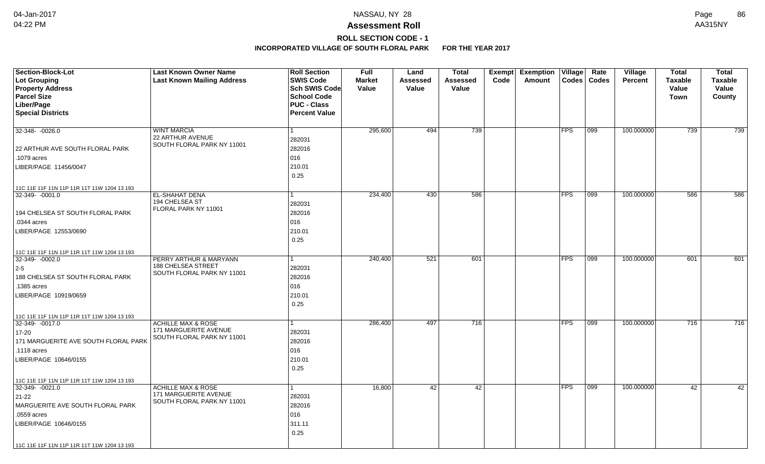# Assessment Roll

## ROLL SECTION CODE - 1

### INCORPORATED VILLAGE OF SOUTH FLORAL PARK FOR THE YEAR 2017

| Section-Block-Lot<br>Lot Grouping<br>Property Address<br>Parcel Size<br>Liber/Page<br>Special Districts | Last Known Owner Name<br>Last Known Mailing Address | Roll Section<br>SWIS Code<br>Sch SWIS Code<br>School Code<br>PUC - Class<br>Percent Value | Full Market Value | Land Assessed Value | Total Assessed Value | Exempt Code | Exemption Amount | Village Codes | Rate Codes | Village Percent | Total Taxable Value Town | Total Taxable Value County |
|---|---|---|---|---|---|---|---|---|---|---|---|---|
| 32-348- -0026.0<br>22 ARTHUR AVE SOUTH FLORAL PARK<br>.1079 acres<br>LIBER/PAGE 11456/0047<br>11C 11E 11F 11N 11P 11R 11T 11W 1204 13 193 | WINT MARCIA<br>22 ARTHUR AVENUE<br>SOUTH FLORAL PARK NY 11001 | 1<br>282031<br>282016<br>016<br>210.01<br>0.25 | 295,600 | 494 | 739 | | | FPS | 099 | 100.000000 | 739 | 739 |
| 32-349- -0001.0<br>194 CHELSEA ST SOUTH FLORAL PARK<br>.0344 acres<br>LIBER/PAGE 12553/0690<br>11C 11E 11F 11N 11P 11R 11T 11W 1204 13 193 | EL-SHAHAT DENA<br>194 CHELSEA ST<br>FLORAL PARK NY 11001 | 1<br>282031<br>282016<br>016<br>210.01<br>0.25 | 234,400 | 430 | 586 | | | FPS | 099 | 100.000000 | 586 | 586 |
| 32-349- -0002.0<br>2-5<br>188 CHELSEA ST SOUTH FLORAL PARK<br>.1385 acres<br>LIBER/PAGE 10919/0659<br>11C 11E 11F 11N 11P 11R 11T 11W 1204 13 193 | PERRY ARTHUR & MARYANN<br>188 CHELSEA STREET<br>SOUTH FLORAL PARK NY 11001 | 1<br>282031<br>282016<br>016<br>210.01<br>0.25 | 240,400 | 521 | 601 | | | FPS | 099 | 100.000000 | 601 | 601 |
| 32-349- -0017.0<br>17-20<br>171 MARGUERITE AVE SOUTH FLORAL PARK<br>.1118 acres<br>LIBER/PAGE 10646/0155<br>11C 11E 11F 11N 11P 11R 11T 11W 1204 13 193 | ACHILLE MAX & ROSE<br>171 MARGUERITE AVENUE<br>SOUTH FLORAL PARK NY 11001 | 1<br>282031<br>282016<br>016<br>210.01<br>0.25 | 286,400 | 497 | 716 | | | FPS | 099 | 100.000000 | 716 | 716 |
| 32-349- -0021.0<br>21-22<br>MARGUERITE AVE SOUTH FLORAL PARK<br>.0559 acres<br>LIBER/PAGE 10646/0155<br>11C 11E 11F 11N 11P 11R 11T 11W 1204 13 193 | ACHILLE MAX & ROSE<br>171 MARGUERITE AVENUE<br>SOUTH FLORAL PARK NY 11001 | 1<br>282031<br>282016<br>016<br>311.11<br>0.25 | 16,800 | 42 | 42 | | | FPS | 099 | 100.000000 | 42 | 42 |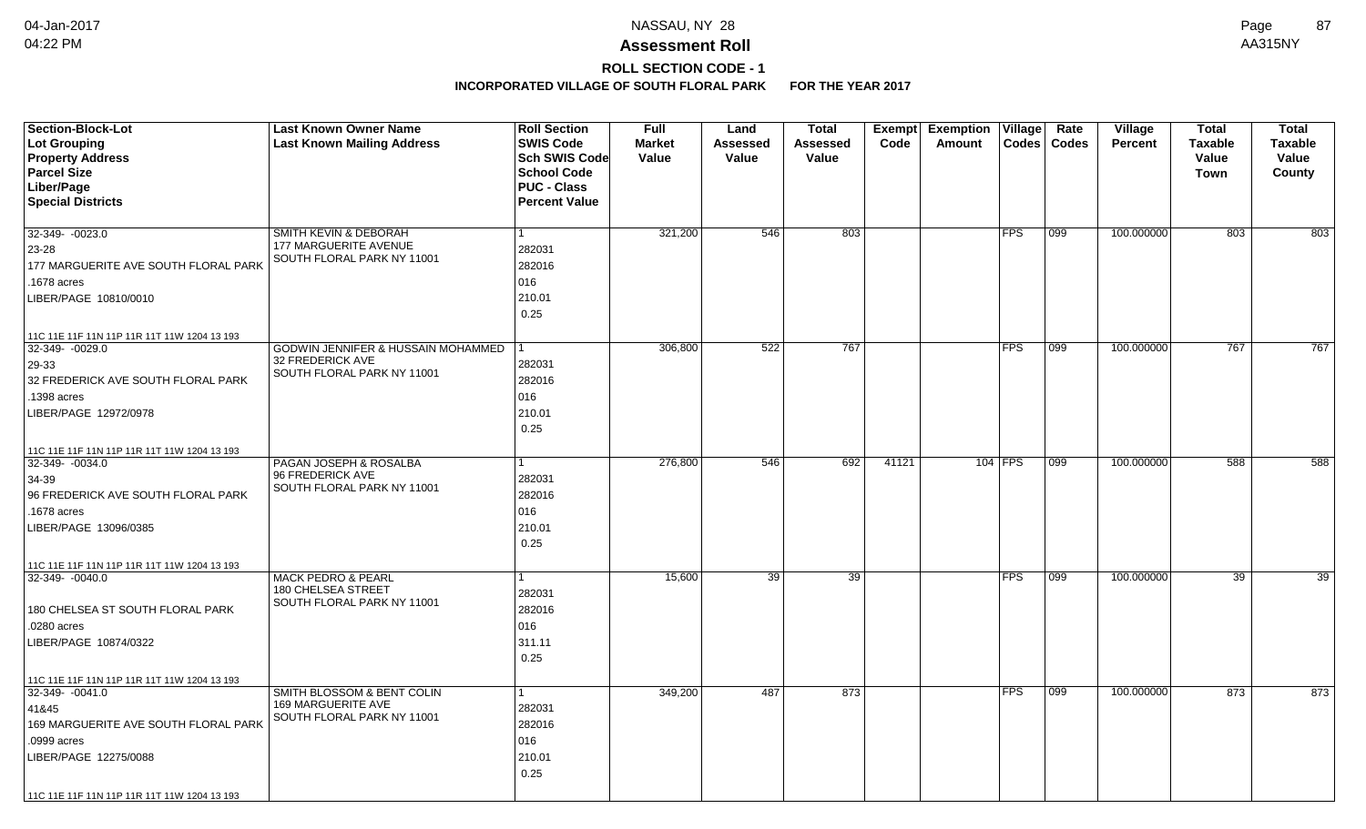# NASSAU, NY 28

## Assessment Roll

### ROLL SECTION CODE - 1

**INCORPORATED VILLAGE OF SOUTH FLORAL PARK FOR THE YEAR 2017**

| Section-Block-Lot<br>Lot Grouping<br>Property Address<br>Parcel Size<br>Liber/Page<br>Special Districts | Last Known Owner Name<br>Last Known Mailing Address | Roll Section<br>SWIS Code<br>Sch SWIS Code<br>School Code<br>PUC - Class<br>Percent Value | Full Market Value | Land Assessed Value | Total Assessed Value | Exempt Code | Exemption Amount | Village Codes | Rate Codes | Village Percent | Total Taxable Value Town | Total Taxable Value County |
|---|---|---|---|---|---|---|---|---|---|---|---|---|
| 32-349- -0023.0<br>23-28<br>177 MARGUERITE AVE SOUTH FLORAL PARK<br>.1678 acres<br>LIBER/PAGE 10810/0010<br>11C 11E 11F 11N 11P 11R 11T 11W 1204 13 193 | SMITH KEVIN & DEBORAH<br>177 MARGUERITE AVENUE<br>SOUTH FLORAL PARK NY 11001 | 1<br>282031<br>282016<br>016<br>210.01<br>0.25 | 321,200 | 546 | 803 | | | FPS | 099 | 100.000000 | 803 | 803 |
| 32-349- -0029.0<br>29-33<br>32 FREDERICK AVE SOUTH FLORAL PARK<br>.1398 acres<br>LIBER/PAGE 12972/0978<br>11C 11E 11F 11N 11P 11R 11T 11W 1204 13 193 | GODWIN JENNIFER & HUSSAIN MOHAMMED<br>32 FREDERICK AVE<br>SOUTH FLORAL PARK NY 11001 | 1<br>282031<br>282016<br>016<br>210.01<br>0.25 | 306,800 | 522 | 767 | | | FPS | 099 | 100.000000 | 767 | 767 |
| 32-349- -0034.0<br>34-39<br>96 FREDERICK AVE SOUTH FLORAL PARK<br>.1678 acres<br>LIBER/PAGE 13096/0385<br>11C 11E 11F 11N 11P 11R 11T 11W 1204 13 193 | PAGAN JOSEPH & ROSALBA<br>96 FREDERICK AVE<br>SOUTH FLORAL PARK NY 11001 | 1<br>282031<br>282016<br>016<br>210.01<br>0.25 | 276,800 | 546 | 692 | 41121 | 104 | FPS | 099 | 100.000000 | 588 | 588 |
| 32-349- -0040.0<br><br>180 CHELSEA ST SOUTH FLORAL PARK<br>.0280 acres<br>LIBER/PAGE 10874/0322<br>11C 11E 11F 11N 11P 11R 11T 11W 1204 13 193 | MACK PEDRO & PEARL<br>180 CHELSEA STREET<br>SOUTH FLORAL PARK NY 11001 | 1<br>282031<br>282016<br>016<br>311.11<br>0.25 | 15,600 | 39 | 39 | | | FPS | 099 | 100.000000 | 39 | 39 |
| 32-349- -0041.0<br>41&45<br>169 MARGUERITE AVE SOUTH FLORAL PARK<br>.0999 acres<br>LIBER/PAGE 12275/0088<br>11C 11E 11F 11N 11P 11R 11T 11W 1204 13 193 | SMITH BLOSSOM & BENT COLIN<br>169 MARGUERITE AVE<br>SOUTH FLORAL PARK NY 11001 | 1<br>282031<br>282016<br>016<br>210.01<br>0.25 | 349,200 | 487 | 873 | | | FPS | 099 | 100.000000 | 873 | 873 |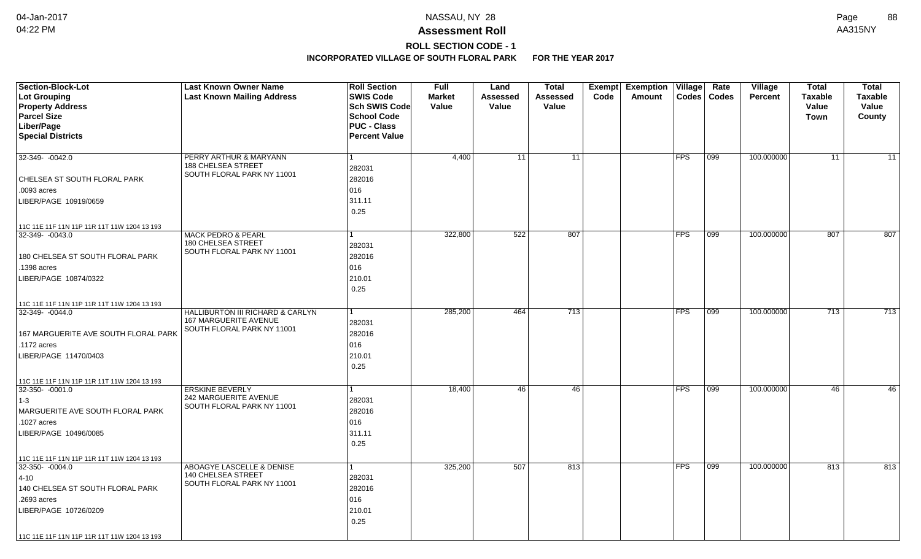**NASSAU, NY 28**

**Assessment Roll**

**ROLL SECTION CODE - 1**

**INCORPORATED VILLAGE OF SOUTH FLORAL PARK FOR THE YEAR 2017**

| Section-Block-Lot<br>Lot Grouping<br>Property Address<br>Parcel Size<br>Liber/Page<br>Special Districts | Last Known Owner Name<br>Last Known Mailing Address | Roll Section<br>SWIS Code<br>Sch SWIS Code<br>School Code<br>PUC - Class<br>Percent Value | Full Market Value | Land Assessed Value | Total Assessed Value | Exempt Code | Exemption Amount | Village Codes | Rate Codes | Village Percent | Total Taxable Value Town | Total Taxable Value County |
|---|---|---|---|---|---|---|---|---|---|---|---|---|
| 32-349- -0042.0<br>CHELSEA ST SOUTH FLORAL PARK<br>.0093 acres<br>LIBER/PAGE 10919/0659<br>11C 11E 11F 11N 11P 11R 11T 11W 1204 13 193 | PERRY ARTHUR & MARYANN<br>188 CHELSEA STREET<br>SOUTH FLORAL PARK NY 11001 | 1<br>282031<br>282016<br>016<br>311.11<br>0.25 | 4,400 | 11 | 11 | | | FPS | 099 | 100.000000 | 11 | 11 |
| 32-349- -0043.0<br>180 CHELSEA ST SOUTH FLORAL PARK<br>.1398 acres<br>LIBER/PAGE 10874/0322<br>11C 11E 11F 11N 11P 11R 11T 11W 1204 13 193 | MACK PEDRO & PEARL<br>180 CHELSEA STREET<br>SOUTH FLORAL PARK NY 11001 | 1<br>282031<br>282016<br>016<br>210.01<br>0.25 | 322,800 | 522 | 807 | | | FPS | 099 | 100.000000 | 807 | 807 |
| 32-349- -0044.0<br>167 MARGUERITE AVE SOUTH FLORAL PARK<br>.1172 acres<br>LIBER/PAGE 11470/0403<br>11C 11E 11F 11N 11P 11R 11T 11W 1204 13 193 | HALLIBURTON III RICHARD & CARLYN<br>167 MARGUERITE AVENUE<br>SOUTH FLORAL PARK NY 11001 | 1<br>282031<br>282016<br>016<br>210.01<br>0.25 | 285,200 | 464 | 713 | | | FPS | 099 | 100.000000 | 713 | 713 |
| 32-350- -0001.0<br>1-3<br>MARGUERITE AVE SOUTH FLORAL PARK<br>.1027 acres<br>LIBER/PAGE 10496/0085<br>11C 11E 11F 11N 11P 11R 11T 11W 1204 13 193 | ERSKINE BEVERLY<br>242 MARGUERITE AVENUE<br>SOUTH FLORAL PARK NY 11001 | 1<br>282031<br>282016<br>016<br>311.11<br>0.25 | 18,400 | 46 | 46 | | | FPS | 099 | 100.000000 | 46 | 46 |
| 32-350- -0004.0<br>4-10<br>140 CHELSEA ST SOUTH FLORAL PARK<br>.2693 acres<br>LIBER/PAGE 10726/0209<br>11C 11E 11F 11N 11P 11R 11T 11W 1204 13 193 | ABOAGYE LASCELLE & DENISE<br>140 CHELSEA STREET<br>SOUTH FLORAL PARK NY 11001 | 1<br>282031<br>282016<br>016<br>210.01<br>0.25 | 325,200 | 507 | 813 | | | FPS | 099 | 100.000000 | 813 | 813 |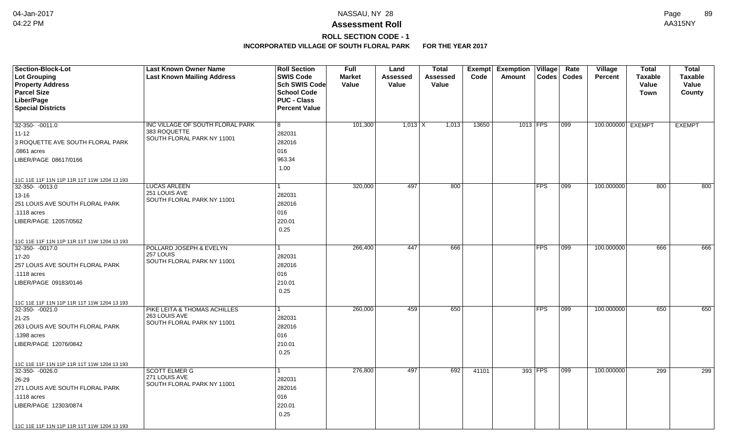**Assessment Roll**

**ROLL SECTION CODE - 1**

**INCORPORATED VILLAGE OF SOUTH FLORAL PARK FOR THE YEAR 2017**

| Section-Block-Lot<br>Lot Grouping<br>Property Address<br>Parcel Size<br>Liber/Page<br>Special Districts | Last Known Owner Name<br>Last Known Mailing Address | Roll Section<br>SWIS Code<br>Sch SWIS Code<br>School Code<br>PUC - Class<br>Percent Value | Full Market Value | Land Assessed Value | Total Assessed Value | Exempt Code | Exemption Amount | Village Codes | Rate Codes | Village Percent | Total Taxable Value Town | Total Taxable Value County |
|---|---|---|---|---|---|---|---|---|---|---|---|---|
| 32-350- -0011.0<br>11-12<br>3 ROQUETTE AVE SOUTH FLORAL PARK<br>.0861 acres<br>LIBER/PAGE 08617/0166<br>11C 11E 11F 11N 11P 11R 11T 11W 1204 13 193 | INC VILLAGE OF SOUTH FLORAL PARK<br>383 ROQUETTE<br>SOUTH FLORAL PARK NY 11001 | 8<br>282031<br>282016<br>016<br>963.34<br>1.00 | 101,300 | 1,013 X | 1,013 | 13650 | 1013 | FPS | 099 | 100.000000 | EXEMPT | EXEMPT |
| 32-350- -0013.0<br>13-16<br>251 LOUIS AVE SOUTH FLORAL PARK<br>.1118 acres<br>LIBER/PAGE 12057/0562<br>11C 11E 11F 11N 11P 11R 11T 11W 1204 13 193 | LUCAS ARLEEN<br>251 LOUIS AVE<br>SOUTH FLORAL PARK NY 11001 | 1<br>282031<br>282016<br>016<br>220.01<br>0.25 | 320,000 | 497 | 800 | | | FPS | 099 | 100.000000 | 800 | 800 |
| 32-350- -0017.0<br>17-20<br>257 LOUIS AVE SOUTH FLORAL PARK<br>.1118 acres<br>LIBER/PAGE 09183/0146<br>11C 11E 11F 11N 11P 11R 11T 11W 1204 13 193 | POLLARD JOSEPH & EVELYN<br>257 LOUIS<br>SOUTH FLORAL PARK NY 11001 | 1<br>282031<br>282016<br>016<br>210.01<br>0.25 | 266,400 | 447 | 666 | | | FPS | 099 | 100.000000 | 666 | 666 |
| 32-350- -0021.0<br>21-25<br>263 LOUIS AVE SOUTH FLORAL PARK<br>.1398 acres<br>LIBER/PAGE 12076/0842<br>11C 11E 11F 11N 11P 11R 11T 11W 1204 13 193 | PIKE LEITA & THOMAS ACHILLES<br>263 LOUIS AVE<br>SOUTH FLORAL PARK NY 11001 | 1<br>282031<br>282016<br>016<br>210.01<br>0.25 | 260,000 | 459 | 650 | | | FPS | 099 | 100.000000 | 650 | 650 |
| 32-350- -0026.0<br>26-29<br>271 LOUIS AVE SOUTH FLORAL PARK<br>.1118 acres<br>LIBER/PAGE 12303/0874<br>11C 11E 11F 11N 11P 11R 11T 11W 1204 13 193 | SCOTT ELMER G<br>271 LOUIS AVE<br>SOUTH FLORAL PARK NY 11001 | 1<br>282031<br>282016<br>016<br>220.01<br>0.25 | 276,800 | 497 | 692 | 41101 | 393 | FPS | 099 | 100.000000 | 299 | 299 |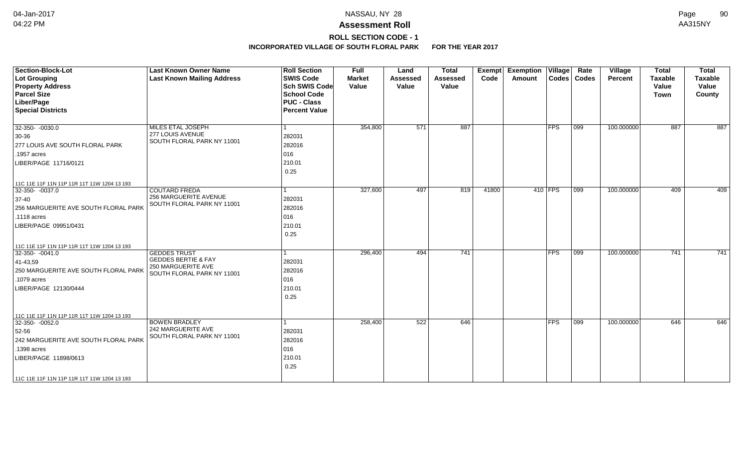# Assessment Roll

## ROLL SECTION CODE - 1

### INCORPORATED VILLAGE OF SOUTH FLORAL PARK FOR THE YEAR 2017

NASSAU, NY 28

| Section-Block-Lot<br>Lot Grouping<br>Property Address<br>Parcel Size<br>Liber/Page<br>Special Districts | Last Known Owner Name<br>Last Known Mailing Address | Roll Section<br>SWIS Code<br>Sch SWIS Code<br>School Code<br>PUC - Class<br>Percent Value | Full Market Value | Land Assessed Value | Total Assessed Value | Exempt Code | Exemption Amount | Village Codes | Rate Codes | Village Percent | Total Taxable Value Town | Total Taxable Value County |
|---|---|---|---|---|---|---|---|---|---|---|---|---|
| 32-350- -0030.0<br>30-36<br>277 LOUIS AVE SOUTH FLORAL PARK<br>.1957 acres<br>LIBER/PAGE 11716/0121<br>11C 11E 11F 11N 11P 11R 11T 11W 1204 13 193 | MILES ETAL JOSEPH<br>277 LOUIS AVENUE<br>SOUTH FLORAL PARK NY 11001 | 1<br>282031<br>282016<br>016<br>210.01<br>0.25 | 354,800 | 571 | 887 | | | FPS | 099 | 100.000000 | 887 | 887 |
| 32-350- -0037.0<br>37-40<br>256 MARGUERITE AVE SOUTH FLORAL PARK<br>.1118 acres<br>LIBER/PAGE 09951/0431<br>11C 11E 11F 11N 11P 11R 11T 11W 1204 13 193 | COUTARD FREDA<br>256 MARGUERITE AVENUE<br>SOUTH FLORAL PARK NY 11001 | 1<br>282031<br>282016<br>016<br>210.01<br>0.25 | 327,600 | 497 | 819 | 41800 | 410 | FPS | 099 | 100.000000 | 409 | 409 |
| 32-350- -0041.0<br>41-43,59<br>250 MARGUERITE AVE SOUTH FLORAL PARK<br>.1079 acres<br>LIBER/PAGE 12130/0444<br>11C 11E 11F 11N 11P 11R 11T 11W 1204 13 193 | GEDDES TRUST<br>GEDDES BERTIE & FAY<br>250 MARGUERITE AVE<br>SOUTH FLORAL PARK NY 11001 | 1<br>282031<br>282016<br>016<br>210.01<br>0.25 | 296,400 | 494 | 741 | | | FPS | 099 | 100.000000 | 741 | 741 |
| 32-350- -0052.0<br>52-56<br>242 MARGUERITE AVE SOUTH FLORAL PARK<br>.1398 acres<br>LIBER/PAGE 11898/0613<br>11C 11E 11F 11N 11P 11R 11T 11W 1204 13 193 | BOWEN BRADLEY<br>242 MARGUERITE AVE<br>SOUTH FLORAL PARK NY 11001 | 1<br>282031<br>282016<br>016<br>210.01<br>0.25 | 258,400 | 522 | 646 | | | FPS | 099 | 100.000000 | 646 | 646 |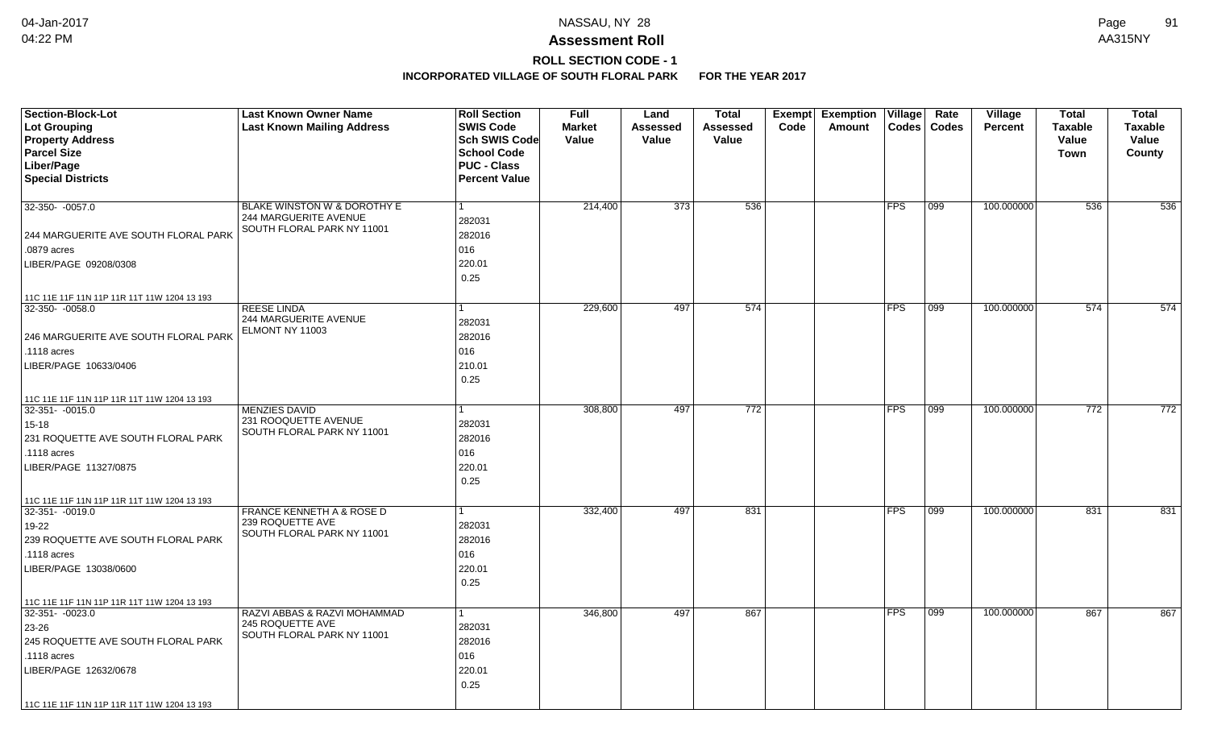# NASSAU, NY 28

## Assessment Roll

### ROLL SECTION CODE - 1

**INCORPORATED VILLAGE OF SOUTH FLORAL PARK FOR THE YEAR 2017**

| Section-Block-Lot<br>Lot Grouping<br>Property Address<br>Parcel Size<br>Liber/Page<br>Special Districts | Last Known Owner Name<br>Last Known Mailing Address | Roll Section<br>SWIS Code<br>Sch SWIS Code<br>School Code<br>PUC - Class<br>Percent Value | Full Market Value | Land Assessed Value | Total Assessed Value | Exempt Code | Exemption Amount | Village Codes | Rate Codes | Village Percent | Total Taxable Value Town | Total Taxable Value County |
|---|---|---|---|---|---|---|---|---|---|---|---|---|
| 32-350- -0057.0<br><br>244 MARGUERITE AVE SOUTH FLORAL PARK<br>.0879 acres<br>LIBER/PAGE 09208/0308<br><br>11C 11E 11F 11N 11P 11R 11T 11W 1204 13 193 | BLAKE WINSTON W & DOROTHY E<br>244 MARGUERITE AVENUE<br>SOUTH FLORAL PARK NY 11001 | 1<br>282031<br>282016<br>016<br>220.01<br>0.25 | 214,400 | 373 | 536 | | | FPS | 099 | 100.000000 | 536 | 536 |
| 32-350- -0058.0<br><br>246 MARGUERITE AVE SOUTH FLORAL PARK<br>.1118 acres<br>LIBER/PAGE 10633/0406<br><br>11C 11E 11F 11N 11P 11R 11T 11W 1204 13 193 | REESE LINDA<br>244 MARGUERITE AVENUE<br>ELMONT NY 11003 | 1<br>282031<br>282016<br>016<br>210.01<br>0.25 | 229,600 | 497 | 574 | | | FPS | 099 | 100.000000 | 574 | 574 |
| 32-351- -0015.0<br>15-18<br>231 ROQUETTE AVE SOUTH FLORAL PARK<br>.1118 acres<br>LIBER/PAGE 11327/0875<br><br>11C 11E 11F 11N 11P 11R 11T 11W 1204 13 193 | MENZIES DAVID<br>231 ROOQUETTE AVENUE<br>SOUTH FLORAL PARK NY 11001 | 1<br>282031<br>282016<br>016<br>220.01<br>0.25 | 308,800 | 497 | 772 | | | FPS | 099 | 100.000000 | 772 | 772 |
| 32-351- -0019.0<br>19-22<br>239 ROQUETTE AVE SOUTH FLORAL PARK<br>.1118 acres<br>LIBER/PAGE 13038/0600<br><br>11C 11E 11F 11N 11P 11R 11T 11W 1204 13 193 | FRANCE KENNETH A & ROSE D<br>239 ROQUETTE AVE<br>SOUTH FLORAL PARK NY 11001 | 1<br>282031<br>282016<br>016<br>220.01<br>0.25 | 332,400 | 497 | 831 | | | FPS | 099 | 100.000000 | 831 | 831 |
| 32-351- -0023.0<br>23-26<br>245 ROQUETTE AVE SOUTH FLORAL PARK<br>.1118 acres<br>LIBER/PAGE 12632/0678<br><br>11C 11E 11F 11N 11P 11R 11T 11W 1204 13 193 | RAZVI ABBAS & RAZVI MOHAMMAD<br>245 ROQUETTE AVE<br>SOUTH FLORAL PARK NY 11001 | 1<br>282031<br>282016<br>016<br>220.01<br>0.25 | 346,800 | 497 | 867 | | | FPS | 099 | 100.000000 | 867 | 867 |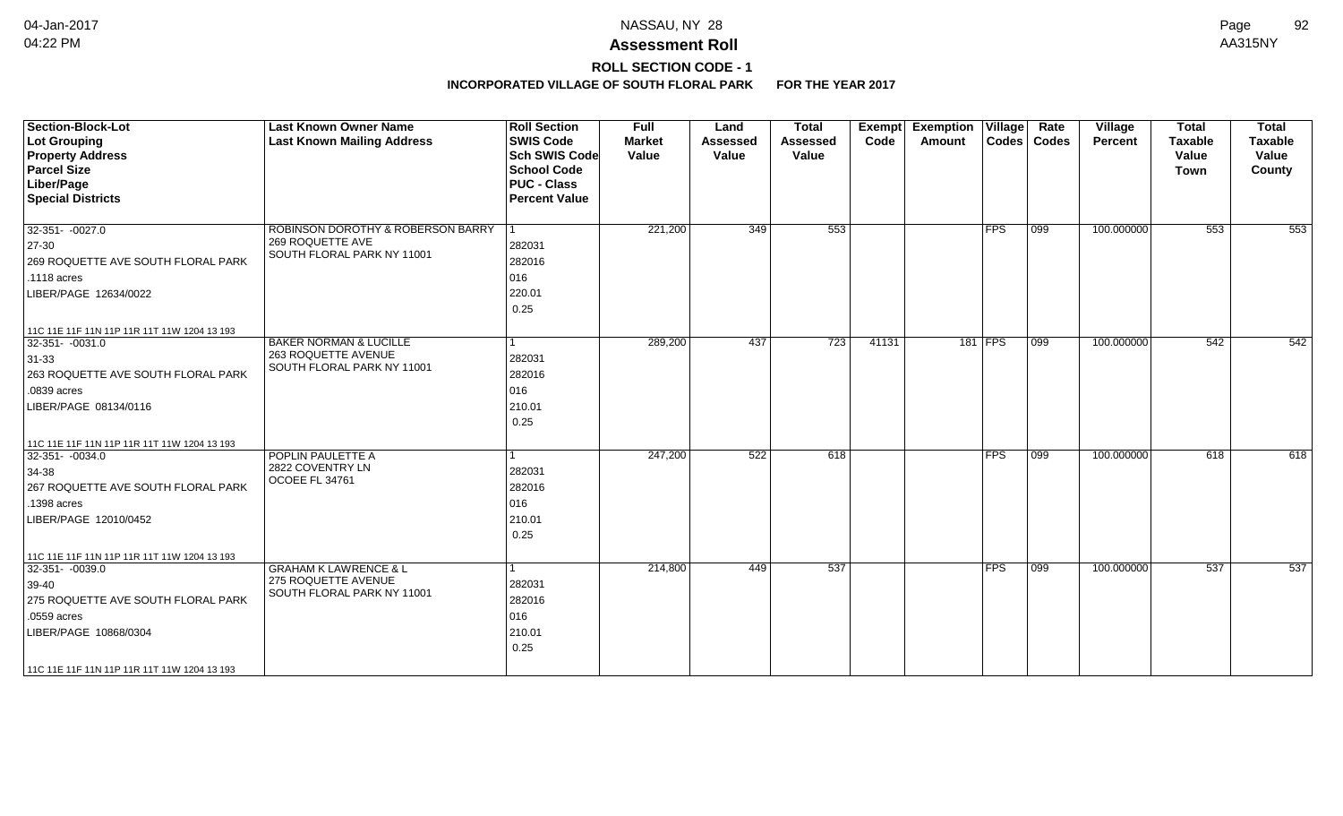**Assessment Roll**

**ROLL SECTION CODE - 1**

**INCORPORATED VILLAGE OF SOUTH FLORAL PARK FOR THE YEAR 2017**

| Section-Block-Lot<br>Lot Grouping<br>Property Address<br>Parcel Size<br>Liber/Page<br>Special Districts | Last Known Owner Name<br>Last Known Mailing Address | Roll Section<br>SWIS Code<br>Sch SWIS Code<br>School Code<br>PUC - Class<br>Percent Value | Full Market Value | Land Assessed Value | Total Assessed Value | Exempt Code | Exemption Amount | Village Codes | Rate Codes | Village Percent | Total Taxable Value Town | Total Taxable Value County |
|---|---|---|---|---|---|---|---|---|---|---|---|---|
| 32-351- -0027.0<br>27-30<br>269 ROQUETTE AVE SOUTH FLORAL PARK<br>.1118 acres<br>LIBER/PAGE 12634/0022<br>11C 11E 11F 11N 11P 11R 11T 11W 1204 13 193 | ROBINSON DOROTHY & ROBERSON BARRY<br>269 ROQUETTE AVE<br>SOUTH FLORAL PARK NY 11001 | 1<br>282031<br>282016<br>016<br>220.01<br>0.25 | 221,200 | 349 | 553 | | | FPS | 099 | 100.000000 | 553 | 553 |
| 32-351- -0031.0<br>31-33<br>263 ROQUETTE AVE SOUTH FLORAL PARK<br>.0839 acres<br>LIBER/PAGE 08134/0116<br>11C 11E 11F 11N 11P 11R 11T 11W 1204 13 193 | BAKER NORMAN & LUCILLE<br>263 ROQUETTE AVENUE<br>SOUTH FLORAL PARK NY 11001 | 1<br>282031<br>282016<br>016<br>210.01<br>0.25 | 289,200 | 437 | 723 | 41131 | 181 | FPS | 099 | 100.000000 | 542 | 542 |
| 32-351- -0034.0<br>34-38<br>267 ROQUETTE AVE SOUTH FLORAL PARK<br>.1398 acres<br>LIBER/PAGE 12010/0452<br>11C 11E 11F 11N 11P 11R 11T 11W 1204 13 193 | POPLIN PAULETTE A<br>2822 COVENTRY LN<br>OCOEE FL 34761 | 1<br>282031<br>282016<br>016<br>210.01<br>0.25 | 247,200 | 522 | 618 | | | FPS | 099 | 100.000000 | 618 | 618 |
| 32-351- -0039.0<br>39-40<br>275 ROQUETTE AVE SOUTH FLORAL PARK<br>.0559 acres<br>LIBER/PAGE 10868/0304<br>11C 11E 11F 11N 11P 11R 11T 11W 1204 13 193 | GRAHAM K LAWRENCE & L<br>275 ROQUETTE AVENUE<br>SOUTH FLORAL PARK NY 11001 | 1<br>282031<br>282016<br>016<br>210.01<br>0.25 | 214,800 | 449 | 537 | | | FPS | 099 | 100.000000 | 537 | 537 |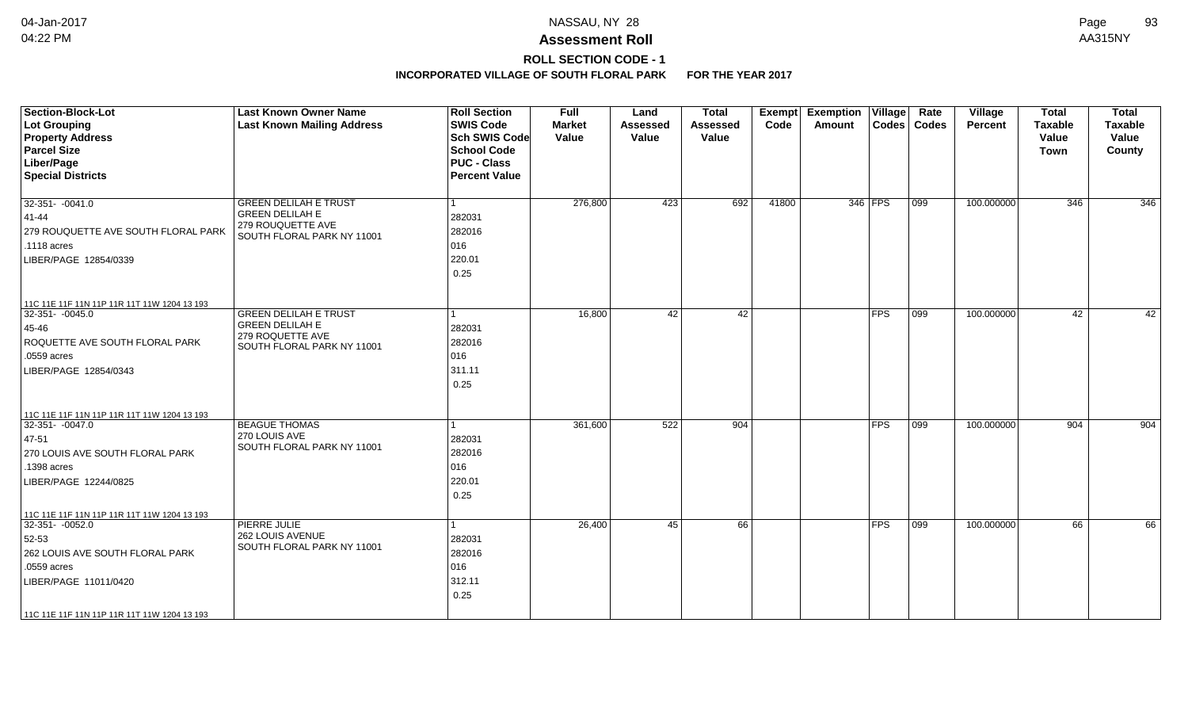# NASSAU, NY 28

## Assessment Roll

### ROLL SECTION CODE - 1

**INCORPORATED VILLAGE OF SOUTH FLORAL PARK FOR THE YEAR 2017**

| Section-Block-Lot<br>Lot Grouping<br>Property Address<br>Parcel Size<br>Liber/Page<br>Special Districts | Last Known Owner Name<br>Last Known Mailing Address | Roll Section<br>SWIS Code<br>Sch SWIS Code<br>School Code<br>PUC - Class<br>Percent Value | Full Market Value | Land Assessed Value | Total Assessed Value | Exempt Code | Exemption Amount | Village Codes | Rate Codes | Village Percent | Total Taxable Value Town | Total Taxable Value County |
|---|---|---|---|---|---|---|---|---|---|---|---|---|
| 32-351- -0041.0<br>41-44<br>279 ROUQUETTE AVE SOUTH FLORAL PARK<br>.1118 acres<br>LIBER/PAGE 12854/0339<br>11C 11E 11F 11N 11P 11R 11T 11W 1204 13 193 | GREEN DELILAH E TRUST<br>GREEN DELILAH E<br>279 ROUQUETTE AVE<br>SOUTH FLORAL PARK NY 11001 | 1<br>282031<br>282016<br>016<br>220.01<br>0.25 | 276,800 | 423 | 692 | 41800 | 346 | FPS | 099 | 100.000000 | 346 | 346 |
| 32-351- -0045.0<br>45-46<br>ROQUETTE AVE SOUTH FLORAL PARK<br>.0559 acres<br>LIBER/PAGE 12854/0343<br>11C 11E 11F 11N 11P 11R 11T 11W 1204 13 193 | GREEN DELILAH E TRUST<br>GREEN DELILAH E<br>279 ROQUETTE AVE<br>SOUTH FLORAL PARK NY 11001 | 1<br>282031<br>282016<br>016<br>311.11<br>0.25 | 16,800 | 42 | 42 | | | FPS | 099 | 100.000000 | 42 | 42 |
| 32-351- -0047.0<br>47-51<br>270 LOUIS AVE SOUTH FLORAL PARK<br>.1398 acres<br>LIBER/PAGE 12244/0825<br>11C 11E 11F 11N 11P 11R 11T 11W 1204 13 193 | BEAGUE THOMAS<br>270 LOUIS AVE<br>SOUTH FLORAL PARK NY 11001 | 1<br>282031<br>282016<br>016<br>220.01<br>0.25 | 361,600 | 522 | 904 | | | FPS | 099 | 100.000000 | 904 | 904 |
| 32-351- -0052.0<br>52-53<br>262 LOUIS AVE SOUTH FLORAL PARK<br>.0559 acres<br>LIBER/PAGE 11011/0420<br>11C 11E 11F 11N 11P 11R 11T 11W 1204 13 193 | PIERRE JULIE<br>262 LOUIS AVENUE<br>SOUTH FLORAL PARK NY 11001 | 1<br>282031<br>282016<br>016<br>312.11<br>0.25 | 26,400 | 45 | 66 | | | FPS | 099 | 100.000000 | 66 | 66 |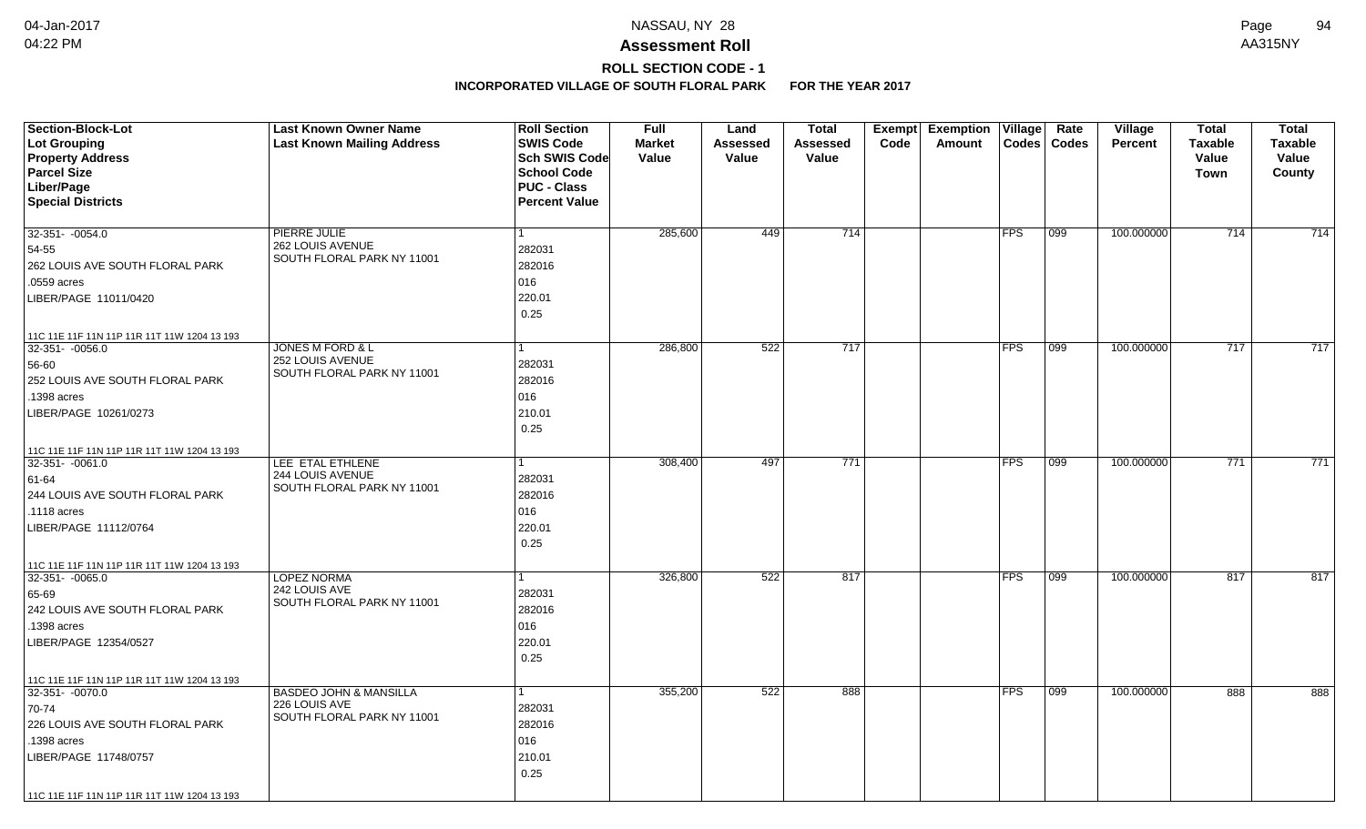# Assessment Roll

## ROLL SECTION CODE - 1

### INCORPORATED VILLAGE OF SOUTH FLORAL PARK FOR THE YEAR 2017

| Section-Block-Lot<br>Lot Grouping<br>Property Address<br>Parcel Size<br>Liber/Page<br>Special Districts | Last Known Owner Name<br>Last Known Mailing Address | Roll Section<br>SWIS Code<br>Sch SWIS Code<br>School Code<br>PUC - Class<br>Percent Value | Full Market Value | Land Assessed Value | Total Assessed Value | Exempt Code | Exemption Amount | Village Codes | Rate Codes | Village Percent | Total Taxable Value Town | Total Taxable Value County |
|---|---|---|---|---|---|---|---|---|---|---|---|---|
| 32-351- -0054.0<br>54-55<br>262 LOUIS AVE SOUTH FLORAL PARK<br>.0559 acres<br>LIBER/PAGE 11011/0420<br>11C 11E 11F 11N 11P 11R 11T 11W 1204 13 193 | PIERRE JULIE<br>262 LOUIS AVENUE<br>SOUTH FLORAL PARK NY 11001 | 1<br>282031<br>282016<br>016<br>220.01<br>0.25 | 285,600 | 449 | 714 | | | FPS | 099 | 100.000000 | 714 | 714 |
| 32-351- -0056.0<br>56-60<br>252 LOUIS AVE SOUTH FLORAL PARK<br>.1398 acres<br>LIBER/PAGE 10261/0273<br>11C 11E 11F 11N 11P 11R 11T 11W 1204 13 193 | JONES M FORD & L<br>252 LOUIS AVENUE<br>SOUTH FLORAL PARK NY 11001 | 1<br>282031<br>282016<br>016<br>210.01<br>0.25 | 286,800 | 522 | 717 | | | FPS | 099 | 100.000000 | 717 | 717 |
| 32-351- -0061.0<br>61-64<br>244 LOUIS AVE SOUTH FLORAL PARK<br>.1118 acres<br>LIBER/PAGE 11112/0764<br>11C 11E 11F 11N 11P 11R 11T 11W 1204 13 193 | LEE ETAL ETHLENE<br>244 LOUIS AVENUE<br>SOUTH FLORAL PARK NY 11001 | 1<br>282031<br>282016<br>016<br>220.01<br>0.25 | 308,400 | 497 | 771 | | | FPS | 099 | 100.000000 | 771 | 771 |
| 32-351- -0065.0<br>65-69<br>242 LOUIS AVE SOUTH FLORAL PARK<br>.1398 acres<br>LIBER/PAGE 12354/0527<br>11C 11E 11F 11N 11P 11R 11T 11W 1204 13 193 | LOPEZ NORMA<br>242 LOUIS AVE<br>SOUTH FLORAL PARK NY 11001 | 1<br>282031<br>282016<br>016<br>220.01<br>0.25 | 326,800 | 522 | 817 | | | FPS | 099 | 100.000000 | 817 | 817 |
| 32-351- -0070.0<br>70-74<br>226 LOUIS AVE SOUTH FLORAL PARK<br>.1398 acres<br>LIBER/PAGE 11748/0757<br>11C 11E 11F 11N 11P 11R 11T 11W 1204 13 193 | BASDEO JOHN & MANSILLA<br>226 LOUIS AVE<br>SOUTH FLORAL PARK NY 11001 | 1<br>282031<br>282016<br>016<br>210.01<br>0.25 | 355,200 | 522 | 888 | | | FPS | 099 | 100.000000 | 888 | 888 |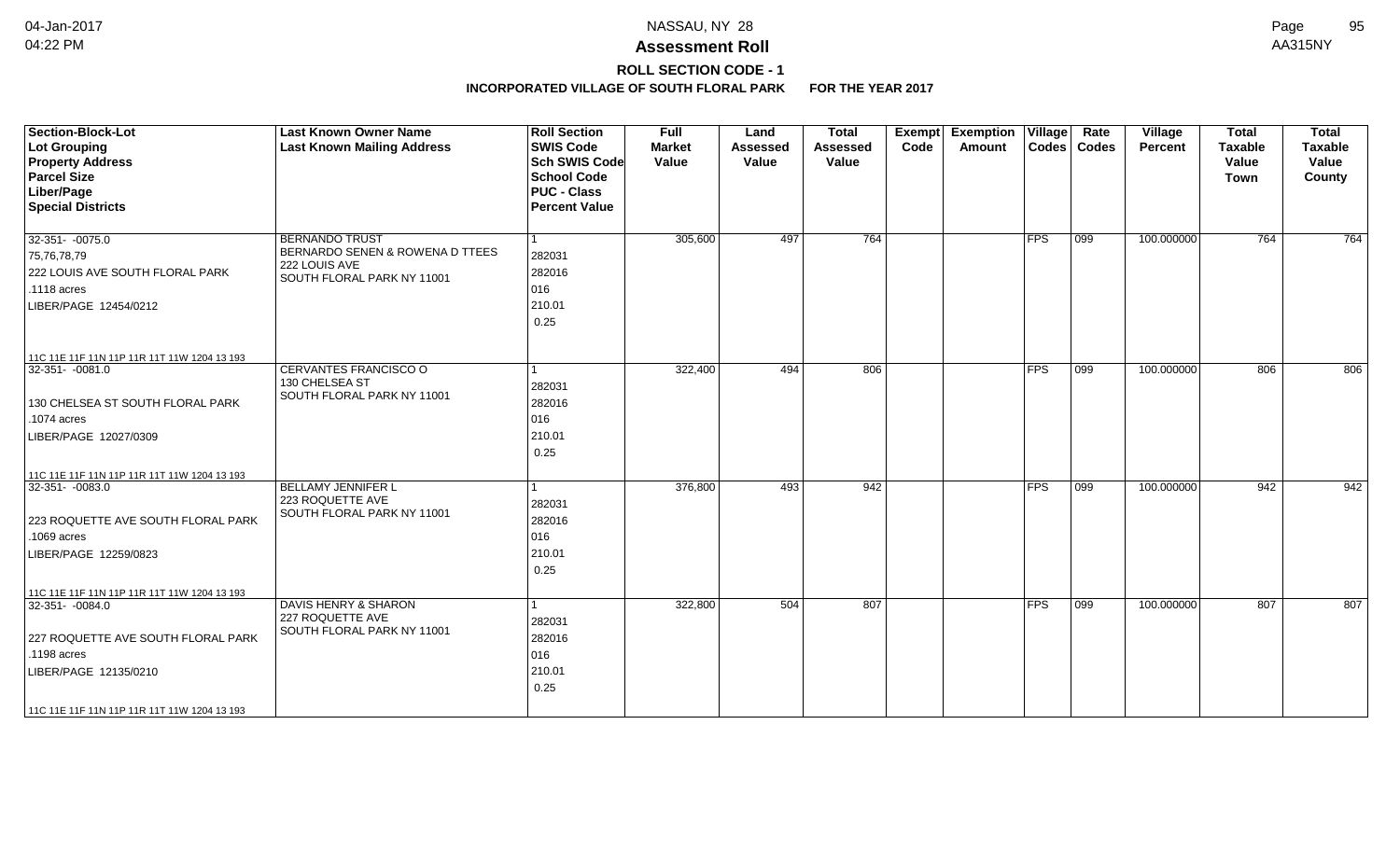# Assessment Roll

## ROLL SECTION CODE - 1

### INCORPORATED VILLAGE OF SOUTH FLORAL PARK FOR THE YEAR 2017

NASSAU, NY 28

| Section-Block-Lot<br>Lot Grouping<br>Property Address<br>Parcel Size<br>Liber/Page<br>Special Districts | Last Known Owner Name<br>Last Known Mailing Address | Roll Section<br>SWIS Code<br>Sch SWIS Code<br>School Code<br>PUC - Class<br>Percent Value | Full Market Value | Land Assessed Value | Total Assessed Value | Exempt Code | Exemption Amount | Village Codes | Rate Codes | Village Percent | Total Taxable Value Town | Total Taxable Value County |
|---|---|---|---|---|---|---|---|---|---|---|---|---|
| 32-351- -0075.0<br>75,76,78,79<br>222 LOUIS AVE SOUTH FLORAL PARK<br>.1118 acres<br>LIBER/PAGE 12454/0212<br>11C 11E 11F 11N 11P 11R 11T 11W 1204 13 193 | BERNANDO TRUST<br>BERNARDO SENEN & ROWENA D TTEES<br>222 LOUIS AVE<br>SOUTH FLORAL PARK NY 11001 | 1<br>282031<br>282016<br>016<br>210.01<br>0.25 | 305,600 | 497 | 764 | | | FPS | 099 | 100.000000 | 764 | 764 |
| 32-351- -0081.0<br>130 CHELSEA ST SOUTH FLORAL PARK<br>.1074 acres<br>LIBER/PAGE 12027/0309<br>11C 11E 11F 11N 11P 11R 11T 11W 1204 13 193 | CERVANTES FRANCISCO O<br>130 CHELSEA ST<br>SOUTH FLORAL PARK NY 11001 | 1<br>282031<br>282016<br>016<br>210.01<br>0.25 | 322,400 | 494 | 806 | | | FPS | 099 | 100.000000 | 806 | 806 |
| 32-351- -0083.0<br>223 ROQUETTE AVE SOUTH FLORAL PARK<br>.1069 acres<br>LIBER/PAGE 12259/0823<br>11C 11E 11F 11N 11P 11R 11T 11W 1204 13 193 | BELLAMY JENNIFER L<br>223 ROQUETTE AVE<br>SOUTH FLORAL PARK NY 11001 | 1<br>282031<br>282016<br>016<br>210.01<br>0.25 | 376,800 | 493 | 942 | | | FPS | 099 | 100.000000 | 942 | 942 |
| 32-351- -0084.0<br>227 ROQUETTE AVE SOUTH FLORAL PARK<br>.1198 acres<br>LIBER/PAGE 12135/0210<br>11C 11E 11F 11N 11P 11R 11T 11W 1204 13 193 | DAVIS HENRY & SHARON<br>227 ROQUETTE AVE<br>SOUTH FLORAL PARK NY 11001 | 1<br>282031<br>282016<br>016<br>210.01<br>0.25 | 322,800 | 504 | 807 | | | FPS | 099 | 100.000000 | 807 | 807 |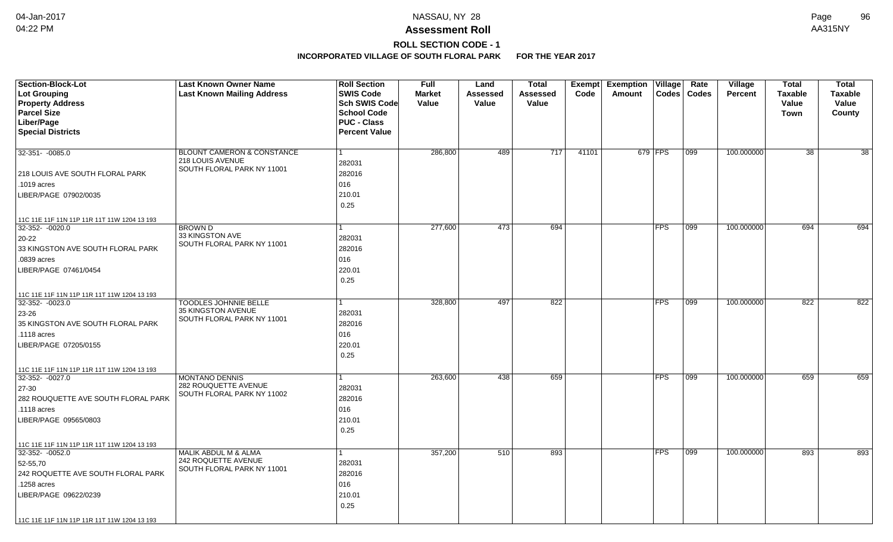# Assessment Roll

## ROLL SECTION CODE - 1

### INCORPORATED VILLAGE OF SOUTH FLORAL PARK FOR THE YEAR 2017

| Section-Block-Lot<br>Lot Grouping<br>Property Address<br>Parcel Size<br>Liber/Page<br>Special Districts | Last Known Owner Name<br>Last Known Mailing Address | Roll Section<br>SWIS Code<br>Sch SWIS Code<br>School Code<br>PUC - Class<br>Percent Value | Full Market Value | Land Assessed Value | Total Assessed Value | Exempt Code | Exemption Amount | Village Codes | Rate Codes | Village Percent | Total Taxable Value Town | Total Taxable Value County |
|---|---|---|---|---|---|---|---|---|---|---|---|---|
| 32-351- -0085.0<br>218 LOUIS AVE SOUTH FLORAL PARK<br>.1019 acres<br>LIBER/PAGE 07902/0035<br>11C 11E 11F 11N 11P 11R 11T 11W 1204 13 193 | BLOUNT CAMERON & CONSTANCE<br>218 LOUIS AVENUE<br>SOUTH FLORAL PARK NY 11001 | 1<br>282031<br>282016<br>016<br>210.01<br>0.25 | 286,800 | 489 | 717 | 41101 | 679 | FPS | 099 | 100.000000 | 38 | 38 |
| 32-352- -0020.0<br>20-22<br>33 KINGSTON AVE SOUTH FLORAL PARK<br>.0839 acres<br>LIBER/PAGE 07461/0454<br>11C 11E 11F 11N 11P 11R 11T 11W 1204 13 193 | BROWN D<br>33 KINGSTON AVE<br>SOUTH FLORAL PARK NY 11001 | 1<br>282031<br>282016<br>016<br>220.01<br>0.25 | 277,600 | 473 | 694 | | | FPS | 099 | 100.000000 | 694 | 694 |
| 32-352- -0023.0<br>23-26<br>35 KINGSTON AVE SOUTH FLORAL PARK<br>.1118 acres<br>LIBER/PAGE 07205/0155<br>11C 11E 11F 11N 11P 11R 11T 11W 1204 13 193 | TOODLES JOHNNIE BELLE<br>35 KINGSTON AVENUE<br>SOUTH FLORAL PARK NY 11001 | 1<br>282031<br>282016<br>016<br>220.01<br>0.25 | 328,800 | 497 | 822 | | | FPS | 099 | 100.000000 | 822 | 822 |
| 32-352- -0027.0<br>27-30<br>282 ROUQUETTE AVE SOUTH FLORAL PARK<br>.1118 acres<br>LIBER/PAGE 09565/0803<br>11C 11E 11F 11N 11P 11R 11T 11W 1204 13 193 | MONTANO DENNIS<br>282 ROUQUETTE AVENUE<br>SOUTH FLORAL PARK NY 11002 | 1<br>282031<br>282016<br>016<br>210.01<br>0.25 | 263,600 | 438 | 659 | | | FPS | 099 | 100.000000 | 659 | 659 |
| 32-352- -0052.0<br>52-55,70<br>242 ROQUETTE AVE SOUTH FLORAL PARK<br>.1258 acres<br>LIBER/PAGE 09622/0239<br>11C 11E 11F 11N 11P 11R 11T 11W 1204 13 193 | MALIK ABDUL M & ALMA<br>242 ROQUETTE AVENUE<br>SOUTH FLORAL PARK NY 11001 | 1<br>282031<br>282016<br>016<br>210.01<br>0.25 | 357,200 | 510 | 893 | | | FPS | 099 | 100.000000 | 893 | 893 |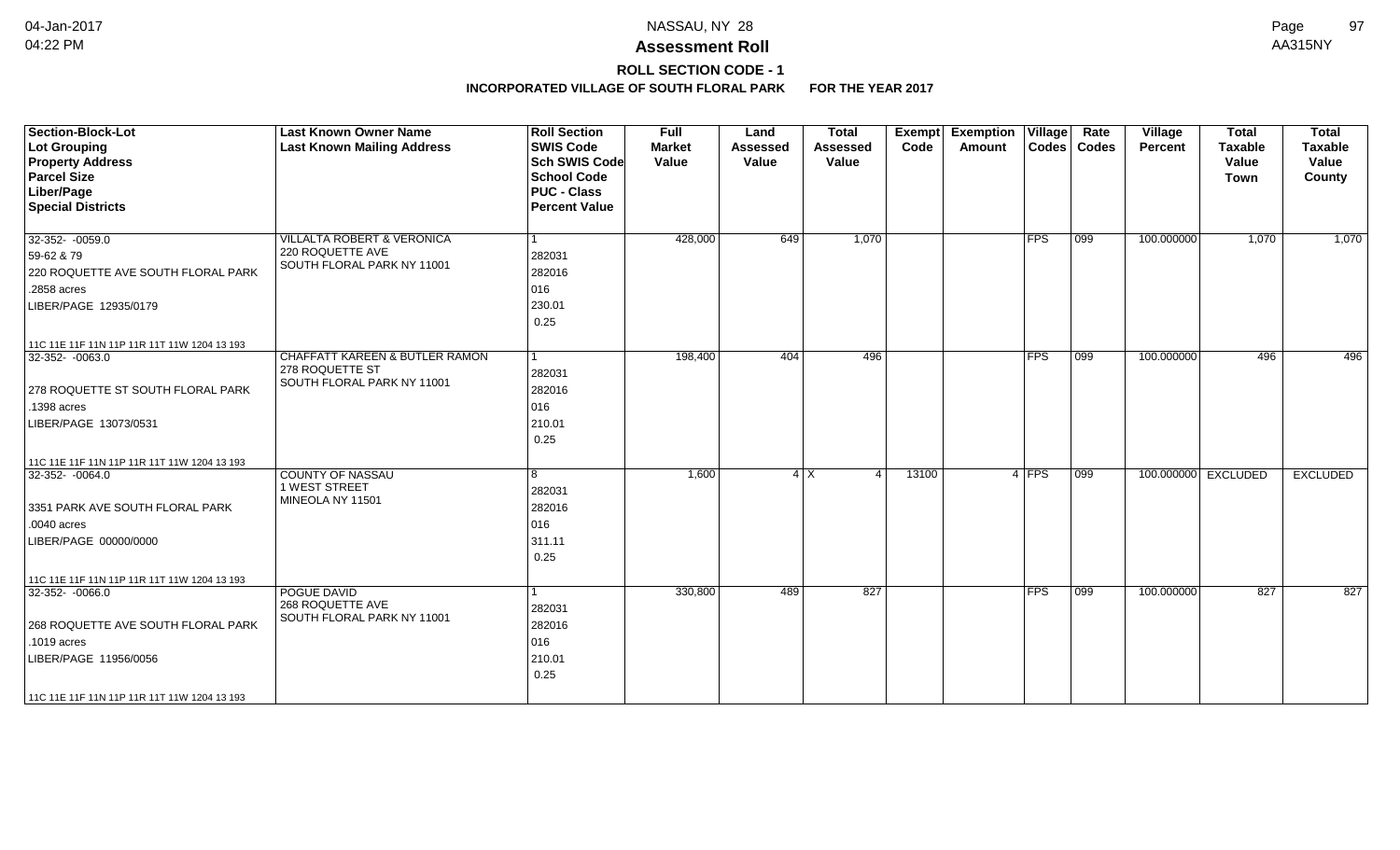# Assessment Roll

## ROLL SECTION CODE - 1

### INCORPORATED VILLAGE OF SOUTH FLORAL PARK FOR THE YEAR 2017

| Section-Block-Lot<br>Lot Grouping<br>Property Address<br>Parcel Size<br>Liber/Page<br>Special Districts | Last Known Owner Name<br>Last Known Mailing Address | Roll Section<br>SWIS Code<br>Sch SWIS Code<br>School Code<br>PUC - Class<br>Percent Value | Full Market Value | Land Assessed Value | Total Assessed Value | Exempt Code | Exemption Amount | Village Codes | Rate Codes | Village Percent | Total Taxable Value Town | Total Taxable Value County |
|---|---|---|---|---|---|---|---|---|---|---|---|---|
| 32-352- -0059.0<br>59-62 & 79<br>220 ROQUETTE AVE SOUTH FLORAL PARK<br>.2858 acres<br>LIBER/PAGE 12935/0179<br>11C 11E 11F 11N 11P 11R 11T 11W 1204 13 193 | VILLALTA ROBERT & VERONICA<br>220 ROQUETTE AVE<br>SOUTH FLORAL PARK NY 11001 | 1<br>282031<br>282016<br>016<br>230.01<br>0.25 | 428,000 | 649 | 1,070 | | | FPS | 099 | 100.000000 | 1,070 | 1,070 |
| 32-352- -0063.0<br><br>278 ROQUETTE ST SOUTH FLORAL PARK<br>.1398 acres<br>LIBER/PAGE 13073/0531<br>11C 11E 11F 11N 11P 11R 11T 11W 1204 13 193 | CHAFFATT KAREEN & BUTLER RAMON<br>278 ROQUETTE ST<br>SOUTH FLORAL PARK NY 11001 | 1<br>282031<br>282016<br>016<br>210.01<br>0.25 | 198,400 | 404 | 496 | | | FPS | 099 | 100.000000 | 496 | 496 |
| 32-352- -0064.0<br><br>3351 PARK AVE SOUTH FLORAL PARK<br>.0040 acres<br>LIBER/PAGE 00000/0000<br>11C 11E 11F 11N 11P 11R 11T 11W 1204 13 193 | COUNTY OF NASSAU<br>1 WEST STREET<br>MINEOLA NY 11501 | 8<br>282031<br>282016<br>016<br>311.11<br>0.25 | 1,600 | 4 | X 4 | 13100 | 4 | FPS | 099 | 100.000000 | EXCLUDED | EXCLUDED |
| 32-352- -0066.0<br><br>268 ROQUETTE AVE SOUTH FLORAL PARK<br>.1019 acres<br>LIBER/PAGE 11956/0056<br>11C 11E 11F 11N 11P 11R 11T 11W 1204 13 193 | POGUE DAVID<br>268 ROQUETTE AVE<br>SOUTH FLORAL PARK NY 11001 | 1<br>282031<br>282016<br>016<br>210.01<br>0.25 | 330,800 | 489 | 827 | | | FPS | 099 | 100.000000 | 827 | 827 |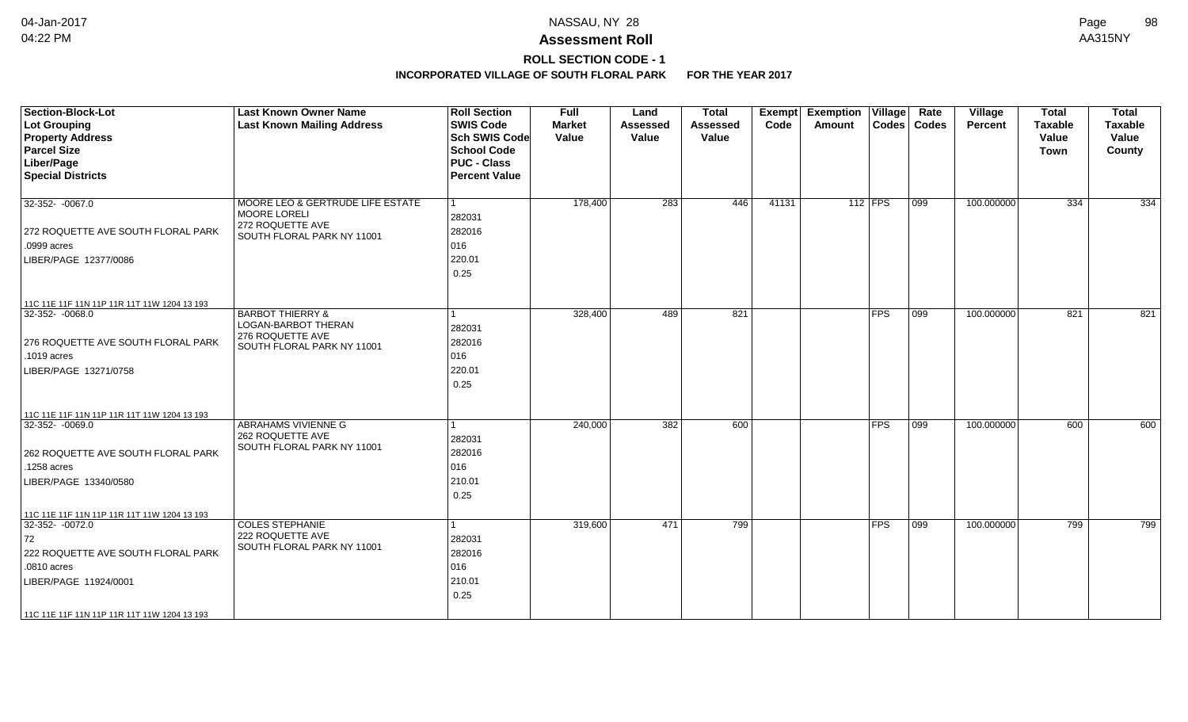NASSAU, NY 28

**Assessment Roll**

**ROLL SECTION CODE - 1**

**INCORPORATED VILLAGE OF SOUTH FLORAL PARK FOR THE YEAR 2017**

| Section-Block-Lot<br>Lot Grouping<br>Property Address<br>Parcel Size<br>Liber/Page<br>Special Districts | Last Known Owner Name<br>Last Known Mailing Address | Roll Section<br>SWIS Code<br>Sch SWIS Code<br>School Code<br>PUC - Class<br>Percent Value | Full Market Value | Land Assessed Value | Total Assessed Value | Exempt Code | Exemption Amount | Village Codes | Rate Codes | Village Percent | Total Taxable Value Town | Total Taxable Value County |
|---|---|---|---|---|---|---|---|---|---|---|---|---|
| 32-352- -0067.0<br>272 ROQUETTE AVE SOUTH FLORAL PARK<br>.0999 acres<br>LIBER/PAGE 12377/0086<br>11C 11E 11F 11N 11P 11R 11T 11W 1204 13 193 | MOORE LEO & GERTRUDE LIFE ESTATE<br>MOORE LORELI<br>272 ROQUETTE AVE<br>SOUTH FLORAL PARK NY 11001 | 1<br>282031<br>282016<br>016<br>220.01<br>0.25 | 178,400 | 283 | 446 | 41131 | 112 | FPS | 099 | 100.000000 | 334 | 334 |
| 32-352- -0068.0<br>276 ROQUETTE AVE SOUTH FLORAL PARK<br>.1019 acres<br>LIBER/PAGE 13271/0758<br>11C 11E 11F 11N 11P 11R 11T 11W 1204 13 193 | BARBOT THIERRY &<br>LOGAN-BARBOT THERAN<br>276 ROQUETTE AVE<br>SOUTH FLORAL PARK NY 11001 | 1<br>282031<br>282016<br>016<br>220.01<br>0.25 | 328,400 | 489 | 821 | | | FPS | 099 | 100.000000 | 821 | 821 |
| 32-352- -0069.0<br>262 ROQUETTE AVE SOUTH FLORAL PARK<br>.1258 acres<br>LIBER/PAGE 13340/0580<br>11C 11E 11F 11N 11P 11R 11T 11W 1204 13 193 | ABRAHAMS VIVIENNE G<br>262 ROQUETTE AVE<br>SOUTH FLORAL PARK NY 11001 | 1<br>282031<br>282016<br>016<br>210.01<br>0.25 | 240,000 | 382 | 600 | | | FPS | 099 | 100.000000 | 600 | 600 |
| 32-352- -0072.0<br>72<br>222 ROQUETTE AVE SOUTH FLORAL PARK<br>.0810 acres<br>LIBER/PAGE 11924/0001<br>11C 11E 11F 11N 11P 11R 11T 11W 1204 13 193 | COLES STEPHANIE<br>222 ROQUETTE AVE<br>SOUTH FLORAL PARK NY 11001 | 1<br>282031<br>282016<br>016<br>210.01<br>0.25 | 319,600 | 471 | 799 | | | FPS | 099 | 100.000000 | 799 | 799 |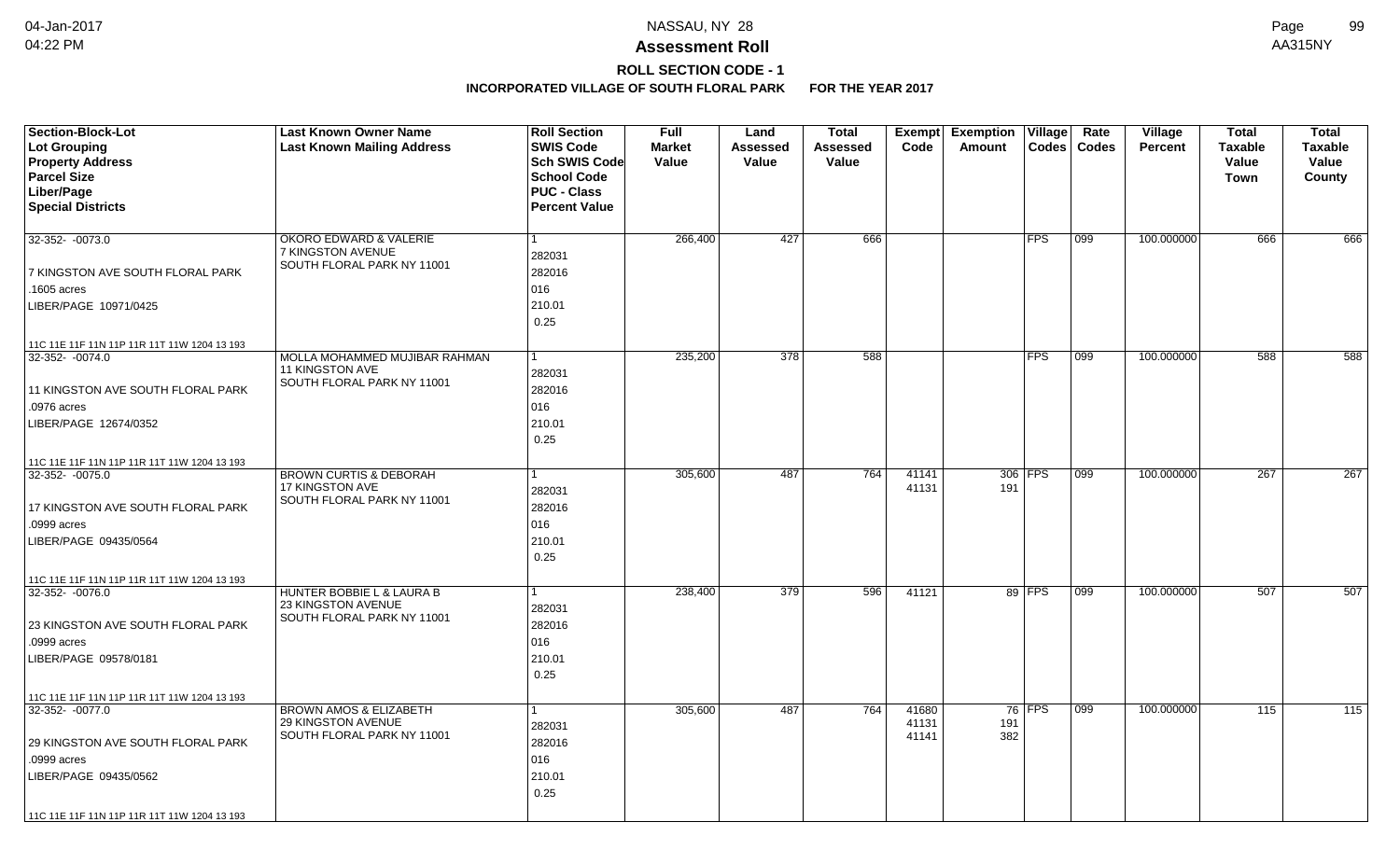# NASSAU, NY 28

## Assessment Roll

### ROLL SECTION CODE - 1

**INCORPORATED VILLAGE OF SOUTH FLORAL PARK FOR THE YEAR 2017**

| Section-Block-Lot<br>Lot Grouping<br>Property Address<br>Parcel Size<br>Liber/Page<br>Special Districts | Last Known Owner Name<br>Last Known Mailing Address | Roll Section<br>SWIS Code<br>Sch SWIS Code<br>School Code<br>PUC - Class<br>Percent Value | Full Market Value | Land Assessed Value | Total Assessed Value | Exempt Code | Exemption Amount | Village Codes | Rate Codes | Village Percent | Total Taxable Value Town | Total Taxable Value County |
|---|---|---|---|---|---|---|---|---|---|---|---|---|
| 32-352- -0073.0<br>7 KINGSTON AVE SOUTH FLORAL PARK<br>.1605 acres<br>LIBER/PAGE 10971/0425<br>11C 11E 11F 11N 11P 11R 11T 11W 1204 13 193 | OKORO EDWARD & VALERIE<br>7 KINGSTON AVENUE<br>SOUTH FLORAL PARK NY 11001 | 1<br>282031<br>282016<br>016<br>210.01<br>0.25 | 266,400 | 427 | 666 | | | FPS | 099 | 100.000000 | 666 | 666 |
| 32-352- -0074.0<br>11 KINGSTON AVE SOUTH FLORAL PARK<br>.0976 acres<br>LIBER/PAGE 12674/0352<br>11C 11E 11F 11N 11P 11R 11T 11W 1204 13 193 | MOLLA MOHAMMED MUJIBAR RAHMAN<br>11 KINGSTON AVE<br>SOUTH FLORAL PARK NY 11001 | 1<br>282031<br>282016<br>016<br>210.01<br>0.25 | 235,200 | 378 | 588 | | | FPS | 099 | 100.000000 | 588 | 588 |
| 32-352- -0075.0<br>17 KINGSTON AVE SOUTH FLORAL PARK<br>.0999 acres<br>LIBER/PAGE 09435/0564<br>11C 11E 11F 11N 11P 11R 11T 11W 1204 13 193 | BROWN CURTIS & DEBORAH<br>17 KINGSTON AVE<br>SOUTH FLORAL PARK NY 11001 | 1<br>282031<br>282016<br>016<br>210.01<br>0.25 | 305,600 | 487 | 764 | 41141<br>41131 | 306<br>191 | FPS | 099 | 100.000000 | 267 | 267 |
| 32-352- -0076.0<br>23 KINGSTON AVE SOUTH FLORAL PARK<br>.0999 acres<br>LIBER/PAGE 09578/0181<br>11C 11E 11F 11N 11P 11R 11T 11W 1204 13 193 | HUNTER BOBBIE L & LAURA B<br>23 KINGSTON AVENUE<br>SOUTH FLORAL PARK NY 11001 | 1<br>282031<br>282016<br>016<br>210.01<br>0.25 | 238,400 | 379 | 596 | 41121 | 89 | FPS | 099 | 100.000000 | 507 | 507 |
| 32-352- -0077.0<br>29 KINGSTON AVE SOUTH FLORAL PARK<br>.0999 acres<br>LIBER/PAGE 09435/0562<br>11C 11E 11F 11N 11P 11R 11T 11W 1204 13 193 | BROWN AMOS & ELIZABETH<br>29 KINGSTON AVENUE<br>SOUTH FLORAL PARK NY 11001 | 1<br>282031<br>282016<br>016<br>210.01<br>0.25 | 305,600 | 487 | 764 | 41680<br>41131<br>41141 | 76<br>191<br>382 | FPS | 099 | 100.000000 | 115 | 115 |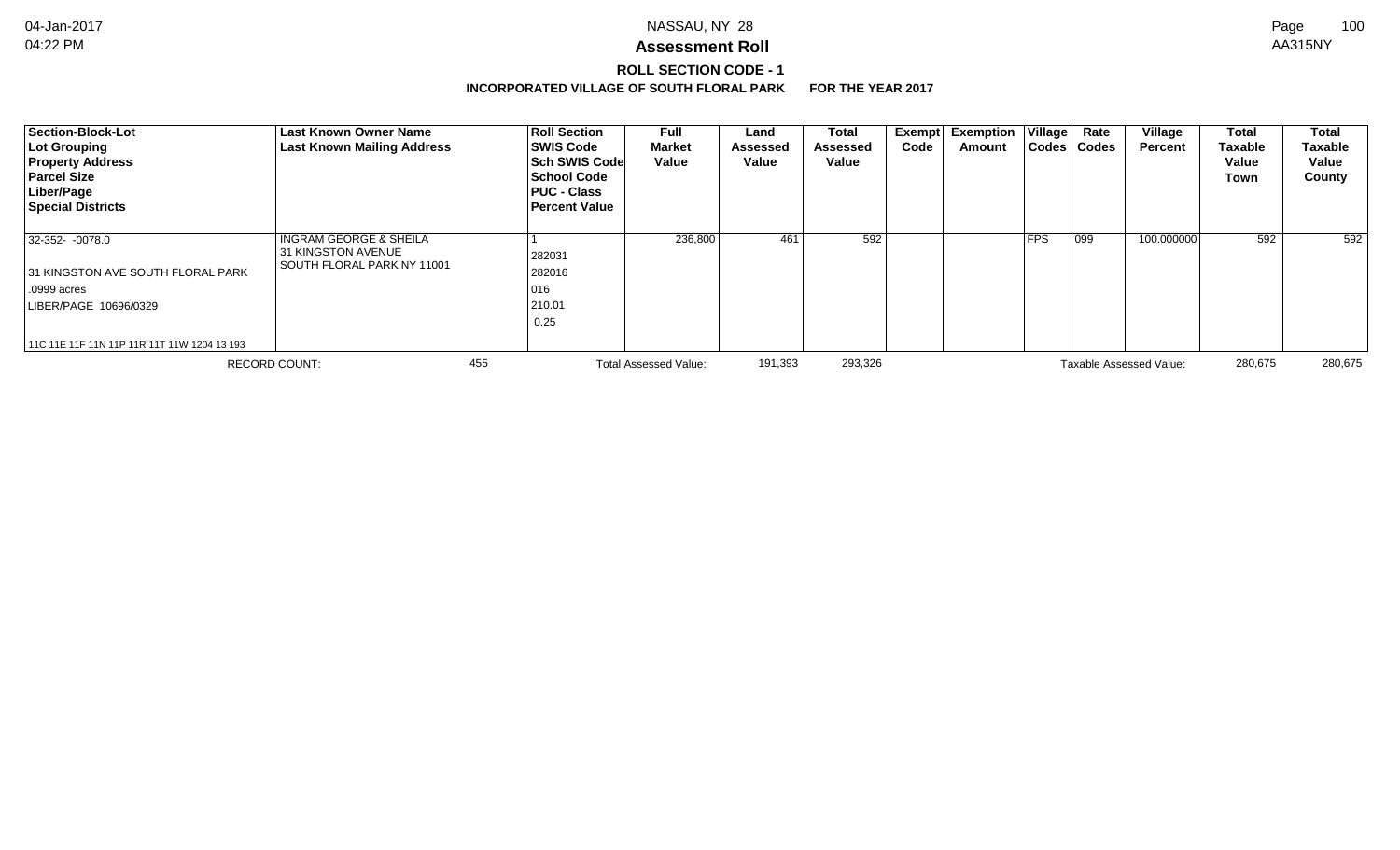# Assessment Roll

NASSAU, NY 28

**ROLL SECTION CODE - 1**

**INCORPORATED VILLAGE OF SOUTH FLORAL PARK FOR THE YEAR 2017**

| Section-Block-Lot<br>Lot Grouping<br>Property Address<br>Parcel Size<br>Liber/Page<br>Special Districts | Last Known Owner Name<br>Last Known Mailing Address | Roll Section<br>SWIS Code<br>Sch SWIS Code<br>School Code<br>PUC - Class<br>Percent Value | Full Market Value | Land Assessed Value | Total Assessed Value | Exempt Code | Exemption Amount | Village Codes | Rate Codes | Village Percent | Total Taxable Value Town | Total Taxable Value County |
|---|---|---|---|---|---|---|---|---|---|---|---|---|
| 32-352- -0078.0<br>31 KINGSTON AVE SOUTH FLORAL PARK<br>.0999 acres<br>LIBER/PAGE 10696/0329<br>11C 11E 11F 11N 11P 11R 11T 11W 1204 13 193 | INGRAM GEORGE & SHEILA<br>31 KINGSTON AVENUE<br>SOUTH FLORAL PARK NY 11001 | 1<br>282031<br>282016<br>016<br>210.01<br>0.25 | 236,800 | 461 | 592 | | | FPS | 099 | 100.000000 | 592 | 592 |
| RECORD COUNT: 455 | | Total Assessed Value: | | 191,393 | 293,326 | | | Taxable Assessed Value: | | | 280,675 | 280,675 |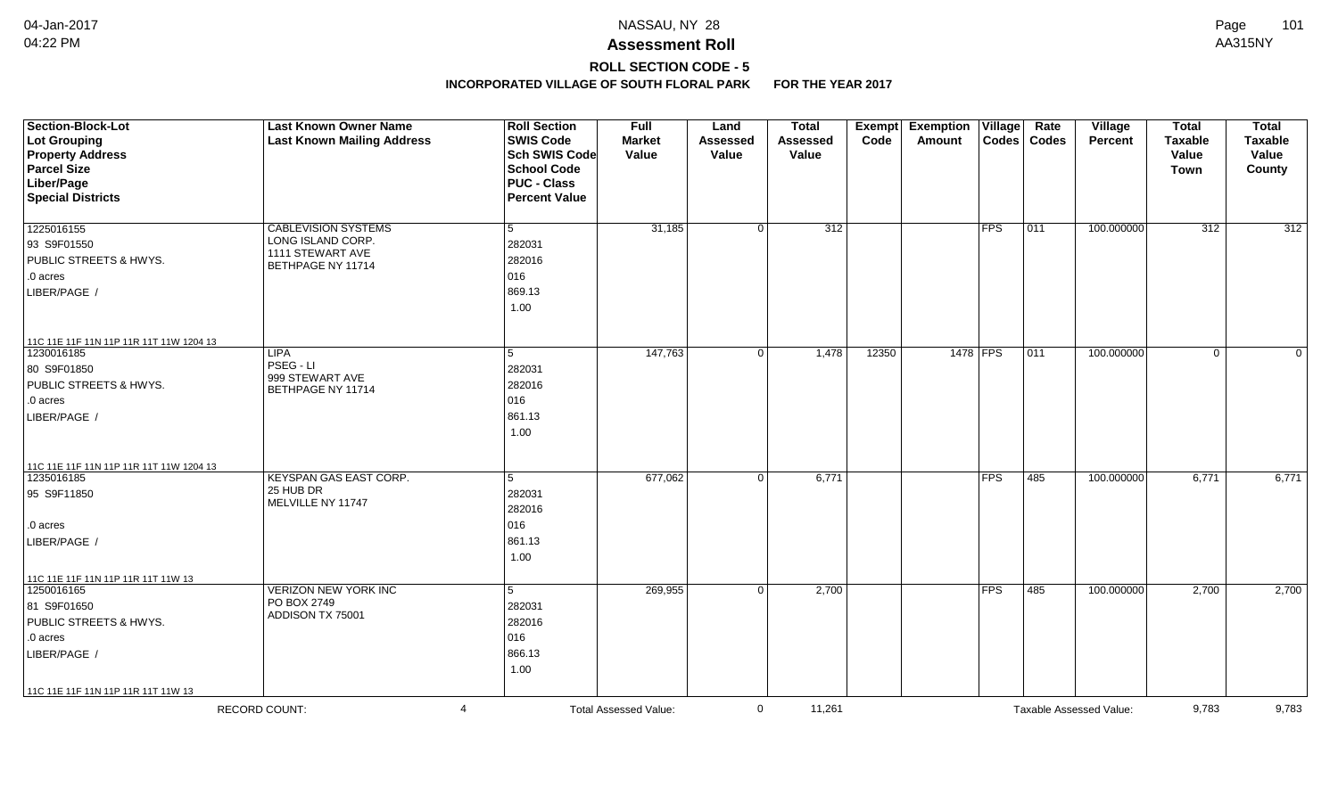# NASSAU, NY 28

## Assessment Roll

### ROLL SECTION CODE - 5

**INCORPORATED VILLAGE OF SOUTH FLORAL PARK FOR THE YEAR 2017**

| Section-Block-Lot<br>Lot Grouping<br>Property Address<br>Parcel Size<br>Liber/Page<br>Special Districts | Last Known Owner Name<br>Last Known Mailing Address | Roll Section<br>SWIS Code<br>Sch SWIS Code<br>School Code<br>PUC - Class<br>Percent Value | Full Market Value | Land Assessed Value | Total Assessed Value | Exempt Code | Exemption Amount | Village Codes | Rate Codes | Village Percent | Total Taxable Value Town | Total Taxable Value County |
|---|---|---|---|---|---|---|---|---|---|---|---|---|
| 1225016155<br>93 S9F01550<br>PUBLIC STREETS & HWYS.<br>.0 acres<br>LIBER/PAGE /<br>11C 11E 11F 11N 11P 11R 11T 11W 1204 13 | CABLEVISION SYSTEMS<br>LONG ISLAND CORP.<br>1111 STEWART AVE<br>BETHPAGE NY 11714 | 5<br>282031<br>282016<br>016<br>869.13<br>1.00 | 31,185 | 0 | 312 | | | FPS | 011 | 100.000000 | 312 | 312 |
| 1230016185<br>80 S9F01850<br>PUBLIC STREETS & HWYS.<br>.0 acres<br>LIBER/PAGE /<br>11C 11E 11F 11N 11P 11R 11T 11W 1204 13 | LIPA<br>PSEG - LI<br>999 STEWART AVE<br>BETHPAGE NY 11714 | 5<br>282031<br>282016<br>016<br>861.13<br>1.00 | 147,763 | 0 | 1,478 | 12350 | 1478 | FPS | 011 | 100.000000 | 0 | 0 |
| 1235016185<br>95 S9F11850<br>.0 acres<br>LIBER/PAGE /<br>11C 11E 11F 11N 11P 11R 11T 11W 13 | KEYSPAN GAS EAST CORP.<br>25 HUB DR<br>MELVILLE NY 11747 | 5<br>282031<br>282016<br>016<br>861.13<br>1.00 | 677,062 | 0 | 6,771 | | | FPS | 485 | 100.000000 | 6,771 | 6,771 |
| 1250016165<br>81 S9F01650<br>PUBLIC STREETS & HWYS.<br>.0 acres<br>LIBER/PAGE /<br>11C 11E 11F 11N 11P 11R 11T 11W 13 | VERIZON NEW YORK INC<br>PO BOX 2749<br>ADDISON TX 75001 | 5<br>282031<br>282016<br>016<br>866.13<br>1.00 | 269,955 | 0 | 2,700 | | | FPS | 485 | 100.000000 | 2,700 | 2,700 |

RECORD COUNT: 4 | Total Assessed Value: 0 | 11,261 | Taxable Assessed Value: 9,783 | 9,783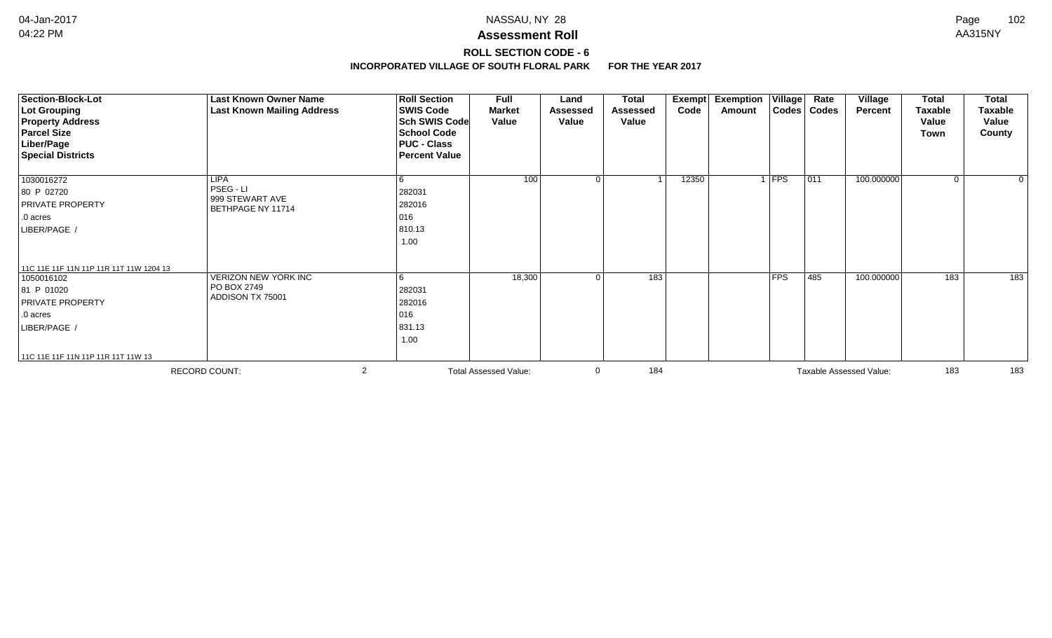# Assessment Roll

**ROLL SECTION CODE - 6**

**INCORPORATED VILLAGE OF SOUTH FLORAL PARK FOR THE YEAR 2017**

NASSAU, NY 28

| Section-Block-Lot<br>Lot Grouping<br>Property Address<br>Parcel Size<br>Liber/Page<br>Special Districts | Last Known Owner Name<br>Last Known Mailing Address | Roll Section<br>SWIS Code<br>Sch SWIS Code<br>School Code<br>PUC - Class<br>Percent Value | Full Market Value | Land Assessed Value | Total Assessed Value | Exempt Code | Exemption Amount | Village Codes | Rate Codes | Village Percent | Total Taxable Value Town | Total Taxable Value County |
|---|---|---|---|---|---|---|---|---|---|---|---|---|
| 1030016272<br>80 P 02720<br>PRIVATE PROPERTY<br>.0 acres<br>LIBER/PAGE /<br>11C 11E 11F 11N 11P 11R 11T 11W 1204 13 | LIPA<br>PSEG - LI<br>999 STEWART AVE<br>BETHPAGE NY 11714 | 6<br>282031<br>282016<br>016<br>810.13<br>1.00 | 100 | 0 | 1 | 12350 | 1 | FPS | 011 | 100.000000 | 0 | 0 |
| 1050016102<br>81 P 01020<br>PRIVATE PROPERTY<br>.0 acres<br>LIBER/PAGE /<br>11C 11E 11F 11N 11P 11R 11T 11W 13 | VERIZON NEW YORK INC<br>PO BOX 2749<br>ADDISON TX 75001 | 6<br>282031<br>282016<br>016<br>831.13<br>1.00 | 18,300 | 0 | 183 | | | FPS | 485 | 100.000000 | 183 | 183 |
| RECORD COUNT: 2 | | | Total Assessed Value: | 0 | 184 | | | Taxable Assessed Value: | | | 183 | 183 |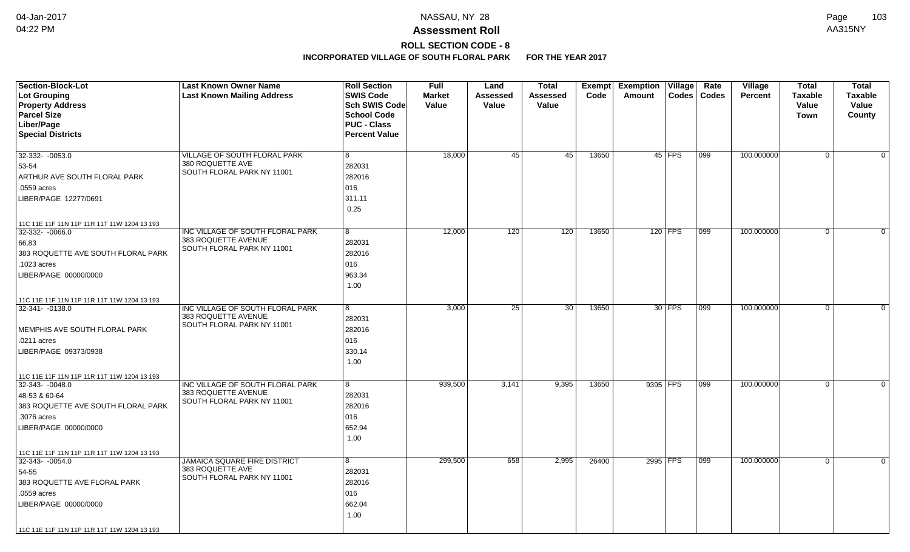**NASSAU, NY 28**

**Assessment Roll**

**ROLL SECTION CODE - 8**

**INCORPORATED VILLAGE OF SOUTH FLORAL PARK FOR THE YEAR 2017**

| Section-Block-Lot<br>Lot Grouping<br>Property Address<br>Parcel Size<br>Liber/Page<br>Special Districts | Last Known Owner Name<br>Last Known Mailing Address | Roll Section<br>SWIS Code<br>Sch SWIS Code<br>School Code<br>PUC - Class<br>Percent Value | Full Market Value | Land Assessed Value | Total Assessed Value | Exempt Code | Exemption Amount | Village Codes | Rate Codes | Village Percent | Total Taxable Value Town | Total Taxable Value County |
|---|---|---|---|---|---|---|---|---|---|---|---|---|
| 32-332- -0053.0<br>53-54<br>ARTHUR AVE SOUTH FLORAL PARK<br>.0559 acres<br>LIBER/PAGE 12277/0691<br>11C 11E 11F 11N 11P 11R 11T 11W 1204 13 193 | VILLAGE OF SOUTH FLORAL PARK<br>380 ROQUETTE AVE<br>SOUTH FLORAL PARK NY 11001 | 8<br>282031<br>282016<br>016<br>311.11<br>0.25 | 18,000 | 45 | 45 | 13650 | 45 | FPS | 099 | 100.000000 | 0 | 0 |
| 32-332- -0066.0<br>66,83<br>383 ROQUETTE AVE SOUTH FLORAL PARK<br>.1023 acres<br>LIBER/PAGE 00000/0000<br>11C 11E 11F 11N 11P 11R 11T 11W 1204 13 193 | INC VILLAGE OF SOUTH FLORAL PARK<br>383 ROQUETTE AVENUE<br>SOUTH FLORAL PARK NY 11001 | 8<br>282031<br>282016<br>016<br>963.34<br>1.00 | 12,000 | 120 | 120 | 13650 | 120 | FPS | 099 | 100.000000 | 0 | 0 |
| 32-341- -0138.0<br><br>MEMPHIS AVE SOUTH FLORAL PARK<br>.0211 acres<br>LIBER/PAGE 09373/0938<br>11C 11E 11F 11N 11P 11R 11T 11W 1204 13 193 | INC VILLAGE OF SOUTH FLORAL PARK<br>383 ROQUETTE AVENUE<br>SOUTH FLORAL PARK NY 11001 | 8<br>282031<br>282016<br>016<br>330.14<br>1.00 | 3,000 | 25 | 30 | 13650 | 30 | FPS | 099 | 100.000000 | 0 | 0 |
| 32-343- -0048.0<br>48-53 & 60-64<br>383 ROQUETTE AVE SOUTH FLORAL PARK<br>.3076 acres<br>LIBER/PAGE 00000/0000<br>11C 11E 11F 11N 11P 11R 11T 11W 1204 13 193 | INC VILLAGE OF SOUTH FLORAL PARK<br>383 ROQUETTE AVENUE<br>SOUTH FLORAL PARK NY 11001 | 8<br>282031<br>282016<br>016<br>652.94<br>1.00 | 939,500 | 3,141 | 9,395 | 13650 | 9395 | FPS | 099 | 100.000000 | 0 | 0 |
| 32-343- -0054.0<br>54-55<br>383 ROQUETTE AVE FLORAL PARK<br>.0559 acres<br>LIBER/PAGE 00000/0000<br>11C 11E 11F 11N 11P 11R 11T 11W 1204 13 193 | JAMAICA SQUARE FIRE DISTRICT<br>383 ROQUETTE AVE<br>SOUTH FLORAL PARK NY 11001 | 8<br>282031<br>282016<br>016<br>662.04<br>1.00 | 299,500 | 658 | 2,995 | 26400 | 2995 | FPS | 099 | 100.000000 | 0 | 0 |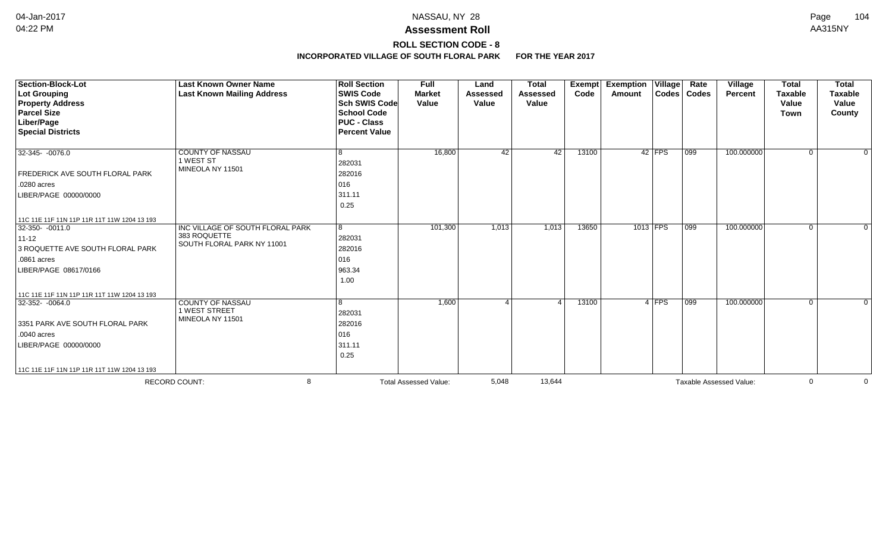# Assessment Roll

## ROLL SECTION CODE - 8

### INCORPORATED VILLAGE OF SOUTH FLORAL PARK FOR THE YEAR 2017

| Section-Block-Lot<br>Lot Grouping<br>Property Address<br>Parcel Size<br>Liber/Page<br>Special Districts | Last Known Owner Name<br>Last Known Mailing Address | Roll Section<br>SWIS Code<br>Sch SWIS Code<br>School Code<br>PUC - Class<br>Percent Value | Full Market Value | Land Assessed Value | Total Assessed Value | Exempt Code | Exemption Amount | Village Codes | Rate Codes | Village Percent | Total Taxable Value Town | Total Taxable Value County |
|---|---|---|---|---|---|---|---|---|---|---|---|---|
| 32-345- -0076.0<br><br>FREDERICK AVE SOUTH FLORAL PARK<br>.0280 acres<br>LIBER/PAGE 00000/0000<br><br>11C 11E 11F 11N 11P 11R 11T 11W 1204 13 193 | COUNTY OF NASSAU<br>1 WEST ST<br>MINEOLA NY 11501 | 8<br>282031<br>282016<br>016<br>311.11<br>0.25 | 16,800 | 42 | 42 | 13100 | 42 | FPS | 099 | 100.000000 | 0 | 0 |
| 32-350- -0011.0<br>11-12<br>3 ROQUETTE AVE SOUTH FLORAL PARK<br>.0861 acres<br>LIBER/PAGE 08617/0166<br><br>11C 11E 11F 11N 11P 11R 11T 11W 1204 13 193 | INC VILLAGE OF SOUTH FLORAL PARK<br>383 ROQUETTE<br>SOUTH FLORAL PARK NY 11001 | 8<br>282031<br>282016<br>016<br>963.34<br>1.00 | 101,300 | 1,013 | 1,013 | 13650 | 1013 | FPS | 099 | 100.000000 | 0 | 0 |
| 32-352- -0064.0<br><br>3351 PARK AVE SOUTH FLORAL PARK<br>.0040 acres<br>LIBER/PAGE 00000/0000<br><br>11C 11E 11F 11N 11P 11R 11T 11W 1204 13 193 | COUNTY OF NASSAU<br>1 WEST STREET<br>MINEOLA NY 11501 | 8<br>282031<br>282016<br>016<br>311.11<br>0.25 | 1,600 | 4 | 4 | 13100 | 4 | FPS | 099 | 100.000000 | 0 | 0 |
| RECORD COUNT: 8 | | | Total Assessed Value: | 5,048 | 13,644 | | | | Taxable Assessed Value: | | 0 | 0 |